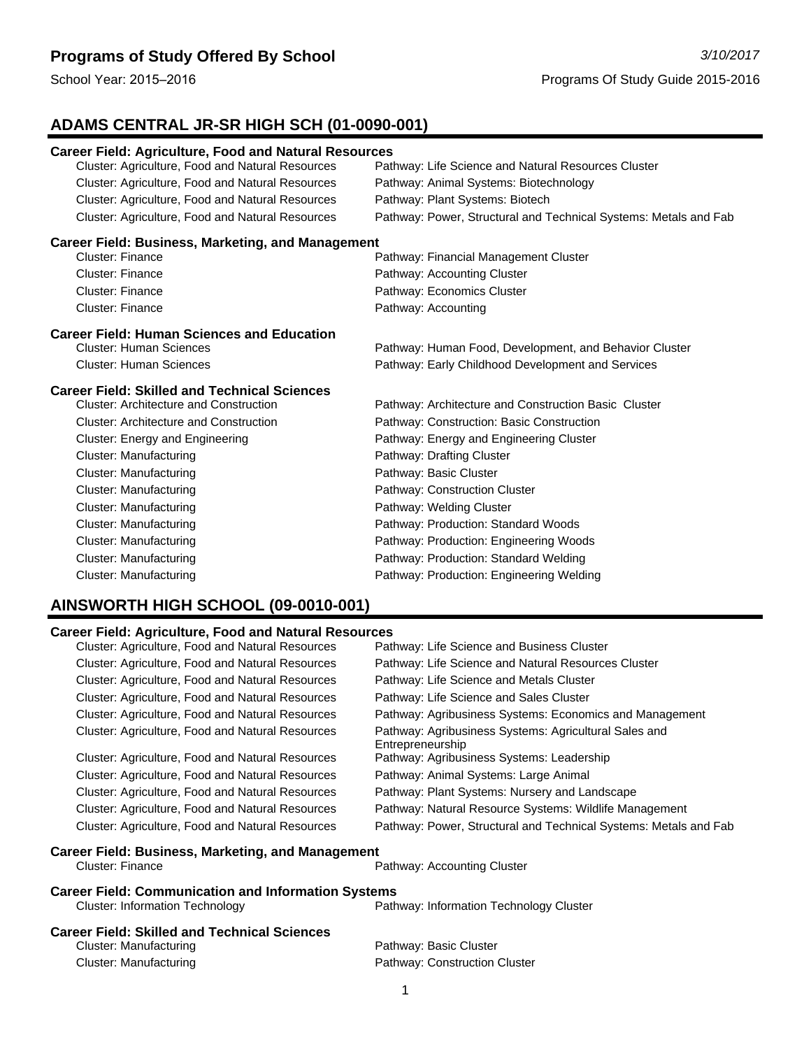# Programs of Study Offered By School

*3/10/2017*

School Year: 2015–2016

Programs Of Study Guide 2015-2016

## ADAMS CENTRAL JR-SR HIGH SCH (01-0090-001)

### Career Field: Agriculture, Food and Natural Resources

| Cluster | Pathway |
|---|---|
| Cluster: Agriculture, Food and Natural Resources | Pathway: Life Science and Natural Resources Cluster |
| Cluster: Agriculture, Food and Natural Resources | Pathway: Animal Systems: Biotechnology |
| Cluster: Agriculture, Food and Natural Resources | Pathway: Plant Systems: Biotech |
| Cluster: Agriculture, Food and Natural Resources | Pathway: Power, Structural and Technical Systems: Metals and Fab |

### Career Field: Business, Marketing, and Management

| Cluster | Pathway |
|---|---|
| Cluster: Finance | Pathway: Financial Management Cluster |
| Cluster: Finance | Pathway: Accounting Cluster |
| Cluster: Finance | Pathway: Economics Cluster |
| Cluster: Finance | Pathway: Accounting |

### Career Field: Human Sciences and Education

| Cluster | Pathway |
|---|---|
| Cluster: Human Sciences | Pathway: Human Food, Development, and Behavior Cluster |
| Cluster: Human Sciences | Pathway: Early Childhood Development and Services |

### Career Field: Skilled and Technical Sciences

| Cluster | Pathway |
|---|---|
| Cluster: Architecture and Construction | Pathway: Architecture and Construction Basic Cluster |
| Cluster: Architecture and Construction | Pathway: Construction: Basic Construction |
| Cluster: Energy and Engineering | Pathway: Energy and Engineering Cluster |
| Cluster: Manufacturing | Pathway: Drafting Cluster |
| Cluster: Manufacturing | Pathway: Basic Cluster |
| Cluster: Manufacturing | Pathway: Construction Cluster |
| Cluster: Manufacturing | Pathway: Welding Cluster |
| Cluster: Manufacturing | Pathway: Production: Standard Woods |
| Cluster: Manufacturing | Pathway: Production: Engineering Woods |
| Cluster: Manufacturing | Pathway: Production: Standard Welding |
| Cluster: Manufacturing | Pathway: Production: Engineering Welding |

## AINSWORTH HIGH SCHOOL (09-0010-001)

### Career Field: Agriculture, Food and Natural Resources

| Cluster | Pathway |
|---|---|
| Cluster: Agriculture, Food and Natural Resources | Pathway: Life Science and Business Cluster |
| Cluster: Agriculture, Food and Natural Resources | Pathway: Life Science and Natural Resources Cluster |
| Cluster: Agriculture, Food and Natural Resources | Pathway: Life Science and Metals Cluster |
| Cluster: Agriculture, Food and Natural Resources | Pathway: Life Science and Sales Cluster |
| Cluster: Agriculture, Food and Natural Resources | Pathway: Agribusiness Systems: Economics and Management |
| Cluster: Agriculture, Food and Natural Resources | Pathway: Agribusiness Systems: Agricultural Sales and Entrepreneurship |
| Cluster: Agriculture, Food and Natural Resources | Pathway: Agribusiness Systems: Leadership |
| Cluster: Agriculture, Food and Natural Resources | Pathway: Animal Systems: Large Animal |
| Cluster: Agriculture, Food and Natural Resources | Pathway: Plant Systems: Nursery and Landscape |
| Cluster: Agriculture, Food and Natural Resources | Pathway: Natural Resource Systems: Wildlife Management |
| Cluster: Agriculture, Food and Natural Resources | Pathway: Power, Structural and Technical Systems: Metals and Fab |

### Career Field: Business, Marketing, and Management

| Cluster | Pathway |
|---|---|
| Cluster: Finance | Pathway: Accounting Cluster |

### Career Field: Communication and Information Systems

| Cluster | Pathway |
|---|---|
| Cluster: Information Technology | Pathway: Information Technology Cluster |

### Career Field: Skilled and Technical Sciences

| Cluster | Pathway |
|---|---|
| Cluster: Manufacturing | Pathway: Basic Cluster |
| Cluster: Manufacturing | Pathway: Construction Cluster |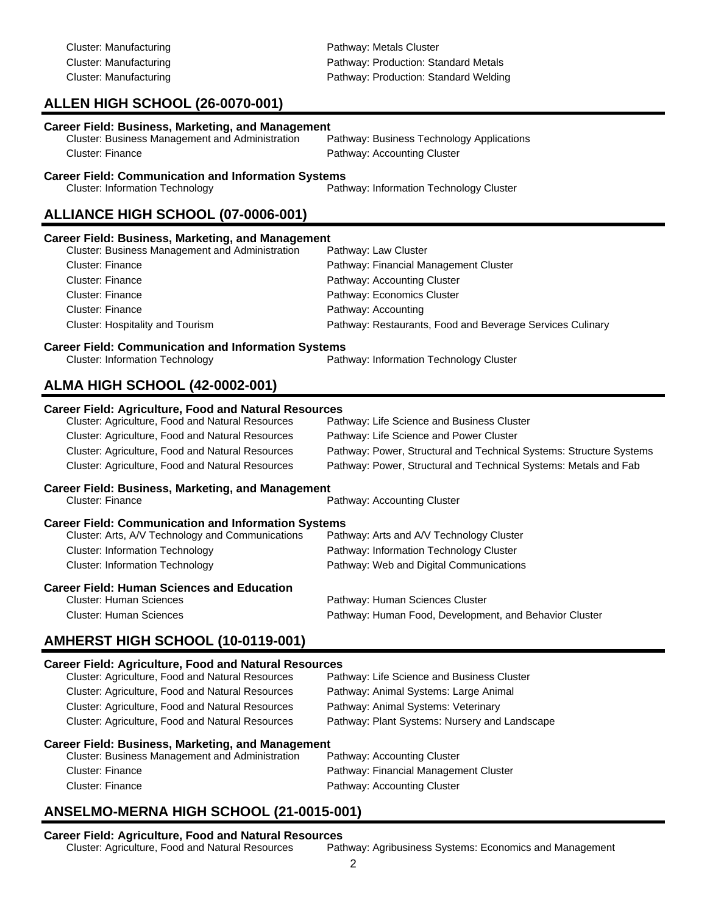Cluster: Manufacturing — Pathway: Metals Cluster
Cluster: Manufacturing — Pathway: Production: Standard Metals
Cluster: Manufacturing — Pathway: Production: Standard Welding

## ALLEN HIGH SCHOOL (26-0070-001)

**Career Field: Business, Marketing, and Management**

| Cluster | Pathway |
|---|---|
| Cluster: Business Management and Administration | Pathway: Business Technology Applications |
| Cluster: Finance | Pathway: Accounting Cluster |

**Career Field: Communication and Information Systems**

| Cluster | Pathway |
|---|---|
| Cluster: Information Technology | Pathway: Information Technology Cluster |

## ALLIANCE HIGH SCHOOL (07-0006-001)

**Career Field: Business, Marketing, and Management**

| Cluster | Pathway |
|---|---|
| Cluster: Business Management and Administration | Pathway: Law Cluster |
| Cluster: Finance | Pathway: Financial Management Cluster |
| Cluster: Finance | Pathway: Accounting Cluster |
| Cluster: Finance | Pathway: Economics Cluster |
| Cluster: Finance | Pathway: Accounting |
| Cluster: Hospitality and Tourism | Pathway: Restaurants, Food and Beverage Services Culinary |

**Career Field: Communication and Information Systems**

| Cluster | Pathway |
|---|---|
| Cluster: Information Technology | Pathway: Information Technology Cluster |

## ALMA HIGH SCHOOL (42-0002-001)

**Career Field: Agriculture, Food and Natural Resources**

| Cluster | Pathway |
|---|---|
| Cluster: Agriculture, Food and Natural Resources | Pathway: Life Science and Business Cluster |
| Cluster: Agriculture, Food and Natural Resources | Pathway: Life Science and Power Cluster |
| Cluster: Agriculture, Food and Natural Resources | Pathway: Power, Structural and Technical Systems: Structure Systems |
| Cluster: Agriculture, Food and Natural Resources | Pathway: Power, Structural and Technical Systems: Metals and Fab |

**Career Field: Business, Marketing, and Management**

| Cluster | Pathway |
|---|---|
| Cluster: Finance | Pathway: Accounting Cluster |

**Career Field: Communication and Information Systems**

| Cluster | Pathway |
|---|---|
| Cluster: Arts, A/V Technology and Communications | Pathway: Arts and A/V Technology Cluster |
| Cluster: Information Technology | Pathway: Information Technology Cluster |
| Cluster: Information Technology | Pathway: Web and Digital Communications |

**Career Field: Human Sciences and Education**

| Cluster | Pathway |
|---|---|
| Cluster: Human Sciences | Pathway: Human Sciences Cluster |
| Cluster: Human Sciences | Pathway: Human Food, Development, and Behavior Cluster |

## AMHERST HIGH SCHOOL (10-0119-001)

**Career Field: Agriculture, Food and Natural Resources**

| Cluster | Pathway |
|---|---|
| Cluster: Agriculture, Food and Natural Resources | Pathway: Life Science and Business Cluster |
| Cluster: Agriculture, Food and Natural Resources | Pathway: Animal Systems: Large Animal |
| Cluster: Agriculture, Food and Natural Resources | Pathway: Animal Systems: Veterinary |
| Cluster: Agriculture, Food and Natural Resources | Pathway: Plant Systems: Nursery and Landscape |

**Career Field: Business, Marketing, and Management**

| Cluster | Pathway |
|---|---|
| Cluster: Business Management and Administration | Pathway: Accounting Cluster |
| Cluster: Finance | Pathway: Financial Management Cluster |
| Cluster: Finance | Pathway: Accounting Cluster |

## ANSELMO-MERNA HIGH SCHOOL (21-0015-001)

**Career Field: Agriculture, Food and Natural Resources**

| Cluster | Pathway |
|---|---|
| Cluster: Agriculture, Food and Natural Resources | Pathway: Agribusiness Systems: Economics and Management |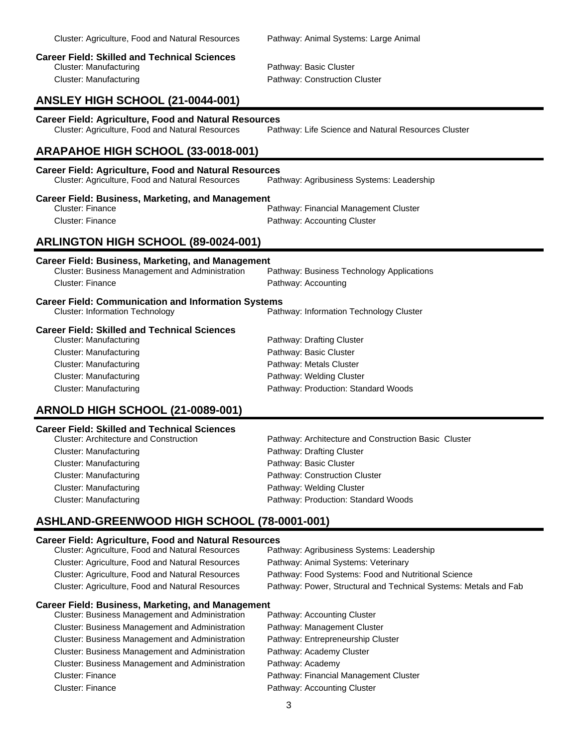Cluster: Agriculture, Food and Natural Resources — Pathway: Animal Systems: Large Animal

**Career Field: Skilled and Technical Sciences**

Cluster: Manufacturing — Pathway: Basic Cluster

Cluster: Manufacturing — Pathway: Construction Cluster

## ANSLEY HIGH SCHOOL (21-0044-001)

**Career Field: Agriculture, Food and Natural Resources**

Cluster: Agriculture, Food and Natural Resources — Pathway: Life Science and Natural Resources Cluster

## ARAPAHOE HIGH SCHOOL (33-0018-001)

**Career Field: Agriculture, Food and Natural Resources**

Cluster: Agriculture, Food and Natural Resources — Pathway: Agribusiness Systems: Leadership

**Career Field: Business, Marketing, and Management**

Cluster: Finance — Pathway: Financial Management Cluster

Cluster: Finance — Pathway: Accounting Cluster

## ARLINGTON HIGH SCHOOL (89-0024-001)

**Career Field: Business, Marketing, and Management**

Cluster: Business Management and Administration — Pathway: Business Technology Applications

Cluster: Finance — Pathway: Accounting

**Career Field: Communication and Information Systems**

Cluster: Information Technology — Pathway: Information Technology Cluster

**Career Field: Skilled and Technical Sciences**

Cluster: Manufacturing — Pathway: Drafting Cluster

Cluster: Manufacturing — Pathway: Basic Cluster

Cluster: Manufacturing — Pathway: Metals Cluster

Cluster: Manufacturing — Pathway: Welding Cluster

Cluster: Manufacturing — Pathway: Production: Standard Woods

## ARNOLD HIGH SCHOOL (21-0089-001)

**Career Field: Skilled and Technical Sciences**

Cluster: Architecture and Construction — Pathway: Architecture and Construction Basic Cluster

Cluster: Manufacturing — Pathway: Drafting Cluster

Cluster: Manufacturing — Pathway: Basic Cluster

Cluster: Manufacturing — Pathway: Construction Cluster

Cluster: Manufacturing — Pathway: Welding Cluster

Cluster: Manufacturing — Pathway: Production: Standard Woods

## ASHLAND-GREENWOOD HIGH SCHOOL (78-0001-001)

**Career Field: Agriculture, Food and Natural Resources**

Cluster: Agriculture, Food and Natural Resources — Pathway: Agribusiness Systems: Leadership

Cluster: Agriculture, Food and Natural Resources — Pathway: Animal Systems: Veterinary

Cluster: Agriculture, Food and Natural Resources — Pathway: Food Systems: Food and Nutritional Science

Cluster: Agriculture, Food and Natural Resources — Pathway: Power, Structural and Technical Systems: Metals and Fab

**Career Field: Business, Marketing, and Management**

Cluster: Business Management and Administration — Pathway: Accounting Cluster

Cluster: Business Management and Administration — Pathway: Management Cluster

Cluster: Business Management and Administration — Pathway: Entrepreneurship Cluster

Cluster: Business Management and Administration — Pathway: Academy Cluster

Cluster: Business Management and Administration — Pathway: Academy

Cluster: Finance — Pathway: Financial Management Cluster

Cluster: Finance — Pathway: Accounting Cluster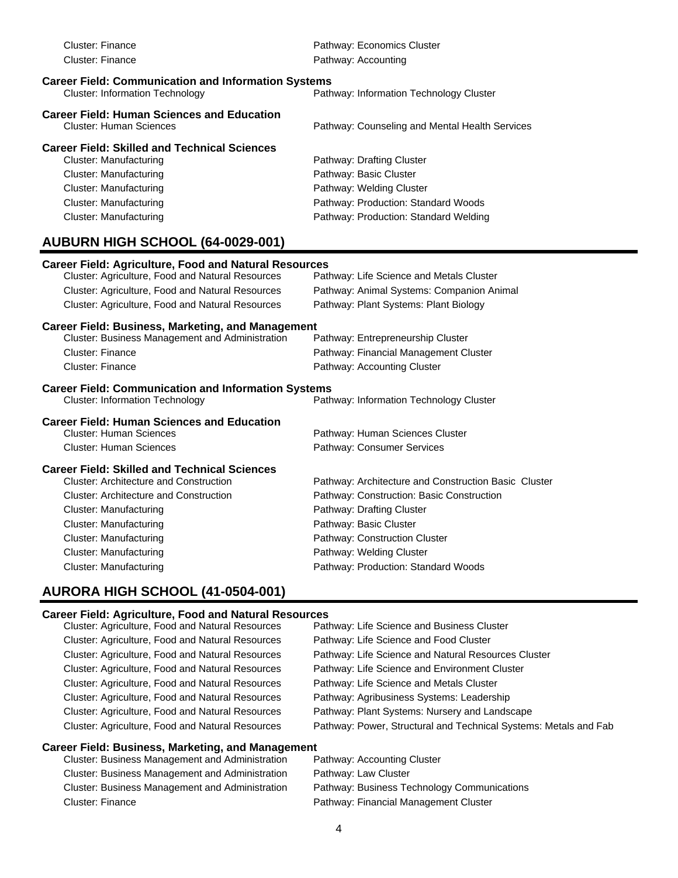| | |
|---|---|
| Cluster: Finance | Pathway: Economics Cluster |
| Cluster: Finance | Pathway: Accounting |

**Career Field: Communication and Information Systems**

| | |
|---|---|
| Cluster: Information Technology | Pathway: Information Technology Cluster |

**Career Field: Human Sciences and Education**

| | |
|---|---|
| Cluster: Human Sciences | Pathway: Counseling and Mental Health Services |

**Career Field: Skilled and Technical Sciences**

| | |
|---|---|
| Cluster: Manufacturing | Pathway: Drafting Cluster |
| Cluster: Manufacturing | Pathway: Basic Cluster |
| Cluster: Manufacturing | Pathway: Welding Cluster |
| Cluster: Manufacturing | Pathway: Production: Standard Woods |
| Cluster: Manufacturing | Pathway: Production: Standard Welding |

## AUBURN HIGH SCHOOL (64-0029-001)

**Career Field: Agriculture, Food and Natural Resources**

| | |
|---|---|
| Cluster: Agriculture, Food and Natural Resources | Pathway: Life Science and Metals Cluster |
| Cluster: Agriculture, Food and Natural Resources | Pathway: Animal Systems: Companion Animal |
| Cluster: Agriculture, Food and Natural Resources | Pathway: Plant Systems: Plant Biology |

**Career Field: Business, Marketing, and Management**

| | |
|---|---|
| Cluster: Business Management and Administration | Pathway: Entrepreneurship Cluster |
| Cluster: Finance | Pathway: Financial Management Cluster |
| Cluster: Finance | Pathway: Accounting Cluster |

**Career Field: Communication and Information Systems**

| | |
|---|---|
| Cluster: Information Technology | Pathway: Information Technology Cluster |

**Career Field: Human Sciences and Education**

| | |
|---|---|
| Cluster: Human Sciences | Pathway: Human Sciences Cluster |
| Cluster: Human Sciences | Pathway: Consumer Services |

**Career Field: Skilled and Technical Sciences**

| | |
|---|---|
| Cluster: Architecture and Construction | Pathway: Architecture and Construction Basic Cluster |
| Cluster: Architecture and Construction | Pathway: Construction: Basic Construction |
| Cluster: Manufacturing | Pathway: Drafting Cluster |
| Cluster: Manufacturing | Pathway: Basic Cluster |
| Cluster: Manufacturing | Pathway: Construction Cluster |
| Cluster: Manufacturing | Pathway: Welding Cluster |
| Cluster: Manufacturing | Pathway: Production: Standard Woods |

## AURORA HIGH SCHOOL (41-0504-001)

**Career Field: Agriculture, Food and Natural Resources**

| | |
|---|---|
| Cluster: Agriculture, Food and Natural Resources | Pathway: Life Science and Business Cluster |
| Cluster: Agriculture, Food and Natural Resources | Pathway: Life Science and Food Cluster |
| Cluster: Agriculture, Food and Natural Resources | Pathway: Life Science and Natural Resources Cluster |
| Cluster: Agriculture, Food and Natural Resources | Pathway: Life Science and Environment Cluster |
| Cluster: Agriculture, Food and Natural Resources | Pathway: Life Science and Metals Cluster |
| Cluster: Agriculture, Food and Natural Resources | Pathway: Agribusiness Systems: Leadership |
| Cluster: Agriculture, Food and Natural Resources | Pathway: Plant Systems: Nursery and Landscape |
| Cluster: Agriculture, Food and Natural Resources | Pathway: Power, Structural and Technical Systems: Metals and Fab |

**Career Field: Business, Marketing, and Management**

| | |
|---|---|
| Cluster: Business Management and Administration | Pathway: Accounting Cluster |
| Cluster: Business Management and Administration | Pathway: Law Cluster |
| Cluster: Business Management and Administration | Pathway: Business Technology Communications |
| Cluster: Finance | Pathway: Financial Management Cluster |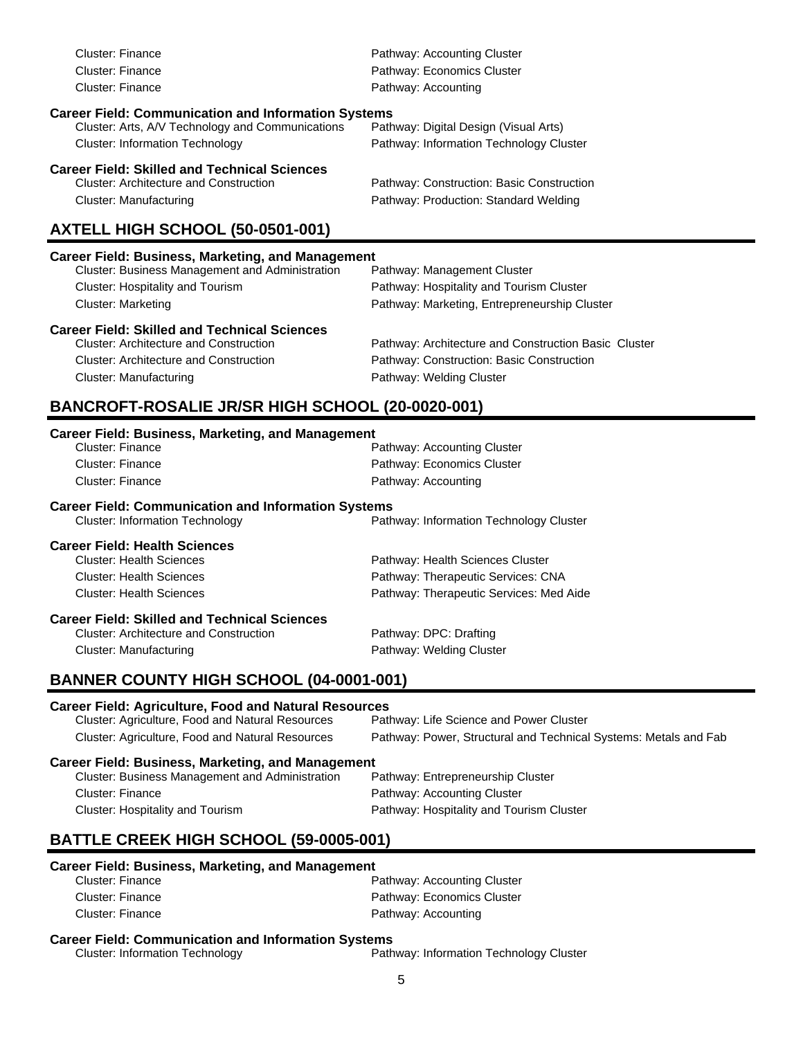Cluster: Finance — Pathway: Accounting Cluster
Cluster: Finance — Pathway: Economics Cluster
Cluster: Finance — Pathway: Accounting

**Career Field: Communication and Information Systems**
Cluster: Arts, A/V Technology and Communications — Pathway: Digital Design (Visual Arts)
Cluster: Information Technology — Pathway: Information Technology Cluster

**Career Field: Skilled and Technical Sciences**
Cluster: Architecture and Construction — Pathway: Construction: Basic Construction
Cluster: Manufacturing — Pathway: Production: Standard Welding

## AXTELL HIGH SCHOOL (50-0501-001)

**Career Field: Business, Marketing, and Management**
Cluster: Business Management and Administration — Pathway: Management Cluster
Cluster: Hospitality and Tourism — Pathway: Hospitality and Tourism Cluster
Cluster: Marketing — Pathway: Marketing, Entrepreneurship Cluster

**Career Field: Skilled and Technical Sciences**
Cluster: Architecture and Construction — Pathway: Architecture and Construction Basic Cluster
Cluster: Architecture and Construction — Pathway: Construction: Basic Construction
Cluster: Manufacturing — Pathway: Welding Cluster

## BANCROFT-ROSALIE JR/SR HIGH SCHOOL (20-0020-001)

**Career Field: Business, Marketing, and Management**
Cluster: Finance — Pathway: Accounting Cluster
Cluster: Finance — Pathway: Economics Cluster
Cluster: Finance — Pathway: Accounting

**Career Field: Communication and Information Systems**
Cluster: Information Technology — Pathway: Information Technology Cluster

**Career Field: Health Sciences**
Cluster: Health Sciences — Pathway: Health Sciences Cluster
Cluster: Health Sciences — Pathway: Therapeutic Services: CNA
Cluster: Health Sciences — Pathway: Therapeutic Services: Med Aide

**Career Field: Skilled and Technical Sciences**
Cluster: Architecture and Construction — Pathway: DPC: Drafting
Cluster: Manufacturing — Pathway: Welding Cluster

## BANNER COUNTY HIGH SCHOOL (04-0001-001)

**Career Field: Agriculture, Food and Natural Resources**
Cluster: Agriculture, Food and Natural Resources — Pathway: Life Science and Power Cluster
Cluster: Agriculture, Food and Natural Resources — Pathway: Power, Structural and Technical Systems: Metals and Fab

**Career Field: Business, Marketing, and Management**
Cluster: Business Management and Administration — Pathway: Entrepreneurship Cluster
Cluster: Finance — Pathway: Accounting Cluster
Cluster: Hospitality and Tourism — Pathway: Hospitality and Tourism Cluster

## BATTLE CREEK HIGH SCHOOL (59-0005-001)

**Career Field: Business, Marketing, and Management**
Cluster: Finance — Pathway: Accounting Cluster
Cluster: Finance — Pathway: Economics Cluster
Cluster: Finance — Pathway: Accounting

**Career Field: Communication and Information Systems**
Cluster: Information Technology — Pathway: Information Technology Cluster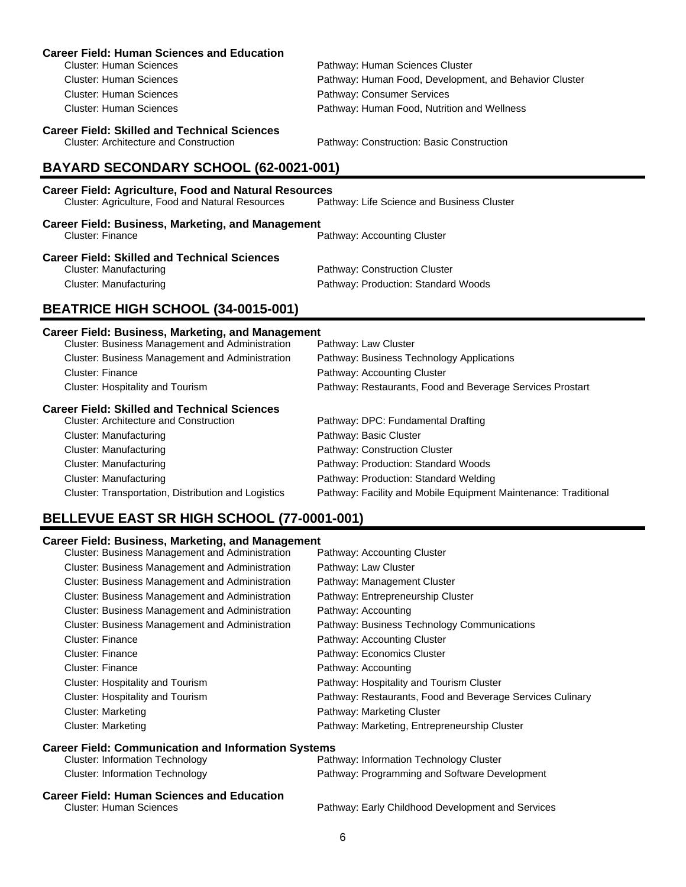**Career Field: Human Sciences and Education**

| Cluster | Pathway |
|---|---|
| Cluster: Human Sciences | Pathway: Human Sciences Cluster |
| Cluster: Human Sciences | Pathway: Human Food, Development, and Behavior Cluster |
| Cluster: Human Sciences | Pathway: Consumer Services |
| Cluster: Human Sciences | Pathway: Human Food, Nutrition and Wellness |

**Career Field: Skilled and Technical Sciences**

| Cluster | Pathway |
|---|---|
| Cluster: Architecture and Construction | Pathway: Construction: Basic Construction |

## BAYARD SECONDARY SCHOOL (62-0021-001)

**Career Field: Agriculture, Food and Natural Resources**

| Cluster | Pathway |
|---|---|
| Cluster: Agriculture, Food and Natural Resources | Pathway: Life Science and Business Cluster |

**Career Field: Business, Marketing, and Management**

| Cluster | Pathway |
|---|---|
| Cluster: Finance | Pathway: Accounting Cluster |

**Career Field: Skilled and Technical Sciences**

| Cluster | Pathway |
|---|---|
| Cluster: Manufacturing | Pathway: Construction Cluster |
| Cluster: Manufacturing | Pathway: Production: Standard Woods |

## BEATRICE HIGH SCHOOL (34-0015-001)

**Career Field: Business, Marketing, and Management**

| Cluster | Pathway |
|---|---|
| Cluster: Business Management and Administration | Pathway: Law Cluster |
| Cluster: Business Management and Administration | Pathway: Business Technology Applications |
| Cluster: Finance | Pathway: Accounting Cluster |
| Cluster: Hospitality and Tourism | Pathway: Restaurants, Food and Beverage Services Prostart |

**Career Field: Skilled and Technical Sciences**

| Cluster | Pathway |
|---|---|
| Cluster: Architecture and Construction | Pathway: DPC: Fundamental Drafting |
| Cluster: Manufacturing | Pathway: Basic Cluster |
| Cluster: Manufacturing | Pathway: Construction Cluster |
| Cluster: Manufacturing | Pathway: Production: Standard Woods |
| Cluster: Manufacturing | Pathway: Production: Standard Welding |
| Cluster: Transportation, Distribution and Logistics | Pathway: Facility and Mobile Equipment Maintenance: Traditional |

## BELLEVUE EAST SR HIGH SCHOOL (77-0001-001)

**Career Field: Business, Marketing, and Management**

| Cluster | Pathway |
|---|---|
| Cluster: Business Management and Administration | Pathway: Accounting Cluster |
| Cluster: Business Management and Administration | Pathway: Law Cluster |
| Cluster: Business Management and Administration | Pathway: Management Cluster |
| Cluster: Business Management and Administration | Pathway: Entrepreneurship Cluster |
| Cluster: Business Management and Administration | Pathway: Accounting |
| Cluster: Business Management and Administration | Pathway: Business Technology Communications |
| Cluster: Finance | Pathway: Accounting Cluster |
| Cluster: Finance | Pathway: Economics Cluster |
| Cluster: Finance | Pathway: Accounting |
| Cluster: Hospitality and Tourism | Pathway: Hospitality and Tourism Cluster |
| Cluster: Hospitality and Tourism | Pathway: Restaurants, Food and Beverage Services Culinary |
| Cluster: Marketing | Pathway: Marketing Cluster |
| Cluster: Marketing | Pathway: Marketing, Entrepreneurship Cluster |

**Career Field: Communication and Information Systems**

| Cluster | Pathway |
|---|---|
| Cluster: Information Technology | Pathway: Information Technology Cluster |
| Cluster: Information Technology | Pathway: Programming and Software Development |

**Career Field: Human Sciences and Education**

| Cluster | Pathway |
|---|---|
| Cluster: Human Sciences | Pathway: Early Childhood Development and Services |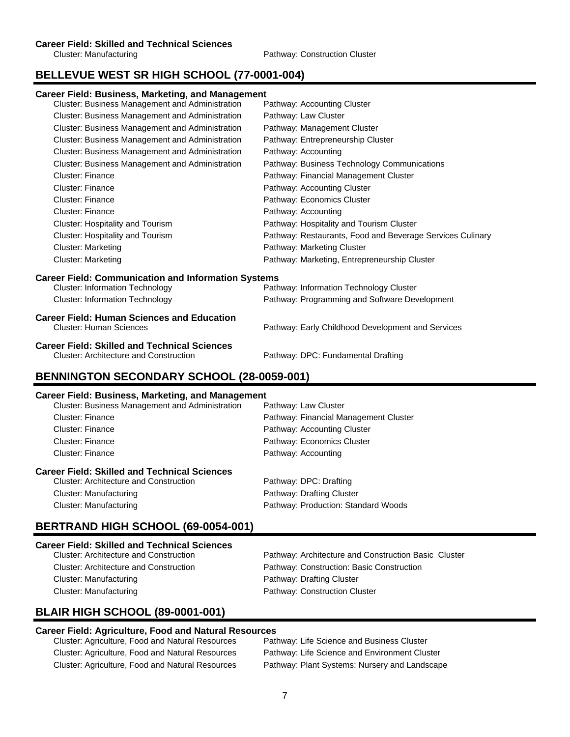**Career Field: Skilled and Technical Sciences**

| Cluster | Pathway |
|---|---|
| Cluster: Manufacturing | Pathway: Construction Cluster |

## BELLEVUE WEST SR HIGH SCHOOL (77-0001-004)

**Career Field: Business, Marketing, and Management**

| Cluster | Pathway |
|---|---|
| Cluster: Business Management and Administration | Pathway: Accounting Cluster |
| Cluster: Business Management and Administration | Pathway: Law Cluster |
| Cluster: Business Management and Administration | Pathway: Management Cluster |
| Cluster: Business Management and Administration | Pathway: Entrepreneurship Cluster |
| Cluster: Business Management and Administration | Pathway: Accounting |
| Cluster: Business Management and Administration | Pathway: Business Technology Communications |
| Cluster: Finance | Pathway: Financial Management Cluster |
| Cluster: Finance | Pathway: Accounting Cluster |
| Cluster: Finance | Pathway: Economics Cluster |
| Cluster: Finance | Pathway: Accounting |
| Cluster: Hospitality and Tourism | Pathway: Hospitality and Tourism Cluster |
| Cluster: Hospitality and Tourism | Pathway: Restaurants, Food and Beverage Services Culinary |
| Cluster: Marketing | Pathway: Marketing Cluster |
| Cluster: Marketing | Pathway: Marketing, Entrepreneurship Cluster |

**Career Field: Communication and Information Systems**

| Cluster | Pathway |
|---|---|
| Cluster: Information Technology | Pathway: Information Technology Cluster |
| Cluster: Information Technology | Pathway: Programming and Software Development |

**Career Field: Human Sciences and Education**

| Cluster | Pathway |
|---|---|
| Cluster: Human Sciences | Pathway: Early Childhood Development and Services |

**Career Field: Skilled and Technical Sciences**

| Cluster | Pathway |
|---|---|
| Cluster: Architecture and Construction | Pathway: DPC: Fundamental Drafting |

## BENNINGTON SECONDARY SCHOOL (28-0059-001)

**Career Field: Business, Marketing, and Management**

| Cluster | Pathway |
|---|---|
| Cluster: Business Management and Administration | Pathway: Law Cluster |
| Cluster: Finance | Pathway: Financial Management Cluster |
| Cluster: Finance | Pathway: Accounting Cluster |
| Cluster: Finance | Pathway: Economics Cluster |
| Cluster: Finance | Pathway: Accounting |

**Career Field: Skilled and Technical Sciences**

| Cluster | Pathway |
|---|---|
| Cluster: Architecture and Construction | Pathway: DPC: Drafting |
| Cluster: Manufacturing | Pathway: Drafting Cluster |
| Cluster: Manufacturing | Pathway: Production: Standard Woods |

## BERTRAND HIGH SCHOOL (69-0054-001)

**Career Field: Skilled and Technical Sciences**

| Cluster | Pathway |
|---|---|
| Cluster: Architecture and Construction | Pathway: Architecture and Construction Basic Cluster |
| Cluster: Architecture and Construction | Pathway: Construction: Basic Construction |
| Cluster: Manufacturing | Pathway: Drafting Cluster |
| Cluster: Manufacturing | Pathway: Construction Cluster |

## BLAIR HIGH SCHOOL (89-0001-001)

**Career Field: Agriculture, Food and Natural Resources**

| Cluster | Pathway |
|---|---|
| Cluster: Agriculture, Food and Natural Resources | Pathway: Life Science and Business Cluster |
| Cluster: Agriculture, Food and Natural Resources | Pathway: Life Science and Environment Cluster |
| Cluster: Agriculture, Food and Natural Resources | Pathway: Plant Systems: Nursery and Landscape |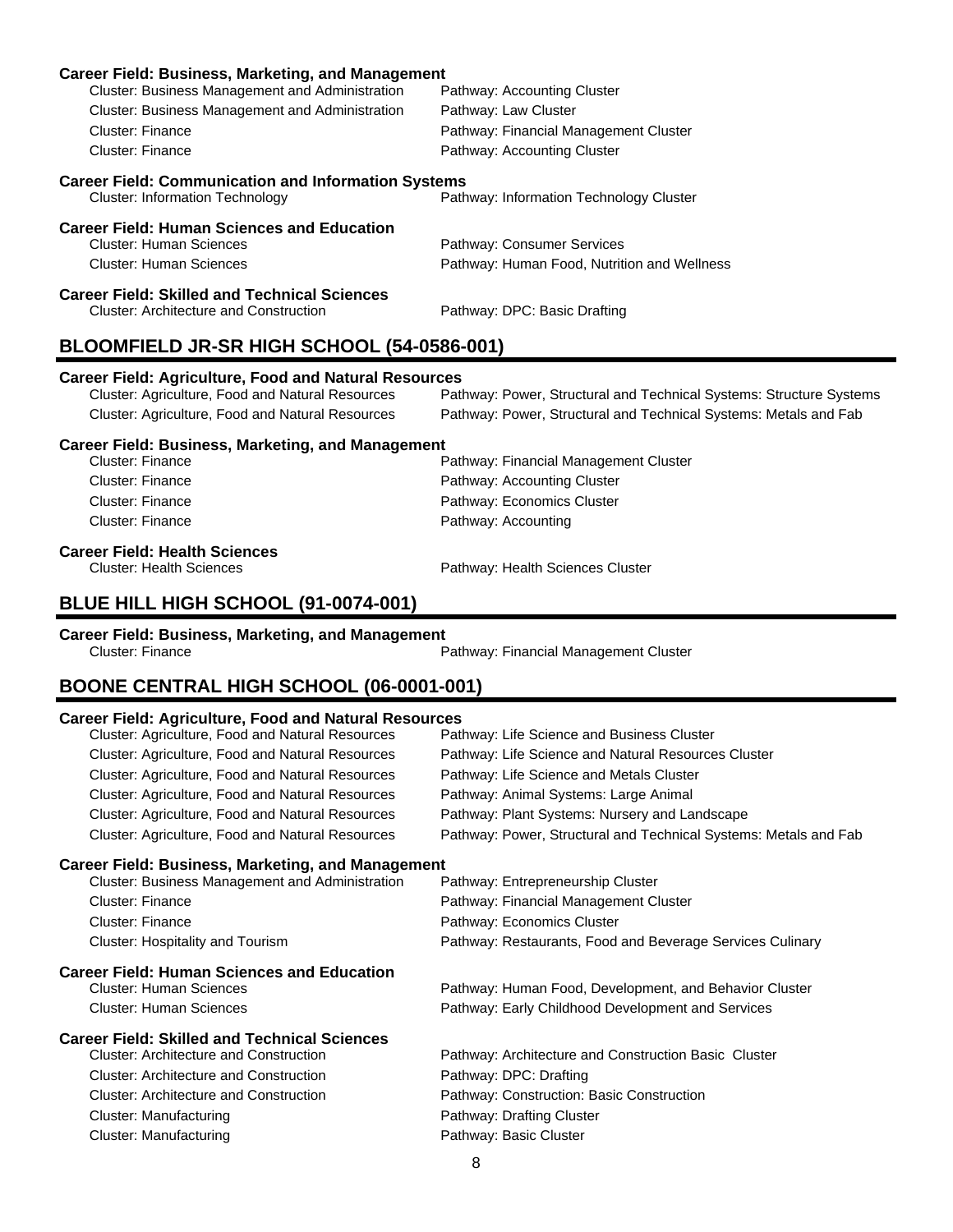**Career Field: Business, Marketing, and Management**

| Cluster | Pathway |
|---|---|
| Cluster: Business Management and Administration | Pathway: Accounting Cluster |
| Cluster: Business Management and Administration | Pathway: Law Cluster |
| Cluster: Finance | Pathway: Financial Management Cluster |
| Cluster: Finance | Pathway: Accounting Cluster |

**Career Field: Communication and Information Systems**

| Cluster | Pathway |
|---|---|
| Cluster: Information Technology | Pathway: Information Technology Cluster |

**Career Field: Human Sciences and Education**

| Cluster | Pathway |
|---|---|
| Cluster: Human Sciences | Pathway: Consumer Services |
| Cluster: Human Sciences | Pathway: Human Food, Nutrition and Wellness |

**Career Field: Skilled and Technical Sciences**

| Cluster | Pathway |
|---|---|
| Cluster: Architecture and Construction | Pathway: DPC: Basic Drafting |

## BLOOMFIELD JR-SR HIGH SCHOOL (54-0586-001)

**Career Field: Agriculture, Food and Natural Resources**

| Cluster | Pathway |
|---|---|
| Cluster: Agriculture, Food and Natural Resources | Pathway: Power, Structural and Technical Systems: Structure Systems |
| Cluster: Agriculture, Food and Natural Resources | Pathway: Power, Structural and Technical Systems: Metals and Fab |

**Career Field: Business, Marketing, and Management**

| Cluster | Pathway |
|---|---|
| Cluster: Finance | Pathway: Financial Management Cluster |
| Cluster: Finance | Pathway: Accounting Cluster |
| Cluster: Finance | Pathway: Economics Cluster |
| Cluster: Finance | Pathway: Accounting |

**Career Field: Health Sciences**

| Cluster | Pathway |
|---|---|
| Cluster: Health Sciences | Pathway: Health Sciences Cluster |

## BLUE HILL HIGH SCHOOL (91-0074-001)

**Career Field: Business, Marketing, and Management**

| Cluster | Pathway |
|---|---|
| Cluster: Finance | Pathway: Financial Management Cluster |

## BOONE CENTRAL HIGH SCHOOL (06-0001-001)

**Career Field: Agriculture, Food and Natural Resources**

| Cluster | Pathway |
|---|---|
| Cluster: Agriculture, Food and Natural Resources | Pathway: Life Science and Business Cluster |
| Cluster: Agriculture, Food and Natural Resources | Pathway: Life Science and Natural Resources Cluster |
| Cluster: Agriculture, Food and Natural Resources | Pathway: Life Science and Metals Cluster |
| Cluster: Agriculture, Food and Natural Resources | Pathway: Animal Systems: Large Animal |
| Cluster: Agriculture, Food and Natural Resources | Pathway: Plant Systems: Nursery and Landscape |
| Cluster: Agriculture, Food and Natural Resources | Pathway: Power, Structural and Technical Systems: Metals and Fab |

**Career Field: Business, Marketing, and Management**

| Cluster | Pathway |
|---|---|
| Cluster: Business Management and Administration | Pathway: Entrepreneurship Cluster |
| Cluster: Finance | Pathway: Financial Management Cluster |
| Cluster: Finance | Pathway: Economics Cluster |
| Cluster: Hospitality and Tourism | Pathway: Restaurants, Food and Beverage Services Culinary |

**Career Field: Human Sciences and Education**

| Cluster | Pathway |
|---|---|
| Cluster: Human Sciences | Pathway: Human Food, Development, and Behavior Cluster |
| Cluster: Human Sciences | Pathway: Early Childhood Development and Services |

**Career Field: Skilled and Technical Sciences**

| Cluster | Pathway |
|---|---|
| Cluster: Architecture and Construction | Pathway: Architecture and Construction Basic Cluster |
| Cluster: Architecture and Construction | Pathway: DPC: Drafting |
| Cluster: Architecture and Construction | Pathway: Construction: Basic Construction |
| Cluster: Manufacturing | Pathway: Drafting Cluster |
| Cluster: Manufacturing | Pathway: Basic Cluster |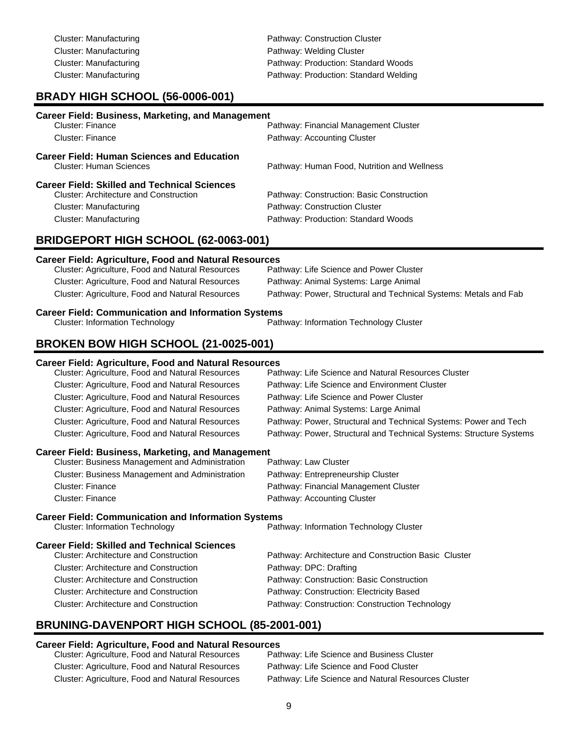| | |
|---|---|
| Cluster: Manufacturing | Pathway: Construction Cluster |
| Cluster: Manufacturing | Pathway: Welding Cluster |
| Cluster: Manufacturing | Pathway: Production: Standard Woods |
| Cluster: Manufacturing | Pathway: Production: Standard Welding |

## BRADY HIGH SCHOOL (56-0006-001)

**Career Field: Business, Marketing, and Management**

| | |
|---|---|
| Cluster: Finance | Pathway: Financial Management Cluster |
| Cluster: Finance | Pathway: Accounting Cluster |

**Career Field: Human Sciences and Education**

| | |
|---|---|
| Cluster: Human Sciences | Pathway: Human Food, Nutrition and Wellness |

**Career Field: Skilled and Technical Sciences**

| | |
|---|---|
| Cluster: Architecture and Construction | Pathway: Construction: Basic Construction |
| Cluster: Manufacturing | Pathway: Construction Cluster |
| Cluster: Manufacturing | Pathway: Production: Standard Woods |

## BRIDGEPORT HIGH SCHOOL (62-0063-001)

**Career Field: Agriculture, Food and Natural Resources**

| | |
|---|---|
| Cluster: Agriculture, Food and Natural Resources | Pathway: Life Science and Power Cluster |
| Cluster: Agriculture, Food and Natural Resources | Pathway: Animal Systems: Large Animal |
| Cluster: Agriculture, Food and Natural Resources | Pathway: Power, Structural and Technical Systems: Metals and Fab |

**Career Field: Communication and Information Systems**

| | |
|---|---|
| Cluster: Information Technology | Pathway: Information Technology Cluster |

## BROKEN BOW HIGH SCHOOL (21-0025-001)

**Career Field: Agriculture, Food and Natural Resources**

| | |
|---|---|
| Cluster: Agriculture, Food and Natural Resources | Pathway: Life Science and Natural Resources Cluster |
| Cluster: Agriculture, Food and Natural Resources | Pathway: Life Science and Environment Cluster |
| Cluster: Agriculture, Food and Natural Resources | Pathway: Life Science and Power Cluster |
| Cluster: Agriculture, Food and Natural Resources | Pathway: Animal Systems: Large Animal |
| Cluster: Agriculture, Food and Natural Resources | Pathway: Power, Structural and Technical Systems: Power and Tech |
| Cluster: Agriculture, Food and Natural Resources | Pathway: Power, Structural and Technical Systems: Structure Systems |

**Career Field: Business, Marketing, and Management**

| | |
|---|---|
| Cluster: Business Management and Administration | Pathway: Law Cluster |
| Cluster: Business Management and Administration | Pathway: Entrepreneurship Cluster |
| Cluster: Finance | Pathway: Financial Management Cluster |
| Cluster: Finance | Pathway: Accounting Cluster |

**Career Field: Communication and Information Systems**

| | |
|---|---|
| Cluster: Information Technology | Pathway: Information Technology Cluster |

**Career Field: Skilled and Technical Sciences**

| | |
|---|---|
| Cluster: Architecture and Construction | Pathway: Architecture and Construction Basic Cluster |
| Cluster: Architecture and Construction | Pathway: DPC: Drafting |
| Cluster: Architecture and Construction | Pathway: Construction: Basic Construction |
| Cluster: Architecture and Construction | Pathway: Construction: Electricity Based |
| Cluster: Architecture and Construction | Pathway: Construction: Construction Technology |

## BRUNING-DAVENPORT HIGH SCHOOL (85-2001-001)

**Career Field: Agriculture, Food and Natural Resources**

| | |
|---|---|
| Cluster: Agriculture, Food and Natural Resources | Pathway: Life Science and Business Cluster |
| Cluster: Agriculture, Food and Natural Resources | Pathway: Life Science and Food Cluster |
| Cluster: Agriculture, Food and Natural Resources | Pathway: Life Science and Natural Resources Cluster |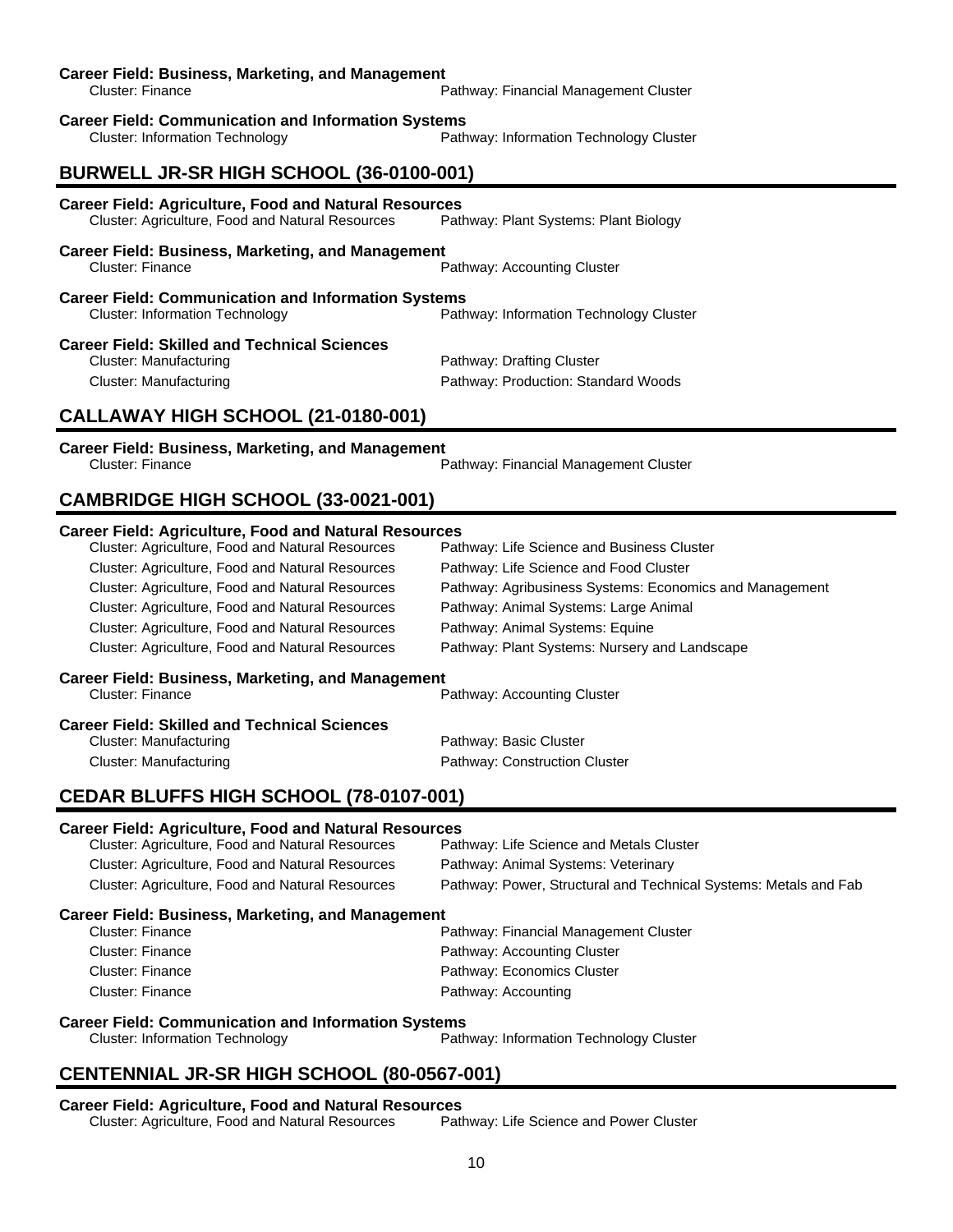**Career Field: Business, Marketing, and Management**

Cluster: Finance — Pathway: Financial Management Cluster

**Career Field: Communication and Information Systems**

Cluster: Information Technology — Pathway: Information Technology Cluster

## BURWELL JR-SR HIGH SCHOOL (36-0100-001)

**Career Field: Agriculture, Food and Natural Resources**

Cluster: Agriculture, Food and Natural Resources — Pathway: Plant Systems: Plant Biology

**Career Field: Business, Marketing, and Management**

Cluster: Finance — Pathway: Accounting Cluster

**Career Field: Communication and Information Systems**

Cluster: Information Technology — Pathway: Information Technology Cluster

**Career Field: Skilled and Technical Sciences**

Cluster: Manufacturing — Pathway: Drafting Cluster

Cluster: Manufacturing — Pathway: Production: Standard Woods

## CALLAWAY HIGH SCHOOL (21-0180-001)

**Career Field: Business, Marketing, and Management**

Cluster: Finance — Pathway: Financial Management Cluster

## CAMBRIDGE HIGH SCHOOL (33-0021-001)

**Career Field: Agriculture, Food and Natural Resources**

Cluster: Agriculture, Food and Natural Resources — Pathway: Life Science and Business Cluster

Cluster: Agriculture, Food and Natural Resources — Pathway: Life Science and Food Cluster

Cluster: Agriculture, Food and Natural Resources — Pathway: Agribusiness Systems: Economics and Management

Cluster: Agriculture, Food and Natural Resources — Pathway: Animal Systems: Large Animal

Cluster: Agriculture, Food and Natural Resources — Pathway: Animal Systems: Equine

Cluster: Agriculture, Food and Natural Resources — Pathway: Plant Systems: Nursery and Landscape

**Career Field: Business, Marketing, and Management**

Cluster: Finance — Pathway: Accounting Cluster

**Career Field: Skilled and Technical Sciences**

Cluster: Manufacturing — Pathway: Basic Cluster

Cluster: Manufacturing — Pathway: Construction Cluster

## CEDAR BLUFFS HIGH SCHOOL (78-0107-001)

**Career Field: Agriculture, Food and Natural Resources**

Cluster: Agriculture, Food and Natural Resources — Pathway: Life Science and Metals Cluster

Cluster: Agriculture, Food and Natural Resources — Pathway: Animal Systems: Veterinary

Cluster: Agriculture, Food and Natural Resources — Pathway: Power, Structural and Technical Systems: Metals and Fab

**Career Field: Business, Marketing, and Management**

Cluster: Finance — Pathway: Financial Management Cluster

Cluster: Finance — Pathway: Accounting Cluster

Cluster: Finance — Pathway: Economics Cluster

Cluster: Finance — Pathway: Accounting

**Career Field: Communication and Information Systems**

Cluster: Information Technology — Pathway: Information Technology Cluster

## CENTENNIAL JR-SR HIGH SCHOOL (80-0567-001)

**Career Field: Agriculture, Food and Natural Resources**

Cluster: Agriculture, Food and Natural Resources — Pathway: Life Science and Power Cluster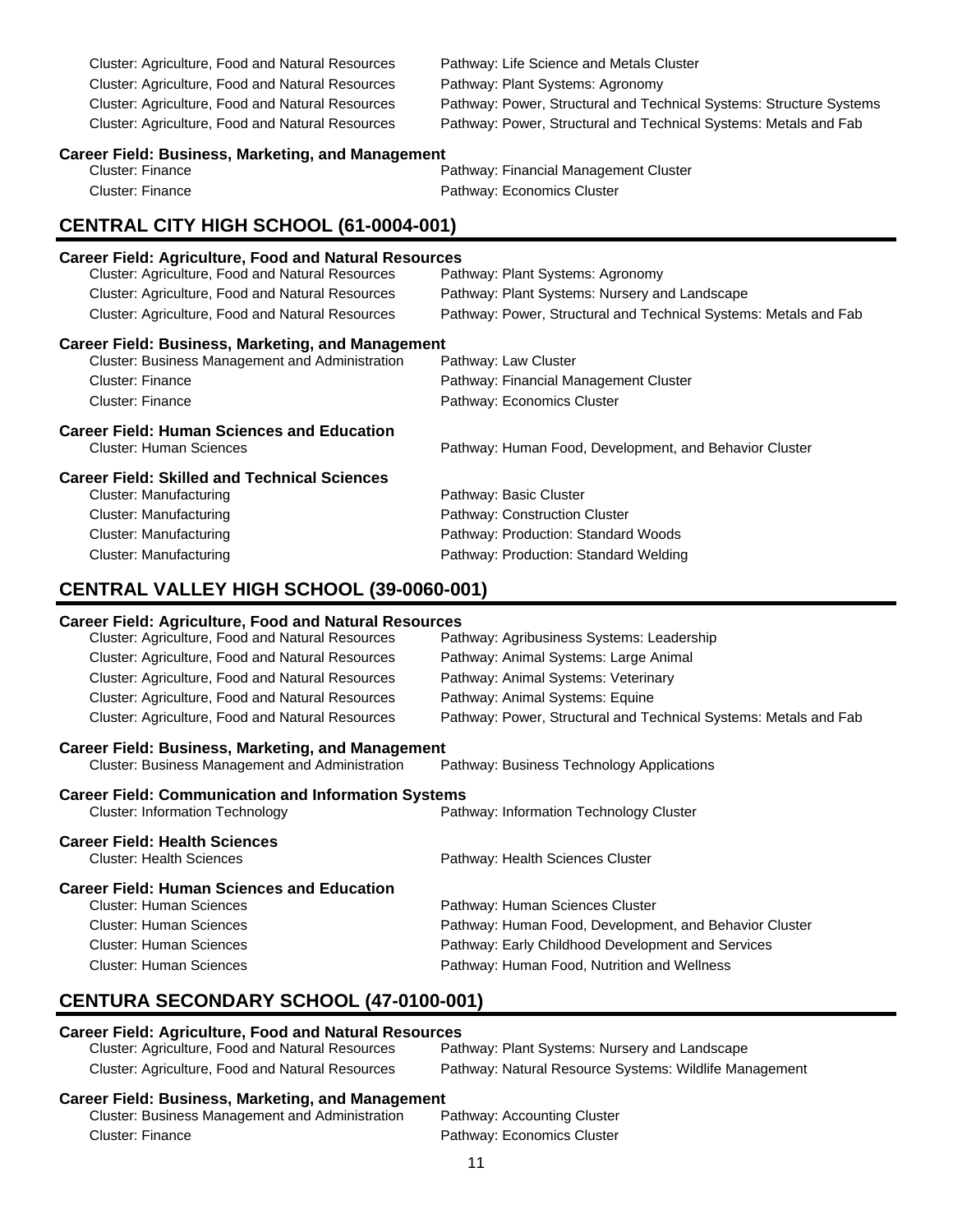| Cluster | Pathway |
|---|---|
| Cluster: Agriculture, Food and Natural Resources | Pathway: Life Science and Metals Cluster |
| Cluster: Agriculture, Food and Natural Resources | Pathway: Plant Systems: Agronomy |
| Cluster: Agriculture, Food and Natural Resources | Pathway: Power, Structural and Technical Systems: Structure Systems |
| Cluster: Agriculture, Food and Natural Resources | Pathway: Power, Structural and Technical Systems: Metals and Fab |

**Career Field: Business, Marketing, and Management**

| Cluster | Pathway |
|---|---|
| Cluster: Finance | Pathway: Financial Management Cluster |
| Cluster: Finance | Pathway: Economics Cluster |

## CENTRAL CITY HIGH SCHOOL (61-0004-001)

**Career Field: Agriculture, Food and Natural Resources**

| Cluster | Pathway |
|---|---|
| Cluster: Agriculture, Food and Natural Resources | Pathway: Plant Systems: Agronomy |
| Cluster: Agriculture, Food and Natural Resources | Pathway: Plant Systems: Nursery and Landscape |
| Cluster: Agriculture, Food and Natural Resources | Pathway: Power, Structural and Technical Systems: Metals and Fab |

**Career Field: Business, Marketing, and Management**

| Cluster | Pathway |
|---|---|
| Cluster: Business Management and Administration | Pathway: Law Cluster |
| Cluster: Finance | Pathway: Financial Management Cluster |
| Cluster: Finance | Pathway: Economics Cluster |

**Career Field: Human Sciences and Education**

| Cluster | Pathway |
|---|---|
| Cluster: Human Sciences | Pathway: Human Food, Development, and Behavior Cluster |

**Career Field: Skilled and Technical Sciences**

| Cluster | Pathway |
|---|---|
| Cluster: Manufacturing | Pathway: Basic Cluster |
| Cluster: Manufacturing | Pathway: Construction Cluster |
| Cluster: Manufacturing | Pathway: Production: Standard Woods |
| Cluster: Manufacturing | Pathway: Production: Standard Welding |

## CENTRAL VALLEY HIGH SCHOOL (39-0060-001)

**Career Field: Agriculture, Food and Natural Resources**

| Cluster | Pathway |
|---|---|
| Cluster: Agriculture, Food and Natural Resources | Pathway: Agribusiness Systems: Leadership |
| Cluster: Agriculture, Food and Natural Resources | Pathway: Animal Systems: Large Animal |
| Cluster: Agriculture, Food and Natural Resources | Pathway: Animal Systems: Veterinary |
| Cluster: Agriculture, Food and Natural Resources | Pathway: Animal Systems: Equine |
| Cluster: Agriculture, Food and Natural Resources | Pathway: Power, Structural and Technical Systems: Metals and Fab |

**Career Field: Business, Marketing, and Management**

| Cluster | Pathway |
|---|---|
| Cluster: Business Management and Administration | Pathway: Business Technology Applications |

**Career Field: Communication and Information Systems**

| Cluster | Pathway |
|---|---|
| Cluster: Information Technology | Pathway: Information Technology Cluster |

**Career Field: Health Sciences**

| Cluster | Pathway |
|---|---|
| Cluster: Health Sciences | Pathway: Health Sciences Cluster |

**Career Field: Human Sciences and Education**

| Cluster | Pathway |
|---|---|
| Cluster: Human Sciences | Pathway: Human Sciences Cluster |
| Cluster: Human Sciences | Pathway: Human Food, Development, and Behavior Cluster |
| Cluster: Human Sciences | Pathway: Early Childhood Development and Services |
| Cluster: Human Sciences | Pathway: Human Food, Nutrition and Wellness |

## CENTURA SECONDARY SCHOOL (47-0100-001)

**Career Field: Agriculture, Food and Natural Resources**

| Cluster | Pathway |
|---|---|
| Cluster: Agriculture, Food and Natural Resources | Pathway: Plant Systems: Nursery and Landscape |
| Cluster: Agriculture, Food and Natural Resources | Pathway: Natural Resource Systems: Wildlife Management |

**Career Field: Business, Marketing, and Management**

| Cluster | Pathway |
|---|---|
| Cluster: Business Management and Administration | Pathway: Accounting Cluster |
| Cluster: Finance | Pathway: Economics Cluster |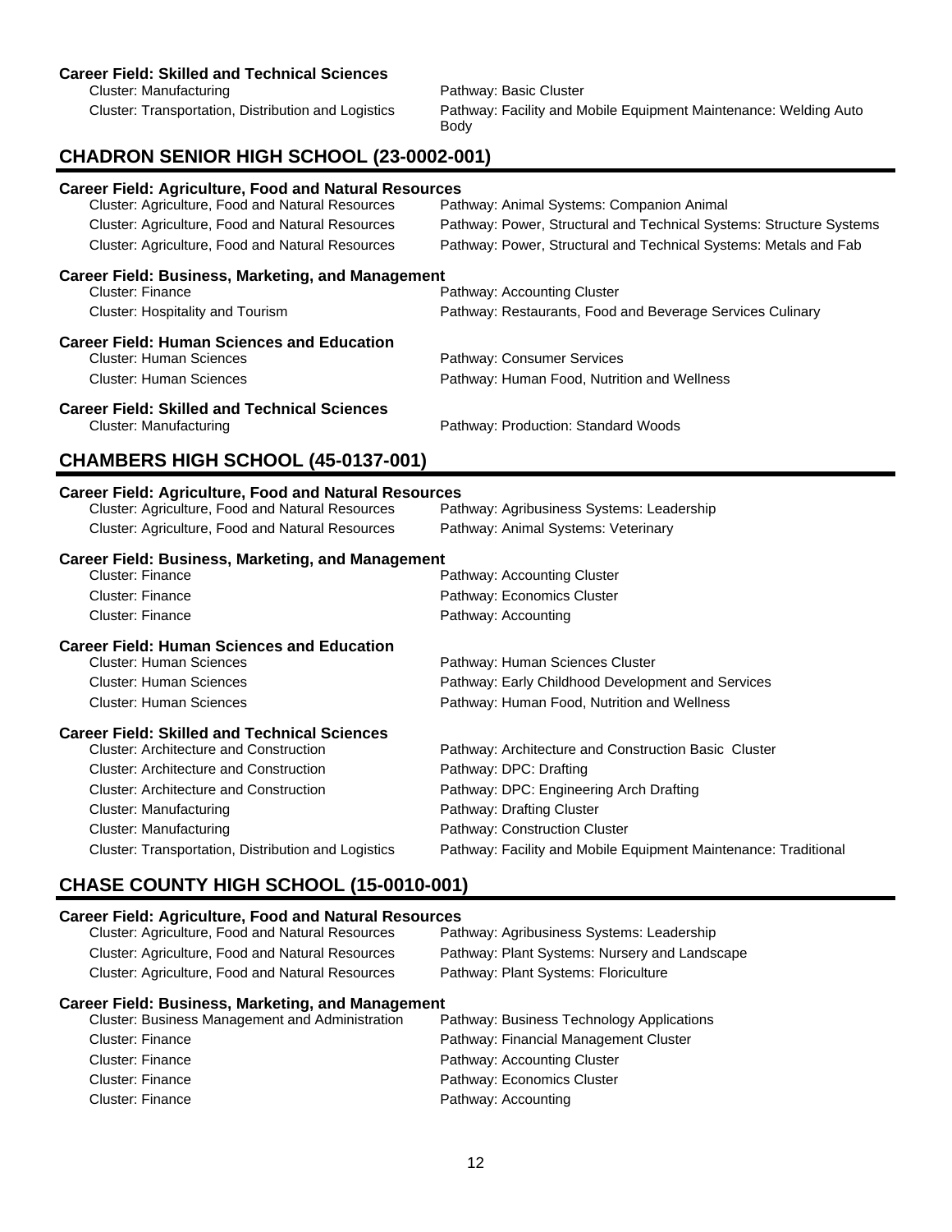**Career Field: Skilled and Technical Sciences**

| Cluster | Pathway |
|---|---|
| Cluster: Manufacturing | Pathway: Basic Cluster |
| Cluster: Transportation, Distribution and Logistics | Pathway: Facility and Mobile Equipment Maintenance: Welding Auto Body |

## CHADRON SENIOR HIGH SCHOOL (23-0002-001)

**Career Field: Agriculture, Food and Natural Resources**

| Cluster | Pathway |
|---|---|
| Cluster: Agriculture, Food and Natural Resources | Pathway: Animal Systems: Companion Animal |
| Cluster: Agriculture, Food and Natural Resources | Pathway: Power, Structural and Technical Systems: Structure Systems |
| Cluster: Agriculture, Food and Natural Resources | Pathway: Power, Structural and Technical Systems: Metals and Fab |

**Career Field: Business, Marketing, and Management**

| Cluster | Pathway |
|---|---|
| Cluster: Finance | Pathway: Accounting Cluster |
| Cluster: Hospitality and Tourism | Pathway: Restaurants, Food and Beverage Services Culinary |

**Career Field: Human Sciences and Education**

| Cluster | Pathway |
|---|---|
| Cluster: Human Sciences | Pathway: Consumer Services |
| Cluster: Human Sciences | Pathway: Human Food, Nutrition and Wellness |

**Career Field: Skilled and Technical Sciences**

| Cluster | Pathway |
|---|---|
| Cluster: Manufacturing | Pathway: Production: Standard Woods |

## CHAMBERS HIGH SCHOOL (45-0137-001)

**Career Field: Agriculture, Food and Natural Resources**

| Cluster | Pathway |
|---|---|
| Cluster: Agriculture, Food and Natural Resources | Pathway: Agribusiness Systems: Leadership |
| Cluster: Agriculture, Food and Natural Resources | Pathway: Animal Systems: Veterinary |

**Career Field: Business, Marketing, and Management**

| Cluster | Pathway |
|---|---|
| Cluster: Finance | Pathway: Accounting Cluster |
| Cluster: Finance | Pathway: Economics Cluster |
| Cluster: Finance | Pathway: Accounting |

**Career Field: Human Sciences and Education**

| Cluster | Pathway |
|---|---|
| Cluster: Human Sciences | Pathway: Human Sciences Cluster |
| Cluster: Human Sciences | Pathway: Early Childhood Development and Services |
| Cluster: Human Sciences | Pathway: Human Food, Nutrition and Wellness |

**Career Field: Skilled and Technical Sciences**

| Cluster | Pathway |
|---|---|
| Cluster: Architecture and Construction | Pathway: Architecture and Construction Basic Cluster |
| Cluster: Architecture and Construction | Pathway: DPC: Drafting |
| Cluster: Architecture and Construction | Pathway: DPC: Engineering Arch Drafting |
| Cluster: Manufacturing | Pathway: Drafting Cluster |
| Cluster: Manufacturing | Pathway: Construction Cluster |
| Cluster: Transportation, Distribution and Logistics | Pathway: Facility and Mobile Equipment Maintenance: Traditional |

## CHASE COUNTY HIGH SCHOOL (15-0010-001)

**Career Field: Agriculture, Food and Natural Resources**

| Cluster | Pathway |
|---|---|
| Cluster: Agriculture, Food and Natural Resources | Pathway: Agribusiness Systems: Leadership |
| Cluster: Agriculture, Food and Natural Resources | Pathway: Plant Systems: Nursery and Landscape |
| Cluster: Agriculture, Food and Natural Resources | Pathway: Plant Systems: Floriculture |

**Career Field: Business, Marketing, and Management**

| Cluster | Pathway |
|---|---|
| Cluster: Business Management and Administration | Pathway: Business Technology Applications |
| Cluster: Finance | Pathway: Financial Management Cluster |
| Cluster: Finance | Pathway: Accounting Cluster |
| Cluster: Finance | Pathway: Economics Cluster |
| Cluster: Finance | Pathway: Accounting |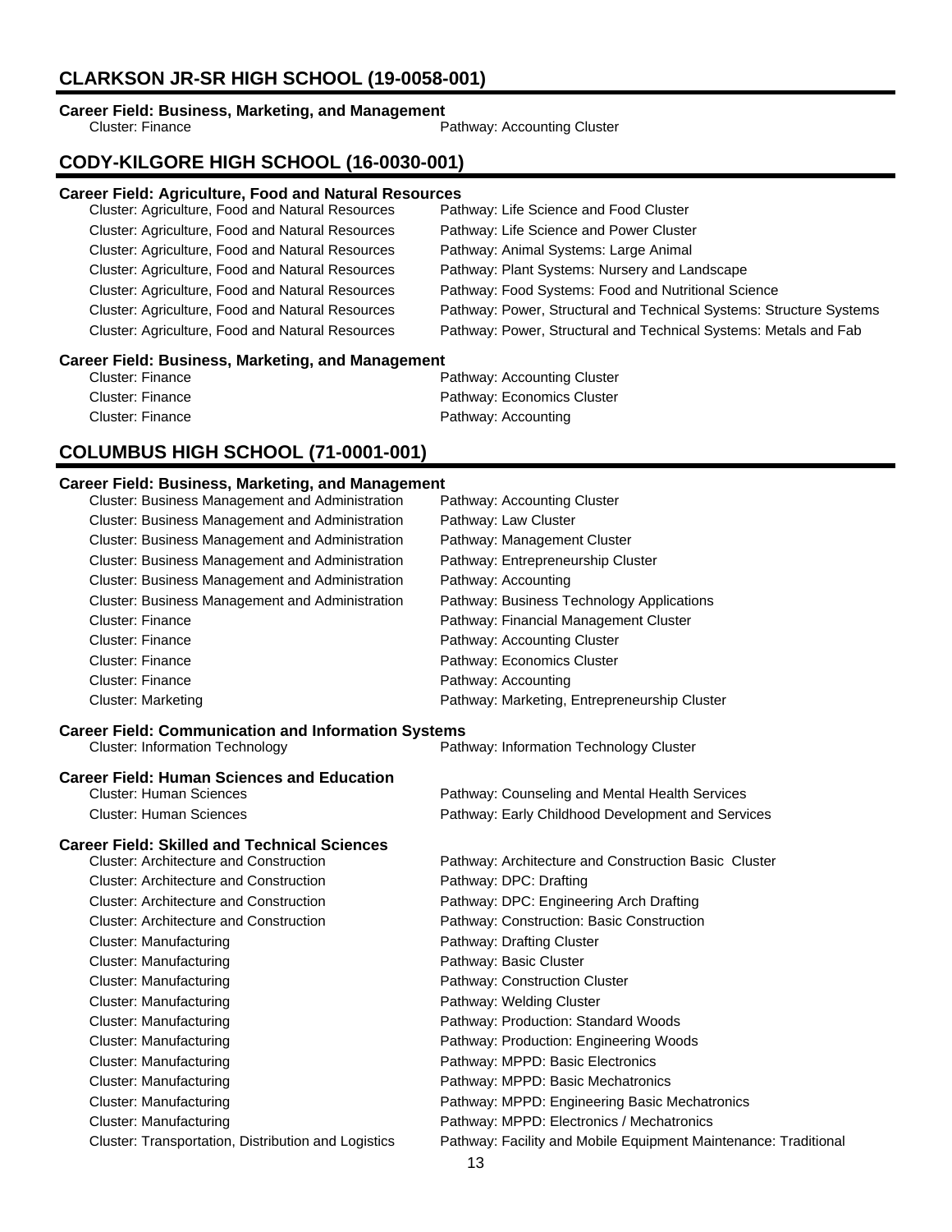## CLARKSON JR-SR HIGH SCHOOL (19-0058-001)

### Career Field: Business, Marketing, and Management

| Cluster | Pathway |
|---|---|
| Cluster: Finance | Pathway: Accounting Cluster |

## CODY-KILGORE HIGH SCHOOL (16-0030-001)

### Career Field: Agriculture, Food and Natural Resources

| Cluster | Pathway |
|---|---|
| Cluster: Agriculture, Food and Natural Resources | Pathway: Life Science and Food Cluster |
| Cluster: Agriculture, Food and Natural Resources | Pathway: Life Science and Power Cluster |
| Cluster: Agriculture, Food and Natural Resources | Pathway: Animal Systems: Large Animal |
| Cluster: Agriculture, Food and Natural Resources | Pathway: Plant Systems: Nursery and Landscape |
| Cluster: Agriculture, Food and Natural Resources | Pathway: Food Systems: Food and Nutritional Science |
| Cluster: Agriculture, Food and Natural Resources | Pathway: Power, Structural and Technical Systems: Structure Systems |
| Cluster: Agriculture, Food and Natural Resources | Pathway: Power, Structural and Technical Systems: Metals and Fab |

### Career Field: Business, Marketing, and Management

| Cluster | Pathway |
|---|---|
| Cluster: Finance | Pathway: Accounting Cluster |
| Cluster: Finance | Pathway: Economics Cluster |
| Cluster: Finance | Pathway: Accounting |

## COLUMBUS HIGH SCHOOL (71-0001-001)

### Career Field: Business, Marketing, and Management

| Cluster | Pathway |
|---|---|
| Cluster: Business Management and Administration | Pathway: Accounting Cluster |
| Cluster: Business Management and Administration | Pathway: Law Cluster |
| Cluster: Business Management and Administration | Pathway: Management Cluster |
| Cluster: Business Management and Administration | Pathway: Entrepreneurship Cluster |
| Cluster: Business Management and Administration | Pathway: Accounting |
| Cluster: Business Management and Administration | Pathway: Business Technology Applications |
| Cluster: Finance | Pathway: Financial Management Cluster |
| Cluster: Finance | Pathway: Accounting Cluster |
| Cluster: Finance | Pathway: Economics Cluster |
| Cluster: Finance | Pathway: Accounting |
| Cluster: Marketing | Pathway: Marketing, Entrepreneurship Cluster |

### Career Field: Communication and Information Systems

| Cluster | Pathway |
|---|---|
| Cluster: Information Technology | Pathway: Information Technology Cluster |

### Career Field: Human Sciences and Education

| Cluster | Pathway |
|---|---|
| Cluster: Human Sciences | Pathway: Counseling and Mental Health Services |
| Cluster: Human Sciences | Pathway: Early Childhood Development and Services |

### Career Field: Skilled and Technical Sciences

| Cluster | Pathway |
|---|---|
| Cluster: Architecture and Construction | Pathway: Architecture and Construction Basic Cluster |
| Cluster: Architecture and Construction | Pathway: DPC: Drafting |
| Cluster: Architecture and Construction | Pathway: DPC: Engineering Arch Drafting |
| Cluster: Architecture and Construction | Pathway: Construction: Basic Construction |
| Cluster: Manufacturing | Pathway: Drafting Cluster |
| Cluster: Manufacturing | Pathway: Basic Cluster |
| Cluster: Manufacturing | Pathway: Construction Cluster |
| Cluster: Manufacturing | Pathway: Welding Cluster |
| Cluster: Manufacturing | Pathway: Production: Standard Woods |
| Cluster: Manufacturing | Pathway: Production: Engineering Woods |
| Cluster: Manufacturing | Pathway: MPPD: Basic Electronics |
| Cluster: Manufacturing | Pathway: MPPD: Basic Mechatronics |
| Cluster: Manufacturing | Pathway: MPPD: Engineering Basic Mechatronics |
| Cluster: Manufacturing | Pathway: MPPD: Electronics / Mechatronics |
| Cluster: Transportation, Distribution and Logistics | Pathway: Facility and Mobile Equipment Maintenance: Traditional |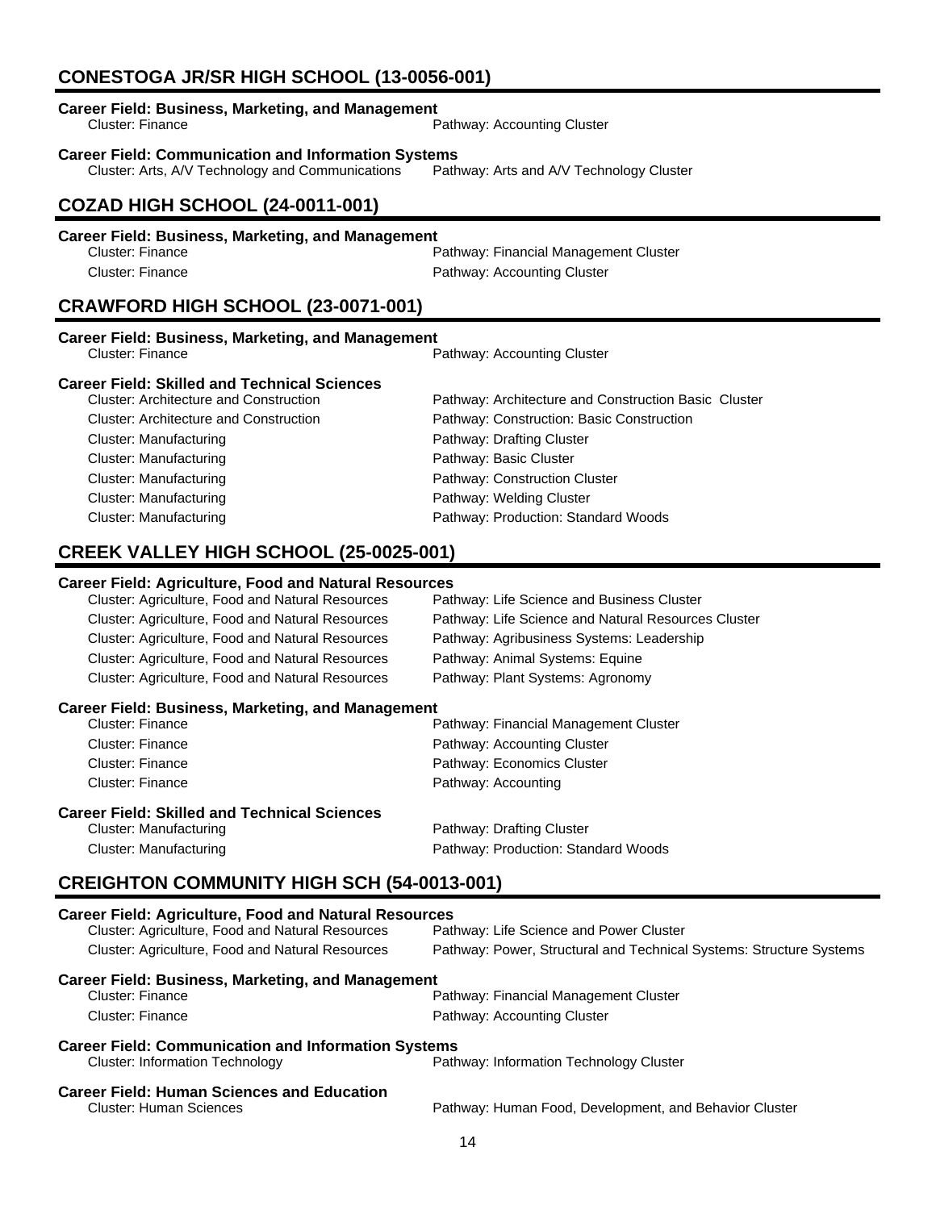## CONESTOGA JR/SR HIGH SCHOOL (13-0056-001)

**Career Field: Business, Marketing, and Management**

Cluster: Finance — Pathway: Accounting Cluster

**Career Field: Communication and Information Systems**

Cluster: Arts, A/V Technology and Communications — Pathway: Arts and A/V Technology Cluster

## COZAD HIGH SCHOOL (24-0011-001)

**Career Field: Business, Marketing, and Management**

Cluster: Finance — Pathway: Financial Management Cluster
Cluster: Finance — Pathway: Accounting Cluster

## CRAWFORD HIGH SCHOOL (23-0071-001)

**Career Field: Business, Marketing, and Management**

Cluster: Finance — Pathway: Accounting Cluster

**Career Field: Skilled and Technical Sciences**

Cluster: Architecture and Construction — Pathway: Architecture and Construction Basic Cluster
Cluster: Architecture and Construction — Pathway: Construction: Basic Construction
Cluster: Manufacturing — Pathway: Drafting Cluster
Cluster: Manufacturing — Pathway: Basic Cluster
Cluster: Manufacturing — Pathway: Construction Cluster
Cluster: Manufacturing — Pathway: Welding Cluster
Cluster: Manufacturing — Pathway: Production: Standard Woods

## CREEK VALLEY HIGH SCHOOL (25-0025-001)

**Career Field: Agriculture, Food and Natural Resources**

Cluster: Agriculture, Food and Natural Resources — Pathway: Life Science and Business Cluster
Cluster: Agriculture, Food and Natural Resources — Pathway: Life Science and Natural Resources Cluster
Cluster: Agriculture, Food and Natural Resources — Pathway: Agribusiness Systems: Leadership
Cluster: Agriculture, Food and Natural Resources — Pathway: Animal Systems: Equine
Cluster: Agriculture, Food and Natural Resources — Pathway: Plant Systems: Agronomy

**Career Field: Business, Marketing, and Management**

Cluster: Finance — Pathway: Financial Management Cluster
Cluster: Finance — Pathway: Accounting Cluster
Cluster: Finance — Pathway: Economics Cluster
Cluster: Finance — Pathway: Accounting

**Career Field: Skilled and Technical Sciences**

Cluster: Manufacturing — Pathway: Drafting Cluster
Cluster: Manufacturing — Pathway: Production: Standard Woods

## CREIGHTON COMMUNITY HIGH SCH (54-0013-001)

**Career Field: Agriculture, Food and Natural Resources**

Cluster: Agriculture, Food and Natural Resources — Pathway: Life Science and Power Cluster
Cluster: Agriculture, Food and Natural Resources — Pathway: Power, Structural and Technical Systems: Structure Systems

**Career Field: Business, Marketing, and Management**

Cluster: Finance — Pathway: Financial Management Cluster
Cluster: Finance — Pathway: Accounting Cluster

**Career Field: Communication and Information Systems**

Cluster: Information Technology — Pathway: Information Technology Cluster

**Career Field: Human Sciences and Education**

Cluster: Human Sciences — Pathway: Human Food, Development, and Behavior Cluster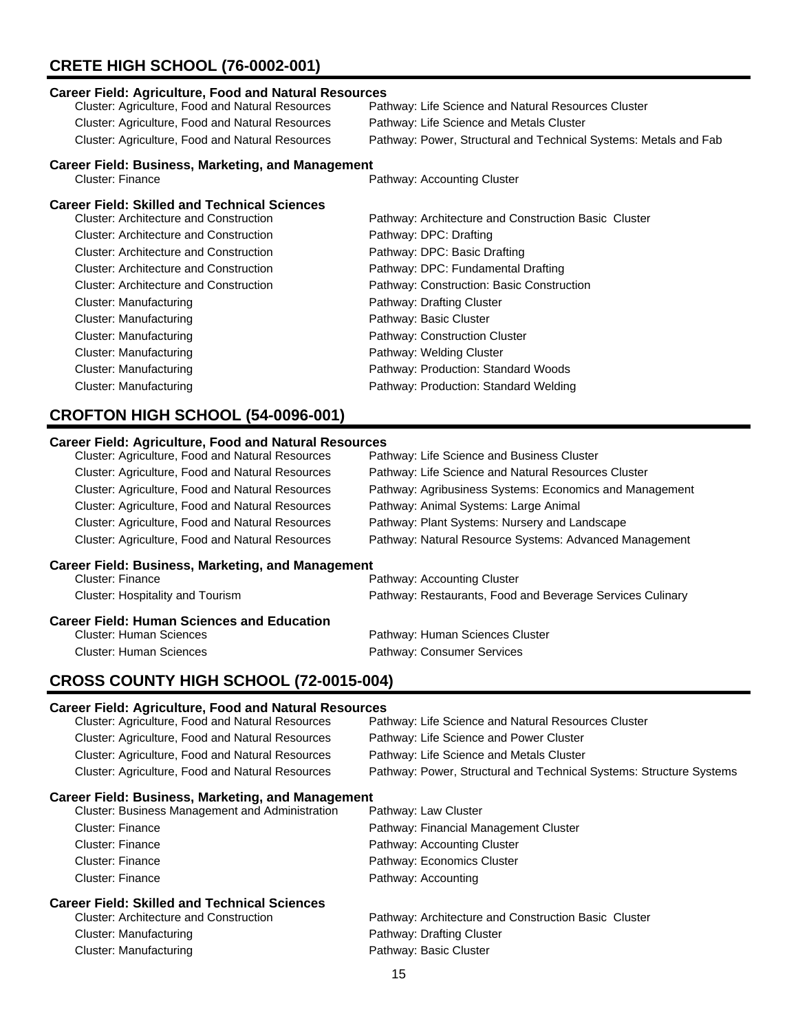## CRETE HIGH SCHOOL (76-0002-001)

### Career Field: Agriculture, Food and Natural Resources

| Cluster | Pathway |
|---|---|
| Cluster: Agriculture, Food and Natural Resources | Pathway: Life Science and Natural Resources Cluster |
| Cluster: Agriculture, Food and Natural Resources | Pathway: Life Science and Metals Cluster |
| Cluster: Agriculture, Food and Natural Resources | Pathway: Power, Structural and Technical Systems: Metals and Fab |

### Career Field: Business, Marketing, and Management

| Cluster | Pathway |
|---|---|
| Cluster: Finance | Pathway: Accounting Cluster |

### Career Field: Skilled and Technical Sciences

| Cluster | Pathway |
|---|---|
| Cluster: Architecture and Construction | Pathway: Architecture and Construction Basic Cluster |
| Cluster: Architecture and Construction | Pathway: DPC: Drafting |
| Cluster: Architecture and Construction | Pathway: DPC: Basic Drafting |
| Cluster: Architecture and Construction | Pathway: DPC: Fundamental Drafting |
| Cluster: Architecture and Construction | Pathway: Construction: Basic Construction |
| Cluster: Manufacturing | Pathway: Drafting Cluster |
| Cluster: Manufacturing | Pathway: Basic Cluster |
| Cluster: Manufacturing | Pathway: Construction Cluster |
| Cluster: Manufacturing | Pathway: Welding Cluster |
| Cluster: Manufacturing | Pathway: Production: Standard Woods |
| Cluster: Manufacturing | Pathway: Production: Standard Welding |

## CROFTON HIGH SCHOOL (54-0096-001)

### Career Field: Agriculture, Food and Natural Resources

| Cluster | Pathway |
|---|---|
| Cluster: Agriculture, Food and Natural Resources | Pathway: Life Science and Business Cluster |
| Cluster: Agriculture, Food and Natural Resources | Pathway: Life Science and Natural Resources Cluster |
| Cluster: Agriculture, Food and Natural Resources | Pathway: Agribusiness Systems: Economics and Management |
| Cluster: Agriculture, Food and Natural Resources | Pathway: Animal Systems: Large Animal |
| Cluster: Agriculture, Food and Natural Resources | Pathway: Plant Systems: Nursery and Landscape |
| Cluster: Agriculture, Food and Natural Resources | Pathway: Natural Resource Systems: Advanced Management |

### Career Field: Business, Marketing, and Management

| Cluster | Pathway |
|---|---|
| Cluster: Finance | Pathway: Accounting Cluster |
| Cluster: Hospitality and Tourism | Pathway: Restaurants, Food and Beverage Services Culinary |

### Career Field: Human Sciences and Education

| Cluster | Pathway |
|---|---|
| Cluster: Human Sciences | Pathway: Human Sciences Cluster |
| Cluster: Human Sciences | Pathway: Consumer Services |

## CROSS COUNTY HIGH SCHOOL (72-0015-004)

### Career Field: Agriculture, Food and Natural Resources

| Cluster | Pathway |
|---|---|
| Cluster: Agriculture, Food and Natural Resources | Pathway: Life Science and Natural Resources Cluster |
| Cluster: Agriculture, Food and Natural Resources | Pathway: Life Science and Power Cluster |
| Cluster: Agriculture, Food and Natural Resources | Pathway: Life Science and Metals Cluster |
| Cluster: Agriculture, Food and Natural Resources | Pathway: Power, Structural and Technical Systems: Structure Systems |

### Career Field: Business, Marketing, and Management

| Cluster | Pathway |
|---|---|
| Cluster: Business Management and Administration | Pathway: Law Cluster |
| Cluster: Finance | Pathway: Financial Management Cluster |
| Cluster: Finance | Pathway: Accounting Cluster |
| Cluster: Finance | Pathway: Economics Cluster |
| Cluster: Finance | Pathway: Accounting |

### Career Field: Skilled and Technical Sciences

| Cluster | Pathway |
|---|---|
| Cluster: Architecture and Construction | Pathway: Architecture and Construction Basic Cluster |
| Cluster: Manufacturing | Pathway: Drafting Cluster |
| Cluster: Manufacturing | Pathway: Basic Cluster |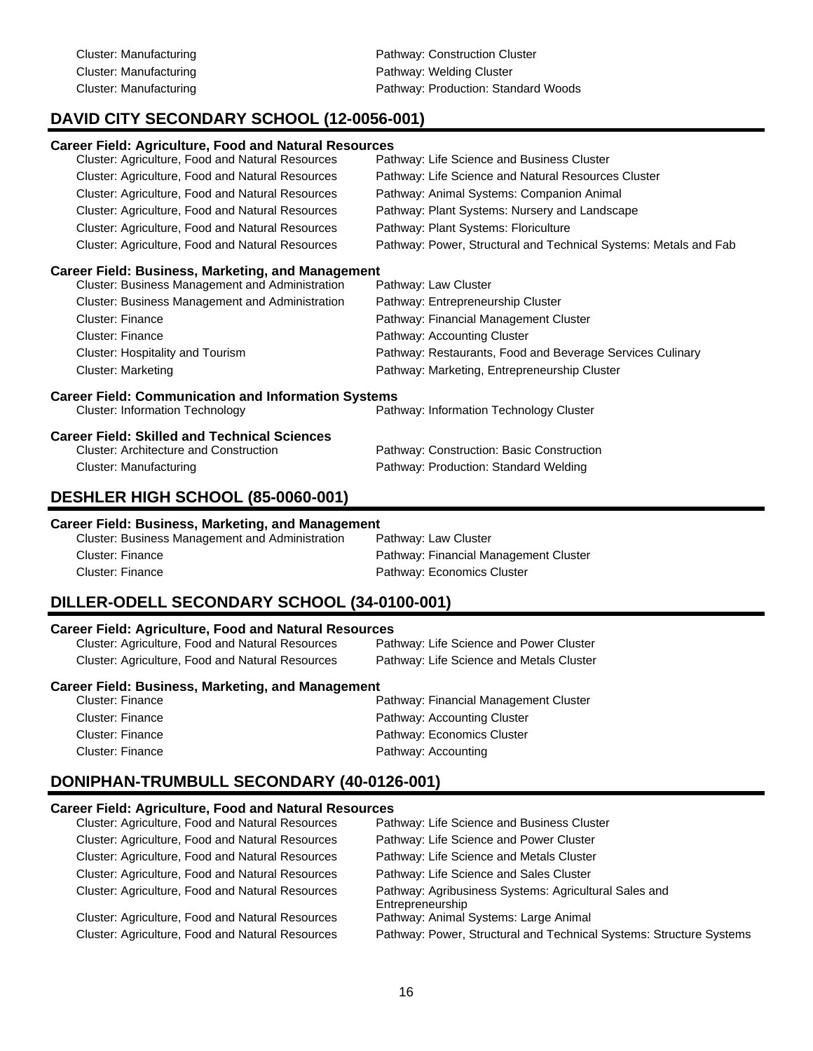Cluster: Manufacturing — Pathway: Construction Cluster
Cluster: Manufacturing — Pathway: Welding Cluster
Cluster: Manufacturing — Pathway: Production: Standard Woods

## DAVID CITY SECONDARY SCHOOL (12-0056-001)

### Career Field: Agriculture, Food and Natural Resources

| Cluster | Pathway |
|---|---|
| Cluster: Agriculture, Food and Natural Resources | Pathway: Life Science and Business Cluster |
| Cluster: Agriculture, Food and Natural Resources | Pathway: Life Science and Natural Resources Cluster |
| Cluster: Agriculture, Food and Natural Resources | Pathway: Animal Systems: Companion Animal |
| Cluster: Agriculture, Food and Natural Resources | Pathway: Plant Systems: Nursery and Landscape |
| Cluster: Agriculture, Food and Natural Resources | Pathway: Plant Systems: Floriculture |
| Cluster: Agriculture, Food and Natural Resources | Pathway: Power, Structural and Technical Systems: Metals and Fab |

### Career Field: Business, Marketing, and Management

| Cluster | Pathway |
|---|---|
| Cluster: Business Management and Administration | Pathway: Law Cluster |
| Cluster: Business Management and Administration | Pathway: Entrepreneurship Cluster |
| Cluster: Finance | Pathway: Financial Management Cluster |
| Cluster: Finance | Pathway: Accounting Cluster |
| Cluster: Hospitality and Tourism | Pathway: Restaurants, Food and Beverage Services Culinary |
| Cluster: Marketing | Pathway: Marketing, Entrepreneurship Cluster |

### Career Field: Communication and Information Systems

| Cluster | Pathway |
|---|---|
| Cluster: Information Technology | Pathway: Information Technology Cluster |

### Career Field: Skilled and Technical Sciences

| Cluster | Pathway |
|---|---|
| Cluster: Architecture and Construction | Pathway: Construction: Basic Construction |
| Cluster: Manufacturing | Pathway: Production: Standard Welding |

## DESHLER HIGH SCHOOL (85-0060-001)

### Career Field: Business, Marketing, and Management

| Cluster | Pathway |
|---|---|
| Cluster: Business Management and Administration | Pathway: Law Cluster |
| Cluster: Finance | Pathway: Financial Management Cluster |
| Cluster: Finance | Pathway: Economics Cluster |

## DILLER-ODELL SECONDARY SCHOOL (34-0100-001)

### Career Field: Agriculture, Food and Natural Resources

| Cluster | Pathway |
|---|---|
| Cluster: Agriculture, Food and Natural Resources | Pathway: Life Science and Power Cluster |
| Cluster: Agriculture, Food and Natural Resources | Pathway: Life Science and Metals Cluster |

### Career Field: Business, Marketing, and Management

| Cluster | Pathway |
|---|---|
| Cluster: Finance | Pathway: Financial Management Cluster |
| Cluster: Finance | Pathway: Accounting Cluster |
| Cluster: Finance | Pathway: Economics Cluster |
| Cluster: Finance | Pathway: Accounting |

## DONIPHAN-TRUMBULL SECONDARY (40-0126-001)

### Career Field: Agriculture, Food and Natural Resources

| Cluster | Pathway |
|---|---|
| Cluster: Agriculture, Food and Natural Resources | Pathway: Life Science and Business Cluster |
| Cluster: Agriculture, Food and Natural Resources | Pathway: Life Science and Power Cluster |
| Cluster: Agriculture, Food and Natural Resources | Pathway: Life Science and Metals Cluster |
| Cluster: Agriculture, Food and Natural Resources | Pathway: Life Science and Sales Cluster |
| Cluster: Agriculture, Food and Natural Resources | Pathway: Agribusiness Systems: Agricultural Sales and Entrepreneurship |
| Cluster: Agriculture, Food and Natural Resources | Pathway: Animal Systems: Large Animal |
| Cluster: Agriculture, Food and Natural Resources | Pathway: Power, Structural and Technical Systems: Structure Systems |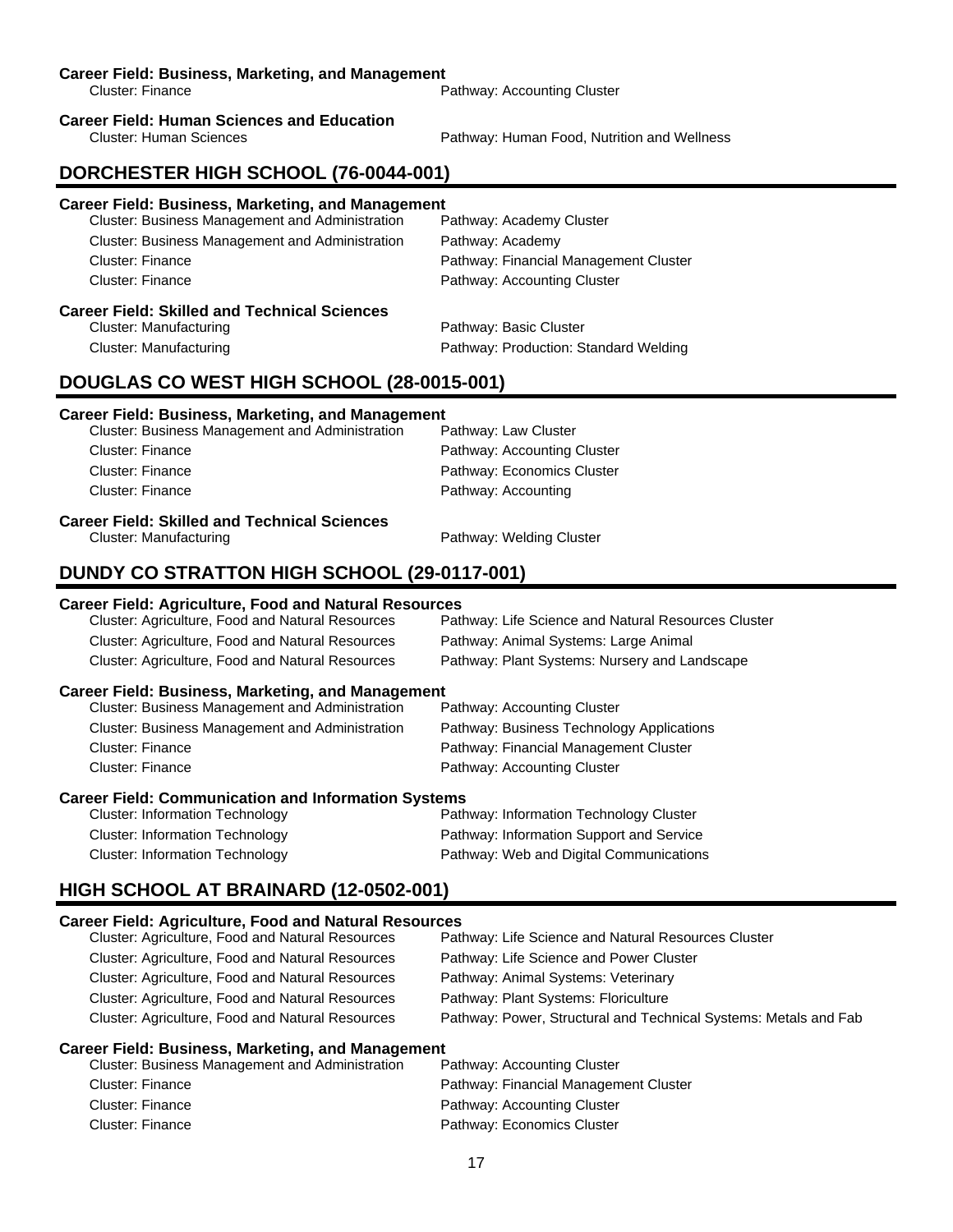**Career Field: Business, Marketing, and Management**

| Cluster | Pathway |
|---|---|
| Cluster: Finance | Pathway: Accounting Cluster |

**Career Field: Human Sciences and Education**

| Cluster | Pathway |
|---|---|
| Cluster: Human Sciences | Pathway: Human Food, Nutrition and Wellness |

## DORCHESTER HIGH SCHOOL (76-0044-001)

**Career Field: Business, Marketing, and Management**

| Cluster | Pathway |
|---|---|
| Cluster: Business Management and Administration | Pathway: Academy Cluster |
| Cluster: Business Management and Administration | Pathway: Academy |
| Cluster: Finance | Pathway: Financial Management Cluster |
| Cluster: Finance | Pathway: Accounting Cluster |

**Career Field: Skilled and Technical Sciences**

| Cluster | Pathway |
|---|---|
| Cluster: Manufacturing | Pathway: Basic Cluster |
| Cluster: Manufacturing | Pathway: Production: Standard Welding |

## DOUGLAS CO WEST HIGH SCHOOL (28-0015-001)

**Career Field: Business, Marketing, and Management**

| Cluster | Pathway |
|---|---|
| Cluster: Business Management and Administration | Pathway: Law Cluster |
| Cluster: Finance | Pathway: Accounting Cluster |
| Cluster: Finance | Pathway: Economics Cluster |
| Cluster: Finance | Pathway: Accounting |

**Career Field: Skilled and Technical Sciences**

| Cluster | Pathway |
|---|---|
| Cluster: Manufacturing | Pathway: Welding Cluster |

## DUNDY CO STRATTON HIGH SCHOOL (29-0117-001)

**Career Field: Agriculture, Food and Natural Resources**

| Cluster | Pathway |
|---|---|
| Cluster: Agriculture, Food and Natural Resources | Pathway: Life Science and Natural Resources Cluster |
| Cluster: Agriculture, Food and Natural Resources | Pathway: Animal Systems: Large Animal |
| Cluster: Agriculture, Food and Natural Resources | Pathway: Plant Systems: Nursery and Landscape |

**Career Field: Business, Marketing, and Management**

| Cluster | Pathway |
|---|---|
| Cluster: Business Management and Administration | Pathway: Accounting Cluster |
| Cluster: Business Management and Administration | Pathway: Business Technology Applications |
| Cluster: Finance | Pathway: Financial Management Cluster |
| Cluster: Finance | Pathway: Accounting Cluster |

**Career Field: Communication and Information Systems**

| Cluster | Pathway |
|---|---|
| Cluster: Information Technology | Pathway: Information Technology Cluster |
| Cluster: Information Technology | Pathway: Information Support and Service |
| Cluster: Information Technology | Pathway: Web and Digital Communications |

## HIGH SCHOOL AT BRAINARD (12-0502-001)

**Career Field: Agriculture, Food and Natural Resources**

| Cluster | Pathway |
|---|---|
| Cluster: Agriculture, Food and Natural Resources | Pathway: Life Science and Natural Resources Cluster |
| Cluster: Agriculture, Food and Natural Resources | Pathway: Life Science and Power Cluster |
| Cluster: Agriculture, Food and Natural Resources | Pathway: Animal Systems: Veterinary |
| Cluster: Agriculture, Food and Natural Resources | Pathway: Plant Systems: Floriculture |
| Cluster: Agriculture, Food and Natural Resources | Pathway: Power, Structural and Technical Systems: Metals and Fab |

**Career Field: Business, Marketing, and Management**

| Cluster | Pathway |
|---|---|
| Cluster: Business Management and Administration | Pathway: Accounting Cluster |
| Cluster: Finance | Pathway: Financial Management Cluster |
| Cluster: Finance | Pathway: Accounting Cluster |
| Cluster: Finance | Pathway: Economics Cluster |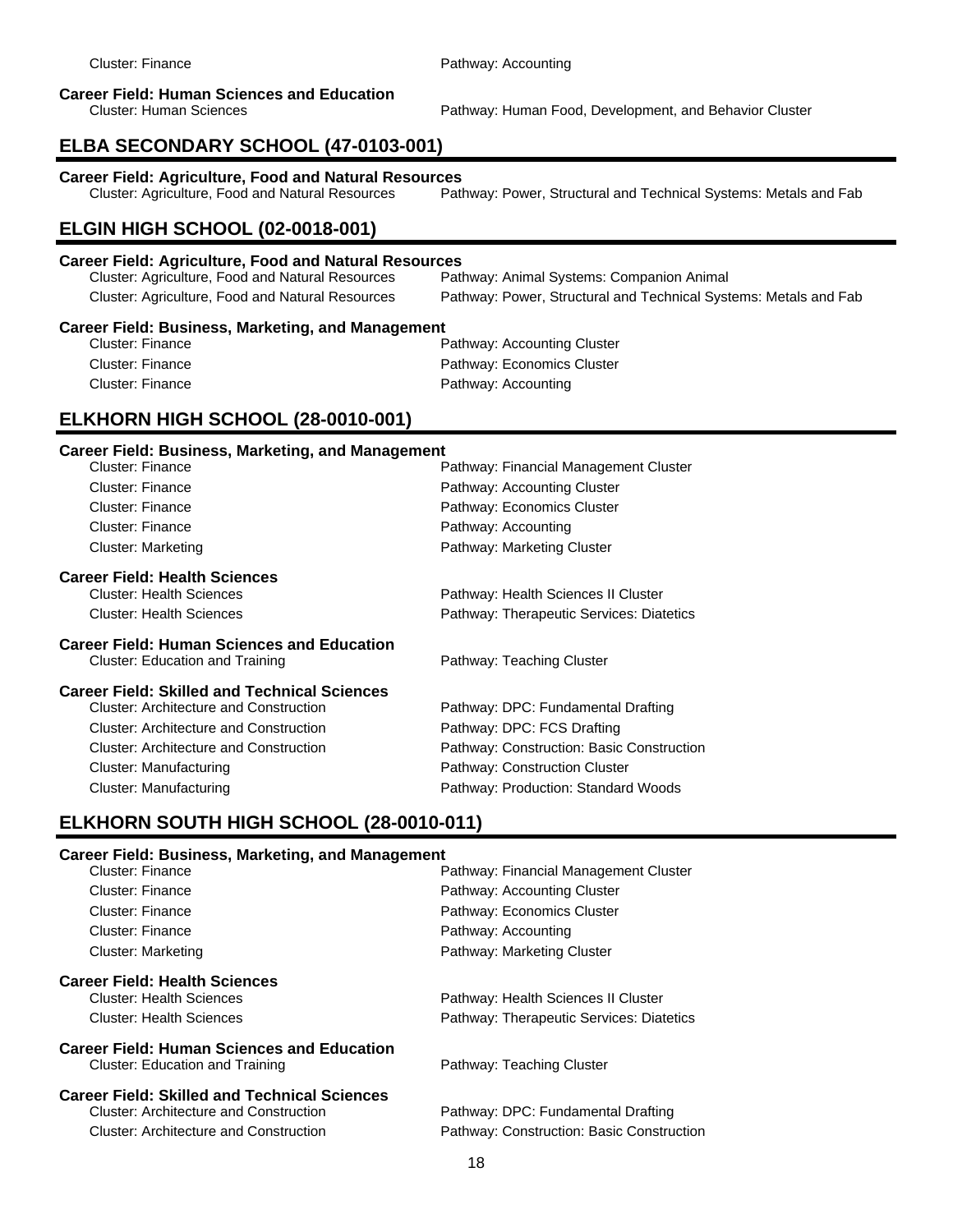Cluster: Finance — Pathway: Accounting

**Career Field: Human Sciences and Education**

Cluster: Human Sciences — Pathway: Human Food, Development, and Behavior Cluster

## ELBA SECONDARY SCHOOL (47-0103-001)

**Career Field: Agriculture, Food and Natural Resources**

Cluster: Agriculture, Food and Natural Resources — Pathway: Power, Structural and Technical Systems: Metals and Fab

## ELGIN HIGH SCHOOL (02-0018-001)

**Career Field: Agriculture, Food and Natural Resources**

Cluster: Agriculture, Food and Natural Resources — Pathway: Animal Systems: Companion Animal
Cluster: Agriculture, Food and Natural Resources — Pathway: Power, Structural and Technical Systems: Metals and Fab

**Career Field: Business, Marketing, and Management**

Cluster: Finance — Pathway: Accounting Cluster
Cluster: Finance — Pathway: Economics Cluster
Cluster: Finance — Pathway: Accounting

## ELKHORN HIGH SCHOOL (28-0010-001)

**Career Field: Business, Marketing, and Management**

Cluster: Finance — Pathway: Financial Management Cluster
Cluster: Finance — Pathway: Accounting Cluster
Cluster: Finance — Pathway: Economics Cluster
Cluster: Finance — Pathway: Accounting
Cluster: Marketing — Pathway: Marketing Cluster

**Career Field: Health Sciences**

Cluster: Health Sciences — Pathway: Health Sciences II Cluster
Cluster: Health Sciences — Pathway: Therapeutic Services: Diatetics

**Career Field: Human Sciences and Education**

Cluster: Education and Training — Pathway: Teaching Cluster

**Career Field: Skilled and Technical Sciences**

Cluster: Architecture and Construction — Pathway: DPC: Fundamental Drafting
Cluster: Architecture and Construction — Pathway: DPC: FCS Drafting
Cluster: Architecture and Construction — Pathway: Construction: Basic Construction
Cluster: Manufacturing — Pathway: Construction Cluster
Cluster: Manufacturing — Pathway: Production: Standard Woods

## ELKHORN SOUTH HIGH SCHOOL (28-0010-011)

**Career Field: Business, Marketing, and Management**

Cluster: Finance — Pathway: Financial Management Cluster
Cluster: Finance — Pathway: Accounting Cluster
Cluster: Finance — Pathway: Economics Cluster
Cluster: Finance — Pathway: Accounting
Cluster: Marketing — Pathway: Marketing Cluster

**Career Field: Health Sciences**

Cluster: Health Sciences — Pathway: Health Sciences II Cluster
Cluster: Health Sciences — Pathway: Therapeutic Services: Diatetics

**Career Field: Human Sciences and Education**

Cluster: Education and Training — Pathway: Teaching Cluster

**Career Field: Skilled and Technical Sciences**

Cluster: Architecture and Construction — Pathway: DPC: Fundamental Drafting
Cluster: Architecture and Construction — Pathway: Construction: Basic Construction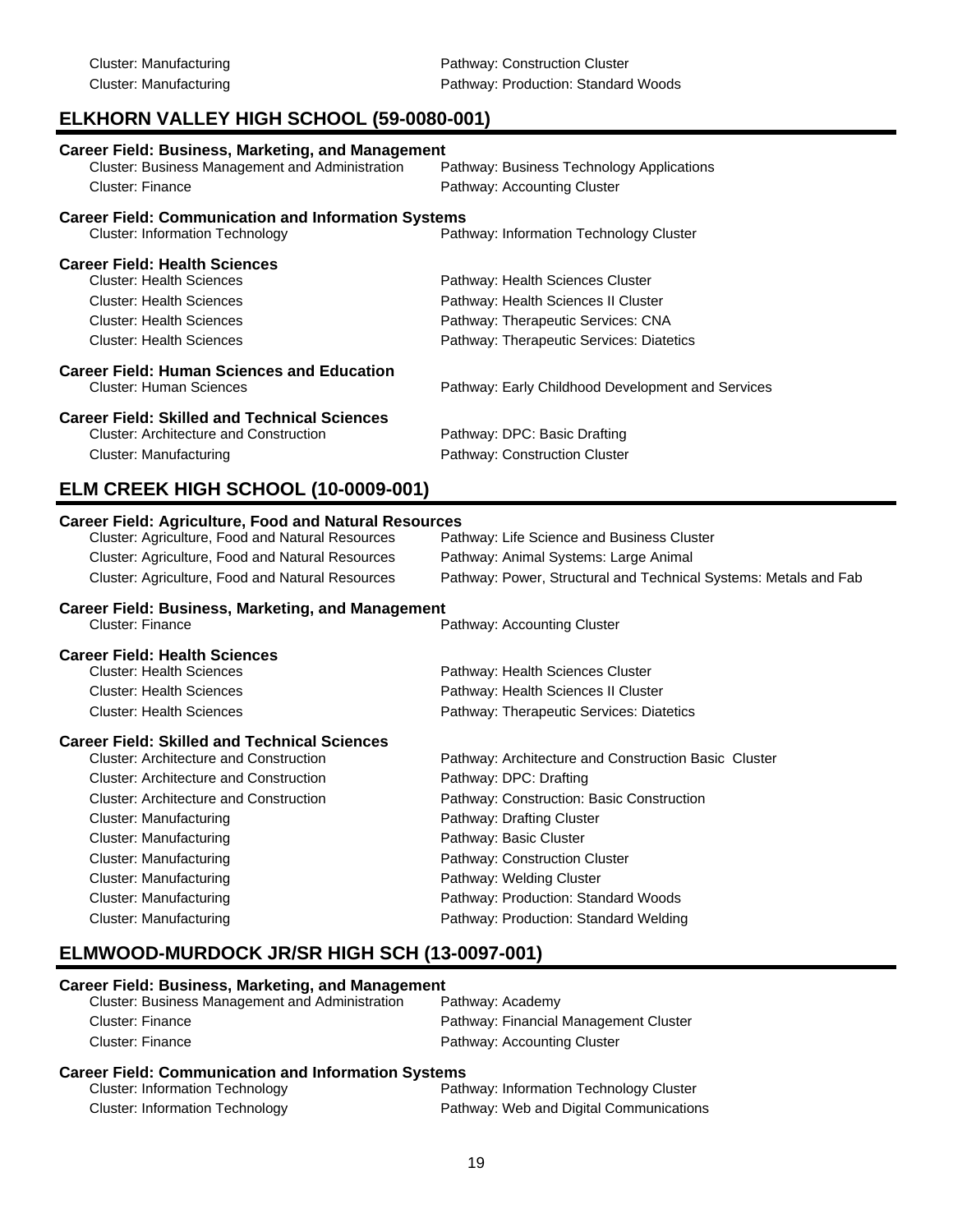| | |
|---|---|
| Cluster: Manufacturing | Pathway: Construction Cluster |
| Cluster: Manufacturing | Pathway: Production: Standard Woods |

## ELKHORN VALLEY HIGH SCHOOL (59-0080-001)

**Career Field: Business, Marketing, and Management**

| | |
|---|---|
| Cluster: Business Management and Administration | Pathway: Business Technology Applications |
| Cluster: Finance | Pathway: Accounting Cluster |

**Career Field: Communication and Information Systems**

| | |
|---|---|
| Cluster: Information Technology | Pathway: Information Technology Cluster |

**Career Field: Health Sciences**

| | |
|---|---|
| Cluster: Health Sciences | Pathway: Health Sciences Cluster |
| Cluster: Health Sciences | Pathway: Health Sciences II Cluster |
| Cluster: Health Sciences | Pathway: Therapeutic Services: CNA |
| Cluster: Health Sciences | Pathway: Therapeutic Services: Diatetics |

**Career Field: Human Sciences and Education**

| | |
|---|---|
| Cluster: Human Sciences | Pathway: Early Childhood Development and Services |

**Career Field: Skilled and Technical Sciences**

| | |
|---|---|
| Cluster: Architecture and Construction | Pathway: DPC: Basic Drafting |
| Cluster: Manufacturing | Pathway: Construction Cluster |

## ELM CREEK HIGH SCHOOL (10-0009-001)

**Career Field: Agriculture, Food and Natural Resources**

| | |
|---|---|
| Cluster: Agriculture, Food and Natural Resources | Pathway: Life Science and Business Cluster |
| Cluster: Agriculture, Food and Natural Resources | Pathway: Animal Systems: Large Animal |
| Cluster: Agriculture, Food and Natural Resources | Pathway: Power, Structural and Technical Systems: Metals and Fab |

**Career Field: Business, Marketing, and Management**

| | |
|---|---|
| Cluster: Finance | Pathway: Accounting Cluster |

**Career Field: Health Sciences**

| | |
|---|---|
| Cluster: Health Sciences | Pathway: Health Sciences Cluster |
| Cluster: Health Sciences | Pathway: Health Sciences II Cluster |
| Cluster: Health Sciences | Pathway: Therapeutic Services: Diatetics |

**Career Field: Skilled and Technical Sciences**

| | |
|---|---|
| Cluster: Architecture and Construction | Pathway: Architecture and Construction Basic Cluster |
| Cluster: Architecture and Construction | Pathway: DPC: Drafting |
| Cluster: Architecture and Construction | Pathway: Construction: Basic Construction |
| Cluster: Manufacturing | Pathway: Drafting Cluster |
| Cluster: Manufacturing | Pathway: Basic Cluster |
| Cluster: Manufacturing | Pathway: Construction Cluster |
| Cluster: Manufacturing | Pathway: Welding Cluster |
| Cluster: Manufacturing | Pathway: Production: Standard Woods |
| Cluster: Manufacturing | Pathway: Production: Standard Welding |

## ELMWOOD-MURDOCK JR/SR HIGH SCH (13-0097-001)

**Career Field: Business, Marketing, and Management**

| | |
|---|---|
| Cluster: Business Management and Administration | Pathway: Academy |
| Cluster: Finance | Pathway: Financial Management Cluster |
| Cluster: Finance | Pathway: Accounting Cluster |

**Career Field: Communication and Information Systems**

| | |
|---|---|
| Cluster: Information Technology | Pathway: Information Technology Cluster |
| Cluster: Information Technology | Pathway: Web and Digital Communications |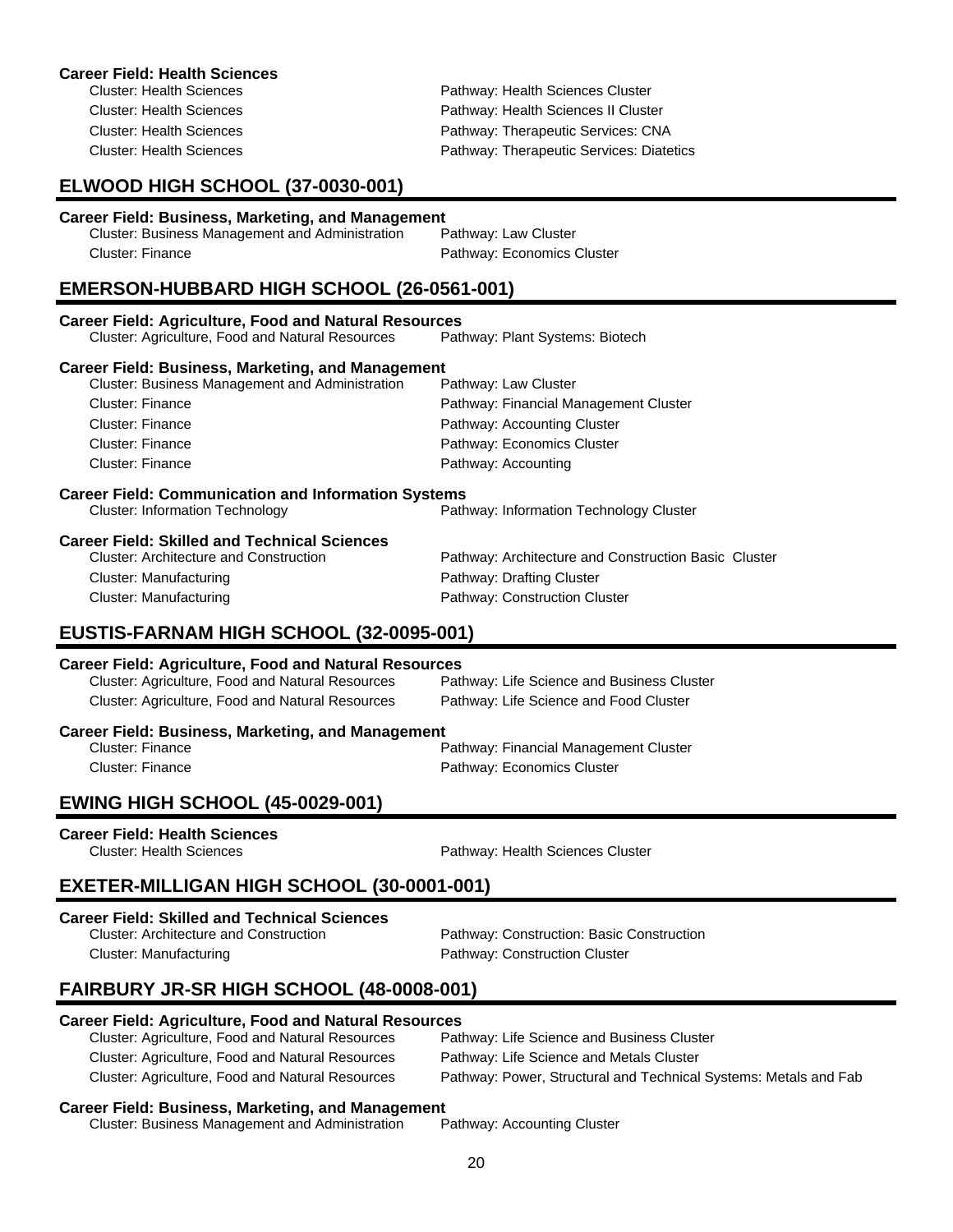**Career Field: Health Sciences**

| Cluster | Pathway |
|---|---|
| Cluster: Health Sciences | Pathway: Health Sciences Cluster |
| Cluster: Health Sciences | Pathway: Health Sciences II Cluster |
| Cluster: Health Sciences | Pathway: Therapeutic Services: CNA |
| Cluster: Health Sciences | Pathway: Therapeutic Services: Diatetics |

## ELWOOD HIGH SCHOOL (37-0030-001)

**Career Field: Business, Marketing, and Management**

| Cluster | Pathway |
|---|---|
| Cluster: Business Management and Administration | Pathway: Law Cluster |
| Cluster: Finance | Pathway: Economics Cluster |

## EMERSON-HUBBARD HIGH SCHOOL (26-0561-001)

**Career Field: Agriculture, Food and Natural Resources**

| Cluster | Pathway |
|---|---|
| Cluster: Agriculture, Food and Natural Resources | Pathway: Plant Systems: Biotech |

**Career Field: Business, Marketing, and Management**

| Cluster | Pathway |
|---|---|
| Cluster: Business Management and Administration | Pathway: Law Cluster |
| Cluster: Finance | Pathway: Financial Management Cluster |
| Cluster: Finance | Pathway: Accounting Cluster |
| Cluster: Finance | Pathway: Economics Cluster |
| Cluster: Finance | Pathway: Accounting |

**Career Field: Communication and Information Systems**

| Cluster | Pathway |
|---|---|
| Cluster: Information Technology | Pathway: Information Technology Cluster |

**Career Field: Skilled and Technical Sciences**

| Cluster | Pathway |
|---|---|
| Cluster: Architecture and Construction | Pathway: Architecture and Construction Basic Cluster |
| Cluster: Manufacturing | Pathway: Drafting Cluster |
| Cluster: Manufacturing | Pathway: Construction Cluster |

## EUSTIS-FARNAM HIGH SCHOOL (32-0095-001)

**Career Field: Agriculture, Food and Natural Resources**

| Cluster | Pathway |
|---|---|
| Cluster: Agriculture, Food and Natural Resources | Pathway: Life Science and Business Cluster |
| Cluster: Agriculture, Food and Natural Resources | Pathway: Life Science and Food Cluster |

**Career Field: Business, Marketing, and Management**

| Cluster | Pathway |
|---|---|
| Cluster: Finance | Pathway: Financial Management Cluster |
| Cluster: Finance | Pathway: Economics Cluster |

## EWING HIGH SCHOOL (45-0029-001)

**Career Field: Health Sciences**

| Cluster | Pathway |
|---|---|
| Cluster: Health Sciences | Pathway: Health Sciences Cluster |

## EXETER-MILLIGAN HIGH SCHOOL (30-0001-001)

**Career Field: Skilled and Technical Sciences**

| Cluster | Pathway |
|---|---|
| Cluster: Architecture and Construction | Pathway: Construction: Basic Construction |
| Cluster: Manufacturing | Pathway: Construction Cluster |

## FAIRBURY JR-SR HIGH SCHOOL (48-0008-001)

**Career Field: Agriculture, Food and Natural Resources**

| Cluster | Pathway |
|---|---|
| Cluster: Agriculture, Food and Natural Resources | Pathway: Life Science and Business Cluster |
| Cluster: Agriculture, Food and Natural Resources | Pathway: Life Science and Metals Cluster |
| Cluster: Agriculture, Food and Natural Resources | Pathway: Power, Structural and Technical Systems: Metals and Fab |

**Career Field: Business, Marketing, and Management**

| Cluster | Pathway |
|---|---|
| Cluster: Business Management and Administration | Pathway: Accounting Cluster |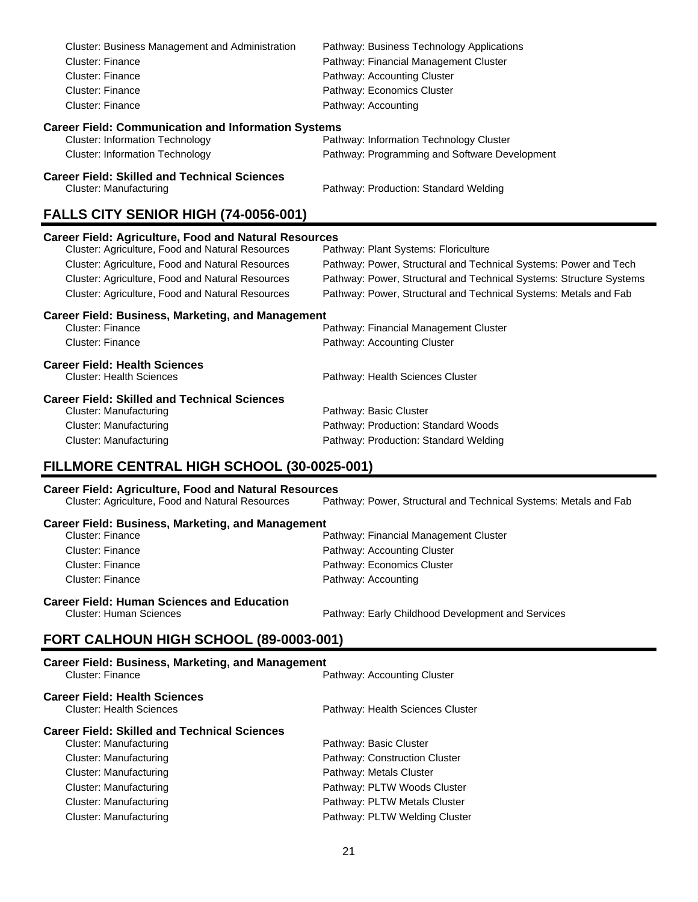Cluster: Business Management and Administration — Pathway: Business Technology Applications
Cluster: Finance — Pathway: Financial Management Cluster
Cluster: Finance — Pathway: Accounting Cluster
Cluster: Finance — Pathway: Economics Cluster
Cluster: Finance — Pathway: Accounting

**Career Field: Communication and Information Systems**

Cluster: Information Technology — Pathway: Information Technology Cluster
Cluster: Information Technology — Pathway: Programming and Software Development

**Career Field: Skilled and Technical Sciences**

Cluster: Manufacturing — Pathway: Production: Standard Welding

## FALLS CITY SENIOR HIGH (74-0056-001)

**Career Field: Agriculture, Food and Natural Resources**

Cluster: Agriculture, Food and Natural Resources — Pathway: Plant Systems: Floriculture
Cluster: Agriculture, Food and Natural Resources — Pathway: Power, Structural and Technical Systems: Power and Tech
Cluster: Agriculture, Food and Natural Resources — Pathway: Power, Structural and Technical Systems: Structure Systems
Cluster: Agriculture, Food and Natural Resources — Pathway: Power, Structural and Technical Systems: Metals and Fab

**Career Field: Business, Marketing, and Management**

Cluster: Finance — Pathway: Financial Management Cluster
Cluster: Finance — Pathway: Accounting Cluster

**Career Field: Health Sciences**

Cluster: Health Sciences — Pathway: Health Sciences Cluster

**Career Field: Skilled and Technical Sciences**

Cluster: Manufacturing — Pathway: Basic Cluster
Cluster: Manufacturing — Pathway: Production: Standard Woods
Cluster: Manufacturing — Pathway: Production: Standard Welding

## FILLMORE CENTRAL HIGH SCHOOL (30-0025-001)

**Career Field: Agriculture, Food and Natural Resources**

Cluster: Agriculture, Food and Natural Resources — Pathway: Power, Structural and Technical Systems: Metals and Fab

**Career Field: Business, Marketing, and Management**

Cluster: Finance — Pathway: Financial Management Cluster
Cluster: Finance — Pathway: Accounting Cluster
Cluster: Finance — Pathway: Economics Cluster
Cluster: Finance — Pathway: Accounting

**Career Field: Human Sciences and Education**

Cluster: Human Sciences — Pathway: Early Childhood Development and Services

## FORT CALHOUN HIGH SCHOOL (89-0003-001)

**Career Field: Business, Marketing, and Management**

Cluster: Finance — Pathway: Accounting Cluster

**Career Field: Health Sciences**

Cluster: Health Sciences — Pathway: Health Sciences Cluster

**Career Field: Skilled and Technical Sciences**

Cluster: Manufacturing — Pathway: Basic Cluster
Cluster: Manufacturing — Pathway: Construction Cluster
Cluster: Manufacturing — Pathway: Metals Cluster
Cluster: Manufacturing — Pathway: PLTW Woods Cluster
Cluster: Manufacturing — Pathway: PLTW Metals Cluster
Cluster: Manufacturing — Pathway: PLTW Welding Cluster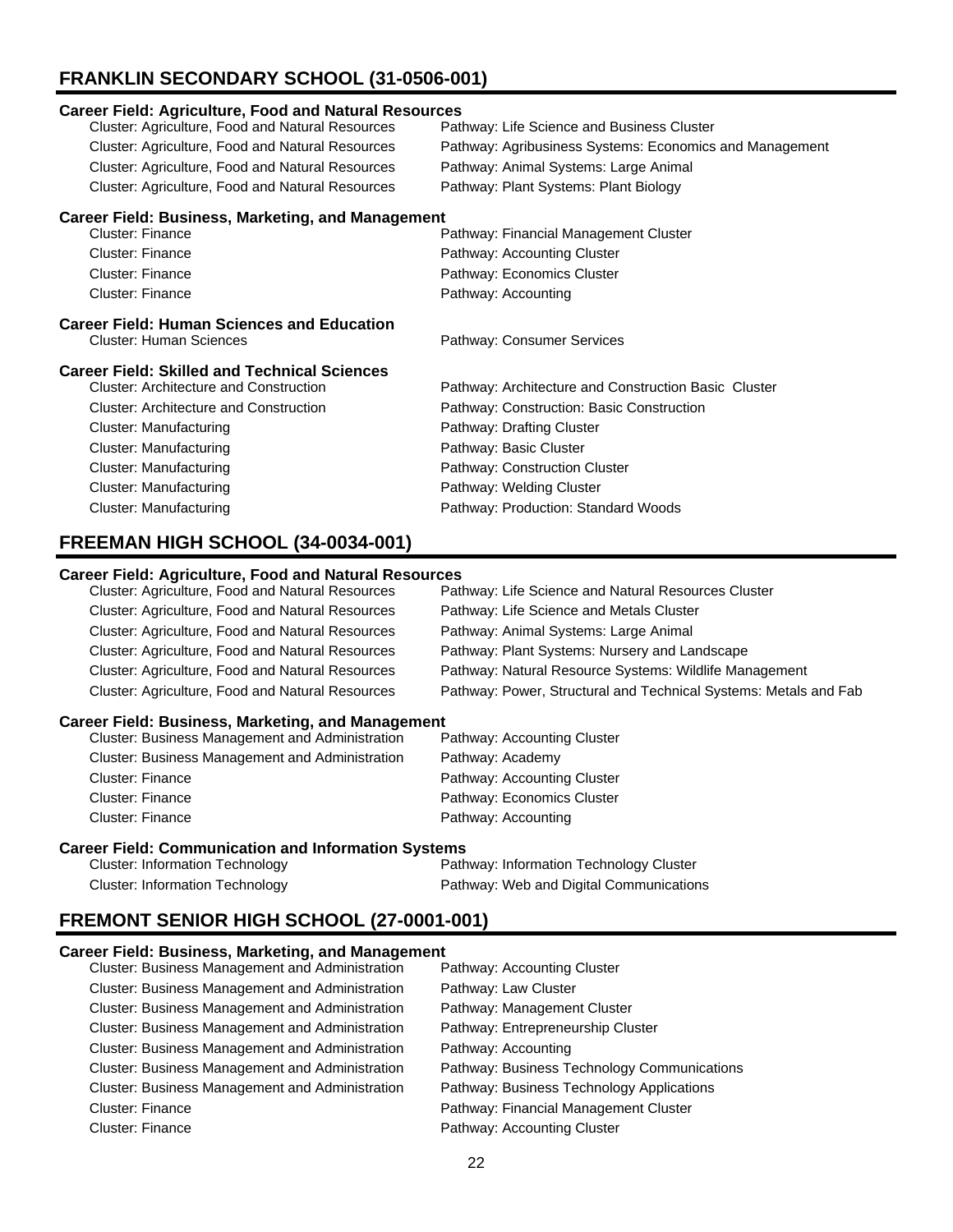## FRANKLIN SECONDARY SCHOOL (31-0506-001)

### Career Field: Agriculture, Food and Natural Resources

| Cluster | Pathway |
|---|---|
| Cluster: Agriculture, Food and Natural Resources | Pathway: Life Science and Business Cluster |
| Cluster: Agriculture, Food and Natural Resources | Pathway: Agribusiness Systems: Economics and Management |
| Cluster: Agriculture, Food and Natural Resources | Pathway: Animal Systems: Large Animal |
| Cluster: Agriculture, Food and Natural Resources | Pathway: Plant Systems: Plant Biology |

### Career Field: Business, Marketing, and Management

| Cluster | Pathway |
|---|---|
| Cluster: Finance | Pathway: Financial Management Cluster |
| Cluster: Finance | Pathway: Accounting Cluster |
| Cluster: Finance | Pathway: Economics Cluster |
| Cluster: Finance | Pathway: Accounting |

### Career Field: Human Sciences and Education

| Cluster | Pathway |
|---|---|
| Cluster: Human Sciences | Pathway: Consumer Services |

### Career Field: Skilled and Technical Sciences

| Cluster | Pathway |
|---|---|
| Cluster: Architecture and Construction | Pathway: Architecture and Construction Basic Cluster |
| Cluster: Architecture and Construction | Pathway: Construction: Basic Construction |
| Cluster: Manufacturing | Pathway: Drafting Cluster |
| Cluster: Manufacturing | Pathway: Basic Cluster |
| Cluster: Manufacturing | Pathway: Construction Cluster |
| Cluster: Manufacturing | Pathway: Welding Cluster |
| Cluster: Manufacturing | Pathway: Production: Standard Woods |

## FREEMAN HIGH SCHOOL (34-0034-001)

### Career Field: Agriculture, Food and Natural Resources

| Cluster | Pathway |
|---|---|
| Cluster: Agriculture, Food and Natural Resources | Pathway: Life Science and Natural Resources Cluster |
| Cluster: Agriculture, Food and Natural Resources | Pathway: Life Science and Metals Cluster |
| Cluster: Agriculture, Food and Natural Resources | Pathway: Animal Systems: Large Animal |
| Cluster: Agriculture, Food and Natural Resources | Pathway: Plant Systems: Nursery and Landscape |
| Cluster: Agriculture, Food and Natural Resources | Pathway: Natural Resource Systems: Wildlife Management |
| Cluster: Agriculture, Food and Natural Resources | Pathway: Power, Structural and Technical Systems: Metals and Fab |

### Career Field: Business, Marketing, and Management

| Cluster | Pathway |
|---|---|
| Cluster: Business Management and Administration | Pathway: Accounting Cluster |
| Cluster: Business Management and Administration | Pathway: Academy |
| Cluster: Finance | Pathway: Accounting Cluster |
| Cluster: Finance | Pathway: Economics Cluster |
| Cluster: Finance | Pathway: Accounting |

### Career Field: Communication and Information Systems

| Cluster | Pathway |
|---|---|
| Cluster: Information Technology | Pathway: Information Technology Cluster |
| Cluster: Information Technology | Pathway: Web and Digital Communications |

## FREMONT SENIOR HIGH SCHOOL (27-0001-001)

### Career Field: Business, Marketing, and Management

| Cluster | Pathway |
|---|---|
| Cluster: Business Management and Administration | Pathway: Accounting Cluster |
| Cluster: Business Management and Administration | Pathway: Law Cluster |
| Cluster: Business Management and Administration | Pathway: Management Cluster |
| Cluster: Business Management and Administration | Pathway: Entrepreneurship Cluster |
| Cluster: Business Management and Administration | Pathway: Accounting |
| Cluster: Business Management and Administration | Pathway: Business Technology Communications |
| Cluster: Business Management and Administration | Pathway: Business Technology Applications |
| Cluster: Finance | Pathway: Financial Management Cluster |
| Cluster: Finance | Pathway: Accounting Cluster |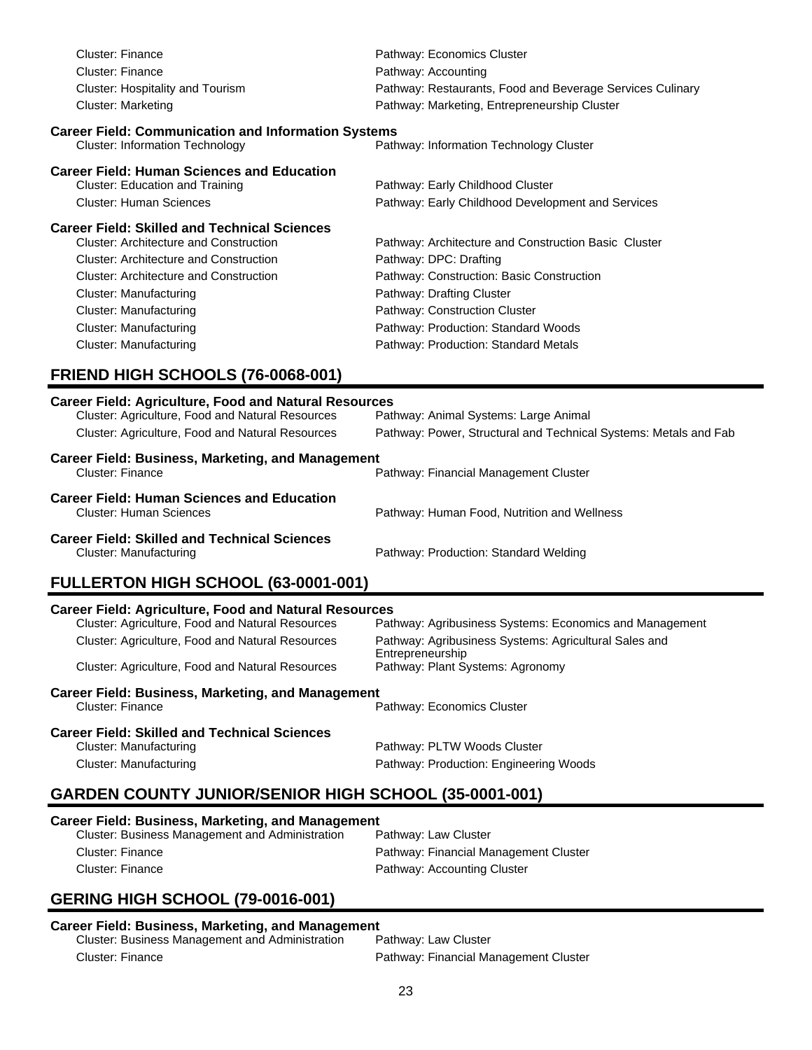Cluster: Finance — Pathway: Economics Cluster
Cluster: Finance — Pathway: Accounting
Cluster: Hospitality and Tourism — Pathway: Restaurants, Food and Beverage Services Culinary
Cluster: Marketing — Pathway: Marketing, Entrepreneurship Cluster

**Career Field: Communication and Information Systems**

Cluster: Information Technology — Pathway: Information Technology Cluster

**Career Field: Human Sciences and Education**

Cluster: Education and Training — Pathway: Early Childhood Cluster
Cluster: Human Sciences — Pathway: Early Childhood Development and Services

**Career Field: Skilled and Technical Sciences**

Cluster: Architecture and Construction — Pathway: Architecture and Construction Basic Cluster
Cluster: Architecture and Construction — Pathway: DPC: Drafting
Cluster: Architecture and Construction — Pathway: Construction: Basic Construction
Cluster: Manufacturing — Pathway: Drafting Cluster
Cluster: Manufacturing — Pathway: Construction Cluster
Cluster: Manufacturing — Pathway: Production: Standard Woods
Cluster: Manufacturing — Pathway: Production: Standard Metals

## FRIEND HIGH SCHOOLS (76-0068-001)

**Career Field: Agriculture, Food and Natural Resources**

Cluster: Agriculture, Food and Natural Resources — Pathway: Animal Systems: Large Animal
Cluster: Agriculture, Food and Natural Resources — Pathway: Power, Structural and Technical Systems: Metals and Fab

**Career Field: Business, Marketing, and Management**

Cluster: Finance — Pathway: Financial Management Cluster

**Career Field: Human Sciences and Education**

Cluster: Human Sciences — Pathway: Human Food, Nutrition and Wellness

**Career Field: Skilled and Technical Sciences**

Cluster: Manufacturing — Pathway: Production: Standard Welding

## FULLERTON HIGH SCHOOL (63-0001-001)

**Career Field: Agriculture, Food and Natural Resources**

Cluster: Agriculture, Food and Natural Resources — Pathway: Agribusiness Systems: Economics and Management
Cluster: Agriculture, Food and Natural Resources — Pathway: Agribusiness Systems: Agricultural Sales and Entrepreneurship
Cluster: Agriculture, Food and Natural Resources — Pathway: Plant Systems: Agronomy

**Career Field: Business, Marketing, and Management**

Cluster: Finance — Pathway: Economics Cluster

**Career Field: Skilled and Technical Sciences**

Cluster: Manufacturing — Pathway: PLTW Woods Cluster
Cluster: Manufacturing — Pathway: Production: Engineering Woods

## GARDEN COUNTY JUNIOR/SENIOR HIGH SCHOOL (35-0001-001)

**Career Field: Business, Marketing, and Management**

Cluster: Business Management and Administration — Pathway: Law Cluster
Cluster: Finance — Pathway: Financial Management Cluster
Cluster: Finance — Pathway: Accounting Cluster

## GERING HIGH SCHOOL (79-0016-001)

**Career Field: Business, Marketing, and Management**

Cluster: Business Management and Administration — Pathway: Law Cluster
Cluster: Finance — Pathway: Financial Management Cluster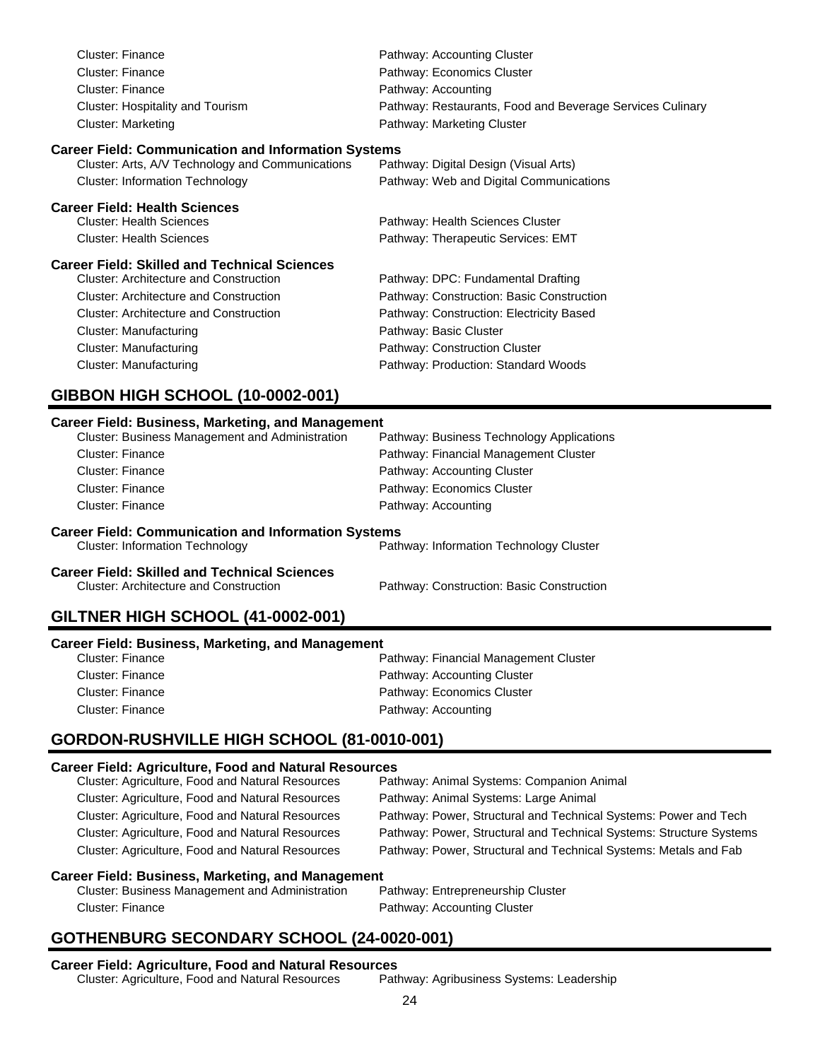Cluster: Finance — Pathway: Accounting Cluster
Cluster: Finance — Pathway: Economics Cluster
Cluster: Finance — Pathway: Accounting
Cluster: Hospitality and Tourism — Pathway: Restaurants, Food and Beverage Services Culinary
Cluster: Marketing — Pathway: Marketing Cluster

**Career Field: Communication and Information Systems**

Cluster: Arts, A/V Technology and Communications — Pathway: Digital Design (Visual Arts)
Cluster: Information Technology — Pathway: Web and Digital Communications

**Career Field: Health Sciences**

Cluster: Health Sciences — Pathway: Health Sciences Cluster
Cluster: Health Sciences — Pathway: Therapeutic Services: EMT

**Career Field: Skilled and Technical Sciences**

Cluster: Architecture and Construction — Pathway: DPC: Fundamental Drafting
Cluster: Architecture and Construction — Pathway: Construction: Basic Construction
Cluster: Architecture and Construction — Pathway: Construction: Electricity Based
Cluster: Manufacturing — Pathway: Basic Cluster
Cluster: Manufacturing — Pathway: Construction Cluster
Cluster: Manufacturing — Pathway: Production: Standard Woods

## GIBBON HIGH SCHOOL (10-0002-001)

**Career Field: Business, Marketing, and Management**

Cluster: Business Management and Administration — Pathway: Business Technology Applications
Cluster: Finance — Pathway: Financial Management Cluster
Cluster: Finance — Pathway: Accounting Cluster
Cluster: Finance — Pathway: Economics Cluster
Cluster: Finance — Pathway: Accounting

**Career Field: Communication and Information Systems**

Cluster: Information Technology — Pathway: Information Technology Cluster

**Career Field: Skilled and Technical Sciences**

Cluster: Architecture and Construction — Pathway: Construction: Basic Construction

## GILTNER HIGH SCHOOL (41-0002-001)

**Career Field: Business, Marketing, and Management**

Cluster: Finance — Pathway: Financial Management Cluster
Cluster: Finance — Pathway: Accounting Cluster
Cluster: Finance — Pathway: Economics Cluster
Cluster: Finance — Pathway: Accounting

## GORDON-RUSHVILLE HIGH SCHOOL (81-0010-001)

**Career Field: Agriculture, Food and Natural Resources**

Cluster: Agriculture, Food and Natural Resources — Pathway: Animal Systems: Companion Animal
Cluster: Agriculture, Food and Natural Resources — Pathway: Animal Systems: Large Animal
Cluster: Agriculture, Food and Natural Resources — Pathway: Power, Structural and Technical Systems: Power and Tech
Cluster: Agriculture, Food and Natural Resources — Pathway: Power, Structural and Technical Systems: Structure Systems
Cluster: Agriculture, Food and Natural Resources — Pathway: Power, Structural and Technical Systems: Metals and Fab

**Career Field: Business, Marketing, and Management**

Cluster: Business Management and Administration — Pathway: Entrepreneurship Cluster
Cluster: Finance — Pathway: Accounting Cluster

## GOTHENBURG SECONDARY SCHOOL (24-0020-001)

**Career Field: Agriculture, Food and Natural Resources**

Cluster: Agriculture, Food and Natural Resources — Pathway: Agribusiness Systems: Leadership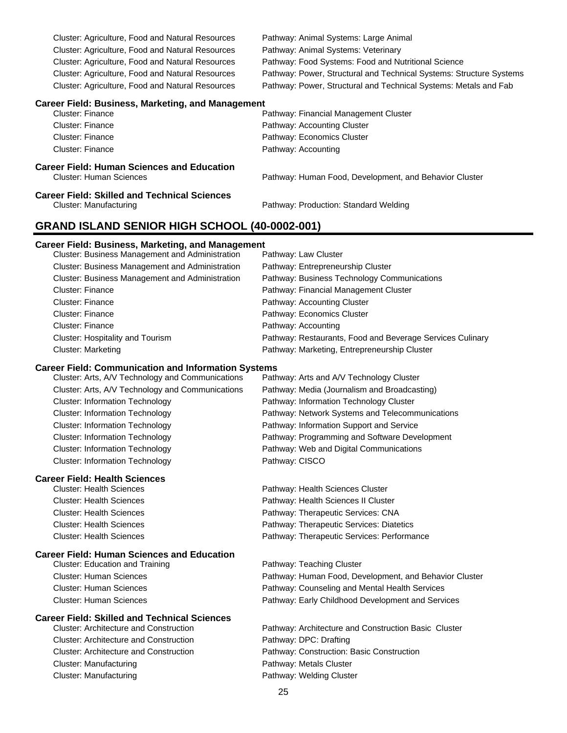| | |
|---|---|
| Cluster: Agriculture, Food and Natural Resources | Pathway: Animal Systems: Large Animal |
| Cluster: Agriculture, Food and Natural Resources | Pathway: Animal Systems: Veterinary |
| Cluster: Agriculture, Food and Natural Resources | Pathway: Food Systems: Food and Nutritional Science |
| Cluster: Agriculture, Food and Natural Resources | Pathway: Power, Structural and Technical Systems: Structure Systems |
| Cluster: Agriculture, Food and Natural Resources | Pathway: Power, Structural and Technical Systems: Metals and Fab |

**Career Field: Business, Marketing, and Management**

| | |
|---|---|
| Cluster: Finance | Pathway: Financial Management Cluster |
| Cluster: Finance | Pathway: Accounting Cluster |
| Cluster: Finance | Pathway: Economics Cluster |
| Cluster: Finance | Pathway: Accounting |

**Career Field: Human Sciences and Education**

| | |
|---|---|
| Cluster: Human Sciences | Pathway: Human Food, Development, and Behavior Cluster |

**Career Field: Skilled and Technical Sciences**

| | |
|---|---|
| Cluster: Manufacturing | Pathway: Production: Standard Welding |

## GRAND ISLAND SENIOR HIGH SCHOOL (40-0002-001)

**Career Field: Business, Marketing, and Management**

| | |
|---|---|
| Cluster: Business Management and Administration | Pathway: Law Cluster |
| Cluster: Business Management and Administration | Pathway: Entrepreneurship Cluster |
| Cluster: Business Management and Administration | Pathway: Business Technology Communications |
| Cluster: Finance | Pathway: Financial Management Cluster |
| Cluster: Finance | Pathway: Accounting Cluster |
| Cluster: Finance | Pathway: Economics Cluster |
| Cluster: Finance | Pathway: Accounting |
| Cluster: Hospitality and Tourism | Pathway: Restaurants, Food and Beverage Services Culinary |
| Cluster: Marketing | Pathway: Marketing, Entrepreneurship Cluster |

**Career Field: Communication and Information Systems**

| | |
|---|---|
| Cluster: Arts, A/V Technology and Communications | Pathway: Arts and A/V Technology Cluster |
| Cluster: Arts, A/V Technology and Communications | Pathway: Media (Journalism and Broadcasting) |
| Cluster: Information Technology | Pathway: Information Technology Cluster |
| Cluster: Information Technology | Pathway: Network Systems and Telecommunications |
| Cluster: Information Technology | Pathway: Information Support and Service |
| Cluster: Information Technology | Pathway: Programming and Software Development |
| Cluster: Information Technology | Pathway: Web and Digital Communications |
| Cluster: Information Technology | Pathway: CISCO |

**Career Field: Health Sciences**

| | |
|---|---|
| Cluster: Health Sciences | Pathway: Health Sciences Cluster |
| Cluster: Health Sciences | Pathway: Health Sciences II Cluster |
| Cluster: Health Sciences | Pathway: Therapeutic Services: CNA |
| Cluster: Health Sciences | Pathway: Therapeutic Services: Diatetics |
| Cluster: Health Sciences | Pathway: Therapeutic Services: Performance |

**Career Field: Human Sciences and Education**

| | |
|---|---|
| Cluster: Education and Training | Pathway: Teaching Cluster |
| Cluster: Human Sciences | Pathway: Human Food, Development, and Behavior Cluster |
| Cluster: Human Sciences | Pathway: Counseling and Mental Health Services |
| Cluster: Human Sciences | Pathway: Early Childhood Development and Services |

**Career Field: Skilled and Technical Sciences**

| | |
|---|---|
| Cluster: Architecture and Construction | Pathway: Architecture and Construction Basic Cluster |
| Cluster: Architecture and Construction | Pathway: DPC: Drafting |
| Cluster: Architecture and Construction | Pathway: Construction: Basic Construction |
| Cluster: Manufacturing | Pathway: Metals Cluster |
| Cluster: Manufacturing | Pathway: Welding Cluster |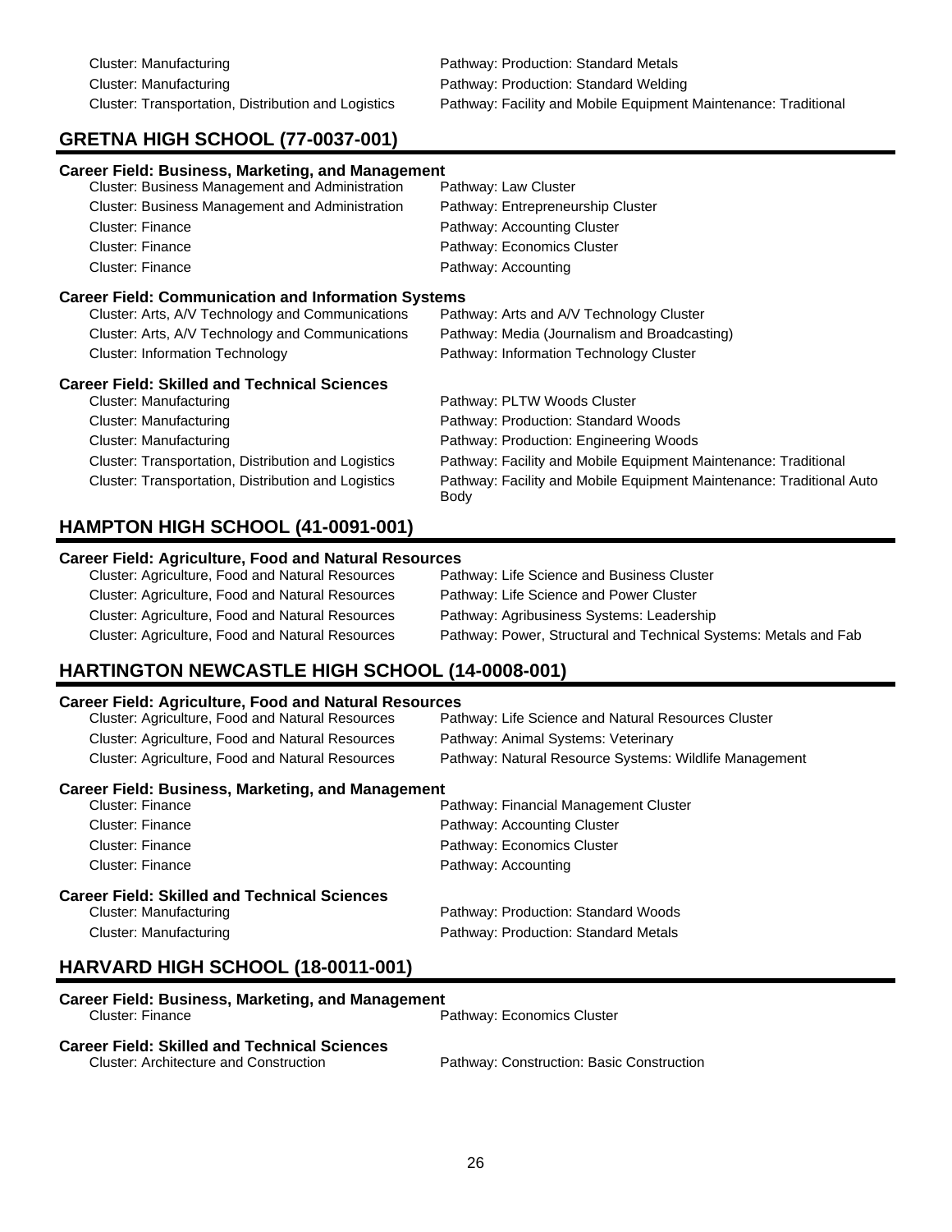Cluster: Manufacturing — Pathway: Production: Standard Metals
Cluster: Manufacturing — Pathway: Production: Standard Welding
Cluster: Transportation, Distribution and Logistics — Pathway: Facility and Mobile Equipment Maintenance: Traditional

## GRETNA HIGH SCHOOL (77-0037-001)

### Career Field: Business, Marketing, and Management

| Cluster | Pathway |
|---|---|
| Cluster: Business Management and Administration | Pathway: Law Cluster |
| Cluster: Business Management and Administration | Pathway: Entrepreneurship Cluster |
| Cluster: Finance | Pathway: Accounting Cluster |
| Cluster: Finance | Pathway: Economics Cluster |
| Cluster: Finance | Pathway: Accounting |

### Career Field: Communication and Information Systems

| Cluster | Pathway |
|---|---|
| Cluster: Arts, A/V Technology and Communications | Pathway: Arts and A/V Technology Cluster |
| Cluster: Arts, A/V Technology and Communications | Pathway: Media (Journalism and Broadcasting) |
| Cluster: Information Technology | Pathway: Information Technology Cluster |

### Career Field: Skilled and Technical Sciences

| Cluster | Pathway |
|---|---|
| Cluster: Manufacturing | Pathway: PLTW Woods Cluster |
| Cluster: Manufacturing | Pathway: Production: Standard Woods |
| Cluster: Manufacturing | Pathway: Production: Engineering Woods |
| Cluster: Transportation, Distribution and Logistics | Pathway: Facility and Mobile Equipment Maintenance: Traditional |
| Cluster: Transportation, Distribution and Logistics | Pathway: Facility and Mobile Equipment Maintenance: Traditional Auto Body |

## HAMPTON HIGH SCHOOL (41-0091-001)

### Career Field: Agriculture, Food and Natural Resources

| Cluster | Pathway |
|---|---|
| Cluster: Agriculture, Food and Natural Resources | Pathway: Life Science and Business Cluster |
| Cluster: Agriculture, Food and Natural Resources | Pathway: Life Science and Power Cluster |
| Cluster: Agriculture, Food and Natural Resources | Pathway: Agribusiness Systems: Leadership |
| Cluster: Agriculture, Food and Natural Resources | Pathway: Power, Structural and Technical Systems: Metals and Fab |

## HARTINGTON NEWCASTLE HIGH SCHOOL (14-0008-001)

### Career Field: Agriculture, Food and Natural Resources

| Cluster | Pathway |
|---|---|
| Cluster: Agriculture, Food and Natural Resources | Pathway: Life Science and Natural Resources Cluster |
| Cluster: Agriculture, Food and Natural Resources | Pathway: Animal Systems: Veterinary |
| Cluster: Agriculture, Food and Natural Resources | Pathway: Natural Resource Systems: Wildlife Management |

### Career Field: Business, Marketing, and Management

| Cluster | Pathway |
|---|---|
| Cluster: Finance | Pathway: Financial Management Cluster |
| Cluster: Finance | Pathway: Accounting Cluster |
| Cluster: Finance | Pathway: Economics Cluster |
| Cluster: Finance | Pathway: Accounting |

### Career Field: Skilled and Technical Sciences

| Cluster | Pathway |
|---|---|
| Cluster: Manufacturing | Pathway: Production: Standard Woods |
| Cluster: Manufacturing | Pathway: Production: Standard Metals |

## HARVARD HIGH SCHOOL (18-0011-001)

### Career Field: Business, Marketing, and Management

| Cluster | Pathway |
|---|---|
| Cluster: Finance | Pathway: Economics Cluster |

### Career Field: Skilled and Technical Sciences

| Cluster | Pathway |
|---|---|
| Cluster: Architecture and Construction | Pathway: Construction: Basic Construction |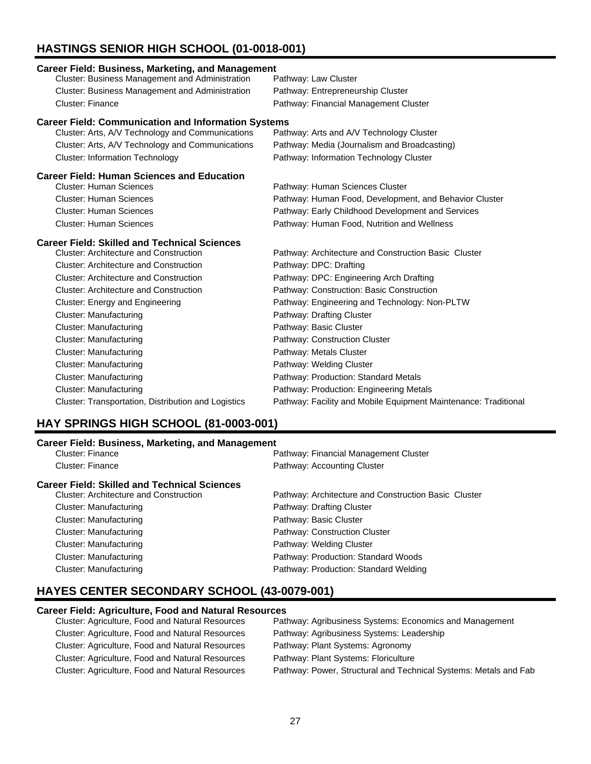## HASTINGS SENIOR HIGH SCHOOL (01-0018-001)

### Career Field: Business, Marketing, and Management

| Cluster | Pathway |
|---|---|
| Cluster: Business Management and Administration | Pathway: Law Cluster |
| Cluster: Business Management and Administration | Pathway: Entrepreneurship Cluster |
| Cluster: Finance | Pathway: Financial Management Cluster |

### Career Field: Communication and Information Systems

| Cluster | Pathway |
|---|---|
| Cluster: Arts, A/V Technology and Communications | Pathway: Arts and A/V Technology Cluster |
| Cluster: Arts, A/V Technology and Communications | Pathway: Media (Journalism and Broadcasting) |
| Cluster: Information Technology | Pathway: Information Technology Cluster |

### Career Field: Human Sciences and Education

| Cluster | Pathway |
|---|---|
| Cluster: Human Sciences | Pathway: Human Sciences Cluster |
| Cluster: Human Sciences | Pathway: Human Food, Development, and Behavior Cluster |
| Cluster: Human Sciences | Pathway: Early Childhood Development and Services |
| Cluster: Human Sciences | Pathway: Human Food, Nutrition and Wellness |

### Career Field: Skilled and Technical Sciences

| Cluster | Pathway |
|---|---|
| Cluster: Architecture and Construction | Pathway: Architecture and Construction Basic Cluster |
| Cluster: Architecture and Construction | Pathway: DPC: Drafting |
| Cluster: Architecture and Construction | Pathway: DPC: Engineering Arch Drafting |
| Cluster: Architecture and Construction | Pathway: Construction: Basic Construction |
| Cluster: Energy and Engineering | Pathway: Engineering and Technology: Non-PLTW |
| Cluster: Manufacturing | Pathway: Drafting Cluster |
| Cluster: Manufacturing | Pathway: Basic Cluster |
| Cluster: Manufacturing | Pathway: Construction Cluster |
| Cluster: Manufacturing | Pathway: Metals Cluster |
| Cluster: Manufacturing | Pathway: Welding Cluster |
| Cluster: Manufacturing | Pathway: Production: Standard Metals |
| Cluster: Manufacturing | Pathway: Production: Engineering Metals |
| Cluster: Transportation, Distribution and Logistics | Pathway: Facility and Mobile Equipment Maintenance: Traditional |

## HAY SPRINGS HIGH SCHOOL (81-0003-001)

### Career Field: Business, Marketing, and Management

| Cluster | Pathway |
|---|---|
| Cluster: Finance | Pathway: Financial Management Cluster |
| Cluster: Finance | Pathway: Accounting Cluster |

### Career Field: Skilled and Technical Sciences

| Cluster | Pathway |
|---|---|
| Cluster: Architecture and Construction | Pathway: Architecture and Construction Basic Cluster |
| Cluster: Manufacturing | Pathway: Drafting Cluster |
| Cluster: Manufacturing | Pathway: Basic Cluster |
| Cluster: Manufacturing | Pathway: Construction Cluster |
| Cluster: Manufacturing | Pathway: Welding Cluster |
| Cluster: Manufacturing | Pathway: Production: Standard Woods |
| Cluster: Manufacturing | Pathway: Production: Standard Welding |

## HAYES CENTER SECONDARY SCHOOL (43-0079-001)

### Career Field: Agriculture, Food and Natural Resources

| Cluster | Pathway |
|---|---|
| Cluster: Agriculture, Food and Natural Resources | Pathway: Agribusiness Systems: Economics and Management |
| Cluster: Agriculture, Food and Natural Resources | Pathway: Agribusiness Systems: Leadership |
| Cluster: Agriculture, Food and Natural Resources | Pathway: Plant Systems: Agronomy |
| Cluster: Agriculture, Food and Natural Resources | Pathway: Plant Systems: Floriculture |
| Cluster: Agriculture, Food and Natural Resources | Pathway: Power, Structural and Technical Systems: Metals and Fab |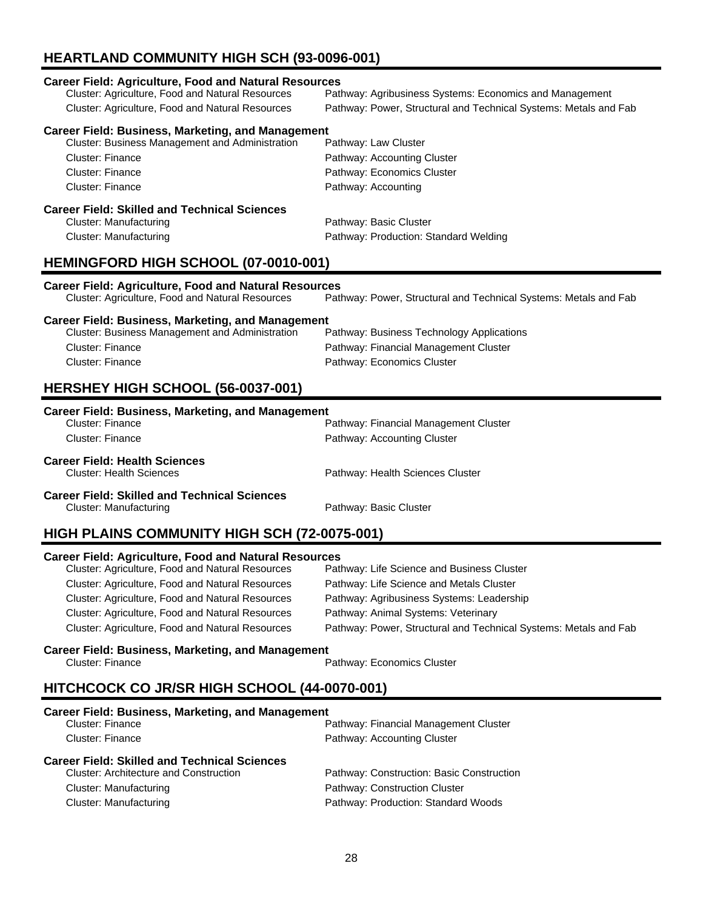## HEARTLAND COMMUNITY HIGH SCH (93-0096-001)

**Career Field: Agriculture, Food and Natural Resources**

| Cluster | Pathway |
|---|---|
| Cluster: Agriculture, Food and Natural Resources | Pathway: Agribusiness Systems: Economics and Management |
| Cluster: Agriculture, Food and Natural Resources | Pathway: Power, Structural and Technical Systems: Metals and Fab |

**Career Field: Business, Marketing, and Management**

| Cluster | Pathway |
|---|---|
| Cluster: Business Management and Administration | Pathway: Law Cluster |
| Cluster: Finance | Pathway: Accounting Cluster |
| Cluster: Finance | Pathway: Economics Cluster |
| Cluster: Finance | Pathway: Accounting |

**Career Field: Skilled and Technical Sciences**

| Cluster | Pathway |
|---|---|
| Cluster: Manufacturing | Pathway: Basic Cluster |
| Cluster: Manufacturing | Pathway: Production: Standard Welding |

## HEMINGFORD HIGH SCHOOL (07-0010-001)

**Career Field: Agriculture, Food and Natural Resources**

| Cluster | Pathway |
|---|---|
| Cluster: Agriculture, Food and Natural Resources | Pathway: Power, Structural and Technical Systems: Metals and Fab |

**Career Field: Business, Marketing, and Management**

| Cluster | Pathway |
|---|---|
| Cluster: Business Management and Administration | Pathway: Business Technology Applications |
| Cluster: Finance | Pathway: Financial Management Cluster |
| Cluster: Finance | Pathway: Economics Cluster |

## HERSHEY HIGH SCHOOL (56-0037-001)

**Career Field: Business, Marketing, and Management**

| Cluster | Pathway |
|---|---|
| Cluster: Finance | Pathway: Financial Management Cluster |
| Cluster: Finance | Pathway: Accounting Cluster |

**Career Field: Health Sciences**

| Cluster | Pathway |
|---|---|
| Cluster: Health Sciences | Pathway: Health Sciences Cluster |

**Career Field: Skilled and Technical Sciences**

| Cluster | Pathway |
|---|---|
| Cluster: Manufacturing | Pathway: Basic Cluster |

## HIGH PLAINS COMMUNITY HIGH SCH (72-0075-001)

**Career Field: Agriculture, Food and Natural Resources**

| Cluster | Pathway |
|---|---|
| Cluster: Agriculture, Food and Natural Resources | Pathway: Life Science and Business Cluster |
| Cluster: Agriculture, Food and Natural Resources | Pathway: Life Science and Metals Cluster |
| Cluster: Agriculture, Food and Natural Resources | Pathway: Agribusiness Systems: Leadership |
| Cluster: Agriculture, Food and Natural Resources | Pathway: Animal Systems: Veterinary |
| Cluster: Agriculture, Food and Natural Resources | Pathway: Power, Structural and Technical Systems: Metals and Fab |

**Career Field: Business, Marketing, and Management**

| Cluster | Pathway |
|---|---|
| Cluster: Finance | Pathway: Economics Cluster |

## HITCHCOCK CO JR/SR HIGH SCHOOL (44-0070-001)

**Career Field: Business, Marketing, and Management**

| Cluster | Pathway |
|---|---|
| Cluster: Finance | Pathway: Financial Management Cluster |
| Cluster: Finance | Pathway: Accounting Cluster |

**Career Field: Skilled and Technical Sciences**

| Cluster | Pathway |
|---|---|
| Cluster: Architecture and Construction | Pathway: Construction: Basic Construction |
| Cluster: Manufacturing | Pathway: Construction Cluster |
| Cluster: Manufacturing | Pathway: Production: Standard Woods |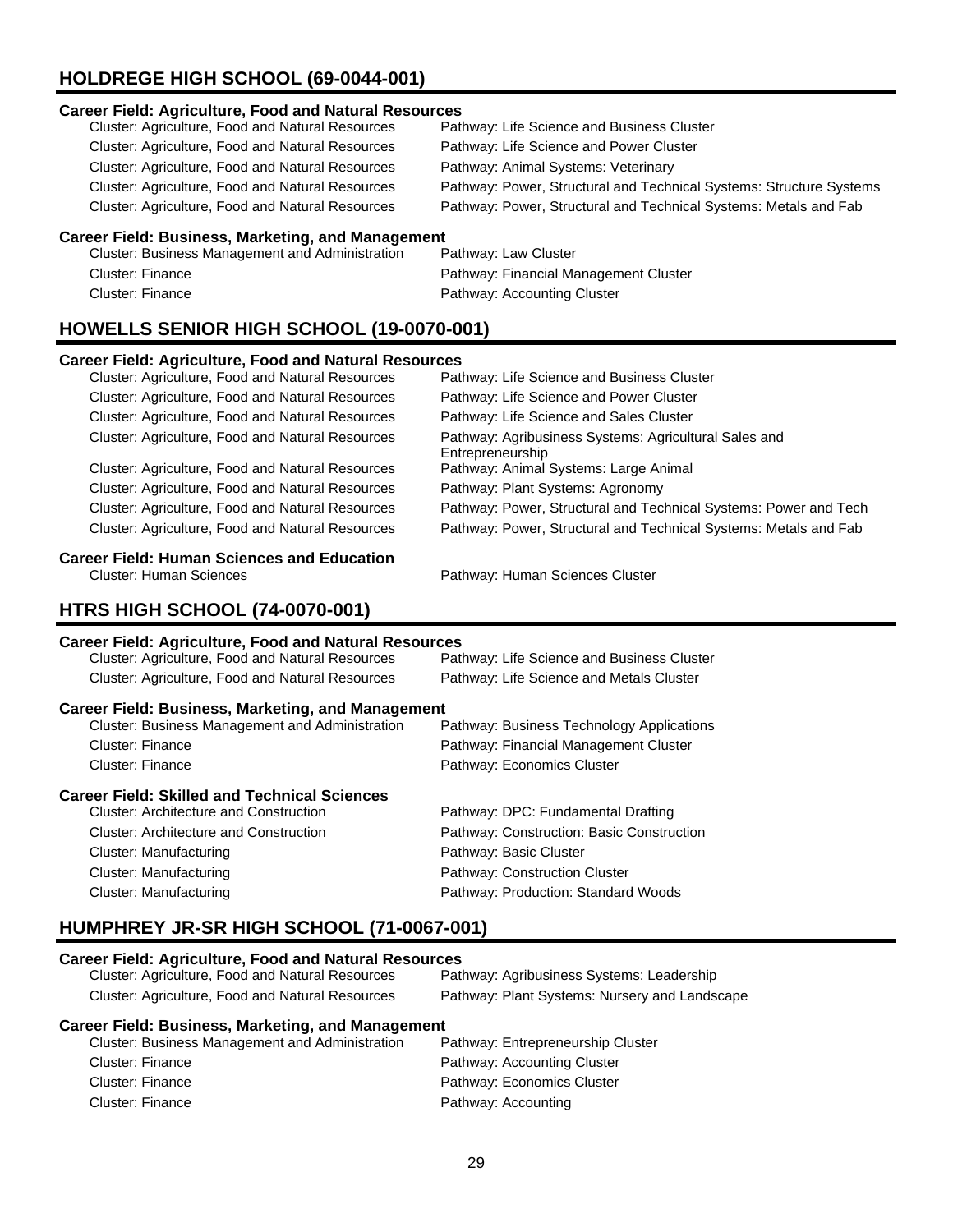## HOLDREGE HIGH SCHOOL (69-0044-001)

### Career Field: Agriculture, Food and Natural Resources

| Cluster | Pathway |
|---|---|
| Cluster: Agriculture, Food and Natural Resources | Pathway: Life Science and Business Cluster |
| Cluster: Agriculture, Food and Natural Resources | Pathway: Life Science and Power Cluster |
| Cluster: Agriculture, Food and Natural Resources | Pathway: Animal Systems: Veterinary |
| Cluster: Agriculture, Food and Natural Resources | Pathway: Power, Structural and Technical Systems: Structure Systems |
| Cluster: Agriculture, Food and Natural Resources | Pathway: Power, Structural and Technical Systems: Metals and Fab |

### Career Field: Business, Marketing, and Management

| Cluster | Pathway |
|---|---|
| Cluster: Business Management and Administration | Pathway: Law Cluster |
| Cluster: Finance | Pathway: Financial Management Cluster |
| Cluster: Finance | Pathway: Accounting Cluster |

## HOWELLS SENIOR HIGH SCHOOL (19-0070-001)

### Career Field: Agriculture, Food and Natural Resources

| Cluster | Pathway |
|---|---|
| Cluster: Agriculture, Food and Natural Resources | Pathway: Life Science and Business Cluster |
| Cluster: Agriculture, Food and Natural Resources | Pathway: Life Science and Power Cluster |
| Cluster: Agriculture, Food and Natural Resources | Pathway: Life Science and Sales Cluster |
| Cluster: Agriculture, Food and Natural Resources | Pathway: Agribusiness Systems: Agricultural Sales and Entrepreneurship |
| Cluster: Agriculture, Food and Natural Resources | Pathway: Animal Systems: Large Animal |
| Cluster: Agriculture, Food and Natural Resources | Pathway: Plant Systems: Agronomy |
| Cluster: Agriculture, Food and Natural Resources | Pathway: Power, Structural and Technical Systems: Power and Tech |
| Cluster: Agriculture, Food and Natural Resources | Pathway: Power, Structural and Technical Systems: Metals and Fab |

### Career Field: Human Sciences and Education

| Cluster | Pathway |
|---|---|
| Cluster: Human Sciences | Pathway: Human Sciences Cluster |

## HTRS HIGH SCHOOL (74-0070-001)

### Career Field: Agriculture, Food and Natural Resources

| Cluster | Pathway |
|---|---|
| Cluster: Agriculture, Food and Natural Resources | Pathway: Life Science and Business Cluster |
| Cluster: Agriculture, Food and Natural Resources | Pathway: Life Science and Metals Cluster |

### Career Field: Business, Marketing, and Management

| Cluster | Pathway |
|---|---|
| Cluster: Business Management and Administration | Pathway: Business Technology Applications |
| Cluster: Finance | Pathway: Financial Management Cluster |
| Cluster: Finance | Pathway: Economics Cluster |

### Career Field: Skilled and Technical Sciences

| Cluster | Pathway |
|---|---|
| Cluster: Architecture and Construction | Pathway: DPC: Fundamental Drafting |
| Cluster: Architecture and Construction | Pathway: Construction: Basic Construction |
| Cluster: Manufacturing | Pathway: Basic Cluster |
| Cluster: Manufacturing | Pathway: Construction Cluster |
| Cluster: Manufacturing | Pathway: Production: Standard Woods |

## HUMPHREY JR-SR HIGH SCHOOL (71-0067-001)

### Career Field: Agriculture, Food and Natural Resources

| Cluster | Pathway |
|---|---|
| Cluster: Agriculture, Food and Natural Resources | Pathway: Agribusiness Systems: Leadership |
| Cluster: Agriculture, Food and Natural Resources | Pathway: Plant Systems: Nursery and Landscape |

### Career Field: Business, Marketing, and Management

| Cluster | Pathway |
|---|---|
| Cluster: Business Management and Administration | Pathway: Entrepreneurship Cluster |
| Cluster: Finance | Pathway: Accounting Cluster |
| Cluster: Finance | Pathway: Economics Cluster |
| Cluster: Finance | Pathway: Accounting |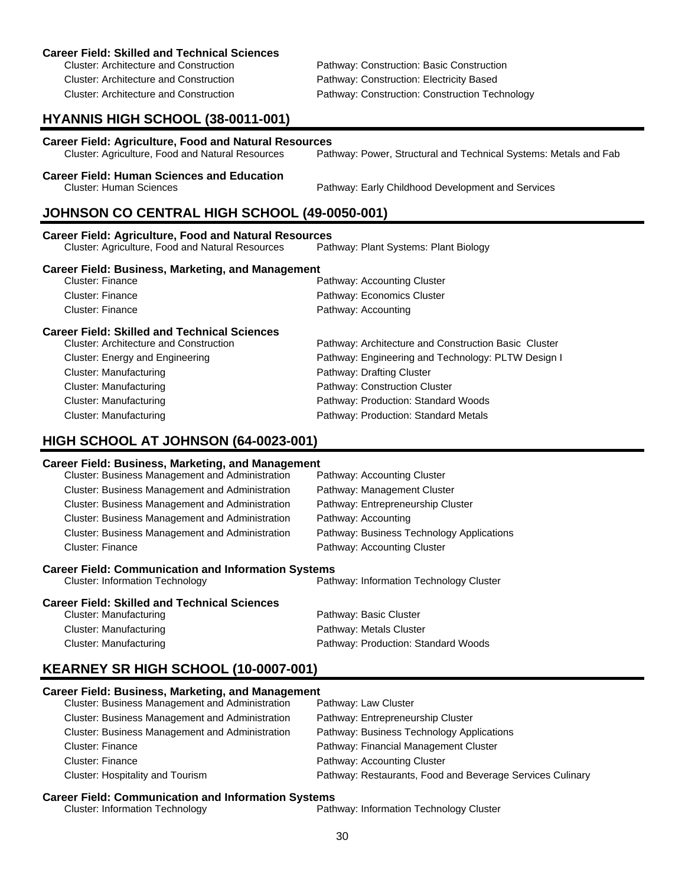**Career Field: Skilled and Technical Sciences**

| Cluster | Pathway |
|---|---|
| Cluster: Architecture and Construction | Pathway: Construction: Basic Construction |
| Cluster: Architecture and Construction | Pathway: Construction: Electricity Based |
| Cluster: Architecture and Construction | Pathway: Construction: Construction Technology |

## HYANNIS HIGH SCHOOL (38-0011-001)

**Career Field: Agriculture, Food and Natural Resources**

| Cluster | Pathway |
|---|---|
| Cluster: Agriculture, Food and Natural Resources | Pathway: Power, Structural and Technical Systems: Metals and Fab |

**Career Field: Human Sciences and Education**

| Cluster | Pathway |
|---|---|
| Cluster: Human Sciences | Pathway: Early Childhood Development and Services |

## JOHNSON CO CENTRAL HIGH SCHOOL (49-0050-001)

**Career Field: Agriculture, Food and Natural Resources**

| Cluster | Pathway |
|---|---|
| Cluster: Agriculture, Food and Natural Resources | Pathway: Plant Systems: Plant Biology |

**Career Field: Business, Marketing, and Management**

| Cluster | Pathway |
|---|---|
| Cluster: Finance | Pathway: Accounting Cluster |
| Cluster: Finance | Pathway: Economics Cluster |
| Cluster: Finance | Pathway: Accounting |

**Career Field: Skilled and Technical Sciences**

| Cluster | Pathway |
|---|---|
| Cluster: Architecture and Construction | Pathway: Architecture and Construction Basic Cluster |
| Cluster: Energy and Engineering | Pathway: Engineering and Technology: PLTW Design I |
| Cluster: Manufacturing | Pathway: Drafting Cluster |
| Cluster: Manufacturing | Pathway: Construction Cluster |
| Cluster: Manufacturing | Pathway: Production: Standard Woods |
| Cluster: Manufacturing | Pathway: Production: Standard Metals |

## HIGH SCHOOL AT JOHNSON (64-0023-001)

**Career Field: Business, Marketing, and Management**

| Cluster | Pathway |
|---|---|
| Cluster: Business Management and Administration | Pathway: Accounting Cluster |
| Cluster: Business Management and Administration | Pathway: Management Cluster |
| Cluster: Business Management and Administration | Pathway: Entrepreneurship Cluster |
| Cluster: Business Management and Administration | Pathway: Accounting |
| Cluster: Business Management and Administration | Pathway: Business Technology Applications |
| Cluster: Finance | Pathway: Accounting Cluster |

**Career Field: Communication and Information Systems**

| Cluster | Pathway |
|---|---|
| Cluster: Information Technology | Pathway: Information Technology Cluster |

**Career Field: Skilled and Technical Sciences**

| Cluster | Pathway |
|---|---|
| Cluster: Manufacturing | Pathway: Basic Cluster |
| Cluster: Manufacturing | Pathway: Metals Cluster |
| Cluster: Manufacturing | Pathway: Production: Standard Woods |

## KEARNEY SR HIGH SCHOOL (10-0007-001)

**Career Field: Business, Marketing, and Management**

| Cluster | Pathway |
|---|---|
| Cluster: Business Management and Administration | Pathway: Law Cluster |
| Cluster: Business Management and Administration | Pathway: Entrepreneurship Cluster |
| Cluster: Business Management and Administration | Pathway: Business Technology Applications |
| Cluster: Finance | Pathway: Financial Management Cluster |
| Cluster: Finance | Pathway: Accounting Cluster |
| Cluster: Hospitality and Tourism | Pathway: Restaurants, Food and Beverage Services Culinary |

**Career Field: Communication and Information Systems**

| Cluster | Pathway |
|---|---|
| Cluster: Information Technology | Pathway: Information Technology Cluster |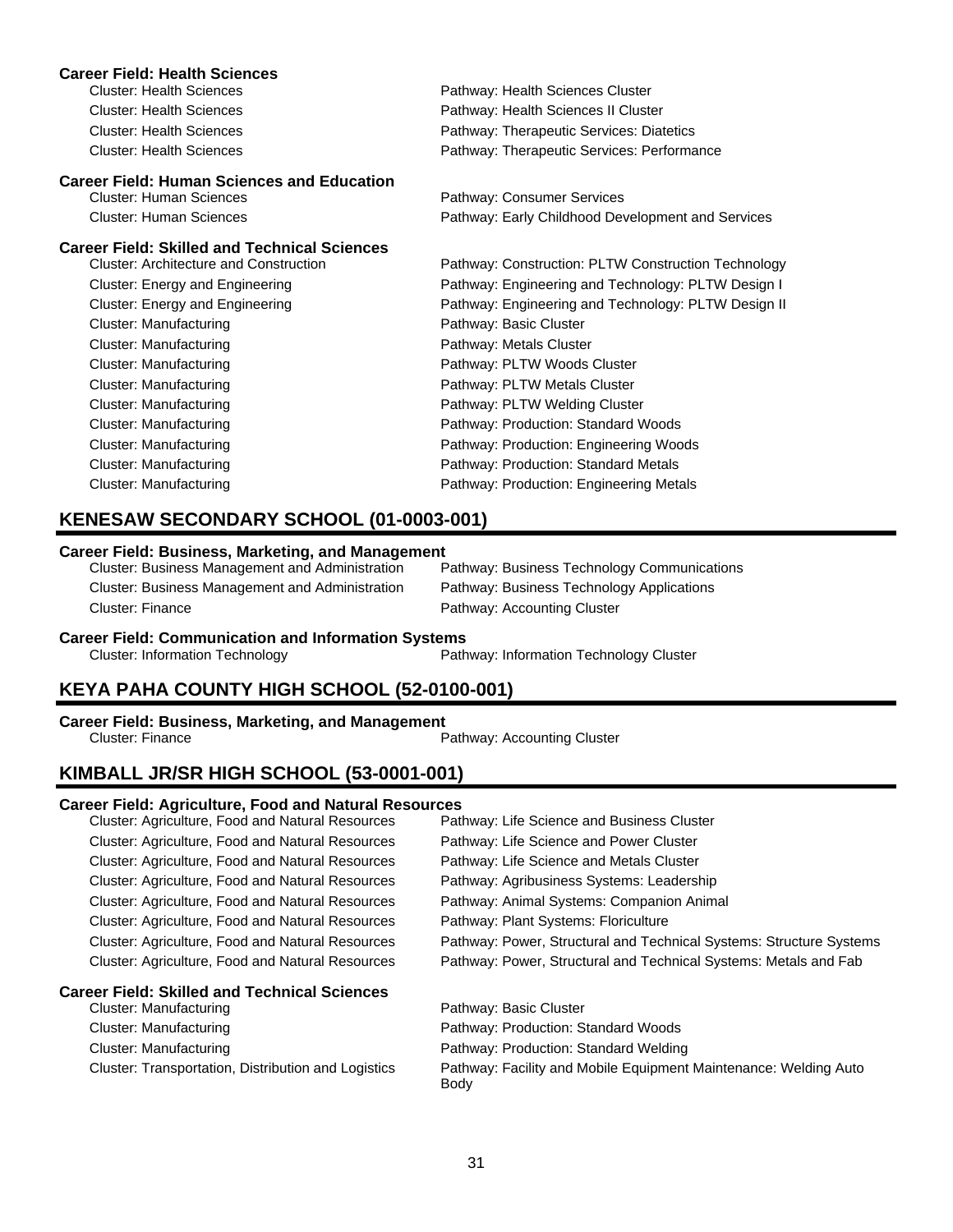**Career Field: Health Sciences**

| | |
|---|---|
| Cluster: Health Sciences | Pathway: Health Sciences Cluster |
| Cluster: Health Sciences | Pathway: Health Sciences II Cluster |
| Cluster: Health Sciences | Pathway: Therapeutic Services: Diatetics |
| Cluster: Health Sciences | Pathway: Therapeutic Services: Performance |

**Career Field: Human Sciences and Education**

| | |
|---|---|
| Cluster: Human Sciences | Pathway: Consumer Services |
| Cluster: Human Sciences | Pathway: Early Childhood Development and Services |

**Career Field: Skilled and Technical Sciences**

| | |
|---|---|
| Cluster: Architecture and Construction | Pathway: Construction: PLTW Construction Technology |
| Cluster: Energy and Engineering | Pathway: Engineering and Technology: PLTW Design I |
| Cluster: Energy and Engineering | Pathway: Engineering and Technology: PLTW Design II |
| Cluster: Manufacturing | Pathway: Basic Cluster |
| Cluster: Manufacturing | Pathway: Metals Cluster |
| Cluster: Manufacturing | Pathway: PLTW Woods Cluster |
| Cluster: Manufacturing | Pathway: PLTW Metals Cluster |
| Cluster: Manufacturing | Pathway: PLTW Welding Cluster |
| Cluster: Manufacturing | Pathway: Production: Standard Woods |
| Cluster: Manufacturing | Pathway: Production: Engineering Woods |
| Cluster: Manufacturing | Pathway: Production: Standard Metals |
| Cluster: Manufacturing | Pathway: Production: Engineering Metals |

## KENESAW SECONDARY SCHOOL (01-0003-001)

**Career Field: Business, Marketing, and Management**

| | |
|---|---|
| Cluster: Business Management and Administration | Pathway: Business Technology Communications |
| Cluster: Business Management and Administration | Pathway: Business Technology Applications |
| Cluster: Finance | Pathway: Accounting Cluster |

**Career Field: Communication and Information Systems**

| | |
|---|---|
| Cluster: Information Technology | Pathway: Information Technology Cluster |

## KEYA PAHA COUNTY HIGH SCHOOL (52-0100-001)

**Career Field: Business, Marketing, and Management**

| | |
|---|---|
| Cluster: Finance | Pathway: Accounting Cluster |

## KIMBALL JR/SR HIGH SCHOOL (53-0001-001)

**Career Field: Agriculture, Food and Natural Resources**

| | |
|---|---|
| Cluster: Agriculture, Food and Natural Resources | Pathway: Life Science and Business Cluster |
| Cluster: Agriculture, Food and Natural Resources | Pathway: Life Science and Power Cluster |
| Cluster: Agriculture, Food and Natural Resources | Pathway: Life Science and Metals Cluster |
| Cluster: Agriculture, Food and Natural Resources | Pathway: Agribusiness Systems: Leadership |
| Cluster: Agriculture, Food and Natural Resources | Pathway: Animal Systems: Companion Animal |
| Cluster: Agriculture, Food and Natural Resources | Pathway: Plant Systems: Floriculture |
| Cluster: Agriculture, Food and Natural Resources | Pathway: Power, Structural and Technical Systems: Structure Systems |
| Cluster: Agriculture, Food and Natural Resources | Pathway: Power, Structural and Technical Systems: Metals and Fab |

**Career Field: Skilled and Technical Sciences**

| | |
|---|---|
| Cluster: Manufacturing | Pathway: Basic Cluster |
| Cluster: Manufacturing | Pathway: Production: Standard Woods |
| Cluster: Manufacturing | Pathway: Production: Standard Welding |
| Cluster: Transportation, Distribution and Logistics | Pathway: Facility and Mobile Equipment Maintenance: Welding Auto Body |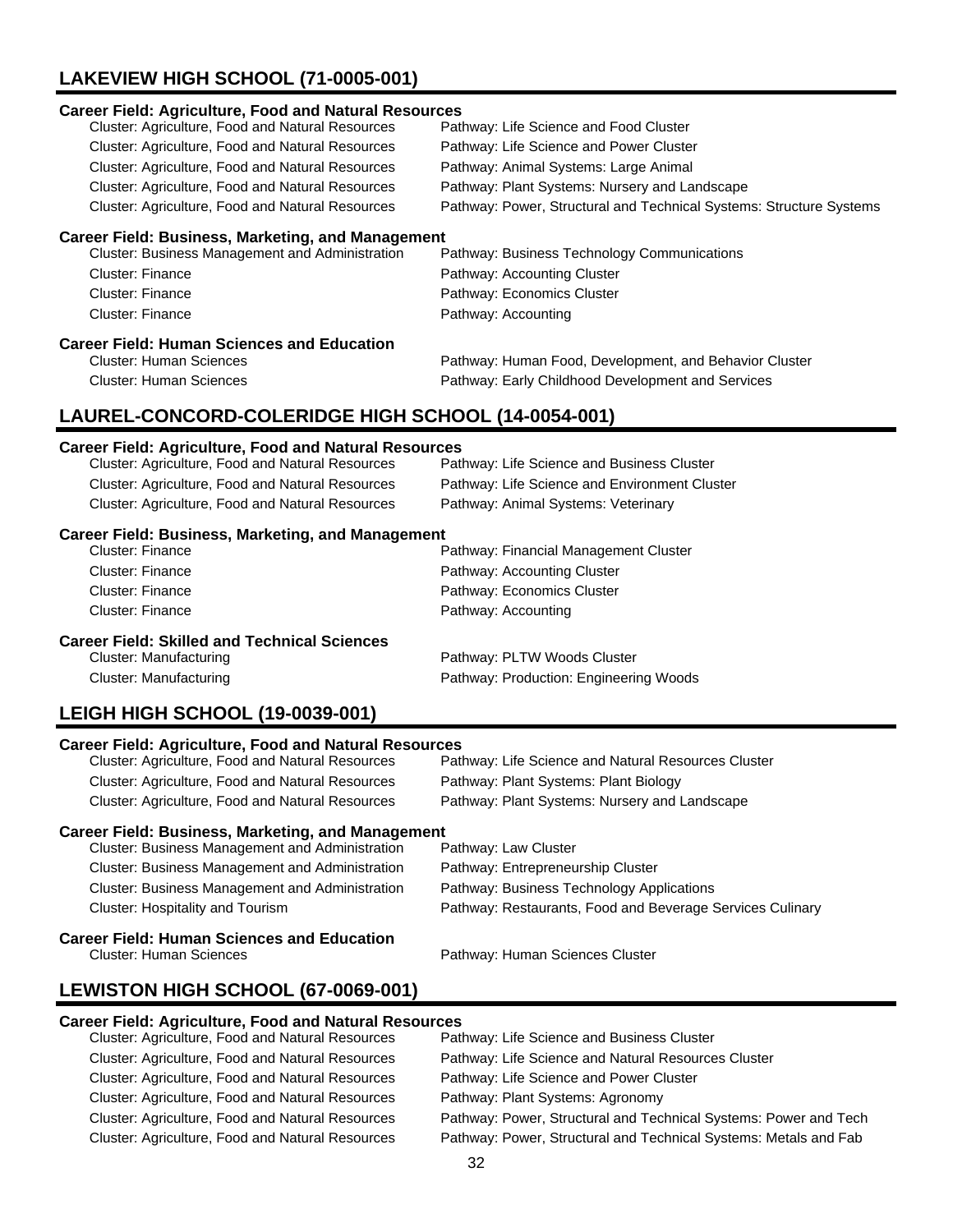## LAKEVIEW HIGH SCHOOL (71-0005-001)

### Career Field: Agriculture, Food and Natural Resources

| Cluster | Pathway |
|---|---|
| Cluster: Agriculture, Food and Natural Resources | Pathway: Life Science and Food Cluster |
| Cluster: Agriculture, Food and Natural Resources | Pathway: Life Science and Power Cluster |
| Cluster: Agriculture, Food and Natural Resources | Pathway: Animal Systems: Large Animal |
| Cluster: Agriculture, Food and Natural Resources | Pathway: Plant Systems: Nursery and Landscape |
| Cluster: Agriculture, Food and Natural Resources | Pathway: Power, Structural and Technical Systems: Structure Systems |

### Career Field: Business, Marketing, and Management

| Cluster | Pathway |
|---|---|
| Cluster: Business Management and Administration | Pathway: Business Technology Communications |
| Cluster: Finance | Pathway: Accounting Cluster |
| Cluster: Finance | Pathway: Economics Cluster |
| Cluster: Finance | Pathway: Accounting |

### Career Field: Human Sciences and Education

| Cluster | Pathway |
|---|---|
| Cluster: Human Sciences | Pathway: Human Food, Development, and Behavior Cluster |
| Cluster: Human Sciences | Pathway: Early Childhood Development and Services |

## LAUREL-CONCORD-COLERIDGE HIGH SCHOOL (14-0054-001)

### Career Field: Agriculture, Food and Natural Resources

| Cluster | Pathway |
|---|---|
| Cluster: Agriculture, Food and Natural Resources | Pathway: Life Science and Business Cluster |
| Cluster: Agriculture, Food and Natural Resources | Pathway: Life Science and Environment Cluster |
| Cluster: Agriculture, Food and Natural Resources | Pathway: Animal Systems: Veterinary |

### Career Field: Business, Marketing, and Management

| Cluster | Pathway |
|---|---|
| Cluster: Finance | Pathway: Financial Management Cluster |
| Cluster: Finance | Pathway: Accounting Cluster |
| Cluster: Finance | Pathway: Economics Cluster |
| Cluster: Finance | Pathway: Accounting |

### Career Field: Skilled and Technical Sciences

| Cluster | Pathway |
|---|---|
| Cluster: Manufacturing | Pathway: PLTW Woods Cluster |
| Cluster: Manufacturing | Pathway: Production: Engineering Woods |

## LEIGH HIGH SCHOOL (19-0039-001)

### Career Field: Agriculture, Food and Natural Resources

| Cluster | Pathway |
|---|---|
| Cluster: Agriculture, Food and Natural Resources | Pathway: Life Science and Natural Resources Cluster |
| Cluster: Agriculture, Food and Natural Resources | Pathway: Plant Systems: Plant Biology |
| Cluster: Agriculture, Food and Natural Resources | Pathway: Plant Systems: Nursery and Landscape |

### Career Field: Business, Marketing, and Management

| Cluster | Pathway |
|---|---|
| Cluster: Business Management and Administration | Pathway: Law Cluster |
| Cluster: Business Management and Administration | Pathway: Entrepreneurship Cluster |
| Cluster: Business Management and Administration | Pathway: Business Technology Applications |
| Cluster: Hospitality and Tourism | Pathway: Restaurants, Food and Beverage Services Culinary |

### Career Field: Human Sciences and Education

| Cluster | Pathway |
|---|---|
| Cluster: Human Sciences | Pathway: Human Sciences Cluster |

## LEWISTON HIGH SCHOOL (67-0069-001)

### Career Field: Agriculture, Food and Natural Resources

| Cluster | Pathway |
|---|---|
| Cluster: Agriculture, Food and Natural Resources | Pathway: Life Science and Business Cluster |
| Cluster: Agriculture, Food and Natural Resources | Pathway: Life Science and Natural Resources Cluster |
| Cluster: Agriculture, Food and Natural Resources | Pathway: Life Science and Power Cluster |
| Cluster: Agriculture, Food and Natural Resources | Pathway: Plant Systems: Agronomy |
| Cluster: Agriculture, Food and Natural Resources | Pathway: Power, Structural and Technical Systems: Power and Tech |
| Cluster: Agriculture, Food and Natural Resources | Pathway: Power, Structural and Technical Systems: Metals and Fab |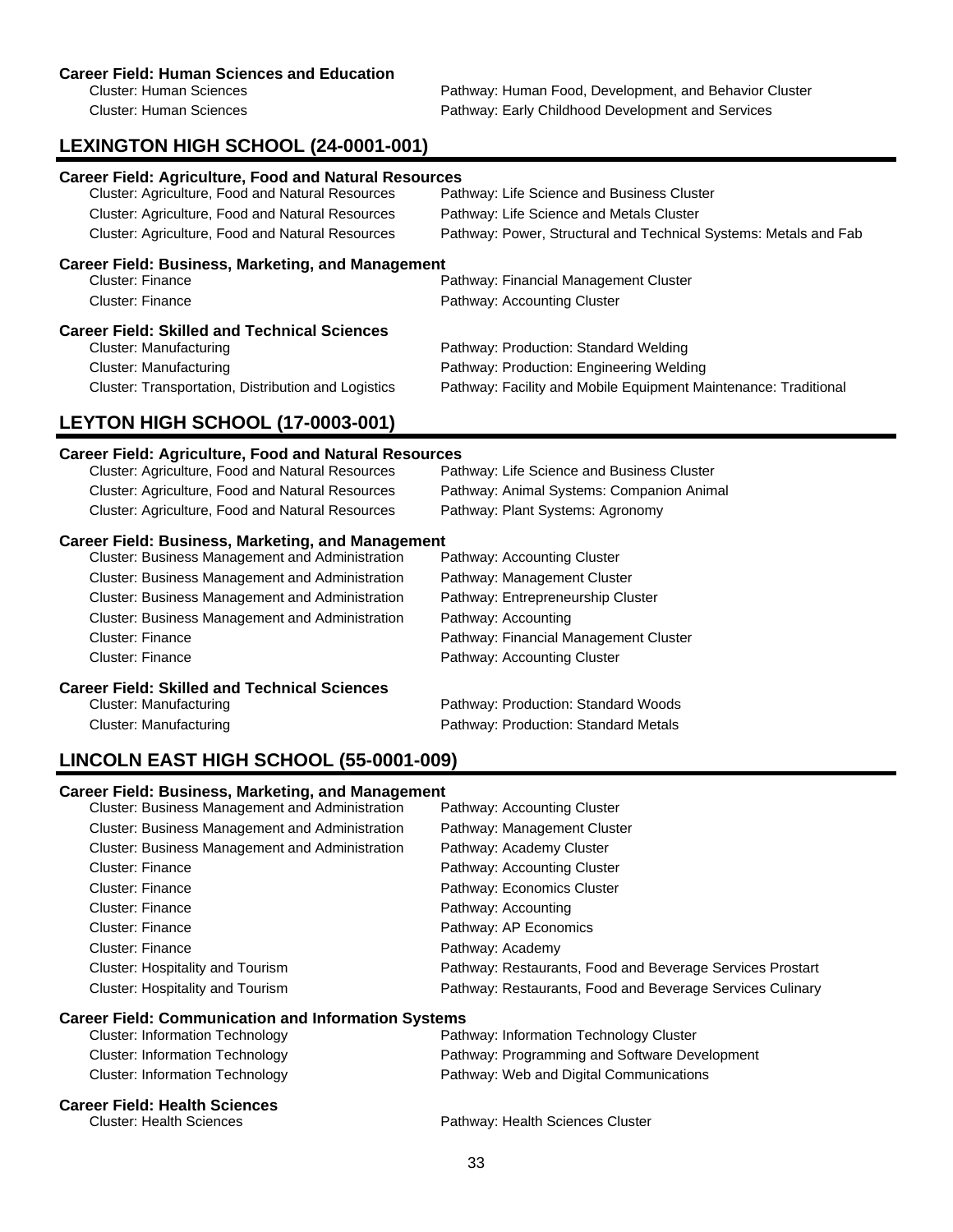**Career Field: Human Sciences and Education**

| Cluster | Pathway |
|---|---|
| Cluster: Human Sciences | Pathway: Human Food, Development, and Behavior Cluster |
| Cluster: Human Sciences | Pathway: Early Childhood Development and Services |

## LEXINGTON HIGH SCHOOL (24-0001-001)

**Career Field: Agriculture, Food and Natural Resources**

| Cluster | Pathway |
|---|---|
| Cluster: Agriculture, Food and Natural Resources | Pathway: Life Science and Business Cluster |
| Cluster: Agriculture, Food and Natural Resources | Pathway: Life Science and Metals Cluster |
| Cluster: Agriculture, Food and Natural Resources | Pathway: Power, Structural and Technical Systems: Metals and Fab |

**Career Field: Business, Marketing, and Management**

| Cluster | Pathway |
|---|---|
| Cluster: Finance | Pathway: Financial Management Cluster |
| Cluster: Finance | Pathway: Accounting Cluster |

**Career Field: Skilled and Technical Sciences**

| Cluster | Pathway |
|---|---|
| Cluster: Manufacturing | Pathway: Production: Standard Welding |
| Cluster: Manufacturing | Pathway: Production: Engineering Welding |
| Cluster: Transportation, Distribution and Logistics | Pathway: Facility and Mobile Equipment Maintenance: Traditional |

## LEYTON HIGH SCHOOL (17-0003-001)

**Career Field: Agriculture, Food and Natural Resources**

| Cluster | Pathway |
|---|---|
| Cluster: Agriculture, Food and Natural Resources | Pathway: Life Science and Business Cluster |
| Cluster: Agriculture, Food and Natural Resources | Pathway: Animal Systems: Companion Animal |
| Cluster: Agriculture, Food and Natural Resources | Pathway: Plant Systems: Agronomy |

**Career Field: Business, Marketing, and Management**

| Cluster | Pathway |
|---|---|
| Cluster: Business Management and Administration | Pathway: Accounting Cluster |
| Cluster: Business Management and Administration | Pathway: Management Cluster |
| Cluster: Business Management and Administration | Pathway: Entrepreneurship Cluster |
| Cluster: Business Management and Administration | Pathway: Accounting |
| Cluster: Finance | Pathway: Financial Management Cluster |
| Cluster: Finance | Pathway: Accounting Cluster |

**Career Field: Skilled and Technical Sciences**

| Cluster | Pathway |
|---|---|
| Cluster: Manufacturing | Pathway: Production: Standard Woods |
| Cluster: Manufacturing | Pathway: Production: Standard Metals |

## LINCOLN EAST HIGH SCHOOL (55-0001-009)

**Career Field: Business, Marketing, and Management**

| Cluster | Pathway |
|---|---|
| Cluster: Business Management and Administration | Pathway: Accounting Cluster |
| Cluster: Business Management and Administration | Pathway: Management Cluster |
| Cluster: Business Management and Administration | Pathway: Academy Cluster |
| Cluster: Finance | Pathway: Accounting Cluster |
| Cluster: Finance | Pathway: Economics Cluster |
| Cluster: Finance | Pathway: Accounting |
| Cluster: Finance | Pathway: AP Economics |
| Cluster: Finance | Pathway: Academy |
| Cluster: Hospitality and Tourism | Pathway: Restaurants, Food and Beverage Services Prostart |
| Cluster: Hospitality and Tourism | Pathway: Restaurants, Food and Beverage Services Culinary |

**Career Field: Communication and Information Systems**

| Cluster | Pathway |
|---|---|
| Cluster: Information Technology | Pathway: Information Technology Cluster |
| Cluster: Information Technology | Pathway: Programming and Software Development |
| Cluster: Information Technology | Pathway: Web and Digital Communications |

**Career Field: Health Sciences**

| Cluster | Pathway |
|---|---|
| Cluster: Health Sciences | Pathway: Health Sciences Cluster |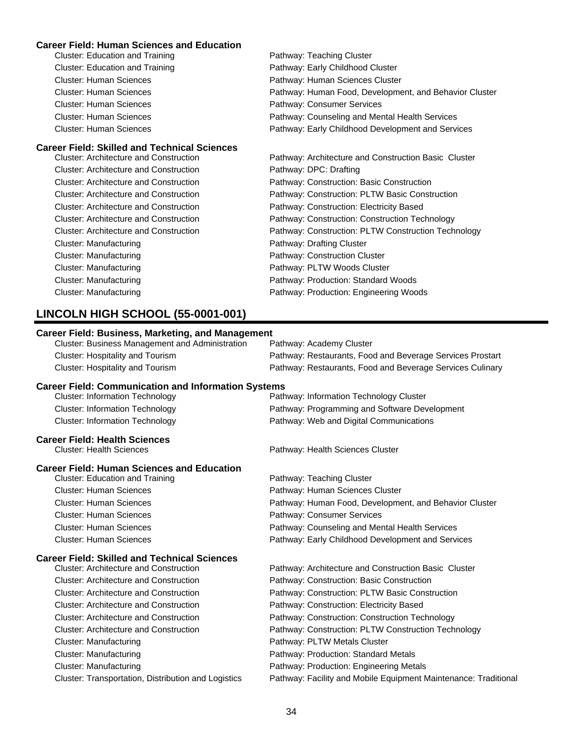**Career Field: Human Sciences and Education**

| | |
|---|---|
| Cluster: Education and Training | Pathway: Teaching Cluster |
| Cluster: Education and Training | Pathway: Early Childhood Cluster |
| Cluster: Human Sciences | Pathway: Human Sciences Cluster |
| Cluster: Human Sciences | Pathway: Human Food, Development, and Behavior Cluster |
| Cluster: Human Sciences | Pathway: Consumer Services |
| Cluster: Human Sciences | Pathway: Counseling and Mental Health Services |
| Cluster: Human Sciences | Pathway: Early Childhood Development and Services |

**Career Field: Skilled and Technical Sciences**

| | |
|---|---|
| Cluster: Architecture and Construction | Pathway: Architecture and Construction Basic Cluster |
| Cluster: Architecture and Construction | Pathway: DPC: Drafting |
| Cluster: Architecture and Construction | Pathway: Construction: Basic Construction |
| Cluster: Architecture and Construction | Pathway: Construction: PLTW Basic Construction |
| Cluster: Architecture and Construction | Pathway: Construction: Electricity Based |
| Cluster: Architecture and Construction | Pathway: Construction: Construction Technology |
| Cluster: Architecture and Construction | Pathway: Construction: PLTW Construction Technology |
| Cluster: Manufacturing | Pathway: Drafting Cluster |
| Cluster: Manufacturing | Pathway: Construction Cluster |
| Cluster: Manufacturing | Pathway: PLTW Woods Cluster |
| Cluster: Manufacturing | Pathway: Production: Standard Woods |
| Cluster: Manufacturing | Pathway: Production: Engineering Woods |

## LINCOLN HIGH SCHOOL (55-0001-001)

**Career Field: Business, Marketing, and Management**

| | |
|---|---|
| Cluster: Business Management and Administration | Pathway: Academy Cluster |
| Cluster: Hospitality and Tourism | Pathway: Restaurants, Food and Beverage Services Prostart |
| Cluster: Hospitality and Tourism | Pathway: Restaurants, Food and Beverage Services Culinary |

**Career Field: Communication and Information Systems**

| | |
|---|---|
| Cluster: Information Technology | Pathway: Information Technology Cluster |
| Cluster: Information Technology | Pathway: Programming and Software Development |
| Cluster: Information Technology | Pathway: Web and Digital Communications |

**Career Field: Health Sciences**

| | |
|---|---|
| Cluster: Health Sciences | Pathway: Health Sciences Cluster |

**Career Field: Human Sciences and Education**

| | |
|---|---|
| Cluster: Education and Training | Pathway: Teaching Cluster |
| Cluster: Human Sciences | Pathway: Human Sciences Cluster |
| Cluster: Human Sciences | Pathway: Human Food, Development, and Behavior Cluster |
| Cluster: Human Sciences | Pathway: Consumer Services |
| Cluster: Human Sciences | Pathway: Counseling and Mental Health Services |
| Cluster: Human Sciences | Pathway: Early Childhood Development and Services |

**Career Field: Skilled and Technical Sciences**

| | |
|---|---|
| Cluster: Architecture and Construction | Pathway: Architecture and Construction Basic Cluster |
| Cluster: Architecture and Construction | Pathway: Construction: Basic Construction |
| Cluster: Architecture and Construction | Pathway: Construction: PLTW Basic Construction |
| Cluster: Architecture and Construction | Pathway: Construction: Electricity Based |
| Cluster: Architecture and Construction | Pathway: Construction: Construction Technology |
| Cluster: Architecture and Construction | Pathway: Construction: PLTW Construction Technology |
| Cluster: Manufacturing | Pathway: PLTW Metals Cluster |
| Cluster: Manufacturing | Pathway: Production: Standard Metals |
| Cluster: Manufacturing | Pathway: Production: Engineering Metals |
| Cluster: Transportation, Distribution and Logistics | Pathway: Facility and Mobile Equipment Maintenance: Traditional |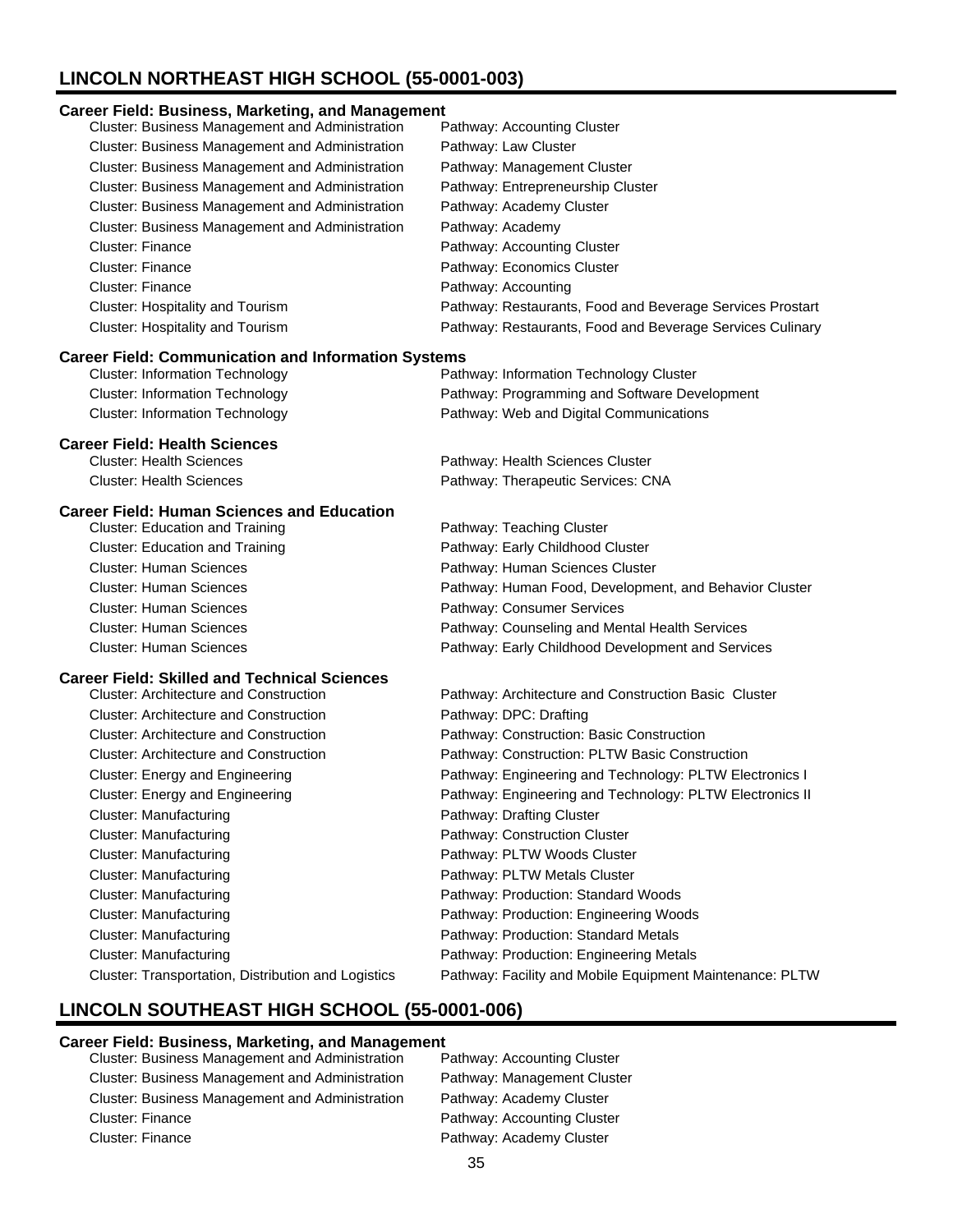## LINCOLN NORTHEAST HIGH SCHOOL (55-0001-003)

### Career Field: Business, Marketing, and Management

| Cluster | Pathway |
|---|---|
| Cluster: Business Management and Administration | Pathway: Accounting Cluster |
| Cluster: Business Management and Administration | Pathway: Law Cluster |
| Cluster: Business Management and Administration | Pathway: Management Cluster |
| Cluster: Business Management and Administration | Pathway: Entrepreneurship Cluster |
| Cluster: Business Management and Administration | Pathway: Academy Cluster |
| Cluster: Business Management and Administration | Pathway: Academy |
| Cluster: Finance | Pathway: Accounting Cluster |
| Cluster: Finance | Pathway: Economics Cluster |
| Cluster: Finance | Pathway: Accounting |
| Cluster: Hospitality and Tourism | Pathway: Restaurants, Food and Beverage Services Prostart |
| Cluster: Hospitality and Tourism | Pathway: Restaurants, Food and Beverage Services Culinary |

### Career Field: Communication and Information Systems

| Cluster | Pathway |
|---|---|
| Cluster: Information Technology | Pathway: Information Technology Cluster |
| Cluster: Information Technology | Pathway: Programming and Software Development |
| Cluster: Information Technology | Pathway: Web and Digital Communications |

### Career Field: Health Sciences

| Cluster | Pathway |
|---|---|
| Cluster: Health Sciences | Pathway: Health Sciences Cluster |
| Cluster: Health Sciences | Pathway: Therapeutic Services: CNA |

### Career Field: Human Sciences and Education

| Cluster | Pathway |
|---|---|
| Cluster: Education and Training | Pathway: Teaching Cluster |
| Cluster: Education and Training | Pathway: Early Childhood Cluster |
| Cluster: Human Sciences | Pathway: Human Sciences Cluster |
| Cluster: Human Sciences | Pathway: Human Food, Development, and Behavior Cluster |
| Cluster: Human Sciences | Pathway: Consumer Services |
| Cluster: Human Sciences | Pathway: Counseling and Mental Health Services |
| Cluster: Human Sciences | Pathway: Early Childhood Development and Services |

### Career Field: Skilled and Technical Sciences

| Cluster | Pathway |
|---|---|
| Cluster: Architecture and Construction | Pathway: Architecture and Construction Basic Cluster |
| Cluster: Architecture and Construction | Pathway: DPC: Drafting |
| Cluster: Architecture and Construction | Pathway: Construction: Basic Construction |
| Cluster: Architecture and Construction | Pathway: Construction: PLTW Basic Construction |
| Cluster: Energy and Engineering | Pathway: Engineering and Technology: PLTW Electronics I |
| Cluster: Energy and Engineering | Pathway: Engineering and Technology: PLTW Electronics II |
| Cluster: Manufacturing | Pathway: Drafting Cluster |
| Cluster: Manufacturing | Pathway: Construction Cluster |
| Cluster: Manufacturing | Pathway: PLTW Woods Cluster |
| Cluster: Manufacturing | Pathway: PLTW Metals Cluster |
| Cluster: Manufacturing | Pathway: Production: Standard Woods |
| Cluster: Manufacturing | Pathway: Production: Engineering Woods |
| Cluster: Manufacturing | Pathway: Production: Standard Metals |
| Cluster: Manufacturing | Pathway: Production: Engineering Metals |
| Cluster: Transportation, Distribution and Logistics | Pathway: Facility and Mobile Equipment Maintenance: PLTW |

## LINCOLN SOUTHEAST HIGH SCHOOL (55-0001-006)

### Career Field: Business, Marketing, and Management

| Cluster | Pathway |
|---|---|
| Cluster: Business Management and Administration | Pathway: Accounting Cluster |
| Cluster: Business Management and Administration | Pathway: Management Cluster |
| Cluster: Business Management and Administration | Pathway: Academy Cluster |
| Cluster: Finance | Pathway: Accounting Cluster |
| Cluster: Finance | Pathway: Academy Cluster |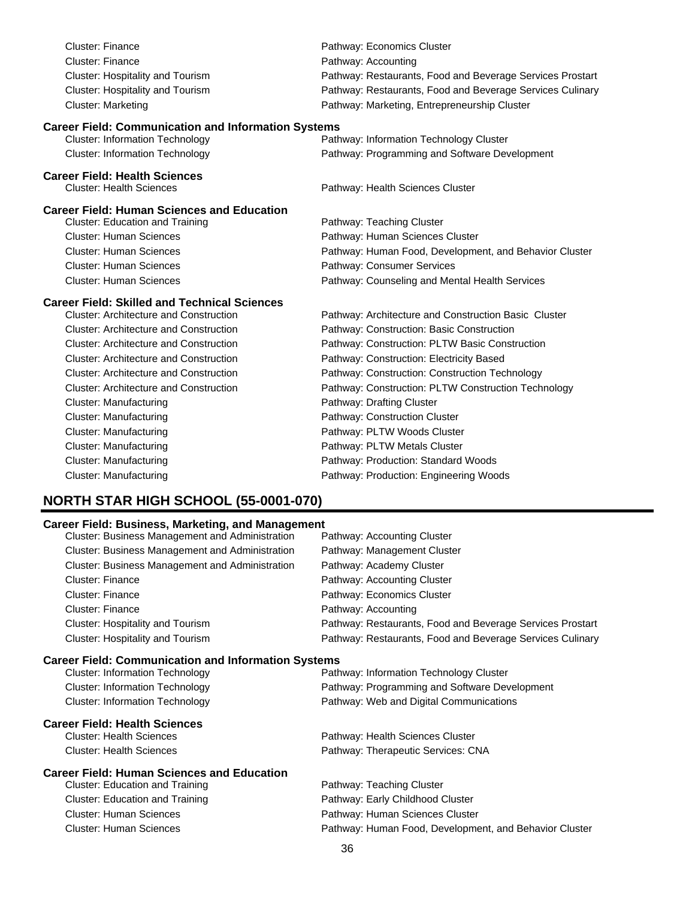Cluster: Finance — Pathway: Economics Cluster
Cluster: Finance — Pathway: Accounting
Cluster: Hospitality and Tourism — Pathway: Restaurants, Food and Beverage Services Prostart
Cluster: Hospitality and Tourism — Pathway: Restaurants, Food and Beverage Services Culinary
Cluster: Marketing — Pathway: Marketing, Entrepreneurship Cluster

**Career Field: Communication and Information Systems**

| Cluster | Pathway |
|---|---|
| Cluster: Information Technology | Pathway: Information Technology Cluster |
| Cluster: Information Technology | Pathway: Programming and Software Development |

**Career Field: Health Sciences**

| Cluster | Pathway |
|---|---|
| Cluster: Health Sciences | Pathway: Health Sciences Cluster |

**Career Field: Human Sciences and Education**

| Cluster | Pathway |
|---|---|
| Cluster: Education and Training | Pathway: Teaching Cluster |
| Cluster: Human Sciences | Pathway: Human Sciences Cluster |
| Cluster: Human Sciences | Pathway: Human Food, Development, and Behavior Cluster |
| Cluster: Human Sciences | Pathway: Consumer Services |
| Cluster: Human Sciences | Pathway: Counseling and Mental Health Services |

**Career Field: Skilled and Technical Sciences**

| Cluster | Pathway |
|---|---|
| Cluster: Architecture and Construction | Pathway: Architecture and Construction Basic Cluster |
| Cluster: Architecture and Construction | Pathway: Construction: Basic Construction |
| Cluster: Architecture and Construction | Pathway: Construction: PLTW Basic Construction |
| Cluster: Architecture and Construction | Pathway: Construction: Electricity Based |
| Cluster: Architecture and Construction | Pathway: Construction: Construction Technology |
| Cluster: Architecture and Construction | Pathway: Construction: PLTW Construction Technology |
| Cluster: Manufacturing | Pathway: Drafting Cluster |
| Cluster: Manufacturing | Pathway: Construction Cluster |
| Cluster: Manufacturing | Pathway: PLTW Woods Cluster |
| Cluster: Manufacturing | Pathway: PLTW Metals Cluster |
| Cluster: Manufacturing | Pathway: Production: Standard Woods |
| Cluster: Manufacturing | Pathway: Production: Engineering Woods |

## NORTH STAR HIGH SCHOOL (55-0001-070)

**Career Field: Business, Marketing, and Management**

| Cluster | Pathway |
|---|---|
| Cluster: Business Management and Administration | Pathway: Accounting Cluster |
| Cluster: Business Management and Administration | Pathway: Management Cluster |
| Cluster: Business Management and Administration | Pathway: Academy Cluster |
| Cluster: Finance | Pathway: Accounting Cluster |
| Cluster: Finance | Pathway: Economics Cluster |
| Cluster: Finance | Pathway: Accounting |
| Cluster: Hospitality and Tourism | Pathway: Restaurants, Food and Beverage Services Prostart |
| Cluster: Hospitality and Tourism | Pathway: Restaurants, Food and Beverage Services Culinary |

**Career Field: Communication and Information Systems**

| Cluster | Pathway |
|---|---|
| Cluster: Information Technology | Pathway: Information Technology Cluster |
| Cluster: Information Technology | Pathway: Programming and Software Development |
| Cluster: Information Technology | Pathway: Web and Digital Communications |

**Career Field: Health Sciences**

| Cluster | Pathway |
|---|---|
| Cluster: Health Sciences | Pathway: Health Sciences Cluster |
| Cluster: Health Sciences | Pathway: Therapeutic Services: CNA |

**Career Field: Human Sciences and Education**

| Cluster | Pathway |
|---|---|
| Cluster: Education and Training | Pathway: Teaching Cluster |
| Cluster: Education and Training | Pathway: Early Childhood Cluster |
| Cluster: Human Sciences | Pathway: Human Sciences Cluster |
| Cluster: Human Sciences | Pathway: Human Food, Development, and Behavior Cluster |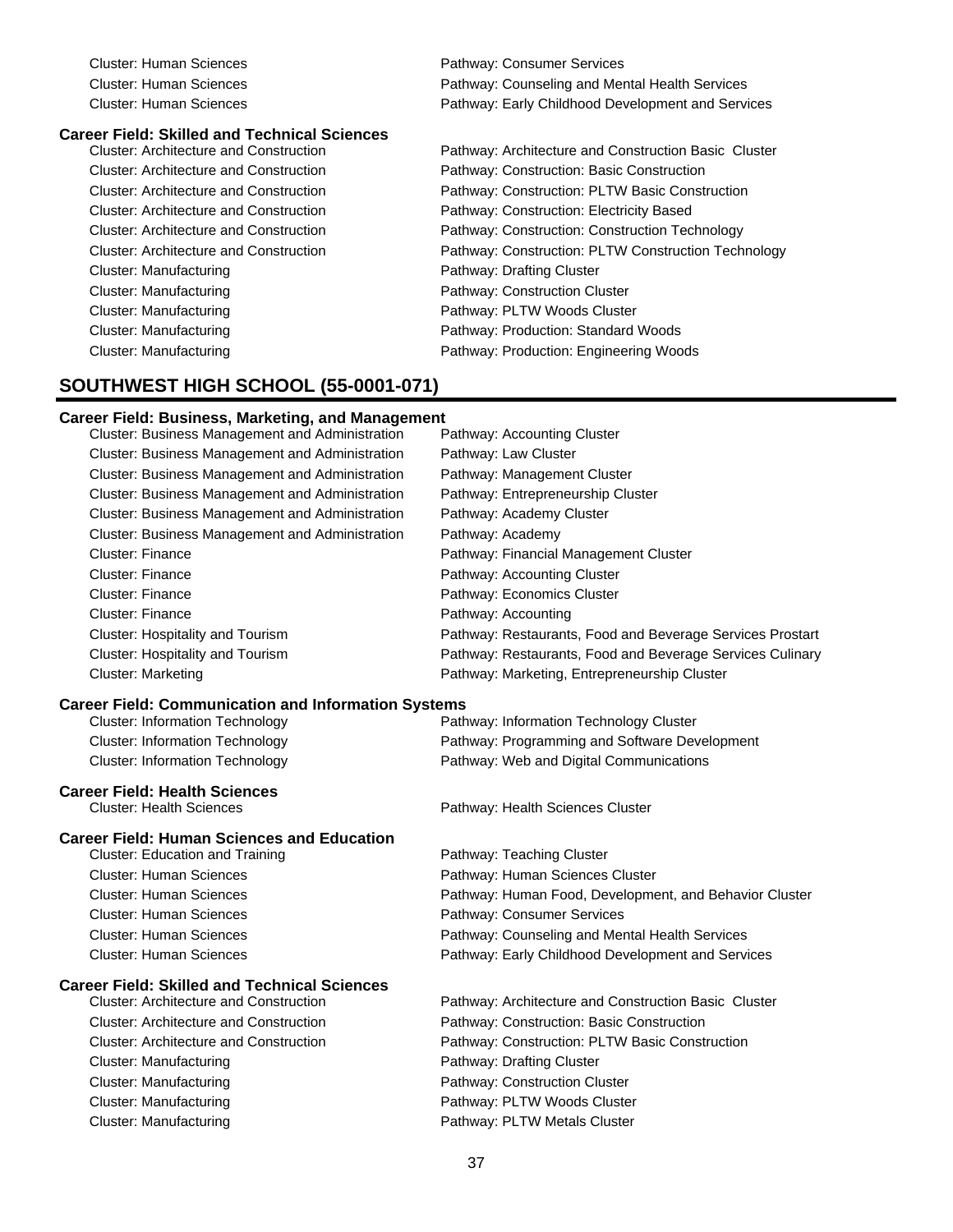| Cluster | Pathway |
|---|---|
| Cluster: Human Sciences | Pathway: Consumer Services |
| Cluster: Human Sciences | Pathway: Counseling and Mental Health Services |
| Cluster: Human Sciences | Pathway: Early Childhood Development and Services |

**Career Field: Skilled and Technical Sciences**

| Cluster | Pathway |
|---|---|
| Cluster: Architecture and Construction | Pathway: Architecture and Construction Basic Cluster |
| Cluster: Architecture and Construction | Pathway: Construction: Basic Construction |
| Cluster: Architecture and Construction | Pathway: Construction: PLTW Basic Construction |
| Cluster: Architecture and Construction | Pathway: Construction: Electricity Based |
| Cluster: Architecture and Construction | Pathway: Construction: Construction Technology |
| Cluster: Architecture and Construction | Pathway: Construction: PLTW Construction Technology |
| Cluster: Manufacturing | Pathway: Drafting Cluster |
| Cluster: Manufacturing | Pathway: Construction Cluster |
| Cluster: Manufacturing | Pathway: PLTW Woods Cluster |
| Cluster: Manufacturing | Pathway: Production: Standard Woods |
| Cluster: Manufacturing | Pathway: Production: Engineering Woods |

## SOUTHWEST HIGH SCHOOL (55-0001-071)

**Career Field: Business, Marketing, and Management**

| Cluster | Pathway |
|---|---|
| Cluster: Business Management and Administration | Pathway: Accounting Cluster |
| Cluster: Business Management and Administration | Pathway: Law Cluster |
| Cluster: Business Management and Administration | Pathway: Management Cluster |
| Cluster: Business Management and Administration | Pathway: Entrepreneurship Cluster |
| Cluster: Business Management and Administration | Pathway: Academy Cluster |
| Cluster: Business Management and Administration | Pathway: Academy |
| Cluster: Finance | Pathway: Financial Management Cluster |
| Cluster: Finance | Pathway: Accounting Cluster |
| Cluster: Finance | Pathway: Economics Cluster |
| Cluster: Finance | Pathway: Accounting |
| Cluster: Hospitality and Tourism | Pathway: Restaurants, Food and Beverage Services Prostart |
| Cluster: Hospitality and Tourism | Pathway: Restaurants, Food and Beverage Services Culinary |
| Cluster: Marketing | Pathway: Marketing, Entrepreneurship Cluster |

**Career Field: Communication and Information Systems**

| Cluster | Pathway |
|---|---|
| Cluster: Information Technology | Pathway: Information Technology Cluster |
| Cluster: Information Technology | Pathway: Programming and Software Development |
| Cluster: Information Technology | Pathway: Web and Digital Communications |

**Career Field: Health Sciences**

| Cluster | Pathway |
|---|---|
| Cluster: Health Sciences | Pathway: Health Sciences Cluster |

**Career Field: Human Sciences and Education**

| Cluster | Pathway |
|---|---|
| Cluster: Education and Training | Pathway: Teaching Cluster |
| Cluster: Human Sciences | Pathway: Human Sciences Cluster |
| Cluster: Human Sciences | Pathway: Human Food, Development, and Behavior Cluster |
| Cluster: Human Sciences | Pathway: Consumer Services |
| Cluster: Human Sciences | Pathway: Counseling and Mental Health Services |
| Cluster: Human Sciences | Pathway: Early Childhood Development and Services |

**Career Field: Skilled and Technical Sciences**

| Cluster | Pathway |
|---|---|
| Cluster: Architecture and Construction | Pathway: Architecture and Construction Basic Cluster |
| Cluster: Architecture and Construction | Pathway: Construction: Basic Construction |
| Cluster: Architecture and Construction | Pathway: Construction: PLTW Basic Construction |
| Cluster: Manufacturing | Pathway: Drafting Cluster |
| Cluster: Manufacturing | Pathway: Construction Cluster |
| Cluster: Manufacturing | Pathway: PLTW Woods Cluster |
| Cluster: Manufacturing | Pathway: PLTW Metals Cluster |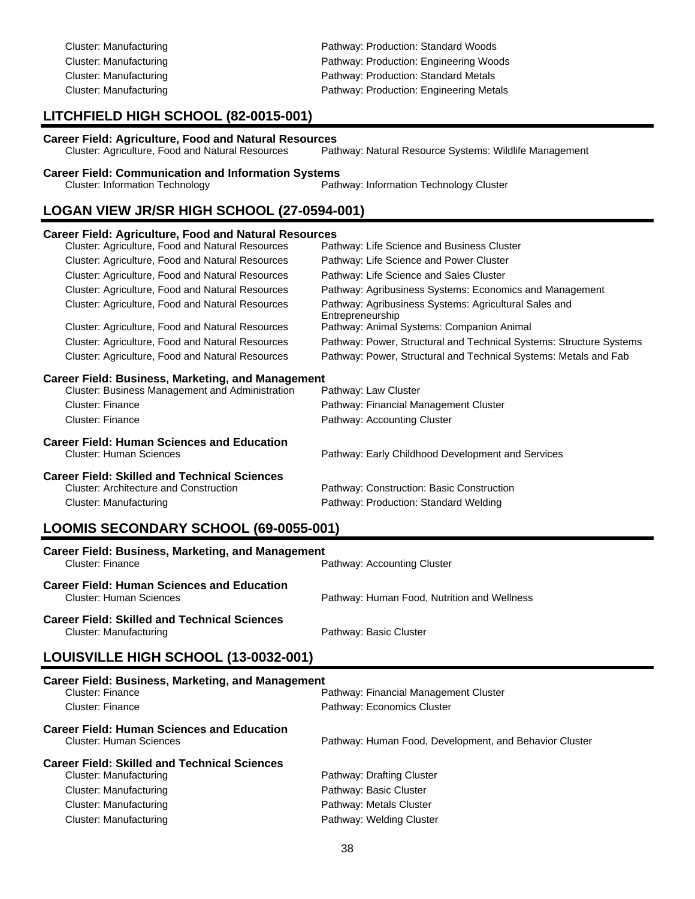Cluster: Manufacturing — Pathway: Production: Standard Woods
Cluster: Manufacturing — Pathway: Production: Engineering Woods
Cluster: Manufacturing — Pathway: Production: Standard Metals
Cluster: Manufacturing — Pathway: Production: Engineering Metals

## LITCHFIELD HIGH SCHOOL (82-0015-001)

**Career Field: Agriculture, Food and Natural Resources**

Cluster: Agriculture, Food and Natural Resources — Pathway: Natural Resource Systems: Wildlife Management

**Career Field: Communication and Information Systems**

Cluster: Information Technology — Pathway: Information Technology Cluster

## LOGAN VIEW JR/SR HIGH SCHOOL (27-0594-001)

**Career Field: Agriculture, Food and Natural Resources**

Cluster: Agriculture, Food and Natural Resources — Pathway: Life Science and Business Cluster
Cluster: Agriculture, Food and Natural Resources — Pathway: Life Science and Power Cluster
Cluster: Agriculture, Food and Natural Resources — Pathway: Life Science and Sales Cluster
Cluster: Agriculture, Food and Natural Resources — Pathway: Agribusiness Systems: Economics and Management
Cluster: Agriculture, Food and Natural Resources — Pathway: Agribusiness Systems: Agricultural Sales and Entrepreneurship
Cluster: Agriculture, Food and Natural Resources — Pathway: Animal Systems: Companion Animal
Cluster: Agriculture, Food and Natural Resources — Pathway: Power, Structural and Technical Systems: Structure Systems
Cluster: Agriculture, Food and Natural Resources — Pathway: Power, Structural and Technical Systems: Metals and Fab

**Career Field: Business, Marketing, and Management**

Cluster: Business Management and Administration — Pathway: Law Cluster
Cluster: Finance — Pathway: Financial Management Cluster
Cluster: Finance — Pathway: Accounting Cluster

**Career Field: Human Sciences and Education**

Cluster: Human Sciences — Pathway: Early Childhood Development and Services

**Career Field: Skilled and Technical Sciences**

Cluster: Architecture and Construction — Pathway: Construction: Basic Construction
Cluster: Manufacturing — Pathway: Production: Standard Welding

## LOOMIS SECONDARY SCHOOL (69-0055-001)

**Career Field: Business, Marketing, and Management**

Cluster: Finance — Pathway: Accounting Cluster

**Career Field: Human Sciences and Education**

Cluster: Human Sciences — Pathway: Human Food, Nutrition and Wellness

**Career Field: Skilled and Technical Sciences**

Cluster: Manufacturing — Pathway: Basic Cluster

## LOUISVILLE HIGH SCHOOL (13-0032-001)

**Career Field: Business, Marketing, and Management**

Cluster: Finance — Pathway: Financial Management Cluster
Cluster: Finance — Pathway: Economics Cluster

**Career Field: Human Sciences and Education**

Cluster: Human Sciences — Pathway: Human Food, Development, and Behavior Cluster

**Career Field: Skilled and Technical Sciences**

Cluster: Manufacturing — Pathway: Drafting Cluster
Cluster: Manufacturing — Pathway: Basic Cluster
Cluster: Manufacturing — Pathway: Metals Cluster
Cluster: Manufacturing — Pathway: Welding Cluster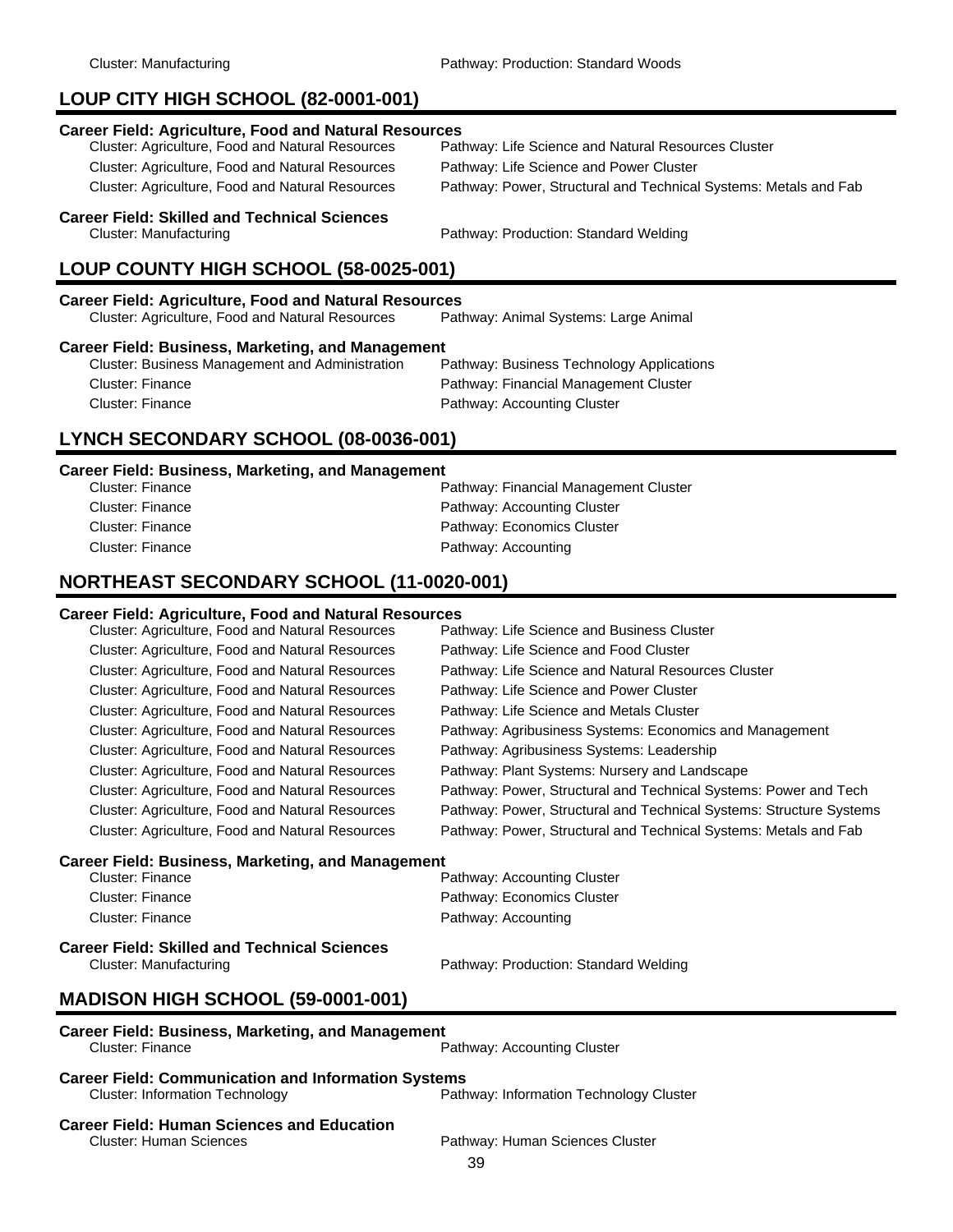Cluster: Manufacturing — Pathway: Production: Standard Woods

## LOUP CITY HIGH SCHOOL (82-0001-001)

**Career Field: Agriculture, Food and Natural Resources**

| Cluster | Pathway |
|---|---|
| Cluster: Agriculture, Food and Natural Resources | Pathway: Life Science and Natural Resources Cluster |
| Cluster: Agriculture, Food and Natural Resources | Pathway: Life Science and Power Cluster |
| Cluster: Agriculture, Food and Natural Resources | Pathway: Power, Structural and Technical Systems: Metals and Fab |

**Career Field: Skilled and Technical Sciences**

| Cluster | Pathway |
|---|---|
| Cluster: Manufacturing | Pathway: Production: Standard Welding |

## LOUP COUNTY HIGH SCHOOL (58-0025-001)

**Career Field: Agriculture, Food and Natural Resources**

| Cluster | Pathway |
|---|---|
| Cluster: Agriculture, Food and Natural Resources | Pathway: Animal Systems: Large Animal |

**Career Field: Business, Marketing, and Management**

| Cluster | Pathway |
|---|---|
| Cluster: Business Management and Administration | Pathway: Business Technology Applications |
| Cluster: Finance | Pathway: Financial Management Cluster |
| Cluster: Finance | Pathway: Accounting Cluster |

## LYNCH SECONDARY SCHOOL (08-0036-001)

**Career Field: Business, Marketing, and Management**

| Cluster | Pathway |
|---|---|
| Cluster: Finance | Pathway: Financial Management Cluster |
| Cluster: Finance | Pathway: Accounting Cluster |
| Cluster: Finance | Pathway: Economics Cluster |
| Cluster: Finance | Pathway: Accounting |

## NORTHEAST SECONDARY SCHOOL (11-0020-001)

**Career Field: Agriculture, Food and Natural Resources**

| Cluster | Pathway |
|---|---|
| Cluster: Agriculture, Food and Natural Resources | Pathway: Life Science and Business Cluster |
| Cluster: Agriculture, Food and Natural Resources | Pathway: Life Science and Food Cluster |
| Cluster: Agriculture, Food and Natural Resources | Pathway: Life Science and Natural Resources Cluster |
| Cluster: Agriculture, Food and Natural Resources | Pathway: Life Science and Power Cluster |
| Cluster: Agriculture, Food and Natural Resources | Pathway: Life Science and Metals Cluster |
| Cluster: Agriculture, Food and Natural Resources | Pathway: Agribusiness Systems: Economics and Management |
| Cluster: Agriculture, Food and Natural Resources | Pathway: Agribusiness Systems: Leadership |
| Cluster: Agriculture, Food and Natural Resources | Pathway: Plant Systems: Nursery and Landscape |
| Cluster: Agriculture, Food and Natural Resources | Pathway: Power, Structural and Technical Systems: Power and Tech |
| Cluster: Agriculture, Food and Natural Resources | Pathway: Power, Structural and Technical Systems: Structure Systems |
| Cluster: Agriculture, Food and Natural Resources | Pathway: Power, Structural and Technical Systems: Metals and Fab |

**Career Field: Business, Marketing, and Management**

| Cluster | Pathway |
|---|---|
| Cluster: Finance | Pathway: Accounting Cluster |
| Cluster: Finance | Pathway: Economics Cluster |
| Cluster: Finance | Pathway: Accounting |

**Career Field: Skilled and Technical Sciences**

| Cluster | Pathway |
|---|---|
| Cluster: Manufacturing | Pathway: Production: Standard Welding |

## MADISON HIGH SCHOOL (59-0001-001)

**Career Field: Business, Marketing, and Management**

| Cluster | Pathway |
|---|---|
| Cluster: Finance | Pathway: Accounting Cluster |

**Career Field: Communication and Information Systems**

| Cluster | Pathway |
|---|---|
| Cluster: Information Technology | Pathway: Information Technology Cluster |

**Career Field: Human Sciences and Education**

| Cluster | Pathway |
|---|---|
| Cluster: Human Sciences | Pathway: Human Sciences Cluster |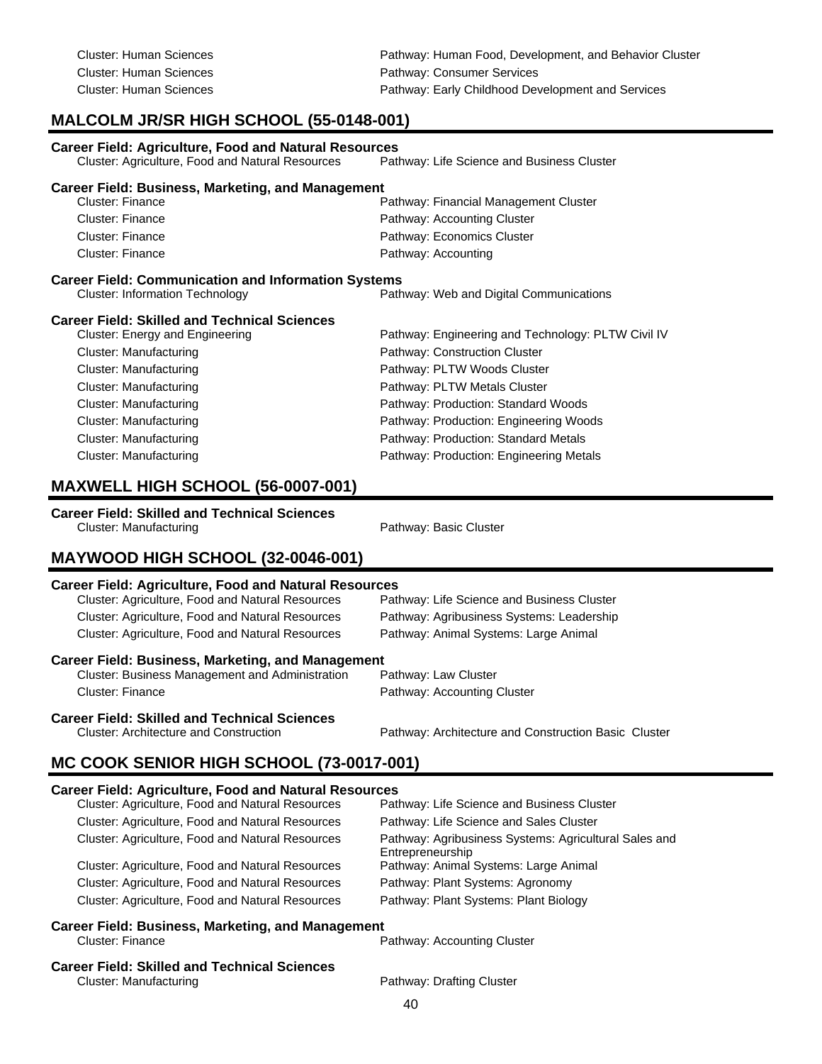| Cluster | Pathway |
|---|---|
| Cluster: Human Sciences | Pathway: Human Food, Development, and Behavior Cluster |
| Cluster: Human Sciences | Pathway: Consumer Services |
| Cluster: Human Sciences | Pathway: Early Childhood Development and Services |

## MALCOLM JR/SR HIGH SCHOOL (55-0148-001)

**Career Field: Agriculture, Food and Natural Resources**

| Cluster | Pathway |
|---|---|
| Cluster: Agriculture, Food and Natural Resources | Pathway: Life Science and Business Cluster |

**Career Field: Business, Marketing, and Management**

| Cluster | Pathway |
|---|---|
| Cluster: Finance | Pathway: Financial Management Cluster |
| Cluster: Finance | Pathway: Accounting Cluster |
| Cluster: Finance | Pathway: Economics Cluster |
| Cluster: Finance | Pathway: Accounting |

**Career Field: Communication and Information Systems**

| Cluster | Pathway |
|---|---|
| Cluster: Information Technology | Pathway: Web and Digital Communications |

**Career Field: Skilled and Technical Sciences**

| Cluster | Pathway |
|---|---|
| Cluster: Energy and Engineering | Pathway: Engineering and Technology: PLTW Civil IV |
| Cluster: Manufacturing | Pathway: Construction Cluster |
| Cluster: Manufacturing | Pathway: PLTW Woods Cluster |
| Cluster: Manufacturing | Pathway: PLTW Metals Cluster |
| Cluster: Manufacturing | Pathway: Production: Standard Woods |
| Cluster: Manufacturing | Pathway: Production: Engineering Woods |
| Cluster: Manufacturing | Pathway: Production: Standard Metals |
| Cluster: Manufacturing | Pathway: Production: Engineering Metals |

## MAXWELL HIGH SCHOOL (56-0007-001)

**Career Field: Skilled and Technical Sciences**

| Cluster | Pathway |
|---|---|
| Cluster: Manufacturing | Pathway: Basic Cluster |

## MAYWOOD HIGH SCHOOL (32-0046-001)

**Career Field: Agriculture, Food and Natural Resources**

| Cluster | Pathway |
|---|---|
| Cluster: Agriculture, Food and Natural Resources | Pathway: Life Science and Business Cluster |
| Cluster: Agriculture, Food and Natural Resources | Pathway: Agribusiness Systems: Leadership |
| Cluster: Agriculture, Food and Natural Resources | Pathway: Animal Systems: Large Animal |

**Career Field: Business, Marketing, and Management**

| Cluster | Pathway |
|---|---|
| Cluster: Business Management and Administration | Pathway: Law Cluster |
| Cluster: Finance | Pathway: Accounting Cluster |

**Career Field: Skilled and Technical Sciences**

| Cluster | Pathway |
|---|---|
| Cluster: Architecture and Construction | Pathway: Architecture and Construction Basic Cluster |

## MC COOK SENIOR HIGH SCHOOL (73-0017-001)

**Career Field: Agriculture, Food and Natural Resources**

| Cluster | Pathway |
|---|---|
| Cluster: Agriculture, Food and Natural Resources | Pathway: Life Science and Business Cluster |
| Cluster: Agriculture, Food and Natural Resources | Pathway: Life Science and Sales Cluster |
| Cluster: Agriculture, Food and Natural Resources | Pathway: Agribusiness Systems: Agricultural Sales and Entrepreneurship |
| Cluster: Agriculture, Food and Natural Resources | Pathway: Animal Systems: Large Animal |
| Cluster: Agriculture, Food and Natural Resources | Pathway: Plant Systems: Agronomy |
| Cluster: Agriculture, Food and Natural Resources | Pathway: Plant Systems: Plant Biology |

**Career Field: Business, Marketing, and Management**

| Cluster | Pathway |
|---|---|
| Cluster: Finance | Pathway: Accounting Cluster |

**Career Field: Skilled and Technical Sciences**

| Cluster | Pathway |
|---|---|
| Cluster: Manufacturing | Pathway: Drafting Cluster |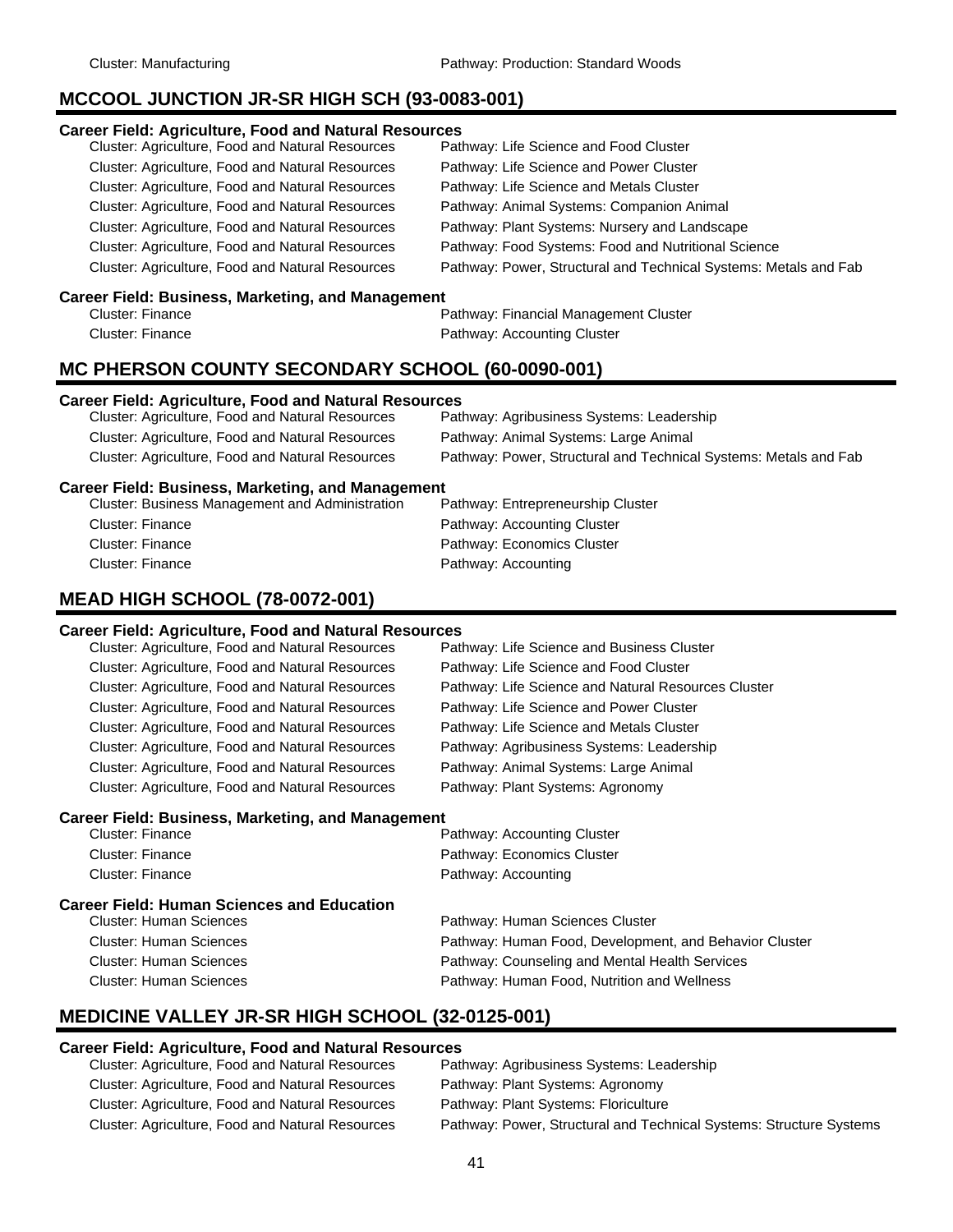Cluster: Manufacturing — Pathway: Production: Standard Woods

## MCCOOL JUNCTION JR-SR HIGH SCH (93-0083-001)

**Career Field: Agriculture, Food and Natural Resources**

| Cluster | Pathway |
|---|---|
| Cluster: Agriculture, Food and Natural Resources | Pathway: Life Science and Food Cluster |
| Cluster: Agriculture, Food and Natural Resources | Pathway: Life Science and Power Cluster |
| Cluster: Agriculture, Food and Natural Resources | Pathway: Life Science and Metals Cluster |
| Cluster: Agriculture, Food and Natural Resources | Pathway: Animal Systems: Companion Animal |
| Cluster: Agriculture, Food and Natural Resources | Pathway: Plant Systems: Nursery and Landscape |
| Cluster: Agriculture, Food and Natural Resources | Pathway: Food Systems: Food and Nutritional Science |
| Cluster: Agriculture, Food and Natural Resources | Pathway: Power, Structural and Technical Systems: Metals and Fab |

**Career Field: Business, Marketing, and Management**

| Cluster | Pathway |
|---|---|
| Cluster: Finance | Pathway: Financial Management Cluster |
| Cluster: Finance | Pathway: Accounting Cluster |

## MC PHERSON COUNTY SECONDARY SCHOOL (60-0090-001)

**Career Field: Agriculture, Food and Natural Resources**

| Cluster | Pathway |
|---|---|
| Cluster: Agriculture, Food and Natural Resources | Pathway: Agribusiness Systems: Leadership |
| Cluster: Agriculture, Food and Natural Resources | Pathway: Animal Systems: Large Animal |
| Cluster: Agriculture, Food and Natural Resources | Pathway: Power, Structural and Technical Systems: Metals and Fab |

**Career Field: Business, Marketing, and Management**

| Cluster | Pathway |
|---|---|
| Cluster: Business Management and Administration | Pathway: Entrepreneurship Cluster |
| Cluster: Finance | Pathway: Accounting Cluster |
| Cluster: Finance | Pathway: Economics Cluster |
| Cluster: Finance | Pathway: Accounting |

## MEAD HIGH SCHOOL (78-0072-001)

**Career Field: Agriculture, Food and Natural Resources**

| Cluster | Pathway |
|---|---|
| Cluster: Agriculture, Food and Natural Resources | Pathway: Life Science and Business Cluster |
| Cluster: Agriculture, Food and Natural Resources | Pathway: Life Science and Food Cluster |
| Cluster: Agriculture, Food and Natural Resources | Pathway: Life Science and Natural Resources Cluster |
| Cluster: Agriculture, Food and Natural Resources | Pathway: Life Science and Power Cluster |
| Cluster: Agriculture, Food and Natural Resources | Pathway: Life Science and Metals Cluster |
| Cluster: Agriculture, Food and Natural Resources | Pathway: Agribusiness Systems: Leadership |
| Cluster: Agriculture, Food and Natural Resources | Pathway: Animal Systems: Large Animal |
| Cluster: Agriculture, Food and Natural Resources | Pathway: Plant Systems: Agronomy |

**Career Field: Business, Marketing, and Management**

| Cluster | Pathway |
|---|---|
| Cluster: Finance | Pathway: Accounting Cluster |
| Cluster: Finance | Pathway: Economics Cluster |
| Cluster: Finance | Pathway: Accounting |

**Career Field: Human Sciences and Education**

| Cluster | Pathway |
|---|---|
| Cluster: Human Sciences | Pathway: Human Sciences Cluster |
| Cluster: Human Sciences | Pathway: Human Food, Development, and Behavior Cluster |
| Cluster: Human Sciences | Pathway: Counseling and Mental Health Services |
| Cluster: Human Sciences | Pathway: Human Food, Nutrition and Wellness |

## MEDICINE VALLEY JR-SR HIGH SCHOOL (32-0125-001)

**Career Field: Agriculture, Food and Natural Resources**

| Cluster | Pathway |
|---|---|
| Cluster: Agriculture, Food and Natural Resources | Pathway: Agribusiness Systems: Leadership |
| Cluster: Agriculture, Food and Natural Resources | Pathway: Plant Systems: Agronomy |
| Cluster: Agriculture, Food and Natural Resources | Pathway: Plant Systems: Floriculture |
| Cluster: Agriculture, Food and Natural Resources | Pathway: Power, Structural and Technical Systems: Structure Systems |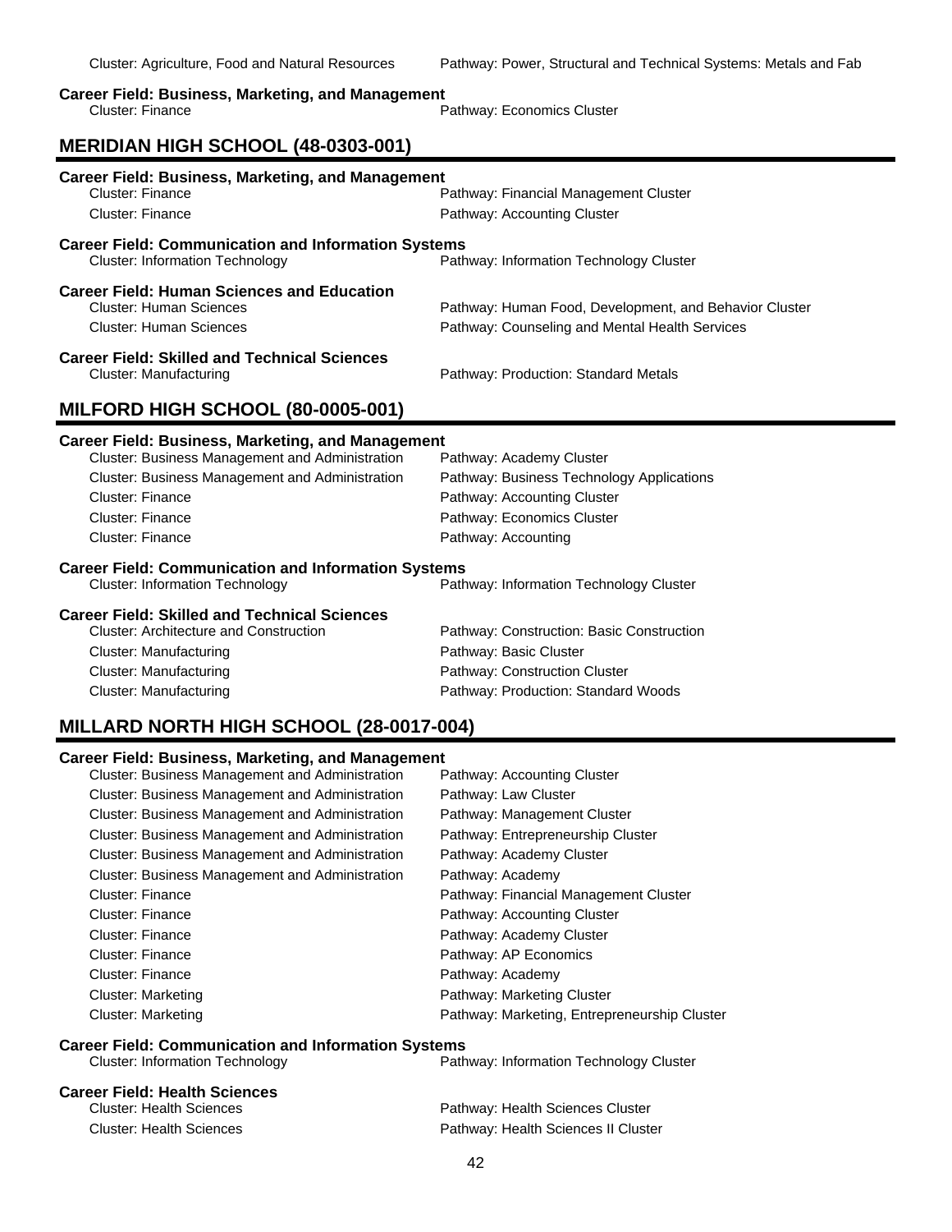| Cluster: Agriculture, Food and Natural Resources | Pathway: Power, Structural and Technical Systems: Metals and Fab |
|---|---|

**Career Field: Business, Marketing, and Management**

| Cluster: Finance | Pathway: Economics Cluster |
|---|---|

## MERIDIAN HIGH SCHOOL (48-0303-001)

**Career Field: Business, Marketing, and Management**

| Cluster | Pathway |
|---|---|
| Cluster: Finance | Pathway: Financial Management Cluster |
| Cluster: Finance | Pathway: Accounting Cluster |

**Career Field: Communication and Information Systems**

| Cluster | Pathway |
|---|---|
| Cluster: Information Technology | Pathway: Information Technology Cluster |

**Career Field: Human Sciences and Education**

| Cluster | Pathway |
|---|---|
| Cluster: Human Sciences | Pathway: Human Food, Development, and Behavior Cluster |
| Cluster: Human Sciences | Pathway: Counseling and Mental Health Services |

**Career Field: Skilled and Technical Sciences**

| Cluster | Pathway |
|---|---|
| Cluster: Manufacturing | Pathway: Production: Standard Metals |

## MILFORD HIGH SCHOOL (80-0005-001)

**Career Field: Business, Marketing, and Management**

| Cluster | Pathway |
|---|---|
| Cluster: Business Management and Administration | Pathway: Academy Cluster |
| Cluster: Business Management and Administration | Pathway: Business Technology Applications |
| Cluster: Finance | Pathway: Accounting Cluster |
| Cluster: Finance | Pathway: Economics Cluster |
| Cluster: Finance | Pathway: Accounting |

**Career Field: Communication and Information Systems**

| Cluster | Pathway |
|---|---|
| Cluster: Information Technology | Pathway: Information Technology Cluster |

**Career Field: Skilled and Technical Sciences**

| Cluster | Pathway |
|---|---|
| Cluster: Architecture and Construction | Pathway: Construction: Basic Construction |
| Cluster: Manufacturing | Pathway: Basic Cluster |
| Cluster: Manufacturing | Pathway: Construction Cluster |
| Cluster: Manufacturing | Pathway: Production: Standard Woods |

## MILLARD NORTH HIGH SCHOOL (28-0017-004)

**Career Field: Business, Marketing, and Management**

| Cluster | Pathway |
|---|---|
| Cluster: Business Management and Administration | Pathway: Accounting Cluster |
| Cluster: Business Management and Administration | Pathway: Law Cluster |
| Cluster: Business Management and Administration | Pathway: Management Cluster |
| Cluster: Business Management and Administration | Pathway: Entrepreneurship Cluster |
| Cluster: Business Management and Administration | Pathway: Academy Cluster |
| Cluster: Business Management and Administration | Pathway: Academy |
| Cluster: Finance | Pathway: Financial Management Cluster |
| Cluster: Finance | Pathway: Accounting Cluster |
| Cluster: Finance | Pathway: Academy Cluster |
| Cluster: Finance | Pathway: AP Economics |
| Cluster: Finance | Pathway: Academy |
| Cluster: Marketing | Pathway: Marketing Cluster |
| Cluster: Marketing | Pathway: Marketing, Entrepreneurship Cluster |

**Career Field: Communication and Information Systems**

| Cluster | Pathway |
|---|---|
| Cluster: Information Technology | Pathway: Information Technology Cluster |

**Career Field: Health Sciences**

| Cluster | Pathway |
|---|---|
| Cluster: Health Sciences | Pathway: Health Sciences Cluster |
| Cluster: Health Sciences | Pathway: Health Sciences II Cluster |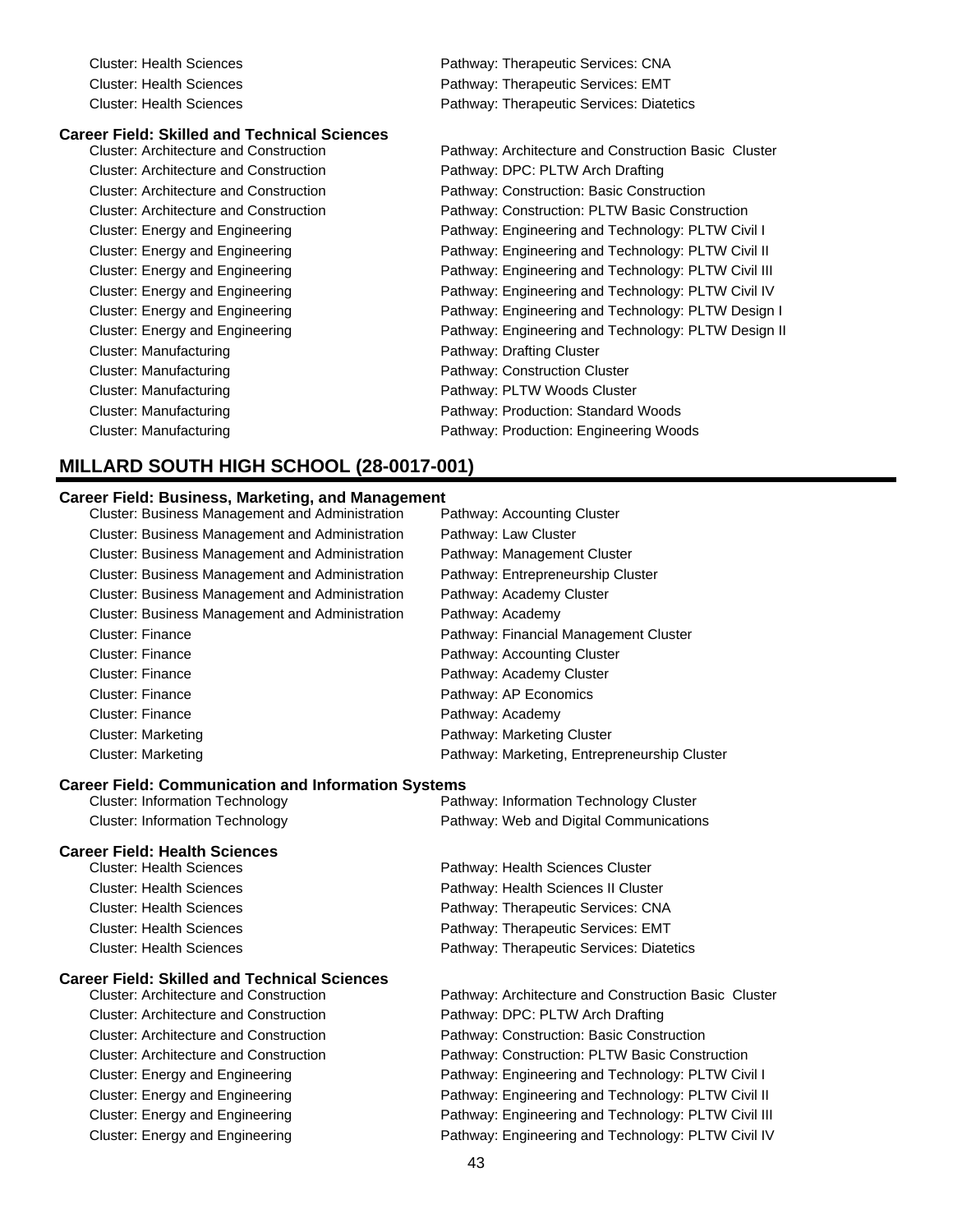Cluster: Health Sciences — Pathway: Therapeutic Services: CNA
Cluster: Health Sciences — Pathway: Therapeutic Services: EMT
Cluster: Health Sciences — Pathway: Therapeutic Services: Diatetics

**Career Field: Skilled and Technical Sciences**

| Cluster | Pathway |
|---|---|
| Cluster: Architecture and Construction | Pathway: Architecture and Construction Basic Cluster |
| Cluster: Architecture and Construction | Pathway: DPC: PLTW Arch Drafting |
| Cluster: Architecture and Construction | Pathway: Construction: Basic Construction |
| Cluster: Architecture and Construction | Pathway: Construction: PLTW Basic Construction |
| Cluster: Energy and Engineering | Pathway: Engineering and Technology: PLTW Civil I |
| Cluster: Energy and Engineering | Pathway: Engineering and Technology: PLTW Civil II |
| Cluster: Energy and Engineering | Pathway: Engineering and Technology: PLTW Civil III |
| Cluster: Energy and Engineering | Pathway: Engineering and Technology: PLTW Civil IV |
| Cluster: Energy and Engineering | Pathway: Engineering and Technology: PLTW Design I |
| Cluster: Energy and Engineering | Pathway: Engineering and Technology: PLTW Design II |
| Cluster: Manufacturing | Pathway: Drafting Cluster |
| Cluster: Manufacturing | Pathway: Construction Cluster |
| Cluster: Manufacturing | Pathway: PLTW Woods Cluster |
| Cluster: Manufacturing | Pathway: Production: Standard Woods |
| Cluster: Manufacturing | Pathway: Production: Engineering Woods |

## MILLARD SOUTH HIGH SCHOOL (28-0017-001)

**Career Field: Business, Marketing, and Management**

| Cluster | Pathway |
|---|---|
| Cluster: Business Management and Administration | Pathway: Accounting Cluster |
| Cluster: Business Management and Administration | Pathway: Law Cluster |
| Cluster: Business Management and Administration | Pathway: Management Cluster |
| Cluster: Business Management and Administration | Pathway: Entrepreneurship Cluster |
| Cluster: Business Management and Administration | Pathway: Academy Cluster |
| Cluster: Business Management and Administration | Pathway: Academy |
| Cluster: Finance | Pathway: Financial Management Cluster |
| Cluster: Finance | Pathway: Accounting Cluster |
| Cluster: Finance | Pathway: Academy Cluster |
| Cluster: Finance | Pathway: AP Economics |
| Cluster: Finance | Pathway: Academy |
| Cluster: Marketing | Pathway: Marketing Cluster |
| Cluster: Marketing | Pathway: Marketing, Entrepreneurship Cluster |

**Career Field: Communication and Information Systems**

| Cluster | Pathway |
|---|---|
| Cluster: Information Technology | Pathway: Information Technology Cluster |
| Cluster: Information Technology | Pathway: Web and Digital Communications |

**Career Field: Health Sciences**

| Cluster | Pathway |
|---|---|
| Cluster: Health Sciences | Pathway: Health Sciences Cluster |
| Cluster: Health Sciences | Pathway: Health Sciences II Cluster |
| Cluster: Health Sciences | Pathway: Therapeutic Services: CNA |
| Cluster: Health Sciences | Pathway: Therapeutic Services: EMT |
| Cluster: Health Sciences | Pathway: Therapeutic Services: Diatetics |

**Career Field: Skilled and Technical Sciences**

| Cluster | Pathway |
|---|---|
| Cluster: Architecture and Construction | Pathway: Architecture and Construction Basic Cluster |
| Cluster: Architecture and Construction | Pathway: DPC: PLTW Arch Drafting |
| Cluster: Architecture and Construction | Pathway: Construction: Basic Construction |
| Cluster: Architecture and Construction | Pathway: Construction: PLTW Basic Construction |
| Cluster: Energy and Engineering | Pathway: Engineering and Technology: PLTW Civil I |
| Cluster: Energy and Engineering | Pathway: Engineering and Technology: PLTW Civil II |
| Cluster: Energy and Engineering | Pathway: Engineering and Technology: PLTW Civil III |
| Cluster: Energy and Engineering | Pathway: Engineering and Technology: PLTW Civil IV |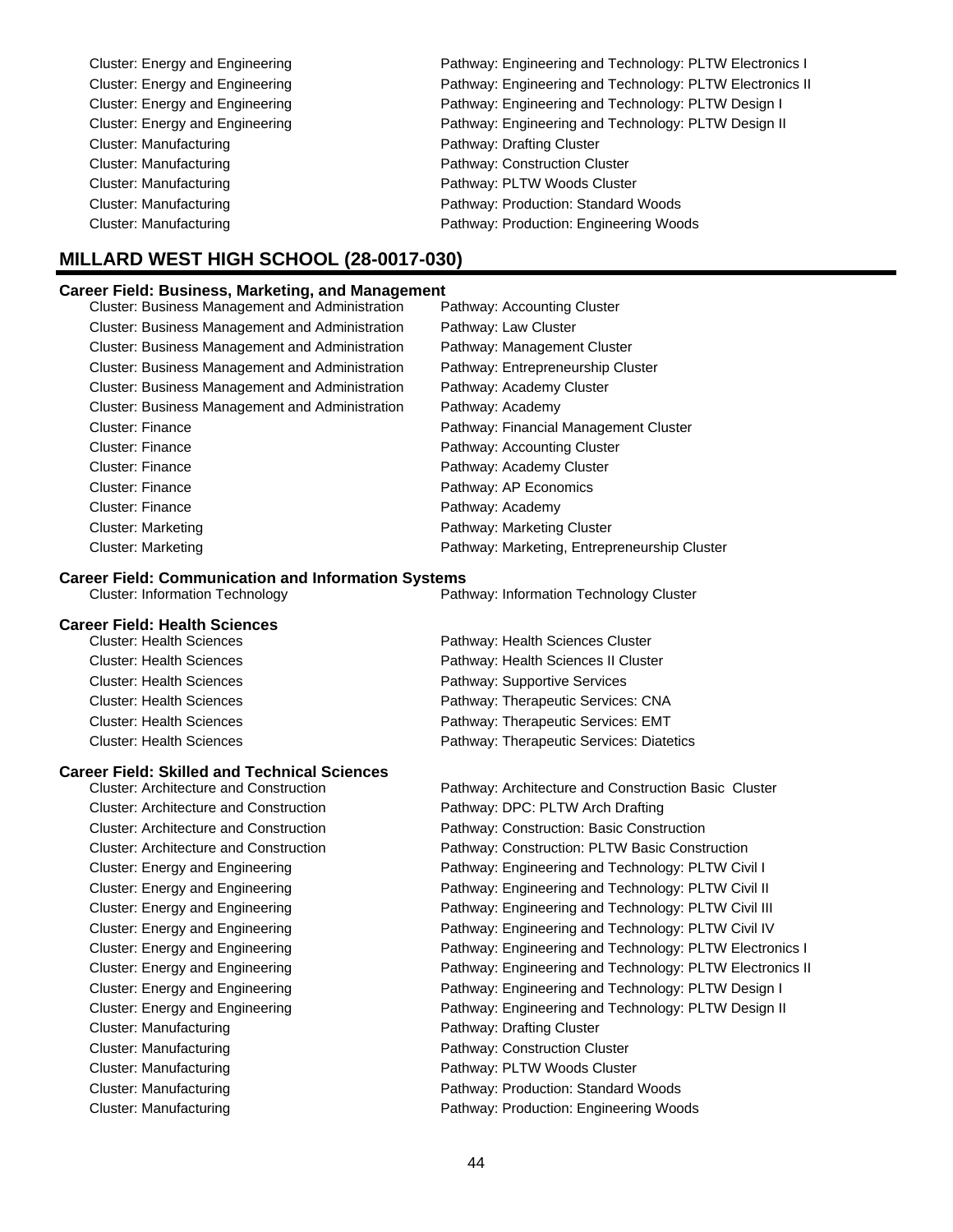Cluster: Energy and Engineering — Pathway: Engineering and Technology: PLTW Electronics I
Cluster: Energy and Engineering — Pathway: Engineering and Technology: PLTW Electronics II
Cluster: Energy and Engineering — Pathway: Engineering and Technology: PLTW Design I
Cluster: Energy and Engineering — Pathway: Engineering and Technology: PLTW Design II
Cluster: Manufacturing — Pathway: Drafting Cluster
Cluster: Manufacturing — Pathway: Construction Cluster
Cluster: Manufacturing — Pathway: PLTW Woods Cluster
Cluster: Manufacturing — Pathway: Production: Standard Woods
Cluster: Manufacturing — Pathway: Production: Engineering Woods

## MILLARD WEST HIGH SCHOOL (28-0017-030)

### Career Field: Business, Marketing, and Management

| Cluster | Pathway |
|---|---|
| Cluster: Business Management and Administration | Pathway: Accounting Cluster |
| Cluster: Business Management and Administration | Pathway: Law Cluster |
| Cluster: Business Management and Administration | Pathway: Management Cluster |
| Cluster: Business Management and Administration | Pathway: Entrepreneurship Cluster |
| Cluster: Business Management and Administration | Pathway: Academy Cluster |
| Cluster: Business Management and Administration | Pathway: Academy |
| Cluster: Finance | Pathway: Financial Management Cluster |
| Cluster: Finance | Pathway: Accounting Cluster |
| Cluster: Finance | Pathway: Academy Cluster |
| Cluster: Finance | Pathway: AP Economics |
| Cluster: Finance | Pathway: Academy |
| Cluster: Marketing | Pathway: Marketing Cluster |
| Cluster: Marketing | Pathway: Marketing, Entrepreneurship Cluster |

### Career Field: Communication and Information Systems

| Cluster | Pathway |
|---|---|
| Cluster: Information Technology | Pathway: Information Technology Cluster |

### Career Field: Health Sciences

| Cluster | Pathway |
|---|---|
| Cluster: Health Sciences | Pathway: Health Sciences Cluster |
| Cluster: Health Sciences | Pathway: Health Sciences II Cluster |
| Cluster: Health Sciences | Pathway: Supportive Services |
| Cluster: Health Sciences | Pathway: Therapeutic Services: CNA |
| Cluster: Health Sciences | Pathway: Therapeutic Services: EMT |
| Cluster: Health Sciences | Pathway: Therapeutic Services: Diatetics |

### Career Field: Skilled and Technical Sciences

| Cluster | Pathway |
|---|---|
| Cluster: Architecture and Construction | Pathway: Architecture and Construction Basic Cluster |
| Cluster: Architecture and Construction | Pathway: DPC: PLTW Arch Drafting |
| Cluster: Architecture and Construction | Pathway: Construction: Basic Construction |
| Cluster: Architecture and Construction | Pathway: Construction: PLTW Basic Construction |
| Cluster: Energy and Engineering | Pathway: Engineering and Technology: PLTW Civil I |
| Cluster: Energy and Engineering | Pathway: Engineering and Technology: PLTW Civil II |
| Cluster: Energy and Engineering | Pathway: Engineering and Technology: PLTW Civil III |
| Cluster: Energy and Engineering | Pathway: Engineering and Technology: PLTW Civil IV |
| Cluster: Energy and Engineering | Pathway: Engineering and Technology: PLTW Electronics I |
| Cluster: Energy and Engineering | Pathway: Engineering and Technology: PLTW Electronics II |
| Cluster: Energy and Engineering | Pathway: Engineering and Technology: PLTW Design I |
| Cluster: Energy and Engineering | Pathway: Engineering and Technology: PLTW Design II |
| Cluster: Manufacturing | Pathway: Drafting Cluster |
| Cluster: Manufacturing | Pathway: Construction Cluster |
| Cluster: Manufacturing | Pathway: PLTW Woods Cluster |
| Cluster: Manufacturing | Pathway: Production: Standard Woods |
| Cluster: Manufacturing | Pathway: Production: Engineering Woods |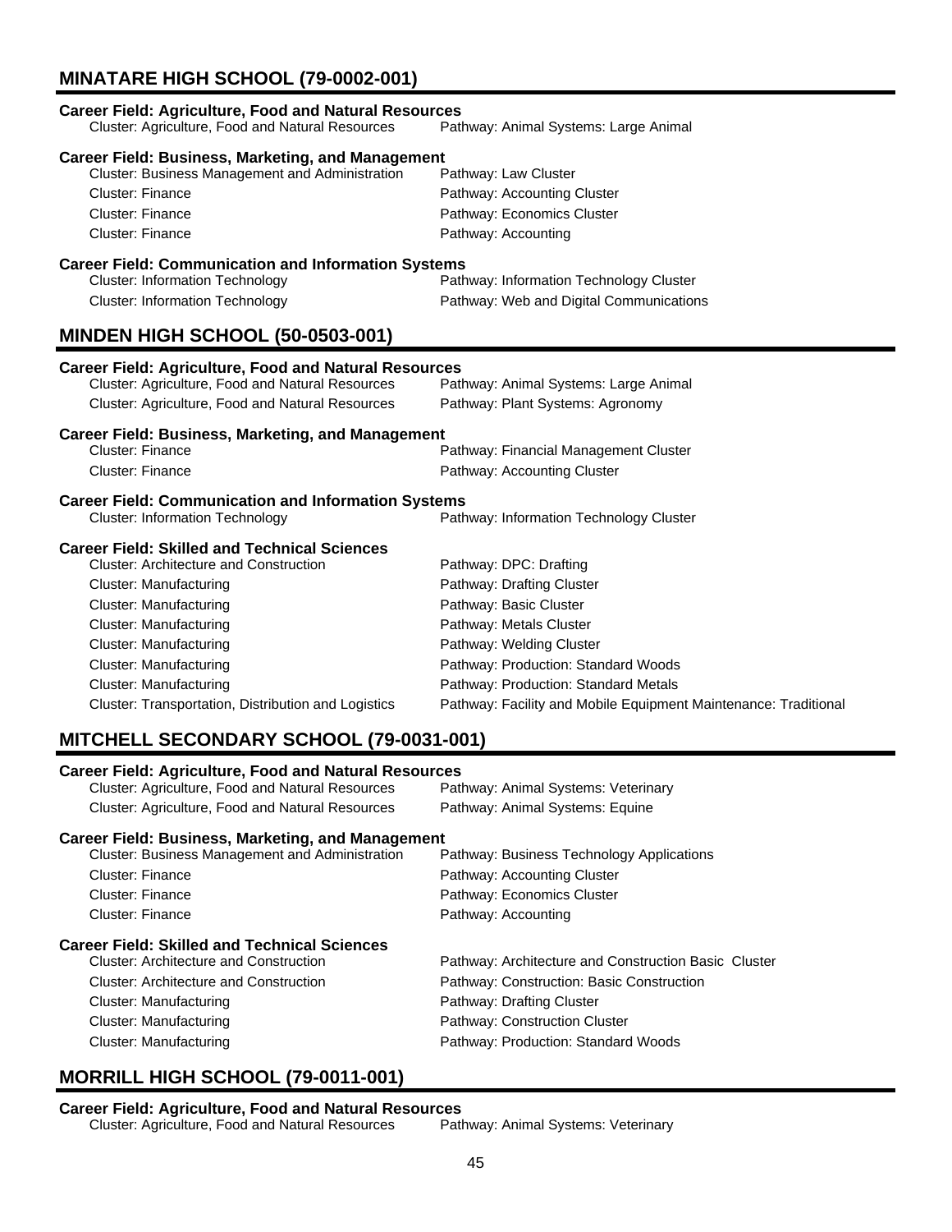## MINATARE HIGH SCHOOL (79-0002-001)

### Career Field: Agriculture, Food and Natural Resources

| Cluster | Pathway |
|---|---|
| Cluster: Agriculture, Food and Natural Resources | Pathway: Animal Systems: Large Animal |

### Career Field: Business, Marketing, and Management

| Cluster | Pathway |
|---|---|
| Cluster: Business Management and Administration | Pathway: Law Cluster |
| Cluster: Finance | Pathway: Accounting Cluster |
| Cluster: Finance | Pathway: Economics Cluster |
| Cluster: Finance | Pathway: Accounting |

### Career Field: Communication and Information Systems

| Cluster | Pathway |
|---|---|
| Cluster: Information Technology | Pathway: Information Technology Cluster |
| Cluster: Information Technology | Pathway: Web and Digital Communications |

## MINDEN HIGH SCHOOL (50-0503-001)

### Career Field: Agriculture, Food and Natural Resources

| Cluster | Pathway |
|---|---|
| Cluster: Agriculture, Food and Natural Resources | Pathway: Animal Systems: Large Animal |
| Cluster: Agriculture, Food and Natural Resources | Pathway: Plant Systems: Agronomy |

### Career Field: Business, Marketing, and Management

| Cluster | Pathway |
|---|---|
| Cluster: Finance | Pathway: Financial Management Cluster |
| Cluster: Finance | Pathway: Accounting Cluster |

### Career Field: Communication and Information Systems

| Cluster | Pathway |
|---|---|
| Cluster: Information Technology | Pathway: Information Technology Cluster |

### Career Field: Skilled and Technical Sciences

| Cluster | Pathway |
|---|---|
| Cluster: Architecture and Construction | Pathway: DPC: Drafting |
| Cluster: Manufacturing | Pathway: Drafting Cluster |
| Cluster: Manufacturing | Pathway: Basic Cluster |
| Cluster: Manufacturing | Pathway: Metals Cluster |
| Cluster: Manufacturing | Pathway: Welding Cluster |
| Cluster: Manufacturing | Pathway: Production: Standard Woods |
| Cluster: Manufacturing | Pathway: Production: Standard Metals |
| Cluster: Transportation, Distribution and Logistics | Pathway: Facility and Mobile Equipment Maintenance: Traditional |

## MITCHELL SECONDARY SCHOOL (79-0031-001)

### Career Field: Agriculture, Food and Natural Resources

| Cluster | Pathway |
|---|---|
| Cluster: Agriculture, Food and Natural Resources | Pathway: Animal Systems: Veterinary |
| Cluster: Agriculture, Food and Natural Resources | Pathway: Animal Systems: Equine |

### Career Field: Business, Marketing, and Management

| Cluster | Pathway |
|---|---|
| Cluster: Business Management and Administration | Pathway: Business Technology Applications |
| Cluster: Finance | Pathway: Accounting Cluster |
| Cluster: Finance | Pathway: Economics Cluster |
| Cluster: Finance | Pathway: Accounting |

### Career Field: Skilled and Technical Sciences

| Cluster | Pathway |
|---|---|
| Cluster: Architecture and Construction | Pathway: Architecture and Construction Basic Cluster |
| Cluster: Architecture and Construction | Pathway: Construction: Basic Construction |
| Cluster: Manufacturing | Pathway: Drafting Cluster |
| Cluster: Manufacturing | Pathway: Construction Cluster |
| Cluster: Manufacturing | Pathway: Production: Standard Woods |

## MORRILL HIGH SCHOOL (79-0011-001)

### Career Field: Agriculture, Food and Natural Resources

| Cluster | Pathway |
|---|---|
| Cluster: Agriculture, Food and Natural Resources | Pathway: Animal Systems: Veterinary |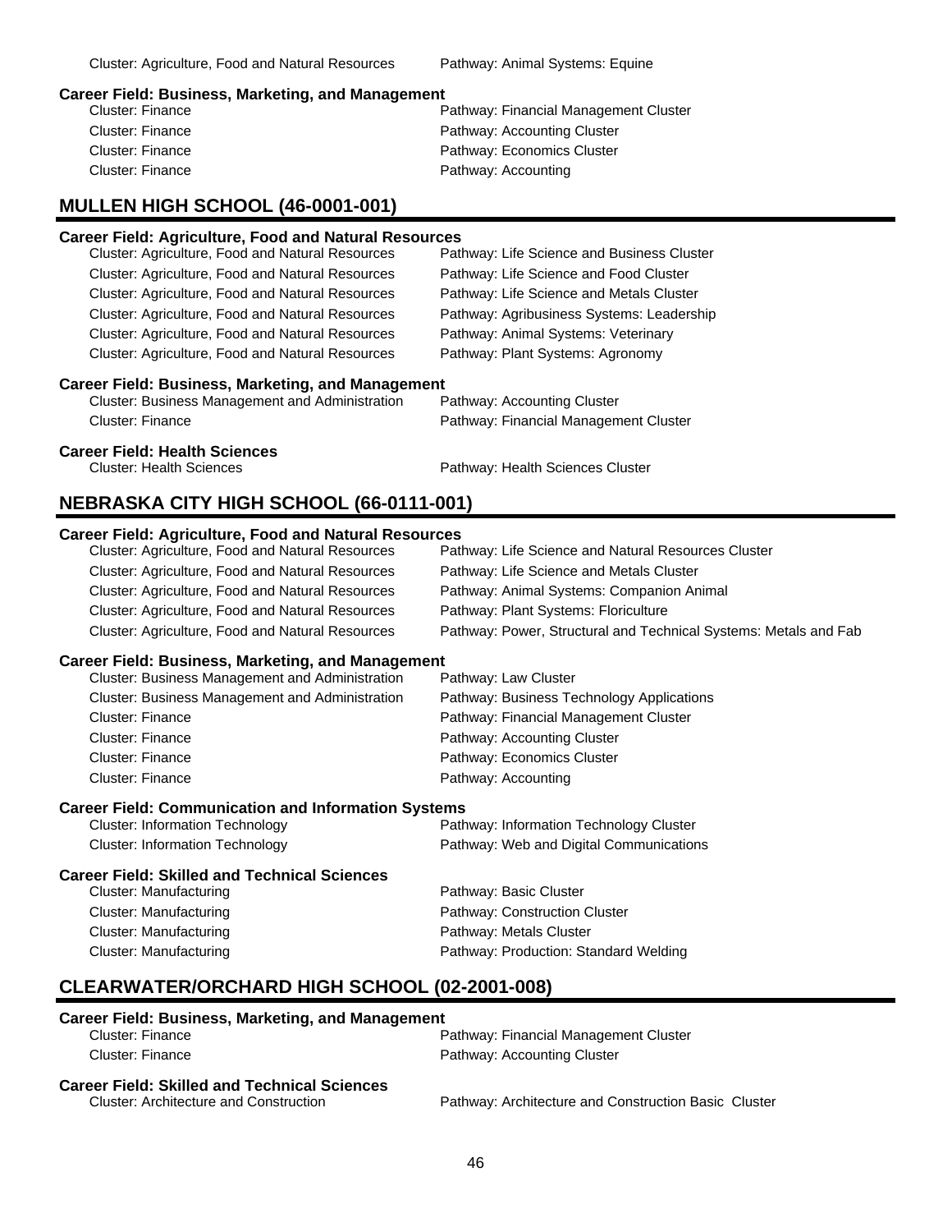Cluster: Agriculture, Food and Natural Resources Pathway: Animal Systems: Equine

**Career Field: Business, Marketing, and Management**

| | |
|---|---|
| Cluster: Finance | Pathway: Financial Management Cluster |
| Cluster: Finance | Pathway: Accounting Cluster |
| Cluster: Finance | Pathway: Economics Cluster |
| Cluster: Finance | Pathway: Accounting |

## MULLEN HIGH SCHOOL (46-0001-001)

**Career Field: Agriculture, Food and Natural Resources**

| | |
|---|---|
| Cluster: Agriculture, Food and Natural Resources | Pathway: Life Science and Business Cluster |
| Cluster: Agriculture, Food and Natural Resources | Pathway: Life Science and Food Cluster |
| Cluster: Agriculture, Food and Natural Resources | Pathway: Life Science and Metals Cluster |
| Cluster: Agriculture, Food and Natural Resources | Pathway: Agribusiness Systems: Leadership |
| Cluster: Agriculture, Food and Natural Resources | Pathway: Animal Systems: Veterinary |
| Cluster: Agriculture, Food and Natural Resources | Pathway: Plant Systems: Agronomy |

**Career Field: Business, Marketing, and Management**

| | |
|---|---|
| Cluster: Business Management and Administration | Pathway: Accounting Cluster |
| Cluster: Finance | Pathway: Financial Management Cluster |

**Career Field: Health Sciences**

| | |
|---|---|
| Cluster: Health Sciences | Pathway: Health Sciences Cluster |

## NEBRASKA CITY HIGH SCHOOL (66-0111-001)

**Career Field: Agriculture, Food and Natural Resources**

| | |
|---|---|
| Cluster: Agriculture, Food and Natural Resources | Pathway: Life Science and Natural Resources Cluster |
| Cluster: Agriculture, Food and Natural Resources | Pathway: Life Science and Metals Cluster |
| Cluster: Agriculture, Food and Natural Resources | Pathway: Animal Systems: Companion Animal |
| Cluster: Agriculture, Food and Natural Resources | Pathway: Plant Systems: Floriculture |
| Cluster: Agriculture, Food and Natural Resources | Pathway: Power, Structural and Technical Systems: Metals and Fab |

**Career Field: Business, Marketing, and Management**

| | |
|---|---|
| Cluster: Business Management and Administration | Pathway: Law Cluster |
| Cluster: Business Management and Administration | Pathway: Business Technology Applications |
| Cluster: Finance | Pathway: Financial Management Cluster |
| Cluster: Finance | Pathway: Accounting Cluster |
| Cluster: Finance | Pathway: Economics Cluster |
| Cluster: Finance | Pathway: Accounting |

**Career Field: Communication and Information Systems**

| | |
|---|---|
| Cluster: Information Technology | Pathway: Information Technology Cluster |
| Cluster: Information Technology | Pathway: Web and Digital Communications |

**Career Field: Skilled and Technical Sciences**

| | |
|---|---|
| Cluster: Manufacturing | Pathway: Basic Cluster |
| Cluster: Manufacturing | Pathway: Construction Cluster |
| Cluster: Manufacturing | Pathway: Metals Cluster |
| Cluster: Manufacturing | Pathway: Production: Standard Welding |

## CLEARWATER/ORCHARD HIGH SCHOOL (02-2001-008)

**Career Field: Business, Marketing, and Management**

| | |
|---|---|
| Cluster: Finance | Pathway: Financial Management Cluster |
| Cluster: Finance | Pathway: Accounting Cluster |

**Career Field: Skilled and Technical Sciences**

| | |
|---|---|
| Cluster: Architecture and Construction | Pathway: Architecture and Construction Basic Cluster |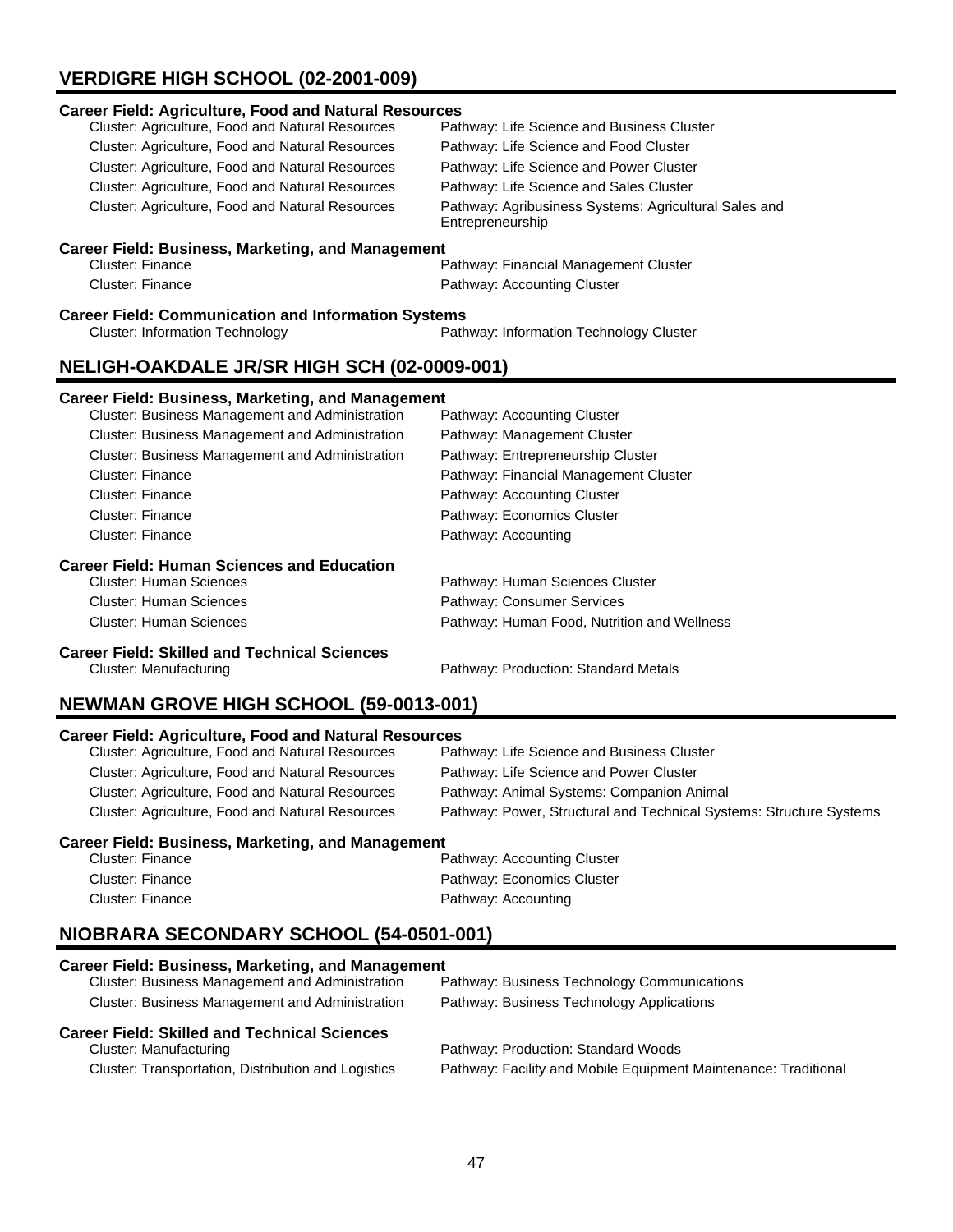## VERDIGRE HIGH SCHOOL (02-2001-009)

**Career Field: Agriculture, Food and Natural Resources**

| Cluster | Pathway |
|---|---|
| Cluster: Agriculture, Food and Natural Resources | Pathway: Life Science and Business Cluster |
| Cluster: Agriculture, Food and Natural Resources | Pathway: Life Science and Food Cluster |
| Cluster: Agriculture, Food and Natural Resources | Pathway: Life Science and Power Cluster |
| Cluster: Agriculture, Food and Natural Resources | Pathway: Life Science and Sales Cluster |
| Cluster: Agriculture, Food and Natural Resources | Pathway: Agribusiness Systems: Agricultural Sales and Entrepreneurship |

**Career Field: Business, Marketing, and Management**

| Cluster | Pathway |
|---|---|
| Cluster: Finance | Pathway: Financial Management Cluster |
| Cluster: Finance | Pathway: Accounting Cluster |

**Career Field: Communication and Information Systems**

| Cluster | Pathway |
|---|---|
| Cluster: Information Technology | Pathway: Information Technology Cluster |

## NELIGH-OAKDALE JR/SR HIGH SCH (02-0009-001)

**Career Field: Business, Marketing, and Management**

| Cluster | Pathway |
|---|---|
| Cluster: Business Management and Administration | Pathway: Accounting Cluster |
| Cluster: Business Management and Administration | Pathway: Management Cluster |
| Cluster: Business Management and Administration | Pathway: Entrepreneurship Cluster |
| Cluster: Finance | Pathway: Financial Management Cluster |
| Cluster: Finance | Pathway: Accounting Cluster |
| Cluster: Finance | Pathway: Economics Cluster |
| Cluster: Finance | Pathway: Accounting |

**Career Field: Human Sciences and Education**

| Cluster | Pathway |
|---|---|
| Cluster: Human Sciences | Pathway: Human Sciences Cluster |
| Cluster: Human Sciences | Pathway: Consumer Services |
| Cluster: Human Sciences | Pathway: Human Food, Nutrition and Wellness |

**Career Field: Skilled and Technical Sciences**

| Cluster | Pathway |
|---|---|
| Cluster: Manufacturing | Pathway: Production: Standard Metals |

## NEWMAN GROVE HIGH SCHOOL (59-0013-001)

**Career Field: Agriculture, Food and Natural Resources**

| Cluster | Pathway |
|---|---|
| Cluster: Agriculture, Food and Natural Resources | Pathway: Life Science and Business Cluster |
| Cluster: Agriculture, Food and Natural Resources | Pathway: Life Science and Power Cluster |
| Cluster: Agriculture, Food and Natural Resources | Pathway: Animal Systems: Companion Animal |
| Cluster: Agriculture, Food and Natural Resources | Pathway: Power, Structural and Technical Systems: Structure Systems |

**Career Field: Business, Marketing, and Management**

| Cluster | Pathway |
|---|---|
| Cluster: Finance | Pathway: Accounting Cluster |
| Cluster: Finance | Pathway: Economics Cluster |
| Cluster: Finance | Pathway: Accounting |

## NIOBRARA SECONDARY SCHOOL (54-0501-001)

**Career Field: Business, Marketing, and Management**

| Cluster | Pathway |
|---|---|
| Cluster: Business Management and Administration | Pathway: Business Technology Communications |
| Cluster: Business Management and Administration | Pathway: Business Technology Applications |

**Career Field: Skilled and Technical Sciences**

| Cluster | Pathway |
|---|---|
| Cluster: Manufacturing | Pathway: Production: Standard Woods |
| Cluster: Transportation, Distribution and Logistics | Pathway: Facility and Mobile Equipment Maintenance: Traditional |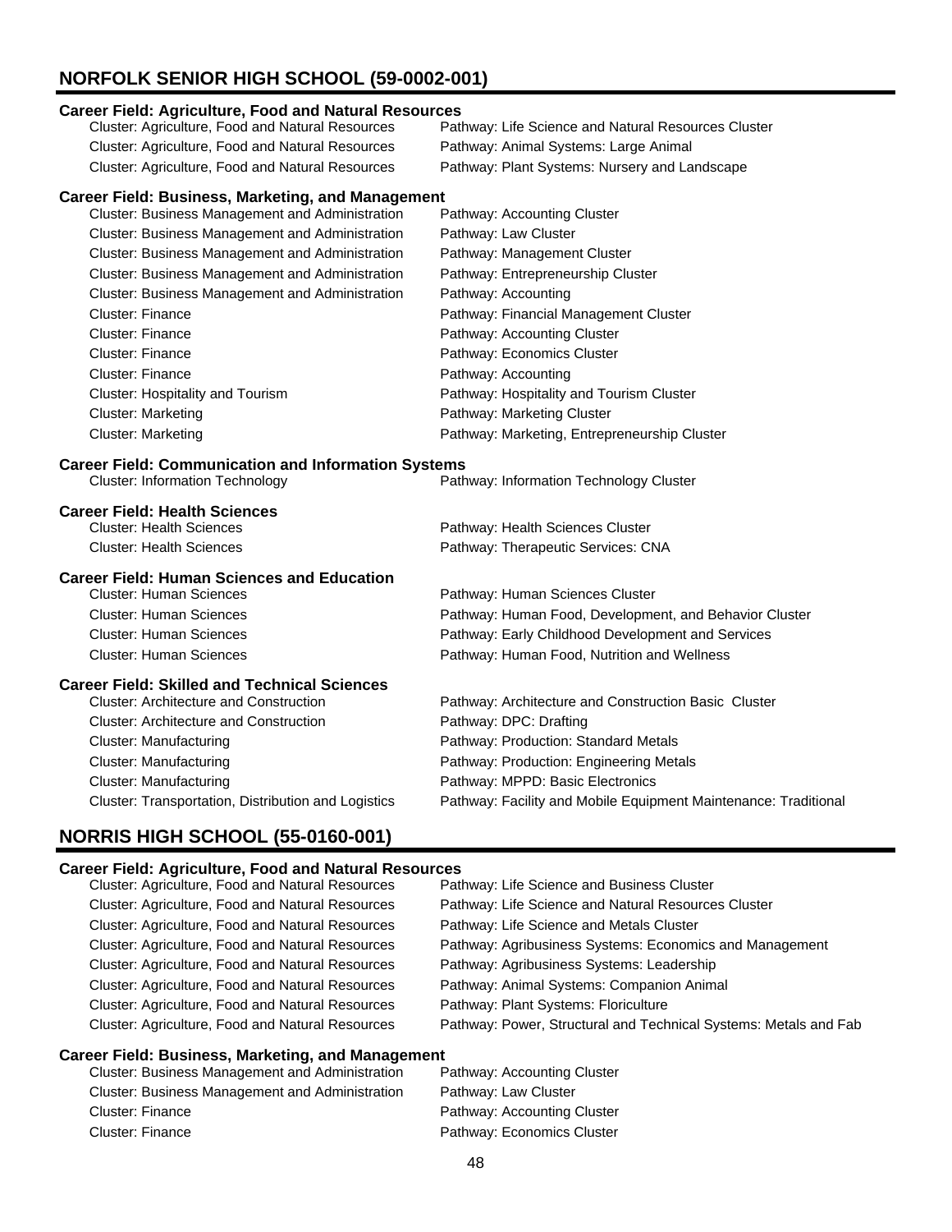## NORFOLK SENIOR HIGH SCHOOL (59-0002-001)

### Career Field: Agriculture, Food and Natural Resources

| Cluster | Pathway |
|---|---|
| Cluster: Agriculture, Food and Natural Resources | Pathway: Life Science and Natural Resources Cluster |
| Cluster: Agriculture, Food and Natural Resources | Pathway: Animal Systems: Large Animal |
| Cluster: Agriculture, Food and Natural Resources | Pathway: Plant Systems: Nursery and Landscape |

### Career Field: Business, Marketing, and Management

| Cluster | Pathway |
|---|---|
| Cluster: Business Management and Administration | Pathway: Accounting Cluster |
| Cluster: Business Management and Administration | Pathway: Law Cluster |
| Cluster: Business Management and Administration | Pathway: Management Cluster |
| Cluster: Business Management and Administration | Pathway: Entrepreneurship Cluster |
| Cluster: Business Management and Administration | Pathway: Accounting |
| Cluster: Finance | Pathway: Financial Management Cluster |
| Cluster: Finance | Pathway: Accounting Cluster |
| Cluster: Finance | Pathway: Economics Cluster |
| Cluster: Finance | Pathway: Accounting |
| Cluster: Hospitality and Tourism | Pathway: Hospitality and Tourism Cluster |
| Cluster: Marketing | Pathway: Marketing Cluster |
| Cluster: Marketing | Pathway: Marketing, Entrepreneurship Cluster |

### Career Field: Communication and Information Systems

| Cluster | Pathway |
|---|---|
| Cluster: Information Technology | Pathway: Information Technology Cluster |

### Career Field: Health Sciences

| Cluster | Pathway |
|---|---|
| Cluster: Health Sciences | Pathway: Health Sciences Cluster |
| Cluster: Health Sciences | Pathway: Therapeutic Services: CNA |

### Career Field: Human Sciences and Education

| Cluster | Pathway |
|---|---|
| Cluster: Human Sciences | Pathway: Human Sciences Cluster |
| Cluster: Human Sciences | Pathway: Human Food, Development, and Behavior Cluster |
| Cluster: Human Sciences | Pathway: Early Childhood Development and Services |
| Cluster: Human Sciences | Pathway: Human Food, Nutrition and Wellness |

### Career Field: Skilled and Technical Sciences

| Cluster | Pathway |
|---|---|
| Cluster: Architecture and Construction | Pathway: Architecture and Construction Basic Cluster |
| Cluster: Architecture and Construction | Pathway: DPC: Drafting |
| Cluster: Manufacturing | Pathway: Production: Standard Metals |
| Cluster: Manufacturing | Pathway: Production: Engineering Metals |
| Cluster: Manufacturing | Pathway: MPPD: Basic Electronics |
| Cluster: Transportation, Distribution and Logistics | Pathway: Facility and Mobile Equipment Maintenance: Traditional |

## NORRIS HIGH SCHOOL (55-0160-001)

### Career Field: Agriculture, Food and Natural Resources

| Cluster | Pathway |
|---|---|
| Cluster: Agriculture, Food and Natural Resources | Pathway: Life Science and Business Cluster |
| Cluster: Agriculture, Food and Natural Resources | Pathway: Life Science and Natural Resources Cluster |
| Cluster: Agriculture, Food and Natural Resources | Pathway: Life Science and Metals Cluster |
| Cluster: Agriculture, Food and Natural Resources | Pathway: Agribusiness Systems: Economics and Management |
| Cluster: Agriculture, Food and Natural Resources | Pathway: Agribusiness Systems: Leadership |
| Cluster: Agriculture, Food and Natural Resources | Pathway: Animal Systems: Companion Animal |
| Cluster: Agriculture, Food and Natural Resources | Pathway: Plant Systems: Floriculture |
| Cluster: Agriculture, Food and Natural Resources | Pathway: Power, Structural and Technical Systems: Metals and Fab |

### Career Field: Business, Marketing, and Management

| Cluster | Pathway |
|---|---|
| Cluster: Business Management and Administration | Pathway: Accounting Cluster |
| Cluster: Business Management and Administration | Pathway: Law Cluster |
| Cluster: Finance | Pathway: Accounting Cluster |
| Cluster: Finance | Pathway: Economics Cluster |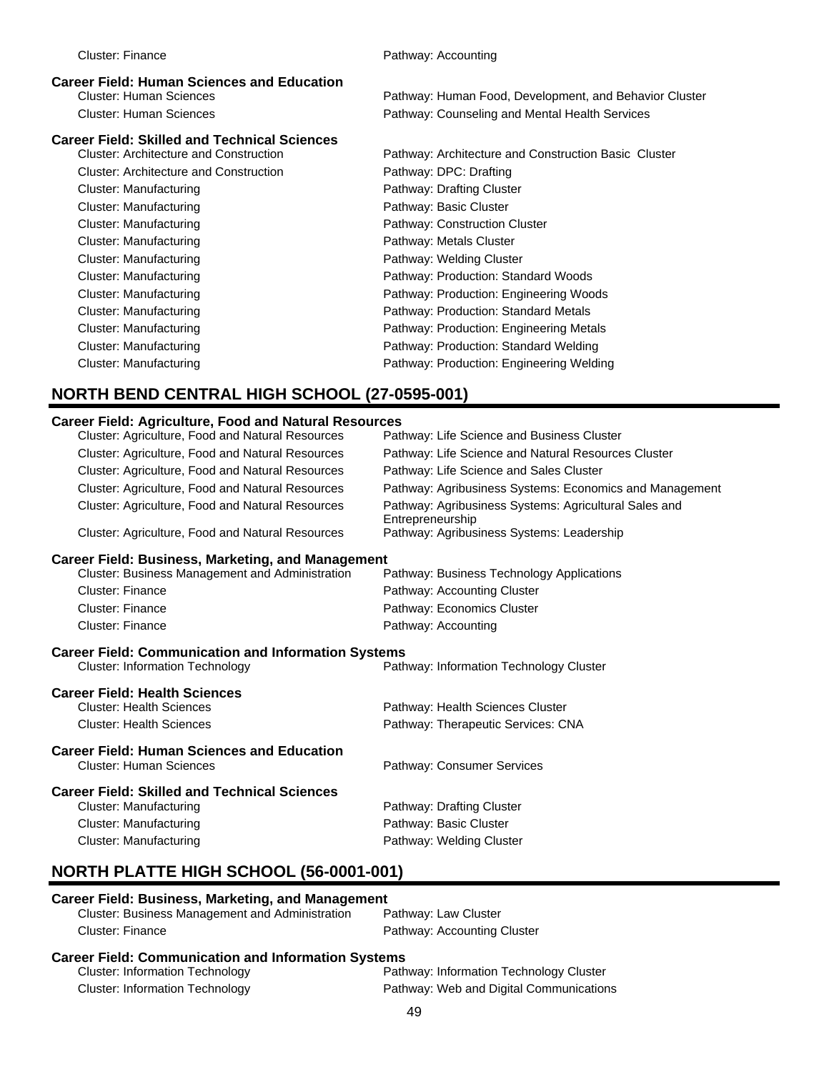| Cluster: Finance | Pathway: Accounting |
|---|---|

**Career Field: Human Sciences and Education**

| Cluster | Pathway |
|---|---|
| Cluster: Human Sciences | Pathway: Human Food, Development, and Behavior Cluster |
| Cluster: Human Sciences | Pathway: Counseling and Mental Health Services |

**Career Field: Skilled and Technical Sciences**

| Cluster | Pathway |
|---|---|
| Cluster: Architecture and Construction | Pathway: Architecture and Construction Basic Cluster |
| Cluster: Architecture and Construction | Pathway: DPC: Drafting |
| Cluster: Manufacturing | Pathway: Drafting Cluster |
| Cluster: Manufacturing | Pathway: Basic Cluster |
| Cluster: Manufacturing | Pathway: Construction Cluster |
| Cluster: Manufacturing | Pathway: Metals Cluster |
| Cluster: Manufacturing | Pathway: Welding Cluster |
| Cluster: Manufacturing | Pathway: Production: Standard Woods |
| Cluster: Manufacturing | Pathway: Production: Engineering Woods |
| Cluster: Manufacturing | Pathway: Production: Standard Metals |
| Cluster: Manufacturing | Pathway: Production: Engineering Metals |
| Cluster: Manufacturing | Pathway: Production: Standard Welding |
| Cluster: Manufacturing | Pathway: Production: Engineering Welding |

## NORTH BEND CENTRAL HIGH SCHOOL (27-0595-001)

**Career Field: Agriculture, Food and Natural Resources**

| Cluster | Pathway |
|---|---|
| Cluster: Agriculture, Food and Natural Resources | Pathway: Life Science and Business Cluster |
| Cluster: Agriculture, Food and Natural Resources | Pathway: Life Science and Natural Resources Cluster |
| Cluster: Agriculture, Food and Natural Resources | Pathway: Life Science and Sales Cluster |
| Cluster: Agriculture, Food and Natural Resources | Pathway: Agribusiness Systems: Economics and Management |
| Cluster: Agriculture, Food and Natural Resources | Pathway: Agribusiness Systems: Agricultural Sales and Entrepreneurship |
| Cluster: Agriculture, Food and Natural Resources | Pathway: Agribusiness Systems: Leadership |

**Career Field: Business, Marketing, and Management**

| Cluster | Pathway |
|---|---|
| Cluster: Business Management and Administration | Pathway: Business Technology Applications |
| Cluster: Finance | Pathway: Accounting Cluster |
| Cluster: Finance | Pathway: Economics Cluster |
| Cluster: Finance | Pathway: Accounting |

**Career Field: Communication and Information Systems**

| Cluster | Pathway |
|---|---|
| Cluster: Information Technology | Pathway: Information Technology Cluster |

**Career Field: Health Sciences**

| Cluster | Pathway |
|---|---|
| Cluster: Health Sciences | Pathway: Health Sciences Cluster |
| Cluster: Health Sciences | Pathway: Therapeutic Services: CNA |

**Career Field: Human Sciences and Education**

| Cluster | Pathway |
|---|---|
| Cluster: Human Sciences | Pathway: Consumer Services |

**Career Field: Skilled and Technical Sciences**

| Cluster | Pathway |
|---|---|
| Cluster: Manufacturing | Pathway: Drafting Cluster |
| Cluster: Manufacturing | Pathway: Basic Cluster |
| Cluster: Manufacturing | Pathway: Welding Cluster |

## NORTH PLATTE HIGH SCHOOL (56-0001-001)

**Career Field: Business, Marketing, and Management**

| Cluster | Pathway |
|---|---|
| Cluster: Business Management and Administration | Pathway: Law Cluster |
| Cluster: Finance | Pathway: Accounting Cluster |

**Career Field: Communication and Information Systems**

| Cluster | Pathway |
|---|---|
| Cluster: Information Technology | Pathway: Information Technology Cluster |
| Cluster: Information Technology | Pathway: Web and Digital Communications |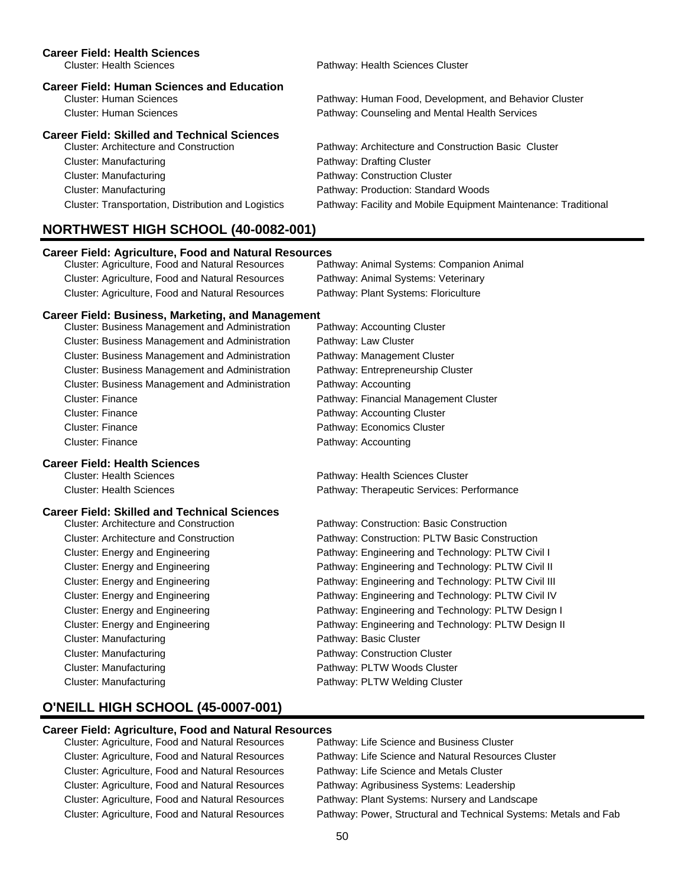**Career Field: Health Sciences**

| Cluster | Pathway |
|---|---|
| Cluster: Health Sciences | Pathway: Health Sciences Cluster |

**Career Field: Human Sciences and Education**

| Cluster | Pathway |
|---|---|
| Cluster: Human Sciences | Pathway: Human Food, Development, and Behavior Cluster |
| Cluster: Human Sciences | Pathway: Counseling and Mental Health Services |

**Career Field: Skilled and Technical Sciences**

| Cluster | Pathway |
|---|---|
| Cluster: Architecture and Construction | Pathway: Architecture and Construction Basic Cluster |
| Cluster: Manufacturing | Pathway: Drafting Cluster |
| Cluster: Manufacturing | Pathway: Construction Cluster |
| Cluster: Manufacturing | Pathway: Production: Standard Woods |
| Cluster: Transportation, Distribution and Logistics | Pathway: Facility and Mobile Equipment Maintenance: Traditional |

## NORTHWEST HIGH SCHOOL (40-0082-001)

**Career Field: Agriculture, Food and Natural Resources**

| Cluster | Pathway |
|---|---|
| Cluster: Agriculture, Food and Natural Resources | Pathway: Animal Systems: Companion Animal |
| Cluster: Agriculture, Food and Natural Resources | Pathway: Animal Systems: Veterinary |
| Cluster: Agriculture, Food and Natural Resources | Pathway: Plant Systems: Floriculture |

**Career Field: Business, Marketing, and Management**

| Cluster | Pathway |
|---|---|
| Cluster: Business Management and Administration | Pathway: Accounting Cluster |
| Cluster: Business Management and Administration | Pathway: Law Cluster |
| Cluster: Business Management and Administration | Pathway: Management Cluster |
| Cluster: Business Management and Administration | Pathway: Entrepreneurship Cluster |
| Cluster: Business Management and Administration | Pathway: Accounting |
| Cluster: Finance | Pathway: Financial Management Cluster |
| Cluster: Finance | Pathway: Accounting Cluster |
| Cluster: Finance | Pathway: Economics Cluster |
| Cluster: Finance | Pathway: Accounting |

**Career Field: Health Sciences**

| Cluster | Pathway |
|---|---|
| Cluster: Health Sciences | Pathway: Health Sciences Cluster |
| Cluster: Health Sciences | Pathway: Therapeutic Services: Performance |

**Career Field: Skilled and Technical Sciences**

| Cluster | Pathway |
|---|---|
| Cluster: Architecture and Construction | Pathway: Construction: Basic Construction |
| Cluster: Architecture and Construction | Pathway: Construction: PLTW Basic Construction |
| Cluster: Energy and Engineering | Pathway: Engineering and Technology: PLTW Civil I |
| Cluster: Energy and Engineering | Pathway: Engineering and Technology: PLTW Civil II |
| Cluster: Energy and Engineering | Pathway: Engineering and Technology: PLTW Civil III |
| Cluster: Energy and Engineering | Pathway: Engineering and Technology: PLTW Civil IV |
| Cluster: Energy and Engineering | Pathway: Engineering and Technology: PLTW Design I |
| Cluster: Energy and Engineering | Pathway: Engineering and Technology: PLTW Design II |
| Cluster: Manufacturing | Pathway: Basic Cluster |
| Cluster: Manufacturing | Pathway: Construction Cluster |
| Cluster: Manufacturing | Pathway: PLTW Woods Cluster |
| Cluster: Manufacturing | Pathway: PLTW Welding Cluster |

## O'NEILL HIGH SCHOOL (45-0007-001)

**Career Field: Agriculture, Food and Natural Resources**

| Cluster | Pathway |
|---|---|
| Cluster: Agriculture, Food and Natural Resources | Pathway: Life Science and Business Cluster |
| Cluster: Agriculture, Food and Natural Resources | Pathway: Life Science and Natural Resources Cluster |
| Cluster: Agriculture, Food and Natural Resources | Pathway: Life Science and Metals Cluster |
| Cluster: Agriculture, Food and Natural Resources | Pathway: Agribusiness Systems: Leadership |
| Cluster: Agriculture, Food and Natural Resources | Pathway: Plant Systems: Nursery and Landscape |
| Cluster: Agriculture, Food and Natural Resources | Pathway: Power, Structural and Technical Systems: Metals and Fab |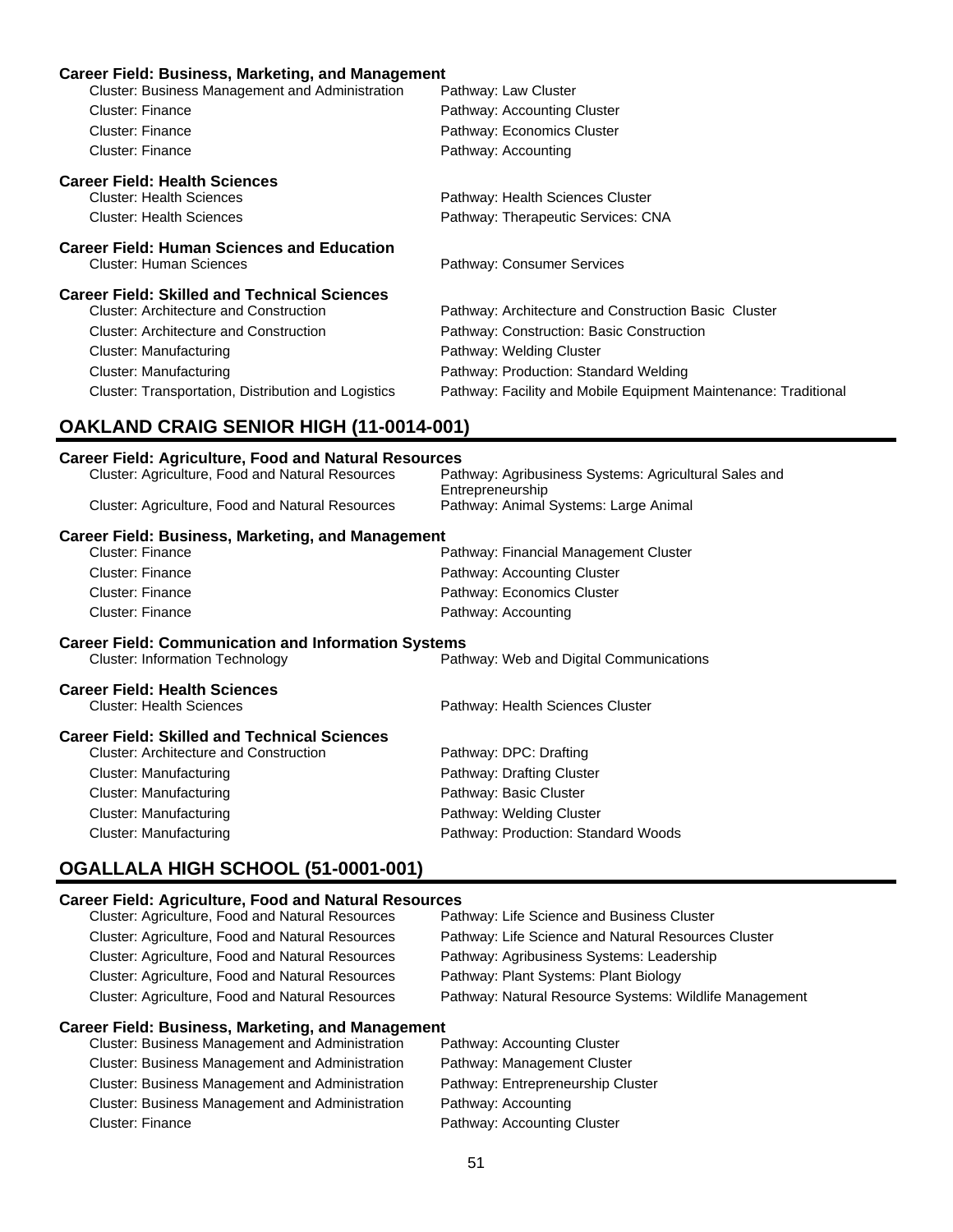**Career Field: Business, Marketing, and Management**

| Cluster | Pathway |
|---|---|
| Cluster: Business Management and Administration | Pathway: Law Cluster |
| Cluster: Finance | Pathway: Accounting Cluster |
| Cluster: Finance | Pathway: Economics Cluster |
| Cluster: Finance | Pathway: Accounting |

**Career Field: Health Sciences**

| Cluster | Pathway |
|---|---|
| Cluster: Health Sciences | Pathway: Health Sciences Cluster |
| Cluster: Health Sciences | Pathway: Therapeutic Services: CNA |

**Career Field: Human Sciences and Education**

| Cluster | Pathway |
|---|---|
| Cluster: Human Sciences | Pathway: Consumer Services |

**Career Field: Skilled and Technical Sciences**

| Cluster | Pathway |
|---|---|
| Cluster: Architecture and Construction | Pathway: Architecture and Construction Basic Cluster |
| Cluster: Architecture and Construction | Pathway: Construction: Basic Construction |
| Cluster: Manufacturing | Pathway: Welding Cluster |
| Cluster: Manufacturing | Pathway: Production: Standard Welding |
| Cluster: Transportation, Distribution and Logistics | Pathway: Facility and Mobile Equipment Maintenance: Traditional |

## OAKLAND CRAIG SENIOR HIGH (11-0014-001)

**Career Field: Agriculture, Food and Natural Resources**

| Cluster | Pathway |
|---|---|
| Cluster: Agriculture, Food and Natural Resources | Pathway: Agribusiness Systems: Agricultural Sales and Entrepreneurship |
| Cluster: Agriculture, Food and Natural Resources | Pathway: Animal Systems: Large Animal |

**Career Field: Business, Marketing, and Management**

| Cluster | Pathway |
|---|---|
| Cluster: Finance | Pathway: Financial Management Cluster |
| Cluster: Finance | Pathway: Accounting Cluster |
| Cluster: Finance | Pathway: Economics Cluster |
| Cluster: Finance | Pathway: Accounting |

**Career Field: Communication and Information Systems**

| Cluster | Pathway |
|---|---|
| Cluster: Information Technology | Pathway: Web and Digital Communications |

**Career Field: Health Sciences**

| Cluster | Pathway |
|---|---|
| Cluster: Health Sciences | Pathway: Health Sciences Cluster |

**Career Field: Skilled and Technical Sciences**

| Cluster | Pathway |
|---|---|
| Cluster: Architecture and Construction | Pathway: DPC: Drafting |
| Cluster: Manufacturing | Pathway: Drafting Cluster |
| Cluster: Manufacturing | Pathway: Basic Cluster |
| Cluster: Manufacturing | Pathway: Welding Cluster |
| Cluster: Manufacturing | Pathway: Production: Standard Woods |

## OGALLALA HIGH SCHOOL (51-0001-001)

**Career Field: Agriculture, Food and Natural Resources**

| Cluster | Pathway |
|---|---|
| Cluster: Agriculture, Food and Natural Resources | Pathway: Life Science and Business Cluster |
| Cluster: Agriculture, Food and Natural Resources | Pathway: Life Science and Natural Resources Cluster |
| Cluster: Agriculture, Food and Natural Resources | Pathway: Agribusiness Systems: Leadership |
| Cluster: Agriculture, Food and Natural Resources | Pathway: Plant Systems: Plant Biology |
| Cluster: Agriculture, Food and Natural Resources | Pathway: Natural Resource Systems: Wildlife Management |

**Career Field: Business, Marketing, and Management**

| Cluster | Pathway |
|---|---|
| Cluster: Business Management and Administration | Pathway: Accounting Cluster |
| Cluster: Business Management and Administration | Pathway: Management Cluster |
| Cluster: Business Management and Administration | Pathway: Entrepreneurship Cluster |
| Cluster: Business Management and Administration | Pathway: Accounting |
| Cluster: Finance | Pathway: Accounting Cluster |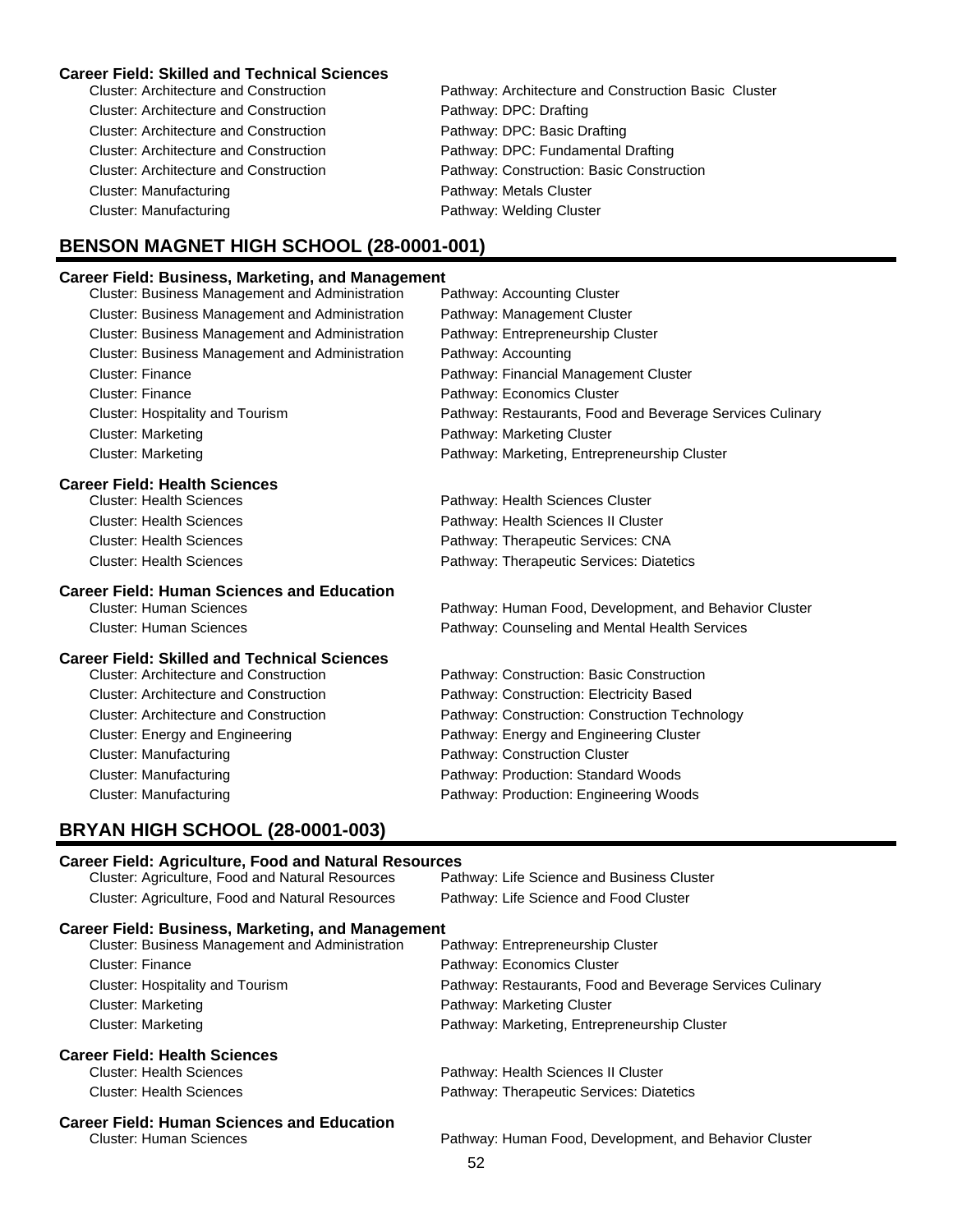**Career Field: Skilled and Technical Sciences**

| Cluster | Pathway |
|---|---|
| Cluster: Architecture and Construction | Pathway: Architecture and Construction Basic Cluster |
| Cluster: Architecture and Construction | Pathway: DPC: Drafting |
| Cluster: Architecture and Construction | Pathway: DPC: Basic Drafting |
| Cluster: Architecture and Construction | Pathway: DPC: Fundamental Drafting |
| Cluster: Architecture and Construction | Pathway: Construction: Basic Construction |
| Cluster: Manufacturing | Pathway: Metals Cluster |
| Cluster: Manufacturing | Pathway: Welding Cluster |

## BENSON MAGNET HIGH SCHOOL (28-0001-001)

**Career Field: Business, Marketing, and Management**

| Cluster | Pathway |
|---|---|
| Cluster: Business Management and Administration | Pathway: Accounting Cluster |
| Cluster: Business Management and Administration | Pathway: Management Cluster |
| Cluster: Business Management and Administration | Pathway: Entrepreneurship Cluster |
| Cluster: Business Management and Administration | Pathway: Accounting |
| Cluster: Finance | Pathway: Financial Management Cluster |
| Cluster: Finance | Pathway: Economics Cluster |
| Cluster: Hospitality and Tourism | Pathway: Restaurants, Food and Beverage Services Culinary |
| Cluster: Marketing | Pathway: Marketing Cluster |
| Cluster: Marketing | Pathway: Marketing, Entrepreneurship Cluster |

**Career Field: Health Sciences**

| Cluster | Pathway |
|---|---|
| Cluster: Health Sciences | Pathway: Health Sciences Cluster |
| Cluster: Health Sciences | Pathway: Health Sciences II Cluster |
| Cluster: Health Sciences | Pathway: Therapeutic Services: CNA |
| Cluster: Health Sciences | Pathway: Therapeutic Services: Diatetics |

**Career Field: Human Sciences and Education**

| Cluster | Pathway |
|---|---|
| Cluster: Human Sciences | Pathway: Human Food, Development, and Behavior Cluster |
| Cluster: Human Sciences | Pathway: Counseling and Mental Health Services |

**Career Field: Skilled and Technical Sciences**

| Cluster | Pathway |
|---|---|
| Cluster: Architecture and Construction | Pathway: Construction: Basic Construction |
| Cluster: Architecture and Construction | Pathway: Construction: Electricity Based |
| Cluster: Architecture and Construction | Pathway: Construction: Construction Technology |
| Cluster: Energy and Engineering | Pathway: Energy and Engineering Cluster |
| Cluster: Manufacturing | Pathway: Construction Cluster |
| Cluster: Manufacturing | Pathway: Production: Standard Woods |
| Cluster: Manufacturing | Pathway: Production: Engineering Woods |

## BRYAN HIGH SCHOOL (28-0001-003)

**Career Field: Agriculture, Food and Natural Resources**

| Cluster | Pathway |
|---|---|
| Cluster: Agriculture, Food and Natural Resources | Pathway: Life Science and Business Cluster |
| Cluster: Agriculture, Food and Natural Resources | Pathway: Life Science and Food Cluster |

**Career Field: Business, Marketing, and Management**

| Cluster | Pathway |
|---|---|
| Cluster: Business Management and Administration | Pathway: Entrepreneurship Cluster |
| Cluster: Finance | Pathway: Economics Cluster |
| Cluster: Hospitality and Tourism | Pathway: Restaurants, Food and Beverage Services Culinary |
| Cluster: Marketing | Pathway: Marketing Cluster |
| Cluster: Marketing | Pathway: Marketing, Entrepreneurship Cluster |

**Career Field: Health Sciences**

| Cluster | Pathway |
|---|---|
| Cluster: Health Sciences | Pathway: Health Sciences II Cluster |
| Cluster: Health Sciences | Pathway: Therapeutic Services: Diatetics |

**Career Field: Human Sciences and Education**

| Cluster | Pathway |
|---|---|
| Cluster: Human Sciences | Pathway: Human Food, Development, and Behavior Cluster |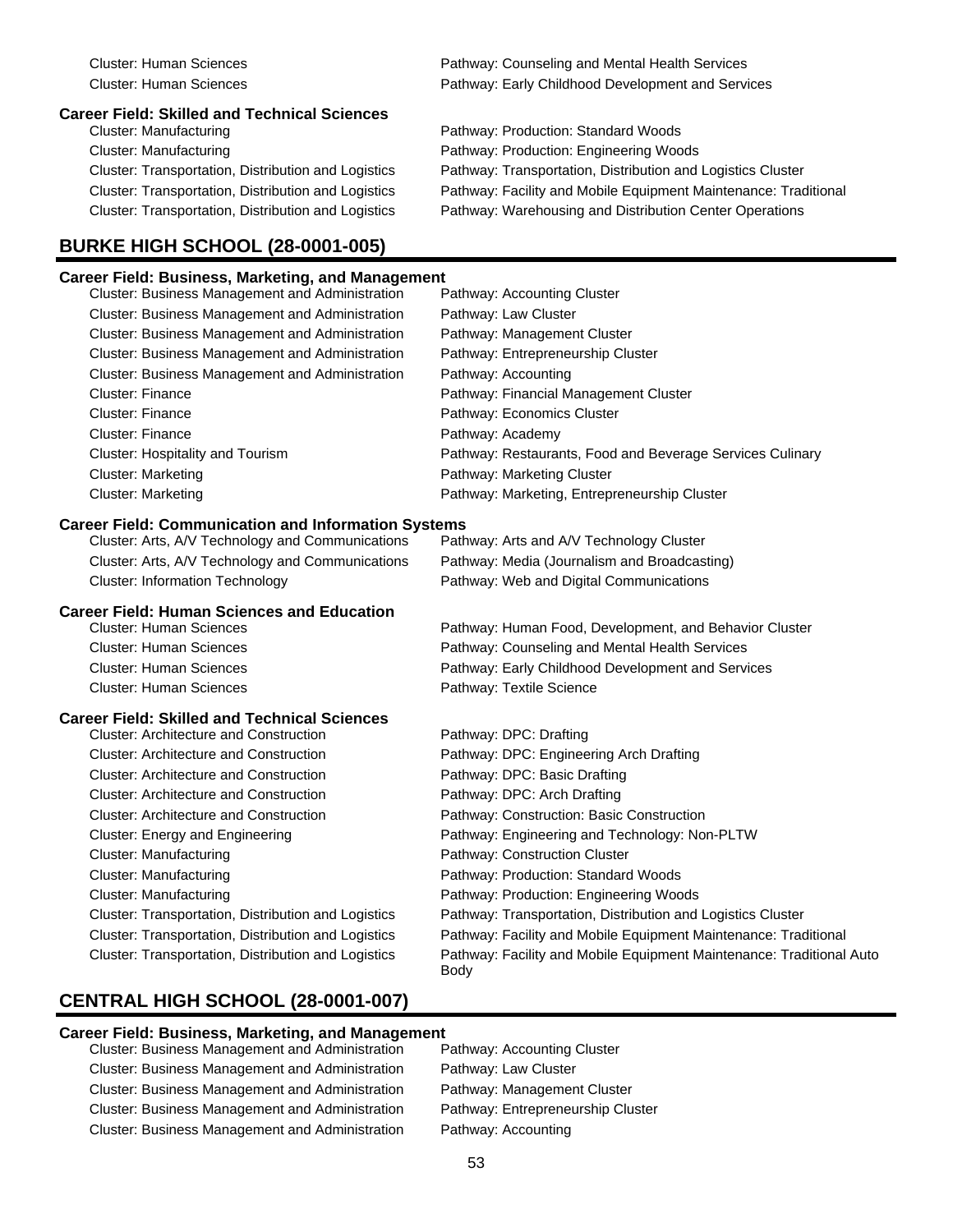Cluster: Human Sciences — Pathway: Counseling and Mental Health Services
Cluster: Human Sciences — Pathway: Early Childhood Development and Services

**Career Field: Skilled and Technical Sciences**

| Cluster | Pathway |
|---|---|
| Cluster: Manufacturing | Pathway: Production: Standard Woods |
| Cluster: Manufacturing | Pathway: Production: Engineering Woods |
| Cluster: Transportation, Distribution and Logistics | Pathway: Transportation, Distribution and Logistics Cluster |
| Cluster: Transportation, Distribution and Logistics | Pathway: Facility and Mobile Equipment Maintenance: Traditional |
| Cluster: Transportation, Distribution and Logistics | Pathway: Warehousing and Distribution Center Operations |

## BURKE HIGH SCHOOL (28-0001-005)

**Career Field: Business, Marketing, and Management**

| Cluster | Pathway |
|---|---|
| Cluster: Business Management and Administration | Pathway: Accounting Cluster |
| Cluster: Business Management and Administration | Pathway: Law Cluster |
| Cluster: Business Management and Administration | Pathway: Management Cluster |
| Cluster: Business Management and Administration | Pathway: Entrepreneurship Cluster |
| Cluster: Business Management and Administration | Pathway: Accounting |
| Cluster: Finance | Pathway: Financial Management Cluster |
| Cluster: Finance | Pathway: Economics Cluster |
| Cluster: Finance | Pathway: Academy |
| Cluster: Hospitality and Tourism | Pathway: Restaurants, Food and Beverage Services Culinary |
| Cluster: Marketing | Pathway: Marketing Cluster |
| Cluster: Marketing | Pathway: Marketing, Entrepreneurship Cluster |

**Career Field: Communication and Information Systems**

| Cluster | Pathway |
|---|---|
| Cluster: Arts, A/V Technology and Communications | Pathway: Arts and A/V Technology Cluster |
| Cluster: Arts, A/V Technology and Communications | Pathway: Media (Journalism and Broadcasting) |
| Cluster: Information Technology | Pathway: Web and Digital Communications |

**Career Field: Human Sciences and Education**

| Cluster | Pathway |
|---|---|
| Cluster: Human Sciences | Pathway: Human Food, Development, and Behavior Cluster |
| Cluster: Human Sciences | Pathway: Counseling and Mental Health Services |
| Cluster: Human Sciences | Pathway: Early Childhood Development and Services |
| Cluster: Human Sciences | Pathway: Textile Science |

**Career Field: Skilled and Technical Sciences**

| Cluster | Pathway |
|---|---|
| Cluster: Architecture and Construction | Pathway: DPC: Drafting |
| Cluster: Architecture and Construction | Pathway: DPC: Engineering Arch Drafting |
| Cluster: Architecture and Construction | Pathway: DPC: Basic Drafting |
| Cluster: Architecture and Construction | Pathway: DPC: Arch Drafting |
| Cluster: Architecture and Construction | Pathway: Construction: Basic Construction |
| Cluster: Energy and Engineering | Pathway: Engineering and Technology: Non-PLTW |
| Cluster: Manufacturing | Pathway: Construction Cluster |
| Cluster: Manufacturing | Pathway: Production: Standard Woods |
| Cluster: Manufacturing | Pathway: Production: Engineering Woods |
| Cluster: Transportation, Distribution and Logistics | Pathway: Transportation, Distribution and Logistics Cluster |
| Cluster: Transportation, Distribution and Logistics | Pathway: Facility and Mobile Equipment Maintenance: Traditional |
| Cluster: Transportation, Distribution and Logistics | Pathway: Facility and Mobile Equipment Maintenance: Traditional Auto Body |

## CENTRAL HIGH SCHOOL (28-0001-007)

**Career Field: Business, Marketing, and Management**

| Cluster | Pathway |
|---|---|
| Cluster: Business Management and Administration | Pathway: Accounting Cluster |
| Cluster: Business Management and Administration | Pathway: Law Cluster |
| Cluster: Business Management and Administration | Pathway: Management Cluster |
| Cluster: Business Management and Administration | Pathway: Entrepreneurship Cluster |
| Cluster: Business Management and Administration | Pathway: Accounting |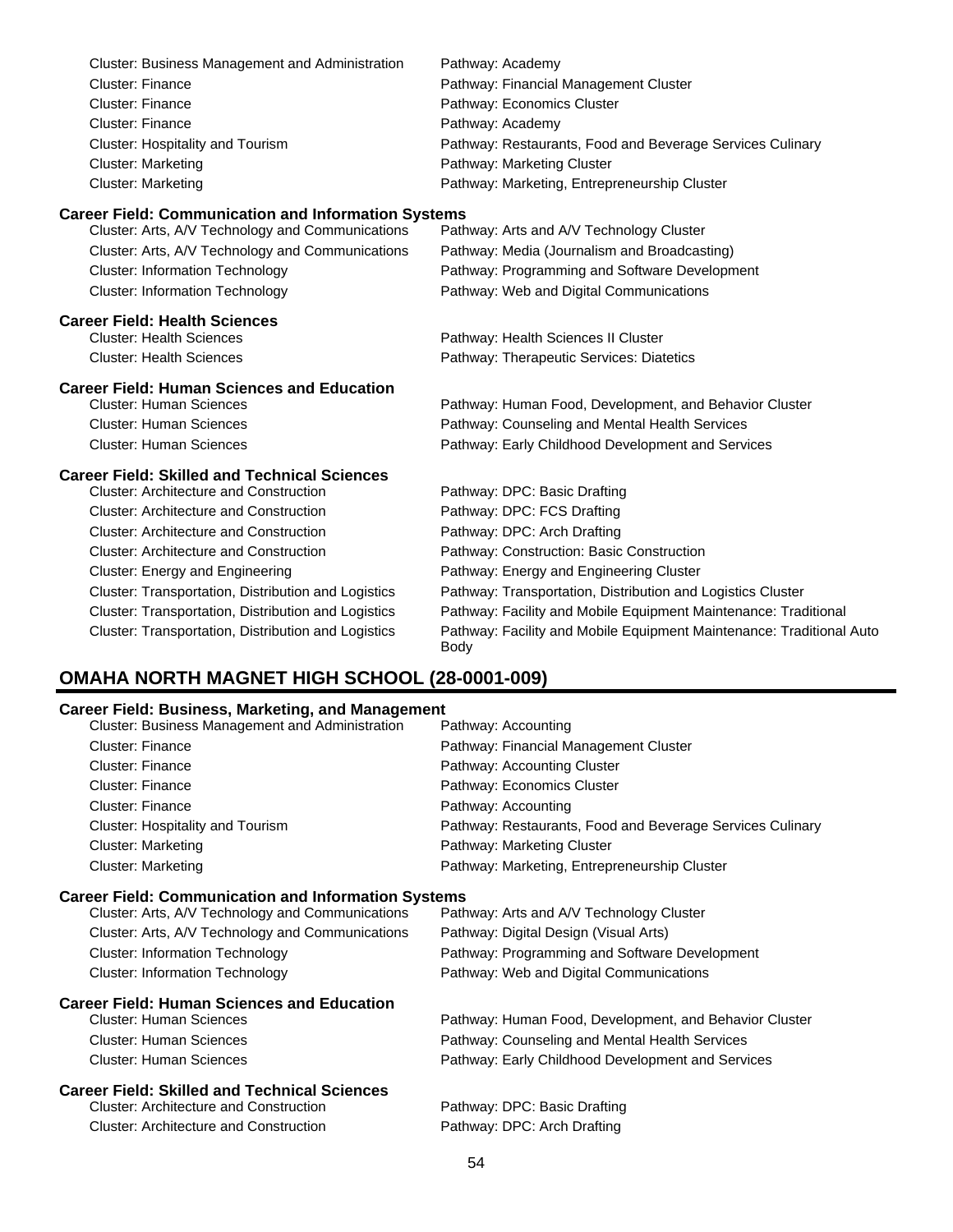Cluster: Business Management and Administration | Pathway: Academy
Cluster: Finance | Pathway: Financial Management Cluster
Cluster: Finance | Pathway: Economics Cluster
Cluster: Finance | Pathway: Academy
Cluster: Hospitality and Tourism | Pathway: Restaurants, Food and Beverage Services Culinary
Cluster: Marketing | Pathway: Marketing Cluster
Cluster: Marketing | Pathway: Marketing, Entrepreneurship Cluster

**Career Field: Communication and Information Systems**

Cluster: Arts, A/V Technology and Communications | Pathway: Arts and A/V Technology Cluster
Cluster: Arts, A/V Technology and Communications | Pathway: Media (Journalism and Broadcasting)
Cluster: Information Technology | Pathway: Programming and Software Development
Cluster: Information Technology | Pathway: Web and Digital Communications

**Career Field: Health Sciences**

Cluster: Health Sciences | Pathway: Health Sciences II Cluster
Cluster: Health Sciences | Pathway: Therapeutic Services: Diatetics

**Career Field: Human Sciences and Education**

Cluster: Human Sciences | Pathway: Human Food, Development, and Behavior Cluster
Cluster: Human Sciences | Pathway: Counseling and Mental Health Services
Cluster: Human Sciences | Pathway: Early Childhood Development and Services

**Career Field: Skilled and Technical Sciences**

Cluster: Architecture and Construction | Pathway: DPC: Basic Drafting
Cluster: Architecture and Construction | Pathway: DPC: FCS Drafting
Cluster: Architecture and Construction | Pathway: DPC: Arch Drafting
Cluster: Architecture and Construction | Pathway: Construction: Basic Construction
Cluster: Energy and Engineering | Pathway: Energy and Engineering Cluster
Cluster: Transportation, Distribution and Logistics | Pathway: Transportation, Distribution and Logistics Cluster
Cluster: Transportation, Distribution and Logistics | Pathway: Facility and Mobile Equipment Maintenance: Traditional
Cluster: Transportation, Distribution and Logistics | Pathway: Facility and Mobile Equipment Maintenance: Traditional Auto Body

## OMAHA NORTH MAGNET HIGH SCHOOL (28-0001-009)

**Career Field: Business, Marketing, and Management**

Cluster: Business Management and Administration | Pathway: Accounting
Cluster: Finance | Pathway: Financial Management Cluster
Cluster: Finance | Pathway: Accounting Cluster
Cluster: Finance | Pathway: Economics Cluster
Cluster: Finance | Pathway: Accounting
Cluster: Hospitality and Tourism | Pathway: Restaurants, Food and Beverage Services Culinary
Cluster: Marketing | Pathway: Marketing Cluster
Cluster: Marketing | Pathway: Marketing, Entrepreneurship Cluster

**Career Field: Communication and Information Systems**

Cluster: Arts, A/V Technology and Communications | Pathway: Arts and A/V Technology Cluster
Cluster: Arts, A/V Technology and Communications | Pathway: Digital Design (Visual Arts)
Cluster: Information Technology | Pathway: Programming and Software Development
Cluster: Information Technology | Pathway: Web and Digital Communications

**Career Field: Human Sciences and Education**

Cluster: Human Sciences | Pathway: Human Food, Development, and Behavior Cluster
Cluster: Human Sciences | Pathway: Counseling and Mental Health Services
Cluster: Human Sciences | Pathway: Early Childhood Development and Services

**Career Field: Skilled and Technical Sciences**

Cluster: Architecture and Construction | Pathway: DPC: Basic Drafting
Cluster: Architecture and Construction | Pathway: DPC: Arch Drafting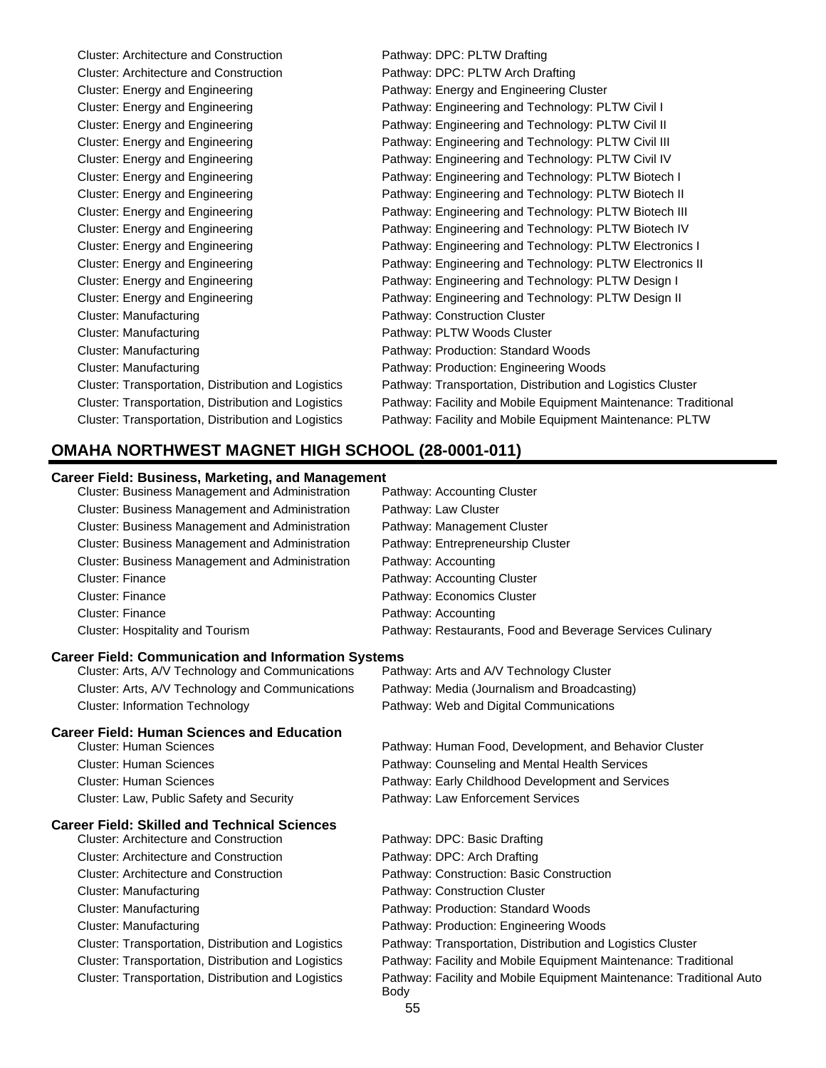| | |
|---|---|
| Cluster: Architecture and Construction | Pathway: DPC: PLTW Drafting |
| Cluster: Architecture and Construction | Pathway: DPC: PLTW Arch Drafting |
| Cluster: Energy and Engineering | Pathway: Energy and Engineering Cluster |
| Cluster: Energy and Engineering | Pathway: Engineering and Technology: PLTW Civil I |
| Cluster: Energy and Engineering | Pathway: Engineering and Technology: PLTW Civil II |
| Cluster: Energy and Engineering | Pathway: Engineering and Technology: PLTW Civil III |
| Cluster: Energy and Engineering | Pathway: Engineering and Technology: PLTW Civil IV |
| Cluster: Energy and Engineering | Pathway: Engineering and Technology: PLTW Biotech I |
| Cluster: Energy and Engineering | Pathway: Engineering and Technology: PLTW Biotech II |
| Cluster: Energy and Engineering | Pathway: Engineering and Technology: PLTW Biotech III |
| Cluster: Energy and Engineering | Pathway: Engineering and Technology: PLTW Biotech IV |
| Cluster: Energy and Engineering | Pathway: Engineering and Technology: PLTW Electronics I |
| Cluster: Energy and Engineering | Pathway: Engineering and Technology: PLTW Electronics II |
| Cluster: Energy and Engineering | Pathway: Engineering and Technology: PLTW Design I |
| Cluster: Energy and Engineering | Pathway: Engineering and Technology: PLTW Design II |
| Cluster: Manufacturing | Pathway: Construction Cluster |
| Cluster: Manufacturing | Pathway: PLTW Woods Cluster |
| Cluster: Manufacturing | Pathway: Production: Standard Woods |
| Cluster: Manufacturing | Pathway: Production: Engineering Woods |
| Cluster: Transportation, Distribution and Logistics | Pathway: Transportation, Distribution and Logistics Cluster |
| Cluster: Transportation, Distribution and Logistics | Pathway: Facility and Mobile Equipment Maintenance: Traditional |
| Cluster: Transportation, Distribution and Logistics | Pathway: Facility and Mobile Equipment Maintenance: PLTW |

## OMAHA NORTHWEST MAGNET HIGH SCHOOL (28-0001-011)

### Career Field: Business, Marketing, and Management

| | |
|---|---|
| Cluster: Business Management and Administration | Pathway: Accounting Cluster |
| Cluster: Business Management and Administration | Pathway: Law Cluster |
| Cluster: Business Management and Administration | Pathway: Management Cluster |
| Cluster: Business Management and Administration | Pathway: Entrepreneurship Cluster |
| Cluster: Business Management and Administration | Pathway: Accounting |
| Cluster: Finance | Pathway: Accounting Cluster |
| Cluster: Finance | Pathway: Economics Cluster |
| Cluster: Finance | Pathway: Accounting |
| Cluster: Hospitality and Tourism | Pathway: Restaurants, Food and Beverage Services Culinary |

### Career Field: Communication and Information Systems

| | |
|---|---|
| Cluster: Arts, A/V Technology and Communications | Pathway: Arts and A/V Technology Cluster |
| Cluster: Arts, A/V Technology and Communications | Pathway: Media (Journalism and Broadcasting) |
| Cluster: Information Technology | Pathway: Web and Digital Communications |

### Career Field: Human Sciences and Education

| | |
|---|---|
| Cluster: Human Sciences | Pathway: Human Food, Development, and Behavior Cluster |
| Cluster: Human Sciences | Pathway: Counseling and Mental Health Services |
| Cluster: Human Sciences | Pathway: Early Childhood Development and Services |
| Cluster: Law, Public Safety and Security | Pathway: Law Enforcement Services |

### Career Field: Skilled and Technical Sciences

| | |
|---|---|
| Cluster: Architecture and Construction | Pathway: DPC: Basic Drafting |
| Cluster: Architecture and Construction | Pathway: DPC: Arch Drafting |
| Cluster: Architecture and Construction | Pathway: Construction: Basic Construction |
| Cluster: Manufacturing | Pathway: Construction Cluster |
| Cluster: Manufacturing | Pathway: Production: Standard Woods |
| Cluster: Manufacturing | Pathway: Production: Engineering Woods |
| Cluster: Transportation, Distribution and Logistics | Pathway: Transportation, Distribution and Logistics Cluster |
| Cluster: Transportation, Distribution and Logistics | Pathway: Facility and Mobile Equipment Maintenance: Traditional |
| Cluster: Transportation, Distribution and Logistics | Pathway: Facility and Mobile Equipment Maintenance: Traditional Auto Body |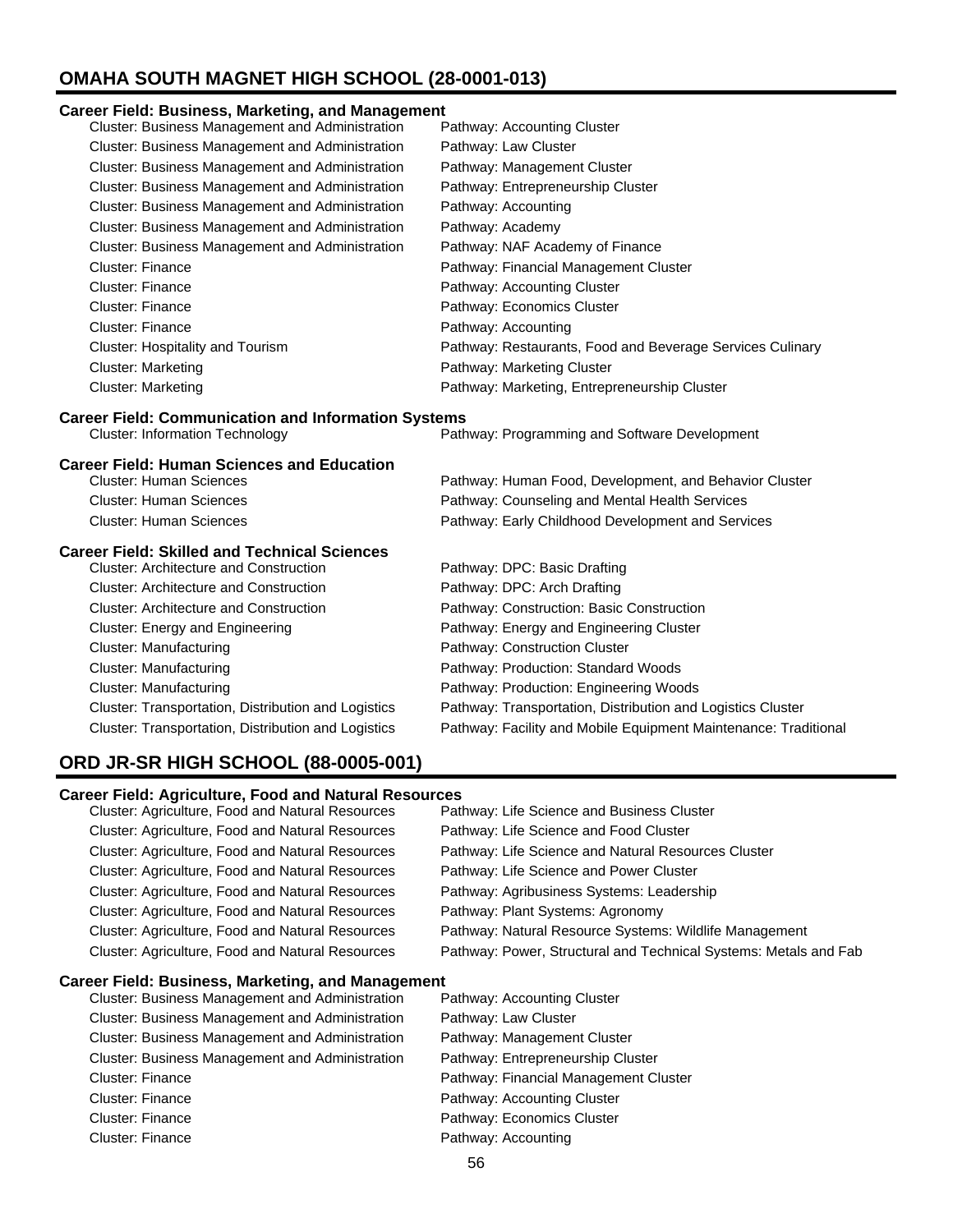## OMAHA SOUTH MAGNET HIGH SCHOOL (28-0001-013)

### Career Field: Business, Marketing, and Management

| Cluster | Pathway |
|---|---|
| Cluster: Business Management and Administration | Pathway: Accounting Cluster |
| Cluster: Business Management and Administration | Pathway: Law Cluster |
| Cluster: Business Management and Administration | Pathway: Management Cluster |
| Cluster: Business Management and Administration | Pathway: Entrepreneurship Cluster |
| Cluster: Business Management and Administration | Pathway: Accounting |
| Cluster: Business Management and Administration | Pathway: Academy |
| Cluster: Business Management and Administration | Pathway: NAF Academy of Finance |
| Cluster: Finance | Pathway: Financial Management Cluster |
| Cluster: Finance | Pathway: Accounting Cluster |
| Cluster: Finance | Pathway: Economics Cluster |
| Cluster: Finance | Pathway: Accounting |
| Cluster: Hospitality and Tourism | Pathway: Restaurants, Food and Beverage Services Culinary |
| Cluster: Marketing | Pathway: Marketing Cluster |
| Cluster: Marketing | Pathway: Marketing, Entrepreneurship Cluster |

### Career Field: Communication and Information Systems

| Cluster | Pathway |
|---|---|
| Cluster: Information Technology | Pathway: Programming and Software Development |

### Career Field: Human Sciences and Education

| Cluster | Pathway |
|---|---|
| Cluster: Human Sciences | Pathway: Human Food, Development, and Behavior Cluster |
| Cluster: Human Sciences | Pathway: Counseling and Mental Health Services |
| Cluster: Human Sciences | Pathway: Early Childhood Development and Services |

### Career Field: Skilled and Technical Sciences

| Cluster | Pathway |
|---|---|
| Cluster: Architecture and Construction | Pathway: DPC: Basic Drafting |
| Cluster: Architecture and Construction | Pathway: DPC: Arch Drafting |
| Cluster: Architecture and Construction | Pathway: Construction: Basic Construction |
| Cluster: Energy and Engineering | Pathway: Energy and Engineering Cluster |
| Cluster: Manufacturing | Pathway: Construction Cluster |
| Cluster: Manufacturing | Pathway: Production: Standard Woods |
| Cluster: Manufacturing | Pathway: Production: Engineering Woods |
| Cluster: Transportation, Distribution and Logistics | Pathway: Transportation, Distribution and Logistics Cluster |
| Cluster: Transportation, Distribution and Logistics | Pathway: Facility and Mobile Equipment Maintenance: Traditional |

## ORD JR-SR HIGH SCHOOL (88-0005-001)

### Career Field: Agriculture, Food and Natural Resources

| Cluster | Pathway |
|---|---|
| Cluster: Agriculture, Food and Natural Resources | Pathway: Life Science and Business Cluster |
| Cluster: Agriculture, Food and Natural Resources | Pathway: Life Science and Food Cluster |
| Cluster: Agriculture, Food and Natural Resources | Pathway: Life Science and Natural Resources Cluster |
| Cluster: Agriculture, Food and Natural Resources | Pathway: Life Science and Power Cluster |
| Cluster: Agriculture, Food and Natural Resources | Pathway: Agribusiness Systems: Leadership |
| Cluster: Agriculture, Food and Natural Resources | Pathway: Plant Systems: Agronomy |
| Cluster: Agriculture, Food and Natural Resources | Pathway: Natural Resource Systems: Wildlife Management |
| Cluster: Agriculture, Food and Natural Resources | Pathway: Power, Structural and Technical Systems: Metals and Fab |

### Career Field: Business, Marketing, and Management

| Cluster | Pathway |
|---|---|
| Cluster: Business Management and Administration | Pathway: Accounting Cluster |
| Cluster: Business Management and Administration | Pathway: Law Cluster |
| Cluster: Business Management and Administration | Pathway: Management Cluster |
| Cluster: Business Management and Administration | Pathway: Entrepreneurship Cluster |
| Cluster: Finance | Pathway: Financial Management Cluster |
| Cluster: Finance | Pathway: Accounting Cluster |
| Cluster: Finance | Pathway: Economics Cluster |
| Cluster: Finance | Pathway: Accounting |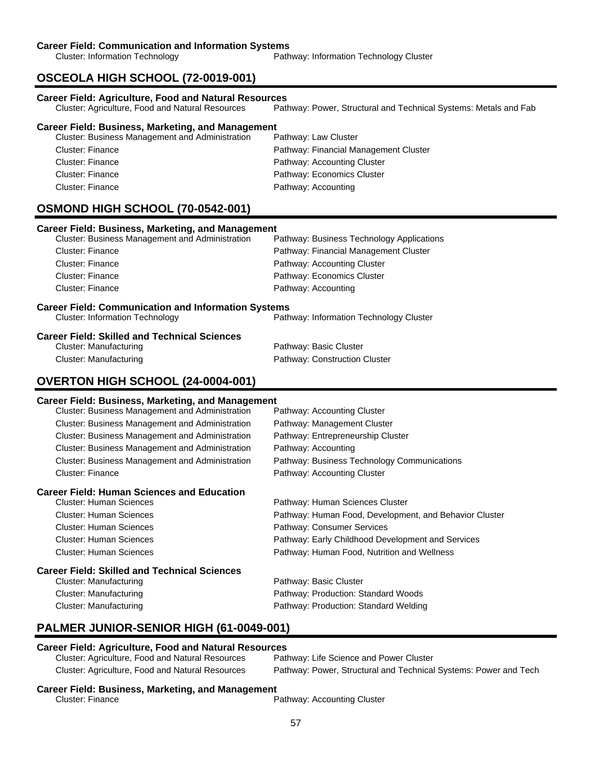**Career Field: Communication and Information Systems**

| Cluster | Pathway |
| --- | --- |
| Cluster: Information Technology | Pathway: Information Technology Cluster |

## OSCEOLA HIGH SCHOOL (72-0019-001)

**Career Field: Agriculture, Food and Natural Resources**

| Cluster | Pathway |
| --- | --- |
| Cluster: Agriculture, Food and Natural Resources | Pathway: Power, Structural and Technical Systems: Metals and Fab |

**Career Field: Business, Marketing, and Management**

| Cluster | Pathway |
| --- | --- |
| Cluster: Business Management and Administration | Pathway: Law Cluster |
| Cluster: Finance | Pathway: Financial Management Cluster |
| Cluster: Finance | Pathway: Accounting Cluster |
| Cluster: Finance | Pathway: Economics Cluster |
| Cluster: Finance | Pathway: Accounting |

## OSMOND HIGH SCHOOL (70-0542-001)

**Career Field: Business, Marketing, and Management**

| Cluster | Pathway |
| --- | --- |
| Cluster: Business Management and Administration | Pathway: Business Technology Applications |
| Cluster: Finance | Pathway: Financial Management Cluster |
| Cluster: Finance | Pathway: Accounting Cluster |
| Cluster: Finance | Pathway: Economics Cluster |
| Cluster: Finance | Pathway: Accounting |

**Career Field: Communication and Information Systems**

| Cluster | Pathway |
| --- | --- |
| Cluster: Information Technology | Pathway: Information Technology Cluster |

**Career Field: Skilled and Technical Sciences**

| Cluster | Pathway |
| --- | --- |
| Cluster: Manufacturing | Pathway: Basic Cluster |
| Cluster: Manufacturing | Pathway: Construction Cluster |

## OVERTON HIGH SCHOOL (24-0004-001)

**Career Field: Business, Marketing, and Management**

| Cluster | Pathway |
| --- | --- |
| Cluster: Business Management and Administration | Pathway: Accounting Cluster |
| Cluster: Business Management and Administration | Pathway: Management Cluster |
| Cluster: Business Management and Administration | Pathway: Entrepreneurship Cluster |
| Cluster: Business Management and Administration | Pathway: Accounting |
| Cluster: Business Management and Administration | Pathway: Business Technology Communications |
| Cluster: Finance | Pathway: Accounting Cluster |

**Career Field: Human Sciences and Education**

| Cluster | Pathway |
| --- | --- |
| Cluster: Human Sciences | Pathway: Human Sciences Cluster |
| Cluster: Human Sciences | Pathway: Human Food, Development, and Behavior Cluster |
| Cluster: Human Sciences | Pathway: Consumer Services |
| Cluster: Human Sciences | Pathway: Early Childhood Development and Services |
| Cluster: Human Sciences | Pathway: Human Food, Nutrition and Wellness |

**Career Field: Skilled and Technical Sciences**

| Cluster | Pathway |
| --- | --- |
| Cluster: Manufacturing | Pathway: Basic Cluster |
| Cluster: Manufacturing | Pathway: Production: Standard Woods |
| Cluster: Manufacturing | Pathway: Production: Standard Welding |

## PALMER JUNIOR-SENIOR HIGH (61-0049-001)

**Career Field: Agriculture, Food and Natural Resources**

| Cluster | Pathway |
| --- | --- |
| Cluster: Agriculture, Food and Natural Resources | Pathway: Life Science and Power Cluster |
| Cluster: Agriculture, Food and Natural Resources | Pathway: Power, Structural and Technical Systems: Power and Tech |

**Career Field: Business, Marketing, and Management**

| Cluster | Pathway |
| --- | --- |
| Cluster: Finance | Pathway: Accounting Cluster |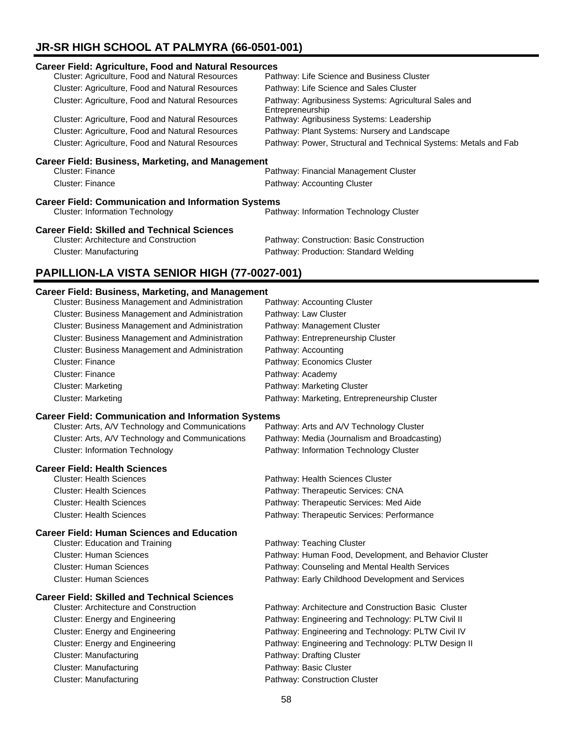## JR-SR HIGH SCHOOL AT PALMYRA (66-0501-001)

### Career Field: Agriculture, Food and Natural Resources

| Cluster | Pathway |
|---|---|
| Cluster: Agriculture, Food and Natural Resources | Pathway: Life Science and Business Cluster |
| Cluster: Agriculture, Food and Natural Resources | Pathway: Life Science and Sales Cluster |
| Cluster: Agriculture, Food and Natural Resources | Pathway: Agribusiness Systems: Agricultural Sales and Entrepreneurship |
| Cluster: Agriculture, Food and Natural Resources | Pathway: Agribusiness Systems: Leadership |
| Cluster: Agriculture, Food and Natural Resources | Pathway: Plant Systems: Nursery and Landscape |
| Cluster: Agriculture, Food and Natural Resources | Pathway: Power, Structural and Technical Systems: Metals and Fab |

### Career Field: Business, Marketing, and Management

| Cluster | Pathway |
|---|---|
| Cluster: Finance | Pathway: Financial Management Cluster |
| Cluster: Finance | Pathway: Accounting Cluster |

### Career Field: Communication and Information Systems

| Cluster | Pathway |
|---|---|
| Cluster: Information Technology | Pathway: Information Technology Cluster |

### Career Field: Skilled and Technical Sciences

| Cluster | Pathway |
|---|---|
| Cluster: Architecture and Construction | Pathway: Construction: Basic Construction |
| Cluster: Manufacturing | Pathway: Production: Standard Welding |

## PAPILLION-LA VISTA SENIOR HIGH (77-0027-001)

### Career Field: Business, Marketing, and Management

| Cluster | Pathway |
|---|---|
| Cluster: Business Management and Administration | Pathway: Accounting Cluster |
| Cluster: Business Management and Administration | Pathway: Law Cluster |
| Cluster: Business Management and Administration | Pathway: Management Cluster |
| Cluster: Business Management and Administration | Pathway: Entrepreneurship Cluster |
| Cluster: Business Management and Administration | Pathway: Accounting |
| Cluster: Finance | Pathway: Economics Cluster |
| Cluster: Finance | Pathway: Academy |
| Cluster: Marketing | Pathway: Marketing Cluster |
| Cluster: Marketing | Pathway: Marketing, Entrepreneurship Cluster |

### Career Field: Communication and Information Systems

| Cluster | Pathway |
|---|---|
| Cluster: Arts, A/V Technology and Communications | Pathway: Arts and A/V Technology Cluster |
| Cluster: Arts, A/V Technology and Communications | Pathway: Media (Journalism and Broadcasting) |
| Cluster: Information Technology | Pathway: Information Technology Cluster |

### Career Field: Health Sciences

| Cluster | Pathway |
|---|---|
| Cluster: Health Sciences | Pathway: Health Sciences Cluster |
| Cluster: Health Sciences | Pathway: Therapeutic Services: CNA |
| Cluster: Health Sciences | Pathway: Therapeutic Services: Med Aide |
| Cluster: Health Sciences | Pathway: Therapeutic Services: Performance |

### Career Field: Human Sciences and Education

| Cluster | Pathway |
|---|---|
| Cluster: Education and Training | Pathway: Teaching Cluster |
| Cluster: Human Sciences | Pathway: Human Food, Development, and Behavior Cluster |
| Cluster: Human Sciences | Pathway: Counseling and Mental Health Services |
| Cluster: Human Sciences | Pathway: Early Childhood Development and Services |

### Career Field: Skilled and Technical Sciences

| Cluster | Pathway |
|---|---|
| Cluster: Architecture and Construction | Pathway: Architecture and Construction Basic Cluster |
| Cluster: Energy and Engineering | Pathway: Engineering and Technology: PLTW Civil II |
| Cluster: Energy and Engineering | Pathway: Engineering and Technology: PLTW Civil IV |
| Cluster: Energy and Engineering | Pathway: Engineering and Technology: PLTW Design II |
| Cluster: Manufacturing | Pathway: Drafting Cluster |
| Cluster: Manufacturing | Pathway: Basic Cluster |
| Cluster: Manufacturing | Pathway: Construction Cluster |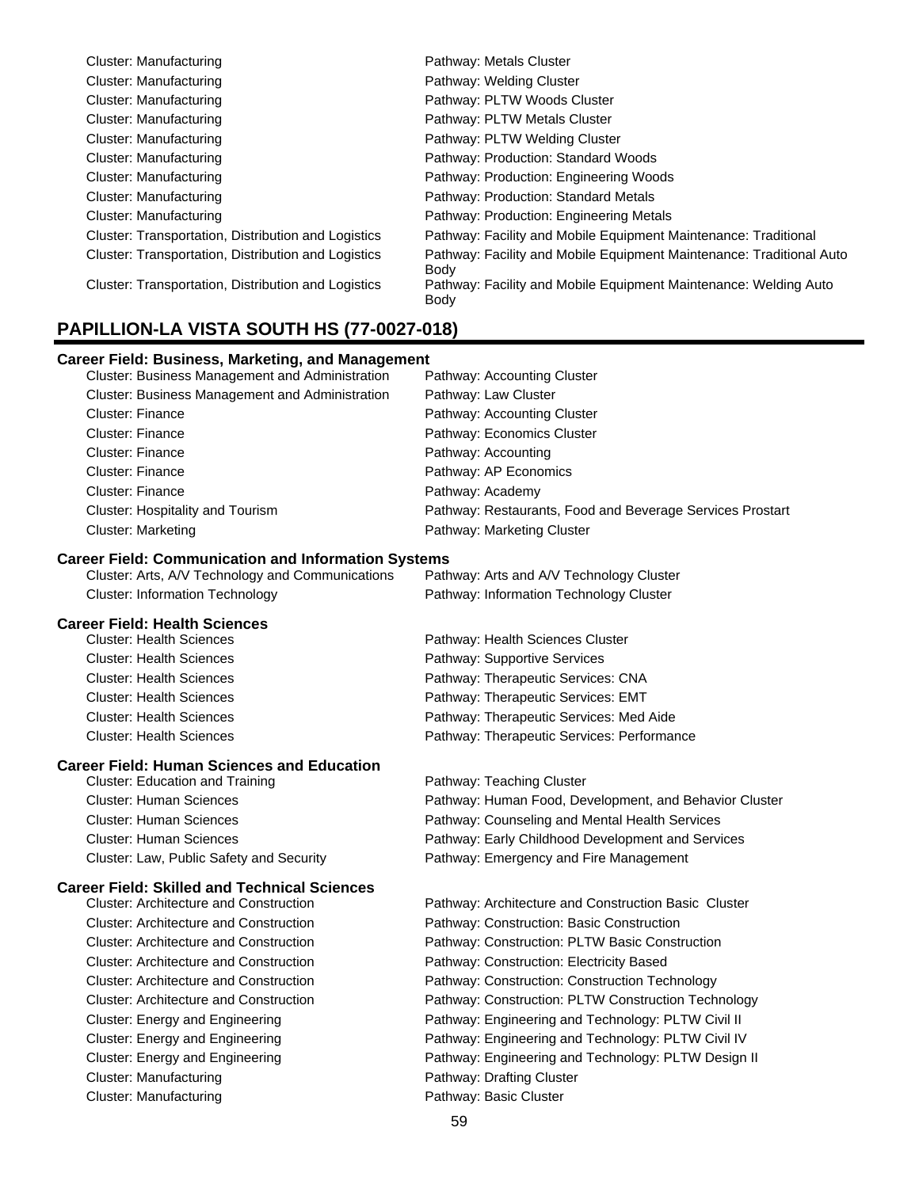Cluster: Manufacturing — Pathway: Metals Cluster
Cluster: Manufacturing — Pathway: Welding Cluster
Cluster: Manufacturing — Pathway: PLTW Woods Cluster
Cluster: Manufacturing — Pathway: PLTW Metals Cluster
Cluster: Manufacturing — Pathway: PLTW Welding Cluster
Cluster: Manufacturing — Pathway: Production: Standard Woods
Cluster: Manufacturing — Pathway: Production: Engineering Woods
Cluster: Manufacturing — Pathway: Production: Standard Metals
Cluster: Manufacturing — Pathway: Production: Engineering Metals
Cluster: Transportation, Distribution and Logistics — Pathway: Facility and Mobile Equipment Maintenance: Traditional
Cluster: Transportation, Distribution and Logistics — Pathway: Facility and Mobile Equipment Maintenance: Traditional Auto Body
Cluster: Transportation, Distribution and Logistics — Pathway: Facility and Mobile Equipment Maintenance: Welding Auto Body

## PAPILLION-LA VISTA SOUTH HS (77-0027-018)

### Career Field: Business, Marketing, and Management

Cluster: Business Management and Administration — Pathway: Accounting Cluster
Cluster: Business Management and Administration — Pathway: Law Cluster
Cluster: Finance — Pathway: Accounting Cluster
Cluster: Finance — Pathway: Economics Cluster
Cluster: Finance — Pathway: Accounting
Cluster: Finance — Pathway: AP Economics
Cluster: Finance — Pathway: Academy
Cluster: Hospitality and Tourism — Pathway: Restaurants, Food and Beverage Services Prostart
Cluster: Marketing — Pathway: Marketing Cluster

### Career Field: Communication and Information Systems

Cluster: Arts, A/V Technology and Communications — Pathway: Arts and A/V Technology Cluster
Cluster: Information Technology — Pathway: Information Technology Cluster

### Career Field: Health Sciences

Cluster: Health Sciences — Pathway: Health Sciences Cluster
Cluster: Health Sciences — Pathway: Supportive Services
Cluster: Health Sciences — Pathway: Therapeutic Services: CNA
Cluster: Health Sciences — Pathway: Therapeutic Services: EMT
Cluster: Health Sciences — Pathway: Therapeutic Services: Med Aide
Cluster: Health Sciences — Pathway: Therapeutic Services: Performance

### Career Field: Human Sciences and Education

Cluster: Education and Training — Pathway: Teaching Cluster
Cluster: Human Sciences — Pathway: Human Food, Development, and Behavior Cluster
Cluster: Human Sciences — Pathway: Counseling and Mental Health Services
Cluster: Human Sciences — Pathway: Early Childhood Development and Services
Cluster: Law, Public Safety and Security — Pathway: Emergency and Fire Management

### Career Field: Skilled and Technical Sciences

Cluster: Architecture and Construction — Pathway: Architecture and Construction Basic Cluster
Cluster: Architecture and Construction — Pathway: Construction: Basic Construction
Cluster: Architecture and Construction — Pathway: Construction: PLTW Basic Construction
Cluster: Architecture and Construction — Pathway: Construction: Electricity Based
Cluster: Architecture and Construction — Pathway: Construction: Construction Technology
Cluster: Architecture and Construction — Pathway: Construction: PLTW Construction Technology
Cluster: Energy and Engineering — Pathway: Engineering and Technology: PLTW Civil II
Cluster: Energy and Engineering — Pathway: Engineering and Technology: PLTW Civil IV
Cluster: Energy and Engineering — Pathway: Engineering and Technology: PLTW Design II
Cluster: Manufacturing — Pathway: Drafting Cluster
Cluster: Manufacturing — Pathway: Basic Cluster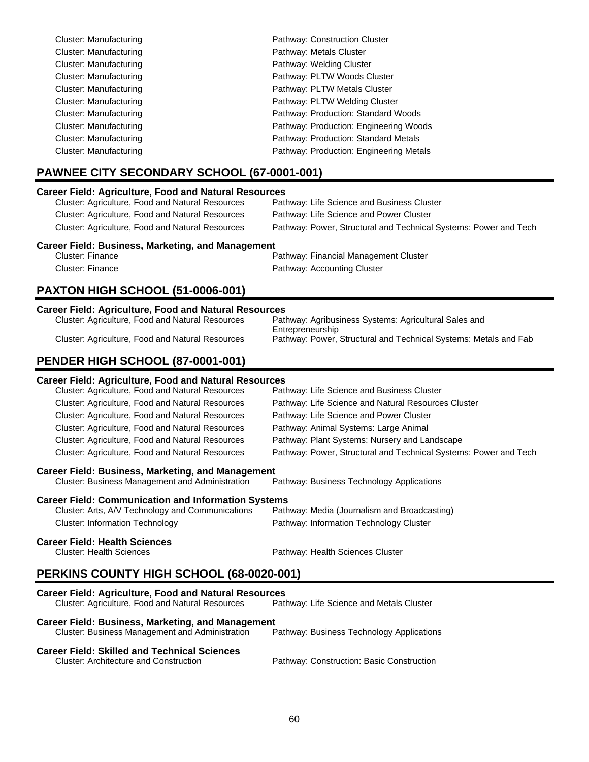Cluster: Manufacturing — Pathway: Construction Cluster
Cluster: Manufacturing — Pathway: Metals Cluster
Cluster: Manufacturing — Pathway: Welding Cluster
Cluster: Manufacturing — Pathway: PLTW Woods Cluster
Cluster: Manufacturing — Pathway: PLTW Metals Cluster
Cluster: Manufacturing — Pathway: PLTW Welding Cluster
Cluster: Manufacturing — Pathway: Production: Standard Woods
Cluster: Manufacturing — Pathway: Production: Engineering Woods
Cluster: Manufacturing — Pathway: Production: Standard Metals
Cluster: Manufacturing — Pathway: Production: Engineering Metals

## PAWNEE CITY SECONDARY SCHOOL (67-0001-001)

**Career Field: Agriculture, Food and Natural Resources**

Cluster: Agriculture, Food and Natural Resources — Pathway: Life Science and Business Cluster
Cluster: Agriculture, Food and Natural Resources — Pathway: Life Science and Power Cluster
Cluster: Agriculture, Food and Natural Resources — Pathway: Power, Structural and Technical Systems: Power and Tech

**Career Field: Business, Marketing, and Management**

Cluster: Finance — Pathway: Financial Management Cluster
Cluster: Finance — Pathway: Accounting Cluster

## PAXTON HIGH SCHOOL (51-0006-001)

**Career Field: Agriculture, Food and Natural Resources**

Cluster: Agriculture, Food and Natural Resources — Pathway: Agribusiness Systems: Agricultural Sales and Entrepreneurship
Cluster: Agriculture, Food and Natural Resources — Pathway: Power, Structural and Technical Systems: Metals and Fab

## PENDER HIGH SCHOOL (87-0001-001)

**Career Field: Agriculture, Food and Natural Resources**

Cluster: Agriculture, Food and Natural Resources — Pathway: Life Science and Business Cluster
Cluster: Agriculture, Food and Natural Resources — Pathway: Life Science and Natural Resources Cluster
Cluster: Agriculture, Food and Natural Resources — Pathway: Life Science and Power Cluster
Cluster: Agriculture, Food and Natural Resources — Pathway: Animal Systems: Large Animal
Cluster: Agriculture, Food and Natural Resources — Pathway: Plant Systems: Nursery and Landscape
Cluster: Agriculture, Food and Natural Resources — Pathway: Power, Structural and Technical Systems: Power and Tech

**Career Field: Business, Marketing, and Management**

Cluster: Business Management and Administration — Pathway: Business Technology Applications

**Career Field: Communication and Information Systems**

Cluster: Arts, A/V Technology and Communications — Pathway: Media (Journalism and Broadcasting)
Cluster: Information Technology — Pathway: Information Technology Cluster

**Career Field: Health Sciences**

Cluster: Health Sciences — Pathway: Health Sciences Cluster

## PERKINS COUNTY HIGH SCHOOL (68-0020-001)

**Career Field: Agriculture, Food and Natural Resources**

Cluster: Agriculture, Food and Natural Resources — Pathway: Life Science and Metals Cluster

**Career Field: Business, Marketing, and Management**

Cluster: Business Management and Administration — Pathway: Business Technology Applications

**Career Field: Skilled and Technical Sciences**

Cluster: Architecture and Construction — Pathway: Construction: Basic Construction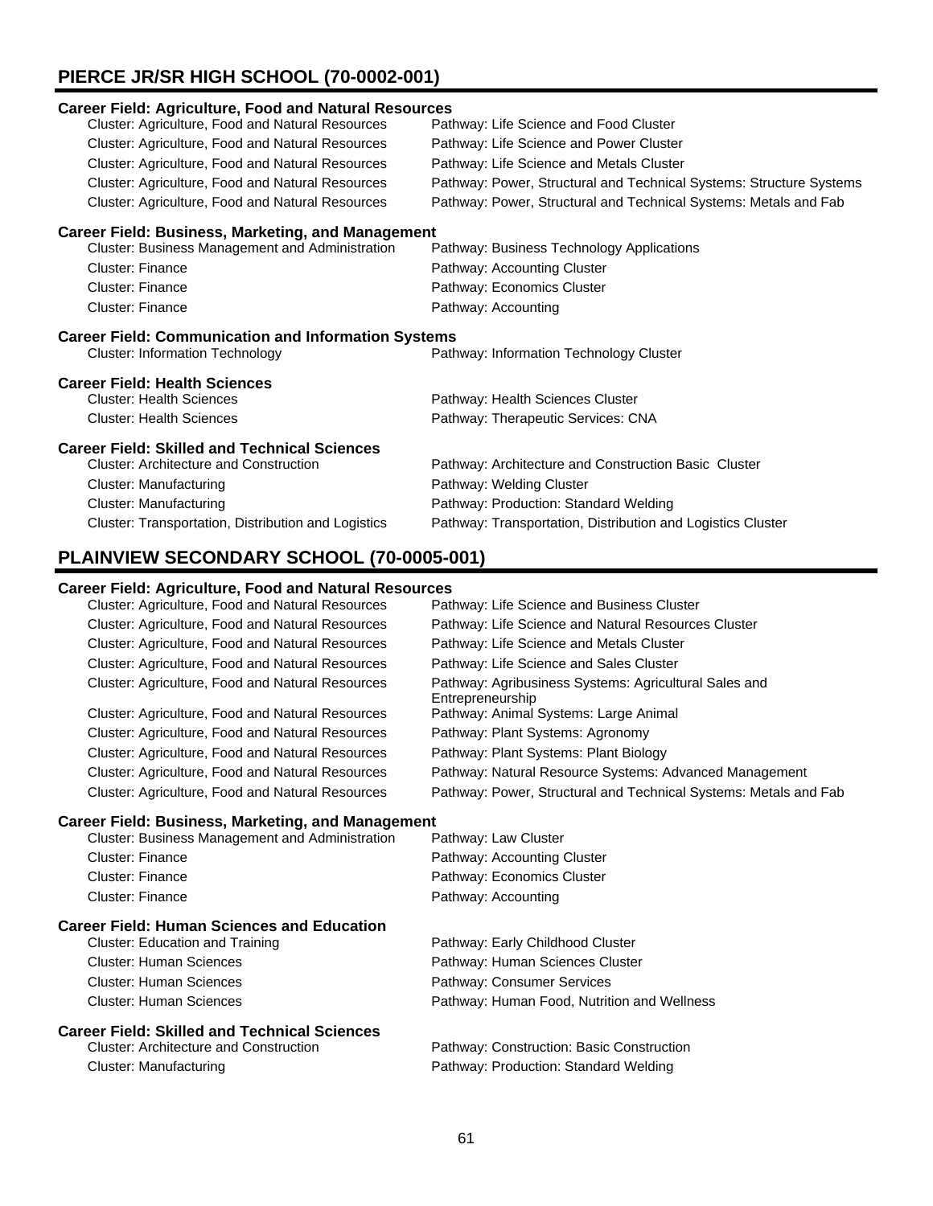## PIERCE JR/SR HIGH SCHOOL (70-0002-001)

### Career Field: Agriculture, Food and Natural Resources

| Cluster | Pathway |
|---|---|
| Cluster: Agriculture, Food and Natural Resources | Pathway: Life Science and Food Cluster |
| Cluster: Agriculture, Food and Natural Resources | Pathway: Life Science and Power Cluster |
| Cluster: Agriculture, Food and Natural Resources | Pathway: Life Science and Metals Cluster |
| Cluster: Agriculture, Food and Natural Resources | Pathway: Power, Structural and Technical Systems: Structure Systems |
| Cluster: Agriculture, Food and Natural Resources | Pathway: Power, Structural and Technical Systems: Metals and Fab |

### Career Field: Business, Marketing, and Management

| Cluster | Pathway |
|---|---|
| Cluster: Business Management and Administration | Pathway: Business Technology Applications |
| Cluster: Finance | Pathway: Accounting Cluster |
| Cluster: Finance | Pathway: Economics Cluster |
| Cluster: Finance | Pathway: Accounting |

### Career Field: Communication and Information Systems

| Cluster | Pathway |
|---|---|
| Cluster: Information Technology | Pathway: Information Technology Cluster |

### Career Field: Health Sciences

| Cluster | Pathway |
|---|---|
| Cluster: Health Sciences | Pathway: Health Sciences Cluster |
| Cluster: Health Sciences | Pathway: Therapeutic Services: CNA |

### Career Field: Skilled and Technical Sciences

| Cluster | Pathway |
|---|---|
| Cluster: Architecture and Construction | Pathway: Architecture and Construction Basic Cluster |
| Cluster: Manufacturing | Pathway: Welding Cluster |
| Cluster: Manufacturing | Pathway: Production: Standard Welding |
| Cluster: Transportation, Distribution and Logistics | Pathway: Transportation, Distribution and Logistics Cluster |

## PLAINVIEW SECONDARY SCHOOL (70-0005-001)

### Career Field: Agriculture, Food and Natural Resources

| Cluster | Pathway |
|---|---|
| Cluster: Agriculture, Food and Natural Resources | Pathway: Life Science and Business Cluster |
| Cluster: Agriculture, Food and Natural Resources | Pathway: Life Science and Natural Resources Cluster |
| Cluster: Agriculture, Food and Natural Resources | Pathway: Life Science and Metals Cluster |
| Cluster: Agriculture, Food and Natural Resources | Pathway: Life Science and Sales Cluster |
| Cluster: Agriculture, Food and Natural Resources | Pathway: Agribusiness Systems: Agricultural Sales and Entrepreneurship |
| Cluster: Agriculture, Food and Natural Resources | Pathway: Animal Systems: Large Animal |
| Cluster: Agriculture, Food and Natural Resources | Pathway: Plant Systems: Agronomy |
| Cluster: Agriculture, Food and Natural Resources | Pathway: Plant Systems: Plant Biology |
| Cluster: Agriculture, Food and Natural Resources | Pathway: Natural Resource Systems: Advanced Management |
| Cluster: Agriculture, Food and Natural Resources | Pathway: Power, Structural and Technical Systems: Metals and Fab |

### Career Field: Business, Marketing, and Management

| Cluster | Pathway |
|---|---|
| Cluster: Business Management and Administration | Pathway: Law Cluster |
| Cluster: Finance | Pathway: Accounting Cluster |
| Cluster: Finance | Pathway: Economics Cluster |
| Cluster: Finance | Pathway: Accounting |

### Career Field: Human Sciences and Education

| Cluster | Pathway |
|---|---|
| Cluster: Education and Training | Pathway: Early Childhood Cluster |
| Cluster: Human Sciences | Pathway: Human Sciences Cluster |
| Cluster: Human Sciences | Pathway: Consumer Services |
| Cluster: Human Sciences | Pathway: Human Food, Nutrition and Wellness |

### Career Field: Skilled and Technical Sciences

| Cluster | Pathway |
|---|---|
| Cluster: Architecture and Construction | Pathway: Construction: Basic Construction |
| Cluster: Manufacturing | Pathway: Production: Standard Welding |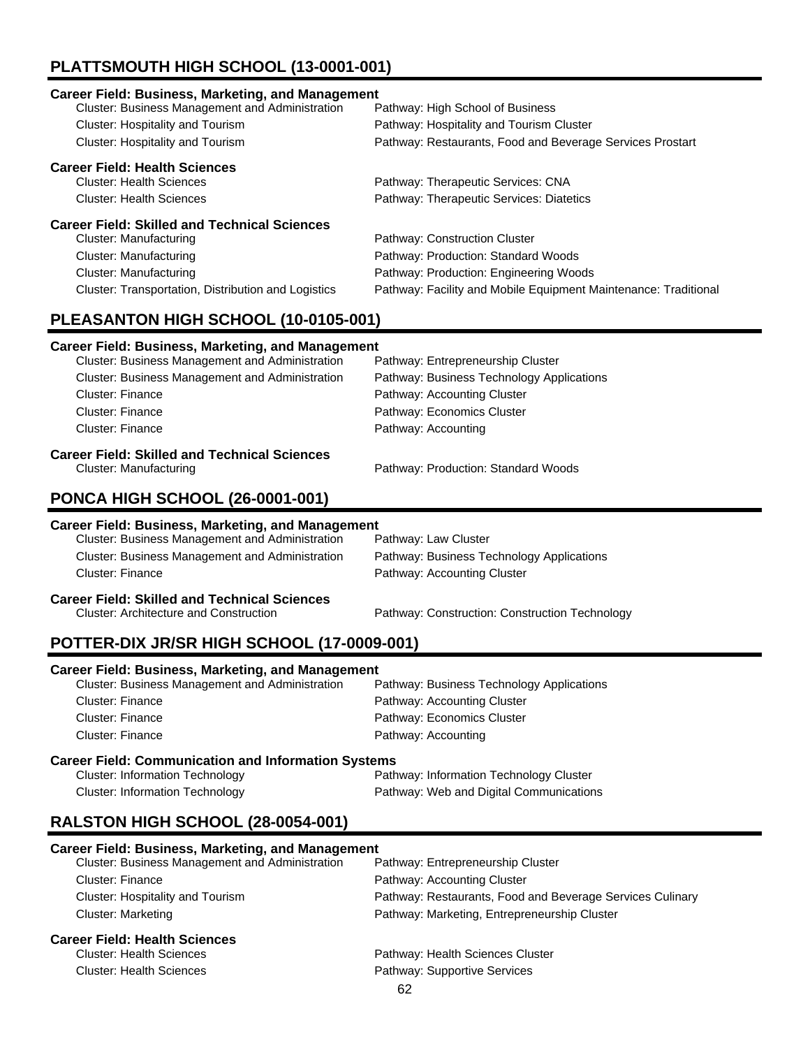## PLATTSMOUTH HIGH SCHOOL (13-0001-001)

### Career Field: Business, Marketing, and Management

| Cluster | Pathway |
|---|---|
| Cluster: Business Management and Administration | Pathway: High School of Business |
| Cluster: Hospitality and Tourism | Pathway: Hospitality and Tourism Cluster |
| Cluster: Hospitality and Tourism | Pathway: Restaurants, Food and Beverage Services Prostart |

### Career Field: Health Sciences

| Cluster | Pathway |
|---|---|
| Cluster: Health Sciences | Pathway: Therapeutic Services: CNA |
| Cluster: Health Sciences | Pathway: Therapeutic Services: Diatetics |

### Career Field: Skilled and Technical Sciences

| Cluster | Pathway |
|---|---|
| Cluster: Manufacturing | Pathway: Construction Cluster |
| Cluster: Manufacturing | Pathway: Production: Standard Woods |
| Cluster: Manufacturing | Pathway: Production: Engineering Woods |
| Cluster: Transportation, Distribution and Logistics | Pathway: Facility and Mobile Equipment Maintenance: Traditional |

## PLEASANTON HIGH SCHOOL (10-0105-001)

### Career Field: Business, Marketing, and Management

| Cluster | Pathway |
|---|---|
| Cluster: Business Management and Administration | Pathway: Entrepreneurship Cluster |
| Cluster: Business Management and Administration | Pathway: Business Technology Applications |
| Cluster: Finance | Pathway: Accounting Cluster |
| Cluster: Finance | Pathway: Economics Cluster |
| Cluster: Finance | Pathway: Accounting |

### Career Field: Skilled and Technical Sciences

| Cluster | Pathway |
|---|---|
| Cluster: Manufacturing | Pathway: Production: Standard Woods |

## PONCA HIGH SCHOOL (26-0001-001)

### Career Field: Business, Marketing, and Management

| Cluster | Pathway |
|---|---|
| Cluster: Business Management and Administration | Pathway: Law Cluster |
| Cluster: Business Management and Administration | Pathway: Business Technology Applications |
| Cluster: Finance | Pathway: Accounting Cluster |

### Career Field: Skilled and Technical Sciences

| Cluster | Pathway |
|---|---|
| Cluster: Architecture and Construction | Pathway: Construction: Construction Technology |

## POTTER-DIX JR/SR HIGH SCHOOL (17-0009-001)

### Career Field: Business, Marketing, and Management

| Cluster | Pathway |
|---|---|
| Cluster: Business Management and Administration | Pathway: Business Technology Applications |
| Cluster: Finance | Pathway: Accounting Cluster |
| Cluster: Finance | Pathway: Economics Cluster |
| Cluster: Finance | Pathway: Accounting |

### Career Field: Communication and Information Systems

| Cluster | Pathway |
|---|---|
| Cluster: Information Technology | Pathway: Information Technology Cluster |
| Cluster: Information Technology | Pathway: Web and Digital Communications |

## RALSTON HIGH SCHOOL (28-0054-001)

### Career Field: Business, Marketing, and Management

| Cluster | Pathway |
|---|---|
| Cluster: Business Management and Administration | Pathway: Entrepreneurship Cluster |
| Cluster: Finance | Pathway: Accounting Cluster |
| Cluster: Hospitality and Tourism | Pathway: Restaurants, Food and Beverage Services Culinary |
| Cluster: Marketing | Pathway: Marketing, Entrepreneurship Cluster |

### Career Field: Health Sciences

| Cluster | Pathway |
|---|---|
| Cluster: Health Sciences | Pathway: Health Sciences Cluster |
| Cluster: Health Sciences | Pathway: Supportive Services |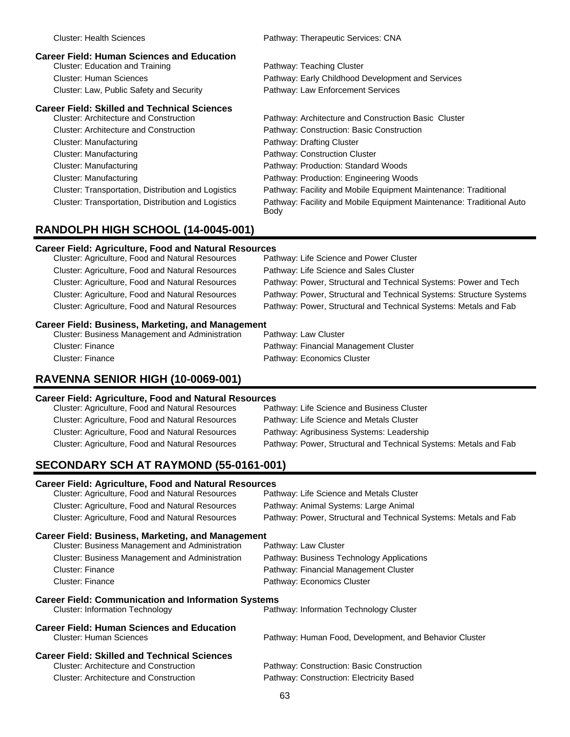Cluster: Health Sciences — Pathway: Therapeutic Services: CNA

**Career Field: Human Sciences and Education**

| Cluster | Pathway |
|---|---|
| Cluster: Education and Training | Pathway: Teaching Cluster |
| Cluster: Human Sciences | Pathway: Early Childhood Development and Services |
| Cluster: Law, Public Safety and Security | Pathway: Law Enforcement Services |

**Career Field: Skilled and Technical Sciences**

| Cluster | Pathway |
|---|---|
| Cluster: Architecture and Construction | Pathway: Architecture and Construction Basic Cluster |
| Cluster: Architecture and Construction | Pathway: Construction: Basic Construction |
| Cluster: Manufacturing | Pathway: Drafting Cluster |
| Cluster: Manufacturing | Pathway: Construction Cluster |
| Cluster: Manufacturing | Pathway: Production: Standard Woods |
| Cluster: Manufacturing | Pathway: Production: Engineering Woods |
| Cluster: Transportation, Distribution and Logistics | Pathway: Facility and Mobile Equipment Maintenance: Traditional |
| Cluster: Transportation, Distribution and Logistics | Pathway: Facility and Mobile Equipment Maintenance: Traditional Auto Body |

## RANDOLPH HIGH SCHOOL (14-0045-001)

**Career Field: Agriculture, Food and Natural Resources**

| Cluster | Pathway |
|---|---|
| Cluster: Agriculture, Food and Natural Resources | Pathway: Life Science and Power Cluster |
| Cluster: Agriculture, Food and Natural Resources | Pathway: Life Science and Sales Cluster |
| Cluster: Agriculture, Food and Natural Resources | Pathway: Power, Structural and Technical Systems: Power and Tech |
| Cluster: Agriculture, Food and Natural Resources | Pathway: Power, Structural and Technical Systems: Structure Systems |
| Cluster: Agriculture, Food and Natural Resources | Pathway: Power, Structural and Technical Systems: Metals and Fab |

**Career Field: Business, Marketing, and Management**

| Cluster | Pathway |
|---|---|
| Cluster: Business Management and Administration | Pathway: Law Cluster |
| Cluster: Finance | Pathway: Financial Management Cluster |
| Cluster: Finance | Pathway: Economics Cluster |

## RAVENNA SENIOR HIGH (10-0069-001)

**Career Field: Agriculture, Food and Natural Resources**

| Cluster | Pathway |
|---|---|
| Cluster: Agriculture, Food and Natural Resources | Pathway: Life Science and Business Cluster |
| Cluster: Agriculture, Food and Natural Resources | Pathway: Life Science and Metals Cluster |
| Cluster: Agriculture, Food and Natural Resources | Pathway: Agribusiness Systems: Leadership |
| Cluster: Agriculture, Food and Natural Resources | Pathway: Power, Structural and Technical Systems: Metals and Fab |

## SECONDARY SCH AT RAYMOND (55-0161-001)

**Career Field: Agriculture, Food and Natural Resources**

| Cluster | Pathway |
|---|---|
| Cluster: Agriculture, Food and Natural Resources | Pathway: Life Science and Metals Cluster |
| Cluster: Agriculture, Food and Natural Resources | Pathway: Animal Systems: Large Animal |
| Cluster: Agriculture, Food and Natural Resources | Pathway: Power, Structural and Technical Systems: Metals and Fab |

**Career Field: Business, Marketing, and Management**

| Cluster | Pathway |
|---|---|
| Cluster: Business Management and Administration | Pathway: Law Cluster |
| Cluster: Business Management and Administration | Pathway: Business Technology Applications |
| Cluster: Finance | Pathway: Financial Management Cluster |
| Cluster: Finance | Pathway: Economics Cluster |

**Career Field: Communication and Information Systems**

| Cluster | Pathway |
|---|---|
| Cluster: Information Technology | Pathway: Information Technology Cluster |

**Career Field: Human Sciences and Education**

| Cluster | Pathway |
|---|---|
| Cluster: Human Sciences | Pathway: Human Food, Development, and Behavior Cluster |

**Career Field: Skilled and Technical Sciences**

| Cluster | Pathway |
|---|---|
| Cluster: Architecture and Construction | Pathway: Construction: Basic Construction |
| Cluster: Architecture and Construction | Pathway: Construction: Electricity Based |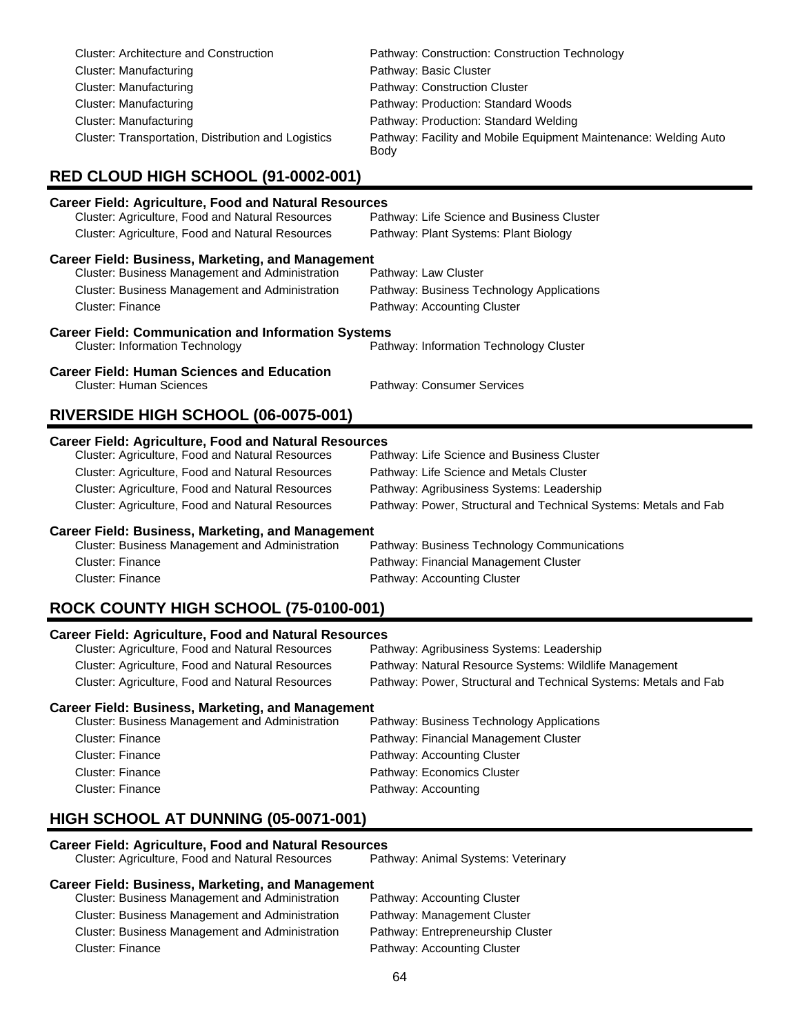Cluster: Architecture and Construction — Pathway: Construction: Construction Technology
Cluster: Manufacturing — Pathway: Basic Cluster
Cluster: Manufacturing — Pathway: Construction Cluster
Cluster: Manufacturing — Pathway: Production: Standard Woods
Cluster: Manufacturing — Pathway: Production: Standard Welding
Cluster: Transportation, Distribution and Logistics — Pathway: Facility and Mobile Equipment Maintenance: Welding Auto Body

## RED CLOUD HIGH SCHOOL (91-0002-001)

**Career Field: Agriculture, Food and Natural Resources**

Cluster: Agriculture, Food and Natural Resources — Pathway: Life Science and Business Cluster
Cluster: Agriculture, Food and Natural Resources — Pathway: Plant Systems: Plant Biology

**Career Field: Business, Marketing, and Management**

Cluster: Business Management and Administration — Pathway: Law Cluster
Cluster: Business Management and Administration — Pathway: Business Technology Applications
Cluster: Finance — Pathway: Accounting Cluster

**Career Field: Communication and Information Systems**

Cluster: Information Technology — Pathway: Information Technology Cluster

**Career Field: Human Sciences and Education**

Cluster: Human Sciences — Pathway: Consumer Services

## RIVERSIDE HIGH SCHOOL (06-0075-001)

**Career Field: Agriculture, Food and Natural Resources**

Cluster: Agriculture, Food and Natural Resources — Pathway: Life Science and Business Cluster
Cluster: Agriculture, Food and Natural Resources — Pathway: Life Science and Metals Cluster
Cluster: Agriculture, Food and Natural Resources — Pathway: Agribusiness Systems: Leadership
Cluster: Agriculture, Food and Natural Resources — Pathway: Power, Structural and Technical Systems: Metals and Fab

**Career Field: Business, Marketing, and Management**

Cluster: Business Management and Administration — Pathway: Business Technology Communications
Cluster: Finance — Pathway: Financial Management Cluster
Cluster: Finance — Pathway: Accounting Cluster

## ROCK COUNTY HIGH SCHOOL (75-0100-001)

**Career Field: Agriculture, Food and Natural Resources**

Cluster: Agriculture, Food and Natural Resources — Pathway: Agribusiness Systems: Leadership
Cluster: Agriculture, Food and Natural Resources — Pathway: Natural Resource Systems: Wildlife Management
Cluster: Agriculture, Food and Natural Resources — Pathway: Power, Structural and Technical Systems: Metals and Fab

**Career Field: Business, Marketing, and Management**

Cluster: Business Management and Administration — Pathway: Business Technology Applications
Cluster: Finance — Pathway: Financial Management Cluster
Cluster: Finance — Pathway: Accounting Cluster
Cluster: Finance — Pathway: Economics Cluster
Cluster: Finance — Pathway: Accounting

## HIGH SCHOOL AT DUNNING (05-0071-001)

**Career Field: Agriculture, Food and Natural Resources**

Cluster: Agriculture, Food and Natural Resources — Pathway: Animal Systems: Veterinary

**Career Field: Business, Marketing, and Management**

Cluster: Business Management and Administration — Pathway: Accounting Cluster
Cluster: Business Management and Administration — Pathway: Management Cluster
Cluster: Business Management and Administration — Pathway: Entrepreneurship Cluster
Cluster: Finance — Pathway: Accounting Cluster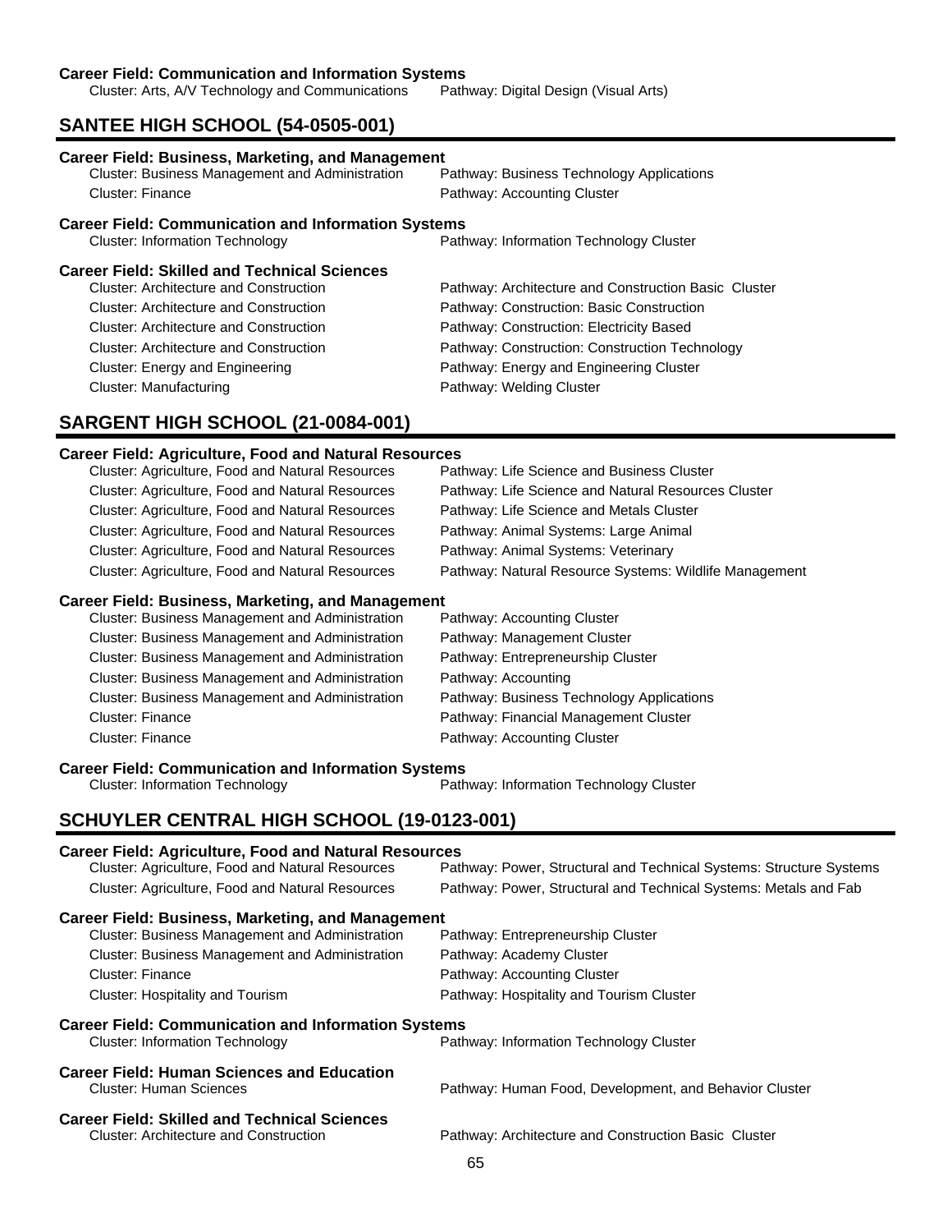**Career Field: Communication and Information Systems**

Cluster: Arts, A/V Technology and Communications — Pathway: Digital Design (Visual Arts)

## SANTEE HIGH SCHOOL (54-0505-001)

**Career Field: Business, Marketing, and Management**

| Cluster | Pathway |
|---|---|
| Cluster: Business Management and Administration | Pathway: Business Technology Applications |
| Cluster: Finance | Pathway: Accounting Cluster |

**Career Field: Communication and Information Systems**

| Cluster | Pathway |
|---|---|
| Cluster: Information Technology | Pathway: Information Technology Cluster |

**Career Field: Skilled and Technical Sciences**

| Cluster | Pathway |
|---|---|
| Cluster: Architecture and Construction | Pathway: Architecture and Construction Basic Cluster |
| Cluster: Architecture and Construction | Pathway: Construction: Basic Construction |
| Cluster: Architecture and Construction | Pathway: Construction: Electricity Based |
| Cluster: Architecture and Construction | Pathway: Construction: Construction Technology |
| Cluster: Energy and Engineering | Pathway: Energy and Engineering Cluster |
| Cluster: Manufacturing | Pathway: Welding Cluster |

## SARGENT HIGH SCHOOL (21-0084-001)

**Career Field: Agriculture, Food and Natural Resources**

| Cluster | Pathway |
|---|---|
| Cluster: Agriculture, Food and Natural Resources | Pathway: Life Science and Business Cluster |
| Cluster: Agriculture, Food and Natural Resources | Pathway: Life Science and Natural Resources Cluster |
| Cluster: Agriculture, Food and Natural Resources | Pathway: Life Science and Metals Cluster |
| Cluster: Agriculture, Food and Natural Resources | Pathway: Animal Systems: Large Animal |
| Cluster: Agriculture, Food and Natural Resources | Pathway: Animal Systems: Veterinary |
| Cluster: Agriculture, Food and Natural Resources | Pathway: Natural Resource Systems: Wildlife Management |

**Career Field: Business, Marketing, and Management**

| Cluster | Pathway |
|---|---|
| Cluster: Business Management and Administration | Pathway: Accounting Cluster |
| Cluster: Business Management and Administration | Pathway: Management Cluster |
| Cluster: Business Management and Administration | Pathway: Entrepreneurship Cluster |
| Cluster: Business Management and Administration | Pathway: Accounting |
| Cluster: Business Management and Administration | Pathway: Business Technology Applications |
| Cluster: Finance | Pathway: Financial Management Cluster |
| Cluster: Finance | Pathway: Accounting Cluster |

**Career Field: Communication and Information Systems**

| Cluster | Pathway |
|---|---|
| Cluster: Information Technology | Pathway: Information Technology Cluster |

## SCHUYLER CENTRAL HIGH SCHOOL (19-0123-001)

**Career Field: Agriculture, Food and Natural Resources**

| Cluster | Pathway |
|---|---|
| Cluster: Agriculture, Food and Natural Resources | Pathway: Power, Structural and Technical Systems: Structure Systems |
| Cluster: Agriculture, Food and Natural Resources | Pathway: Power, Structural and Technical Systems: Metals and Fab |

**Career Field: Business, Marketing, and Management**

| Cluster | Pathway |
|---|---|
| Cluster: Business Management and Administration | Pathway: Entrepreneurship Cluster |
| Cluster: Business Management and Administration | Pathway: Academy Cluster |
| Cluster: Finance | Pathway: Accounting Cluster |
| Cluster: Hospitality and Tourism | Pathway: Hospitality and Tourism Cluster |

**Career Field: Communication and Information Systems**

| Cluster | Pathway |
|---|---|
| Cluster: Information Technology | Pathway: Information Technology Cluster |

**Career Field: Human Sciences and Education**

| Cluster | Pathway |
|---|---|
| Cluster: Human Sciences | Pathway: Human Food, Development, and Behavior Cluster |

**Career Field: Skilled and Technical Sciences**

| Cluster | Pathway |
|---|---|
| Cluster: Architecture and Construction | Pathway: Architecture and Construction Basic Cluster |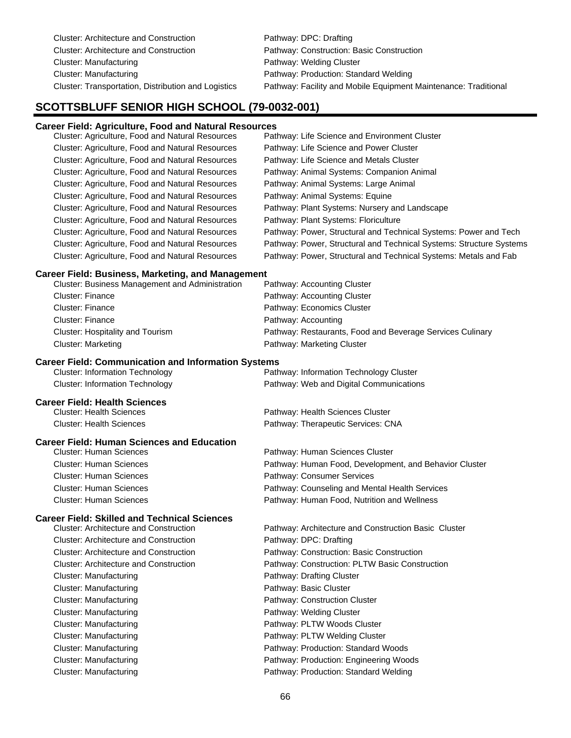Cluster: Architecture and Construction — Pathway: DPC: Drafting
Cluster: Architecture and Construction — Pathway: Construction: Basic Construction
Cluster: Manufacturing — Pathway: Welding Cluster
Cluster: Manufacturing — Pathway: Production: Standard Welding
Cluster: Transportation, Distribution and Logistics — Pathway: Facility and Mobile Equipment Maintenance: Traditional

## SCOTTSBLUFF SENIOR HIGH SCHOOL (79-0032-001)

**Career Field: Agriculture, Food and Natural Resources**

| Cluster | Pathway |
|---|---|
| Cluster: Agriculture, Food and Natural Resources | Pathway: Life Science and Environment Cluster |
| Cluster: Agriculture, Food and Natural Resources | Pathway: Life Science and Power Cluster |
| Cluster: Agriculture, Food and Natural Resources | Pathway: Life Science and Metals Cluster |
| Cluster: Agriculture, Food and Natural Resources | Pathway: Animal Systems: Companion Animal |
| Cluster: Agriculture, Food and Natural Resources | Pathway: Animal Systems: Large Animal |
| Cluster: Agriculture, Food and Natural Resources | Pathway: Animal Systems: Equine |
| Cluster: Agriculture, Food and Natural Resources | Pathway: Plant Systems: Nursery and Landscape |
| Cluster: Agriculture, Food and Natural Resources | Pathway: Plant Systems: Floriculture |
| Cluster: Agriculture, Food and Natural Resources | Pathway: Power, Structural and Technical Systems: Power and Tech |
| Cluster: Agriculture, Food and Natural Resources | Pathway: Power, Structural and Technical Systems: Structure Systems |
| Cluster: Agriculture, Food and Natural Resources | Pathway: Power, Structural and Technical Systems: Metals and Fab |

**Career Field: Business, Marketing, and Management**

| Cluster | Pathway |
|---|---|
| Cluster: Business Management and Administration | Pathway: Accounting Cluster |
| Cluster: Finance | Pathway: Accounting Cluster |
| Cluster: Finance | Pathway: Economics Cluster |
| Cluster: Finance | Pathway: Accounting |
| Cluster: Hospitality and Tourism | Pathway: Restaurants, Food and Beverage Services Culinary |
| Cluster: Marketing | Pathway: Marketing Cluster |

**Career Field: Communication and Information Systems**

| Cluster | Pathway |
|---|---|
| Cluster: Information Technology | Pathway: Information Technology Cluster |
| Cluster: Information Technology | Pathway: Web and Digital Communications |

**Career Field: Health Sciences**

| Cluster | Pathway |
|---|---|
| Cluster: Health Sciences | Pathway: Health Sciences Cluster |
| Cluster: Health Sciences | Pathway: Therapeutic Services: CNA |

**Career Field: Human Sciences and Education**

| Cluster | Pathway |
|---|---|
| Cluster: Human Sciences | Pathway: Human Sciences Cluster |
| Cluster: Human Sciences | Pathway: Human Food, Development, and Behavior Cluster |
| Cluster: Human Sciences | Pathway: Consumer Services |
| Cluster: Human Sciences | Pathway: Counseling and Mental Health Services |
| Cluster: Human Sciences | Pathway: Human Food, Nutrition and Wellness |

**Career Field: Skilled and Technical Sciences**

| Cluster | Pathway |
|---|---|
| Cluster: Architecture and Construction | Pathway: Architecture and Construction Basic Cluster |
| Cluster: Architecture and Construction | Pathway: DPC: Drafting |
| Cluster: Architecture and Construction | Pathway: Construction: Basic Construction |
| Cluster: Architecture and Construction | Pathway: Construction: PLTW Basic Construction |
| Cluster: Manufacturing | Pathway: Drafting Cluster |
| Cluster: Manufacturing | Pathway: Basic Cluster |
| Cluster: Manufacturing | Pathway: Construction Cluster |
| Cluster: Manufacturing | Pathway: Welding Cluster |
| Cluster: Manufacturing | Pathway: PLTW Woods Cluster |
| Cluster: Manufacturing | Pathway: PLTW Welding Cluster |
| Cluster: Manufacturing | Pathway: Production: Standard Woods |
| Cluster: Manufacturing | Pathway: Production: Engineering Woods |
| Cluster: Manufacturing | Pathway: Production: Standard Welding |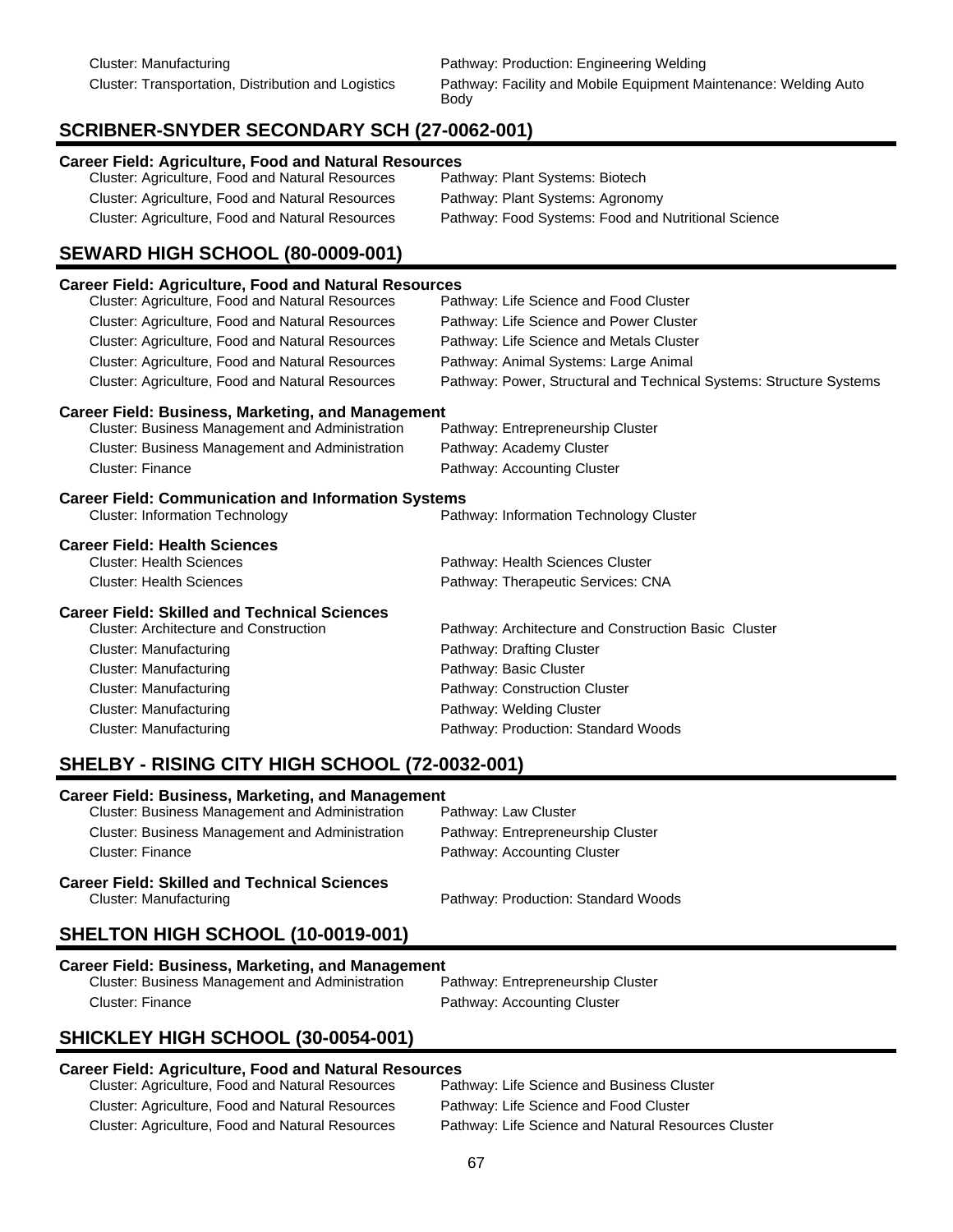Cluster: Manufacturing — Pathway: Production: Engineering Welding

Cluster: Transportation, Distribution and Logistics — Pathway: Facility and Mobile Equipment Maintenance: Welding Auto Body

## SCRIBNER-SNYDER SECONDARY SCH (27-0062-001)

### Career Field: Agriculture, Food and Natural Resources

| Cluster | Pathway |
|---|---|
| Cluster: Agriculture, Food and Natural Resources | Pathway: Plant Systems: Biotech |
| Cluster: Agriculture, Food and Natural Resources | Pathway: Plant Systems: Agronomy |
| Cluster: Agriculture, Food and Natural Resources | Pathway: Food Systems: Food and Nutritional Science |

## SEWARD HIGH SCHOOL (80-0009-001)

### Career Field: Agriculture, Food and Natural Resources

| Cluster | Pathway |
|---|---|
| Cluster: Agriculture, Food and Natural Resources | Pathway: Life Science and Food Cluster |
| Cluster: Agriculture, Food and Natural Resources | Pathway: Life Science and Power Cluster |
| Cluster: Agriculture, Food and Natural Resources | Pathway: Life Science and Metals Cluster |
| Cluster: Agriculture, Food and Natural Resources | Pathway: Animal Systems: Large Animal |
| Cluster: Agriculture, Food and Natural Resources | Pathway: Power, Structural and Technical Systems: Structure Systems |

### Career Field: Business, Marketing, and Management

| Cluster | Pathway |
|---|---|
| Cluster: Business Management and Administration | Pathway: Entrepreneurship Cluster |
| Cluster: Business Management and Administration | Pathway: Academy Cluster |
| Cluster: Finance | Pathway: Accounting Cluster |

### Career Field: Communication and Information Systems

| Cluster | Pathway |
|---|---|
| Cluster: Information Technology | Pathway: Information Technology Cluster |

### Career Field: Health Sciences

| Cluster | Pathway |
|---|---|
| Cluster: Health Sciences | Pathway: Health Sciences Cluster |
| Cluster: Health Sciences | Pathway: Therapeutic Services: CNA |

### Career Field: Skilled and Technical Sciences

| Cluster | Pathway |
|---|---|
| Cluster: Architecture and Construction | Pathway: Architecture and Construction Basic Cluster |
| Cluster: Manufacturing | Pathway: Drafting Cluster |
| Cluster: Manufacturing | Pathway: Basic Cluster |
| Cluster: Manufacturing | Pathway: Construction Cluster |
| Cluster: Manufacturing | Pathway: Welding Cluster |
| Cluster: Manufacturing | Pathway: Production: Standard Woods |

## SHELBY - RISING CITY HIGH SCHOOL (72-0032-001)

### Career Field: Business, Marketing, and Management

| Cluster | Pathway |
|---|---|
| Cluster: Business Management and Administration | Pathway: Law Cluster |
| Cluster: Business Management and Administration | Pathway: Entrepreneurship Cluster |
| Cluster: Finance | Pathway: Accounting Cluster |

### Career Field: Skilled and Technical Sciences

| Cluster | Pathway |
|---|---|
| Cluster: Manufacturing | Pathway: Production: Standard Woods |

## SHELTON HIGH SCHOOL (10-0019-001)

### Career Field: Business, Marketing, and Management

| Cluster | Pathway |
|---|---|
| Cluster: Business Management and Administration | Pathway: Entrepreneurship Cluster |
| Cluster: Finance | Pathway: Accounting Cluster |

## SHICKLEY HIGH SCHOOL (30-0054-001)

### Career Field: Agriculture, Food and Natural Resources

| Cluster | Pathway |
|---|---|
| Cluster: Agriculture, Food and Natural Resources | Pathway: Life Science and Business Cluster |
| Cluster: Agriculture, Food and Natural Resources | Pathway: Life Science and Food Cluster |
| Cluster: Agriculture, Food and Natural Resources | Pathway: Life Science and Natural Resources Cluster |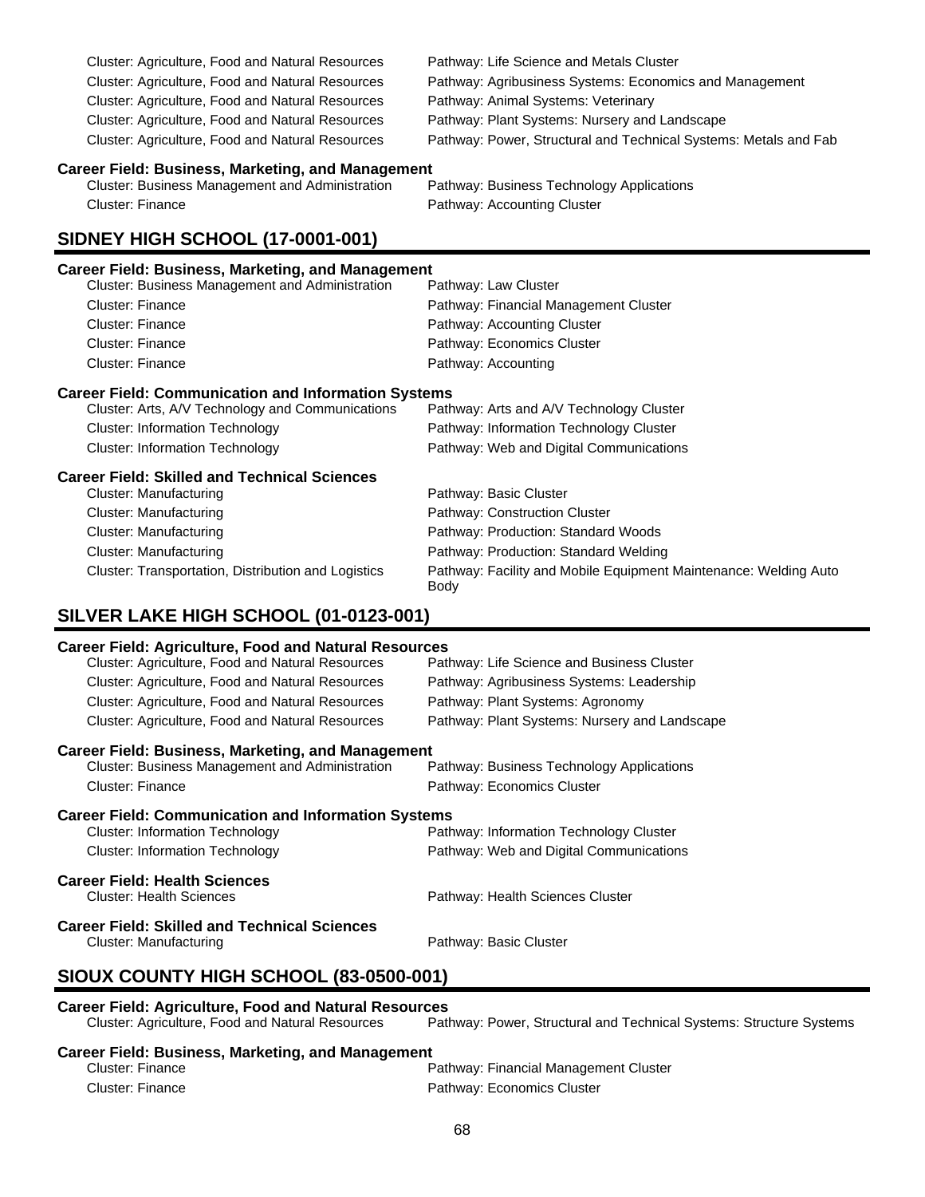Cluster: Agriculture, Food and Natural Resources — Pathway: Life Science and Metals Cluster
Cluster: Agriculture, Food and Natural Resources — Pathway: Agribusiness Systems: Economics and Management
Cluster: Agriculture, Food and Natural Resources — Pathway: Animal Systems: Veterinary
Cluster: Agriculture, Food and Natural Resources — Pathway: Plant Systems: Nursery and Landscape
Cluster: Agriculture, Food and Natural Resources — Pathway: Power, Structural and Technical Systems: Metals and Fab

**Career Field: Business, Marketing, and Management**

Cluster: Business Management and Administration — Pathway: Business Technology Applications
Cluster: Finance — Pathway: Accounting Cluster

## SIDNEY HIGH SCHOOL (17-0001-001)

**Career Field: Business, Marketing, and Management**

Cluster: Business Management and Administration — Pathway: Law Cluster
Cluster: Finance — Pathway: Financial Management Cluster
Cluster: Finance — Pathway: Accounting Cluster
Cluster: Finance — Pathway: Economics Cluster
Cluster: Finance — Pathway: Accounting

**Career Field: Communication and Information Systems**

Cluster: Arts, A/V Technology and Communications — Pathway: Arts and A/V Technology Cluster
Cluster: Information Technology — Pathway: Information Technology Cluster
Cluster: Information Technology — Pathway: Web and Digital Communications

**Career Field: Skilled and Technical Sciences**

Cluster: Manufacturing — Pathway: Basic Cluster
Cluster: Manufacturing — Pathway: Construction Cluster
Cluster: Manufacturing — Pathway: Production: Standard Woods
Cluster: Manufacturing — Pathway: Production: Standard Welding
Cluster: Transportation, Distribution and Logistics — Pathway: Facility and Mobile Equipment Maintenance: Welding Auto Body

## SILVER LAKE HIGH SCHOOL (01-0123-001)

**Career Field: Agriculture, Food and Natural Resources**

Cluster: Agriculture, Food and Natural Resources — Pathway: Life Science and Business Cluster
Cluster: Agriculture, Food and Natural Resources — Pathway: Agribusiness Systems: Leadership
Cluster: Agriculture, Food and Natural Resources — Pathway: Plant Systems: Agronomy
Cluster: Agriculture, Food and Natural Resources — Pathway: Plant Systems: Nursery and Landscape

**Career Field: Business, Marketing, and Management**

Cluster: Business Management and Administration — Pathway: Business Technology Applications
Cluster: Finance — Pathway: Economics Cluster

**Career Field: Communication and Information Systems**

Cluster: Information Technology — Pathway: Information Technology Cluster
Cluster: Information Technology — Pathway: Web and Digital Communications

**Career Field: Health Sciences**

Cluster: Health Sciences — Pathway: Health Sciences Cluster

**Career Field: Skilled and Technical Sciences**

Cluster: Manufacturing — Pathway: Basic Cluster

## SIOUX COUNTY HIGH SCHOOL (83-0500-001)

**Career Field: Agriculture, Food and Natural Resources**

Cluster: Agriculture, Food and Natural Resources — Pathway: Power, Structural and Technical Systems: Structure Systems

**Career Field: Business, Marketing, and Management**

Cluster: Finance — Pathway: Financial Management Cluster
Cluster: Finance — Pathway: Economics Cluster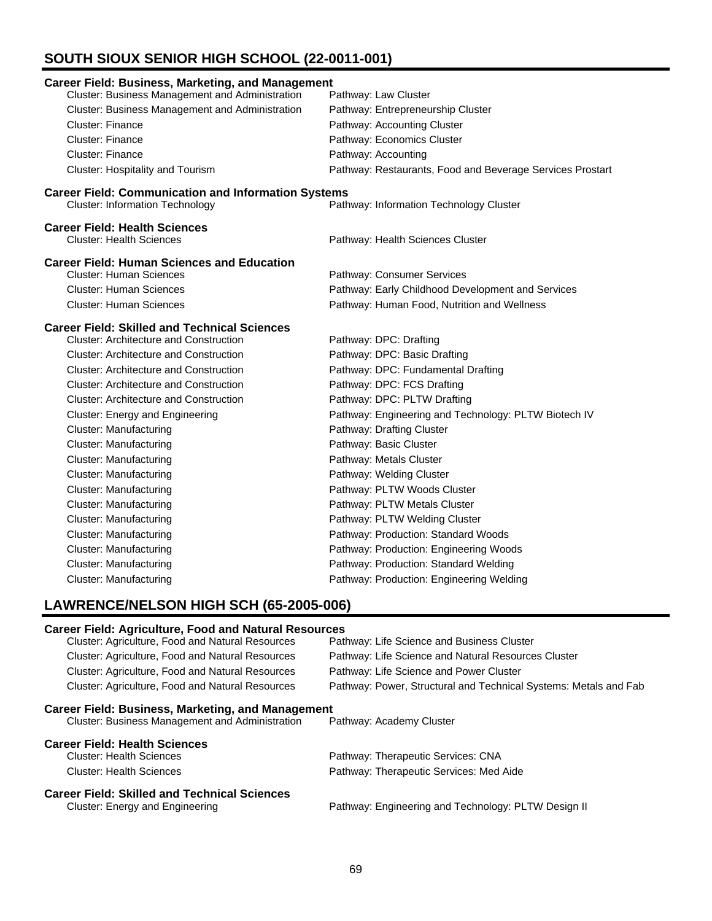## SOUTH SIOUX SENIOR HIGH SCHOOL (22-0011-001)

### Career Field: Business, Marketing, and Management

| Cluster | Pathway |
|---|---|
| Cluster: Business Management and Administration | Pathway: Law Cluster |
| Cluster: Business Management and Administration | Pathway: Entrepreneurship Cluster |
| Cluster: Finance | Pathway: Accounting Cluster |
| Cluster: Finance | Pathway: Economics Cluster |
| Cluster: Finance | Pathway: Accounting |
| Cluster: Hospitality and Tourism | Pathway: Restaurants, Food and Beverage Services Prostart |

### Career Field: Communication and Information Systems

| Cluster | Pathway |
|---|---|
| Cluster: Information Technology | Pathway: Information Technology Cluster |

### Career Field: Health Sciences

| Cluster | Pathway |
|---|---|
| Cluster: Health Sciences | Pathway: Health Sciences Cluster |

### Career Field: Human Sciences and Education

| Cluster | Pathway |
|---|---|
| Cluster: Human Sciences | Pathway: Consumer Services |
| Cluster: Human Sciences | Pathway: Early Childhood Development and Services |
| Cluster: Human Sciences | Pathway: Human Food, Nutrition and Wellness |

### Career Field: Skilled and Technical Sciences

| Cluster | Pathway |
|---|---|
| Cluster: Architecture and Construction | Pathway: DPC: Drafting |
| Cluster: Architecture and Construction | Pathway: DPC: Basic Drafting |
| Cluster: Architecture and Construction | Pathway: DPC: Fundamental Drafting |
| Cluster: Architecture and Construction | Pathway: DPC: FCS Drafting |
| Cluster: Architecture and Construction | Pathway: DPC: PLTW Drafting |
| Cluster: Energy and Engineering | Pathway: Engineering and Technology: PLTW Biotech IV |
| Cluster: Manufacturing | Pathway: Drafting Cluster |
| Cluster: Manufacturing | Pathway: Basic Cluster |
| Cluster: Manufacturing | Pathway: Metals Cluster |
| Cluster: Manufacturing | Pathway: Welding Cluster |
| Cluster: Manufacturing | Pathway: PLTW Woods Cluster |
| Cluster: Manufacturing | Pathway: PLTW Metals Cluster |
| Cluster: Manufacturing | Pathway: PLTW Welding Cluster |
| Cluster: Manufacturing | Pathway: Production: Standard Woods |
| Cluster: Manufacturing | Pathway: Production: Engineering Woods |
| Cluster: Manufacturing | Pathway: Production: Standard Welding |
| Cluster: Manufacturing | Pathway: Production: Engineering Welding |

## LAWRENCE/NELSON HIGH SCH (65-2005-006)

### Career Field: Agriculture, Food and Natural Resources

| Cluster | Pathway |
|---|---|
| Cluster: Agriculture, Food and Natural Resources | Pathway: Life Science and Business Cluster |
| Cluster: Agriculture, Food and Natural Resources | Pathway: Life Science and Natural Resources Cluster |
| Cluster: Agriculture, Food and Natural Resources | Pathway: Life Science and Power Cluster |
| Cluster: Agriculture, Food and Natural Resources | Pathway: Power, Structural and Technical Systems: Metals and Fab |

### Career Field: Business, Marketing, and Management

| Cluster | Pathway |
|---|---|
| Cluster: Business Management and Administration | Pathway: Academy Cluster |

### Career Field: Health Sciences

| Cluster | Pathway |
|---|---|
| Cluster: Health Sciences | Pathway: Therapeutic Services: CNA |
| Cluster: Health Sciences | Pathway: Therapeutic Services: Med Aide |

### Career Field: Skilled and Technical Sciences

| Cluster | Pathway |
|---|---|
| Cluster: Energy and Engineering | Pathway: Engineering and Technology: PLTW Design II |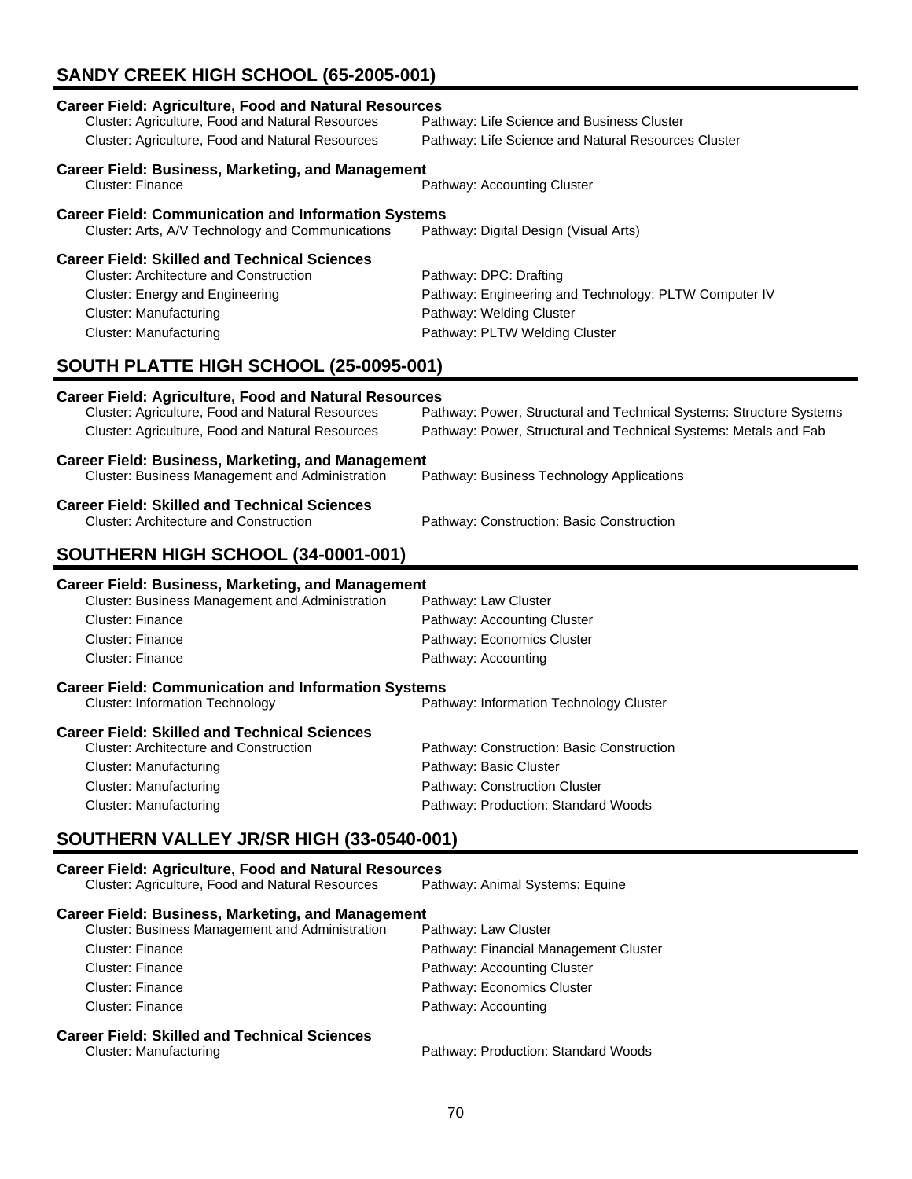## SANDY CREEK HIGH SCHOOL (65-2005-001)

**Career Field: Agriculture, Food and Natural Resources**

| Cluster | Pathway |
|---|---|
| Cluster: Agriculture, Food and Natural Resources | Pathway: Life Science and Business Cluster |
| Cluster: Agriculture, Food and Natural Resources | Pathway: Life Science and Natural Resources Cluster |

**Career Field: Business, Marketing, and Management**

| Cluster | Pathway |
|---|---|
| Cluster: Finance | Pathway: Accounting Cluster |

**Career Field: Communication and Information Systems**

| Cluster | Pathway |
|---|---|
| Cluster: Arts, A/V Technology and Communications | Pathway: Digital Design (Visual Arts) |

**Career Field: Skilled and Technical Sciences**

| Cluster | Pathway |
|---|---|
| Cluster: Architecture and Construction | Pathway: DPC: Drafting |
| Cluster: Energy and Engineering | Pathway: Engineering and Technology: PLTW Computer IV |
| Cluster: Manufacturing | Pathway: Welding Cluster |
| Cluster: Manufacturing | Pathway: PLTW Welding Cluster |

## SOUTH PLATTE HIGH SCHOOL (25-0095-001)

**Career Field: Agriculture, Food and Natural Resources**

| Cluster | Pathway |
|---|---|
| Cluster: Agriculture, Food and Natural Resources | Pathway: Power, Structural and Technical Systems: Structure Systems |
| Cluster: Agriculture, Food and Natural Resources | Pathway: Power, Structural and Technical Systems: Metals and Fab |

**Career Field: Business, Marketing, and Management**

| Cluster | Pathway |
|---|---|
| Cluster: Business Management and Administration | Pathway: Business Technology Applications |

**Career Field: Skilled and Technical Sciences**

| Cluster | Pathway |
|---|---|
| Cluster: Architecture and Construction | Pathway: Construction: Basic Construction |

## SOUTHERN HIGH SCHOOL (34-0001-001)

**Career Field: Business, Marketing, and Management**

| Cluster | Pathway |
|---|---|
| Cluster: Business Management and Administration | Pathway: Law Cluster |
| Cluster: Finance | Pathway: Accounting Cluster |
| Cluster: Finance | Pathway: Economics Cluster |
| Cluster: Finance | Pathway: Accounting |

**Career Field: Communication and Information Systems**

| Cluster | Pathway |
|---|---|
| Cluster: Information Technology | Pathway: Information Technology Cluster |

**Career Field: Skilled and Technical Sciences**

| Cluster | Pathway |
|---|---|
| Cluster: Architecture and Construction | Pathway: Construction: Basic Construction |
| Cluster: Manufacturing | Pathway: Basic Cluster |
| Cluster: Manufacturing | Pathway: Construction Cluster |
| Cluster: Manufacturing | Pathway: Production: Standard Woods |

## SOUTHERN VALLEY JR/SR HIGH (33-0540-001)

**Career Field: Agriculture, Food and Natural Resources**

| Cluster | Pathway |
|---|---|
| Cluster: Agriculture, Food and Natural Resources | Pathway: Animal Systems: Equine |

**Career Field: Business, Marketing, and Management**

| Cluster | Pathway |
|---|---|
| Cluster: Business Management and Administration | Pathway: Law Cluster |
| Cluster: Finance | Pathway: Financial Management Cluster |
| Cluster: Finance | Pathway: Accounting Cluster |
| Cluster: Finance | Pathway: Economics Cluster |
| Cluster: Finance | Pathway: Accounting |

**Career Field: Skilled and Technical Sciences**

| Cluster | Pathway |
|---|---|
| Cluster: Manufacturing | Pathway: Production: Standard Woods |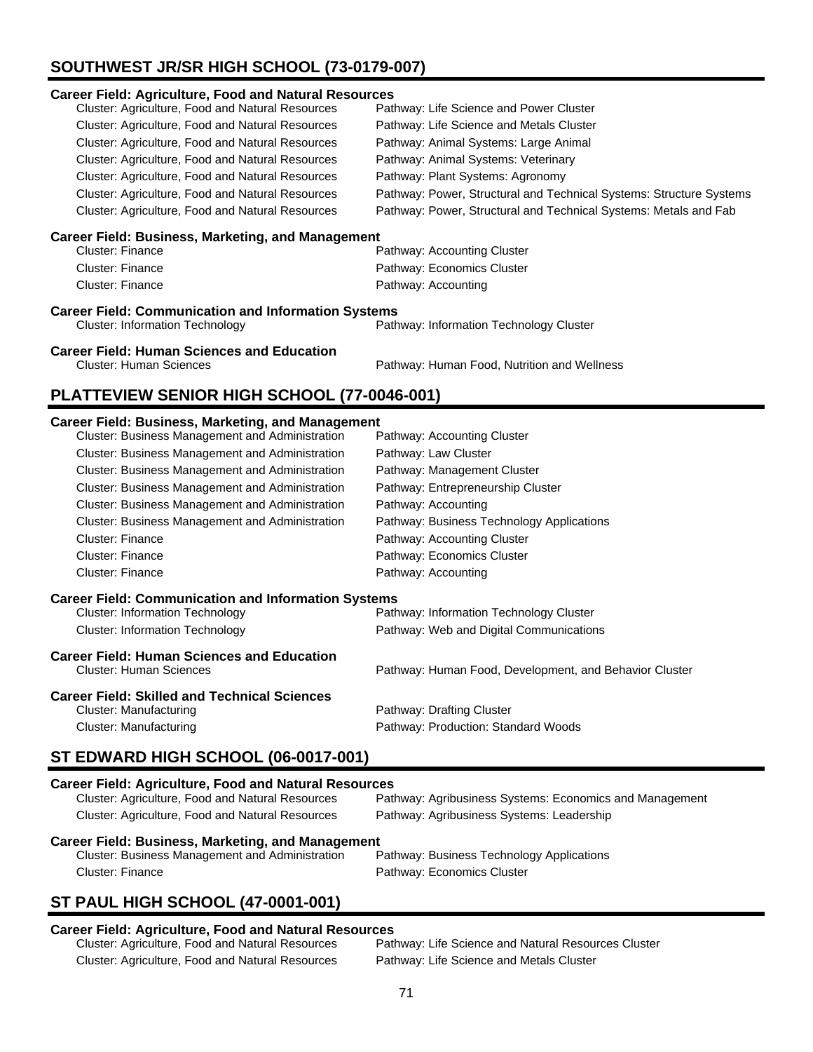## SOUTHWEST JR/SR HIGH SCHOOL (73-0179-007)

### Career Field: Agriculture, Food and Natural Resources

| Cluster | Pathway |
|---|---|
| Cluster: Agriculture, Food and Natural Resources | Pathway: Life Science and Power Cluster |
| Cluster: Agriculture, Food and Natural Resources | Pathway: Life Science and Metals Cluster |
| Cluster: Agriculture, Food and Natural Resources | Pathway: Animal Systems: Large Animal |
| Cluster: Agriculture, Food and Natural Resources | Pathway: Animal Systems: Veterinary |
| Cluster: Agriculture, Food and Natural Resources | Pathway: Plant Systems: Agronomy |
| Cluster: Agriculture, Food and Natural Resources | Pathway: Power, Structural and Technical Systems: Structure Systems |
| Cluster: Agriculture, Food and Natural Resources | Pathway: Power, Structural and Technical Systems: Metals and Fab |

### Career Field: Business, Marketing, and Management

| Cluster | Pathway |
|---|---|
| Cluster: Finance | Pathway: Accounting Cluster |
| Cluster: Finance | Pathway: Economics Cluster |
| Cluster: Finance | Pathway: Accounting |

### Career Field: Communication and Information Systems

| Cluster | Pathway |
|---|---|
| Cluster: Information Technology | Pathway: Information Technology Cluster |

### Career Field: Human Sciences and Education

| Cluster | Pathway |
|---|---|
| Cluster: Human Sciences | Pathway: Human Food, Nutrition and Wellness |

## PLATTEVIEW SENIOR HIGH SCHOOL (77-0046-001)

### Career Field: Business, Marketing, and Management

| Cluster | Pathway |
|---|---|
| Cluster: Business Management and Administration | Pathway: Accounting Cluster |
| Cluster: Business Management and Administration | Pathway: Law Cluster |
| Cluster: Business Management and Administration | Pathway: Management Cluster |
| Cluster: Business Management and Administration | Pathway: Entrepreneurship Cluster |
| Cluster: Business Management and Administration | Pathway: Accounting |
| Cluster: Business Management and Administration | Pathway: Business Technology Applications |
| Cluster: Finance | Pathway: Accounting Cluster |
| Cluster: Finance | Pathway: Economics Cluster |
| Cluster: Finance | Pathway: Accounting |

### Career Field: Communication and Information Systems

| Cluster | Pathway |
|---|---|
| Cluster: Information Technology | Pathway: Information Technology Cluster |
| Cluster: Information Technology | Pathway: Web and Digital Communications |

### Career Field: Human Sciences and Education

| Cluster | Pathway |
|---|---|
| Cluster: Human Sciences | Pathway: Human Food, Development, and Behavior Cluster |

### Career Field: Skilled and Technical Sciences

| Cluster | Pathway |
|---|---|
| Cluster: Manufacturing | Pathway: Drafting Cluster |
| Cluster: Manufacturing | Pathway: Production: Standard Woods |

## ST EDWARD HIGH SCHOOL (06-0017-001)

### Career Field: Agriculture, Food and Natural Resources

| Cluster | Pathway |
|---|---|
| Cluster: Agriculture, Food and Natural Resources | Pathway: Agribusiness Systems: Economics and Management |
| Cluster: Agriculture, Food and Natural Resources | Pathway: Agribusiness Systems: Leadership |

### Career Field: Business, Marketing, and Management

| Cluster | Pathway |
|---|---|
| Cluster: Business Management and Administration | Pathway: Business Technology Applications |
| Cluster: Finance | Pathway: Economics Cluster |

## ST PAUL HIGH SCHOOL (47-0001-001)

### Career Field: Agriculture, Food and Natural Resources

| Cluster | Pathway |
|---|---|
| Cluster: Agriculture, Food and Natural Resources | Pathway: Life Science and Natural Resources Cluster |
| Cluster: Agriculture, Food and Natural Resources | Pathway: Life Science and Metals Cluster |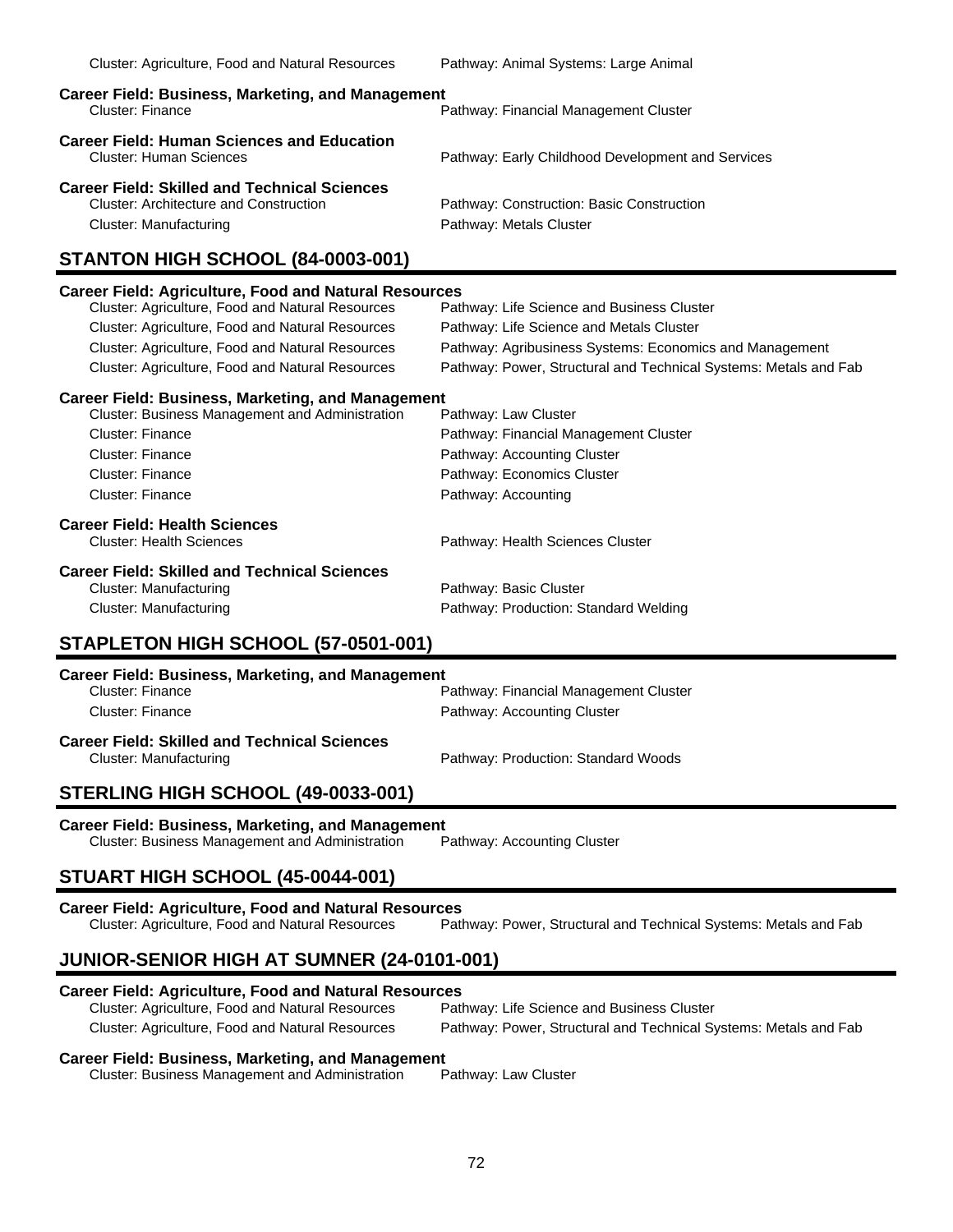Cluster: Agriculture, Food and Natural Resources — Pathway: Animal Systems: Large Animal

**Career Field: Business, Marketing, and Management**

Cluster: Finance — Pathway: Financial Management Cluster

**Career Field: Human Sciences and Education**

Cluster: Human Sciences — Pathway: Early Childhood Development and Services

**Career Field: Skilled and Technical Sciences**

Cluster: Architecture and Construction — Pathway: Construction: Basic Construction

Cluster: Manufacturing — Pathway: Metals Cluster

## STANTON HIGH SCHOOL (84-0003-001)

**Career Field: Agriculture, Food and Natural Resources**

Cluster: Agriculture, Food and Natural Resources — Pathway: Life Science and Business Cluster

Cluster: Agriculture, Food and Natural Resources — Pathway: Life Science and Metals Cluster

Cluster: Agriculture, Food and Natural Resources — Pathway: Agribusiness Systems: Economics and Management

Cluster: Agriculture, Food and Natural Resources — Pathway: Power, Structural and Technical Systems: Metals and Fab

**Career Field: Business, Marketing, and Management**

Cluster: Business Management and Administration — Pathway: Law Cluster

Cluster: Finance — Pathway: Financial Management Cluster

Cluster: Finance — Pathway: Accounting Cluster

Cluster: Finance — Pathway: Economics Cluster

Cluster: Finance — Pathway: Accounting

**Career Field: Health Sciences**

Cluster: Health Sciences — Pathway: Health Sciences Cluster

**Career Field: Skilled and Technical Sciences**

Cluster: Manufacturing — Pathway: Basic Cluster

Cluster: Manufacturing — Pathway: Production: Standard Welding

## STAPLETON HIGH SCHOOL (57-0501-001)

**Career Field: Business, Marketing, and Management**

Cluster: Finance — Pathway: Financial Management Cluster

Cluster: Finance — Pathway: Accounting Cluster

**Career Field: Skilled and Technical Sciences**

Cluster: Manufacturing — Pathway: Production: Standard Woods

## STERLING HIGH SCHOOL (49-0033-001)

**Career Field: Business, Marketing, and Management**

Cluster: Business Management and Administration — Pathway: Accounting Cluster

## STUART HIGH SCHOOL (45-0044-001)

**Career Field: Agriculture, Food and Natural Resources**

Cluster: Agriculture, Food and Natural Resources — Pathway: Power, Structural and Technical Systems: Metals and Fab

## JUNIOR-SENIOR HIGH AT SUMNER (24-0101-001)

**Career Field: Agriculture, Food and Natural Resources**

Cluster: Agriculture, Food and Natural Resources — Pathway: Life Science and Business Cluster

Cluster: Agriculture, Food and Natural Resources — Pathway: Power, Structural and Technical Systems: Metals and Fab

**Career Field: Business, Marketing, and Management**

Cluster: Business Management and Administration — Pathway: Law Cluster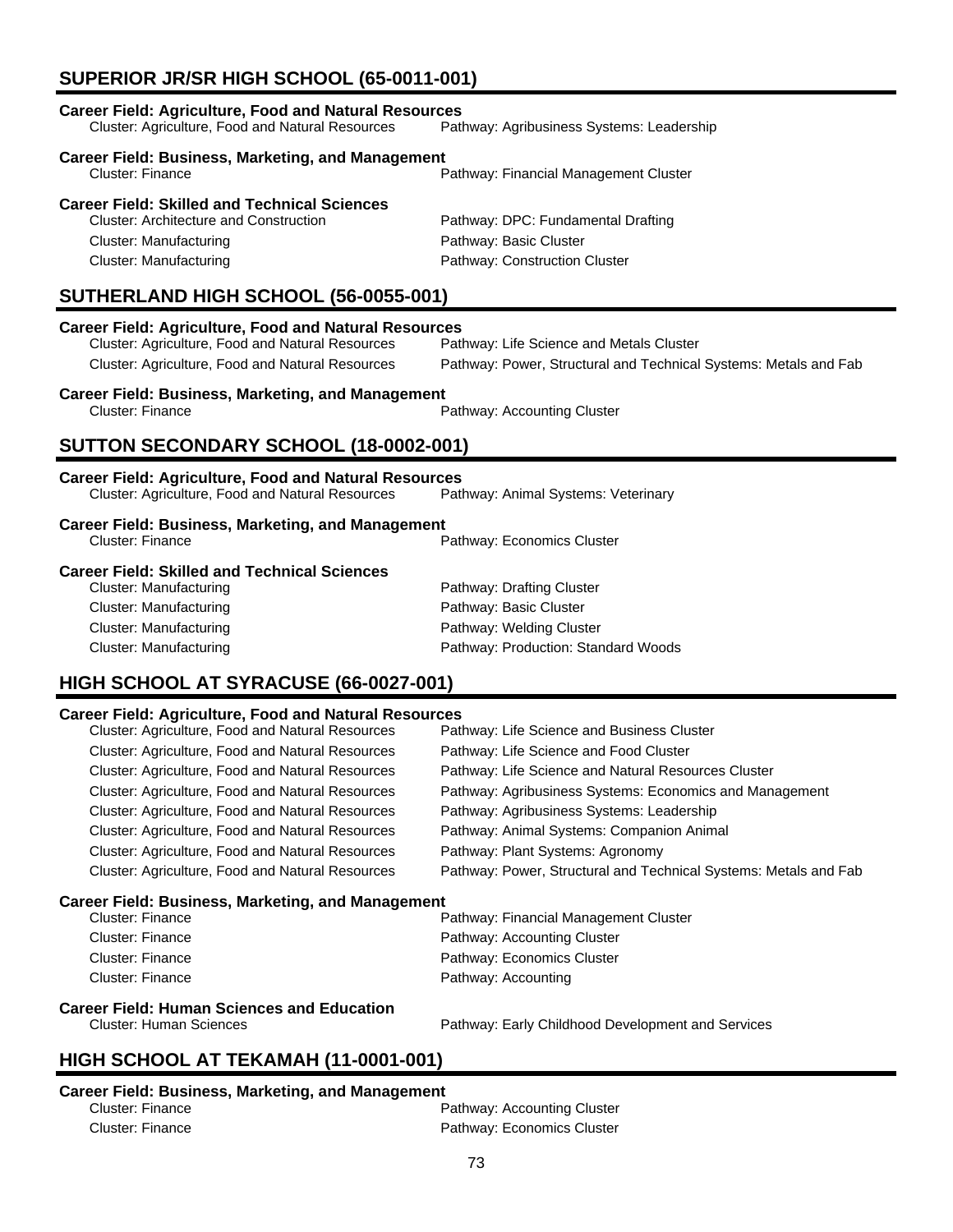## SUPERIOR JR/SR HIGH SCHOOL (65-0011-001)

**Career Field: Agriculture, Food and Natural Resources**

| Cluster | Pathway |
|---|---|
| Cluster: Agriculture, Food and Natural Resources | Pathway: Agribusiness Systems: Leadership |

**Career Field: Business, Marketing, and Management**

| Cluster | Pathway |
|---|---|
| Cluster: Finance | Pathway: Financial Management Cluster |

**Career Field: Skilled and Technical Sciences**

| Cluster | Pathway |
|---|---|
| Cluster: Architecture and Construction | Pathway: DPC: Fundamental Drafting |
| Cluster: Manufacturing | Pathway: Basic Cluster |
| Cluster: Manufacturing | Pathway: Construction Cluster |

## SUTHERLAND HIGH SCHOOL (56-0055-001)

**Career Field: Agriculture, Food and Natural Resources**

| Cluster | Pathway |
|---|---|
| Cluster: Agriculture, Food and Natural Resources | Pathway: Life Science and Metals Cluster |
| Cluster: Agriculture, Food and Natural Resources | Pathway: Power, Structural and Technical Systems: Metals and Fab |

**Career Field: Business, Marketing, and Management**

| Cluster | Pathway |
|---|---|
| Cluster: Finance | Pathway: Accounting Cluster |

## SUTTON SECONDARY SCHOOL (18-0002-001)

**Career Field: Agriculture, Food and Natural Resources**

| Cluster | Pathway |
|---|---|
| Cluster: Agriculture, Food and Natural Resources | Pathway: Animal Systems: Veterinary |

**Career Field: Business, Marketing, and Management**

| Cluster | Pathway |
|---|---|
| Cluster: Finance | Pathway: Economics Cluster |

**Career Field: Skilled and Technical Sciences**

| Cluster | Pathway |
|---|---|
| Cluster: Manufacturing | Pathway: Drafting Cluster |
| Cluster: Manufacturing | Pathway: Basic Cluster |
| Cluster: Manufacturing | Pathway: Welding Cluster |
| Cluster: Manufacturing | Pathway: Production: Standard Woods |

## HIGH SCHOOL AT SYRACUSE (66-0027-001)

**Career Field: Agriculture, Food and Natural Resources**

| Cluster | Pathway |
|---|---|
| Cluster: Agriculture, Food and Natural Resources | Pathway: Life Science and Business Cluster |
| Cluster: Agriculture, Food and Natural Resources | Pathway: Life Science and Food Cluster |
| Cluster: Agriculture, Food and Natural Resources | Pathway: Life Science and Natural Resources Cluster |
| Cluster: Agriculture, Food and Natural Resources | Pathway: Agribusiness Systems: Economics and Management |
| Cluster: Agriculture, Food and Natural Resources | Pathway: Agribusiness Systems: Leadership |
| Cluster: Agriculture, Food and Natural Resources | Pathway: Animal Systems: Companion Animal |
| Cluster: Agriculture, Food and Natural Resources | Pathway: Plant Systems: Agronomy |
| Cluster: Agriculture, Food and Natural Resources | Pathway: Power, Structural and Technical Systems: Metals and Fab |

**Career Field: Business, Marketing, and Management**

| Cluster | Pathway |
|---|---|
| Cluster: Finance | Pathway: Financial Management Cluster |
| Cluster: Finance | Pathway: Accounting Cluster |
| Cluster: Finance | Pathway: Economics Cluster |
| Cluster: Finance | Pathway: Accounting |

**Career Field: Human Sciences and Education**

| Cluster | Pathway |
|---|---|
| Cluster: Human Sciences | Pathway: Early Childhood Development and Services |

## HIGH SCHOOL AT TEKAMAH (11-0001-001)

**Career Field: Business, Marketing, and Management**

| Cluster | Pathway |
|---|---|
| Cluster: Finance | Pathway: Accounting Cluster |
| Cluster: Finance | Pathway: Economics Cluster |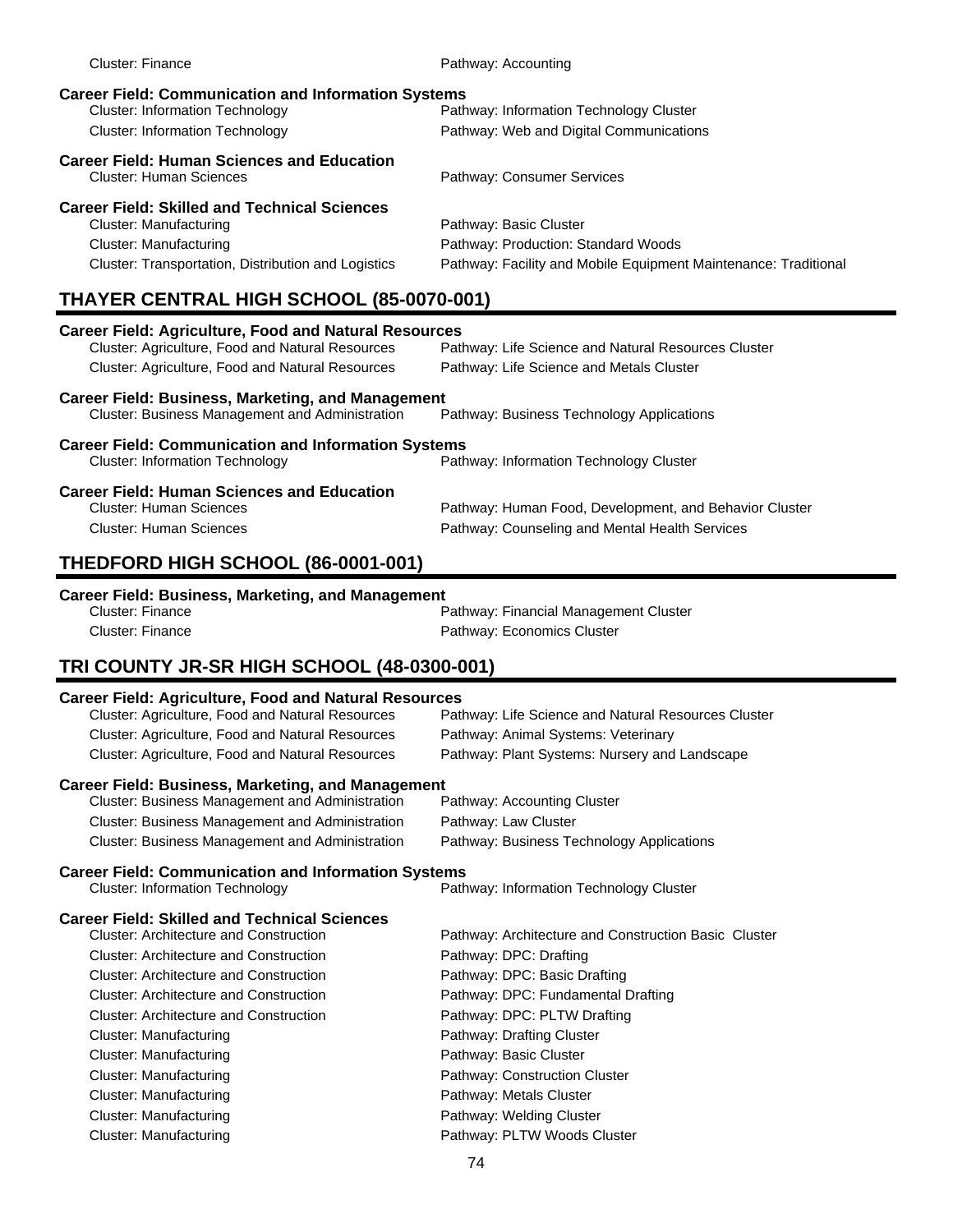Cluster: Finance — Pathway: Accounting

**Career Field: Communication and Information Systems**

- Cluster: Information Technology — Pathway: Information Technology Cluster
- Cluster: Information Technology — Pathway: Web and Digital Communications

**Career Field: Human Sciences and Education**

- Cluster: Human Sciences — Pathway: Consumer Services

**Career Field: Skilled and Technical Sciences**

- Cluster: Manufacturing — Pathway: Basic Cluster
- Cluster: Manufacturing — Pathway: Production: Standard Woods
- Cluster: Transportation, Distribution and Logistics — Pathway: Facility and Mobile Equipment Maintenance: Traditional

## THAYER CENTRAL HIGH SCHOOL (85-0070-001)

**Career Field: Agriculture, Food and Natural Resources**

- Cluster: Agriculture, Food and Natural Resources — Pathway: Life Science and Natural Resources Cluster
- Cluster: Agriculture, Food and Natural Resources — Pathway: Life Science and Metals Cluster

**Career Field: Business, Marketing, and Management**

- Cluster: Business Management and Administration — Pathway: Business Technology Applications

**Career Field: Communication and Information Systems**

- Cluster: Information Technology — Pathway: Information Technology Cluster

**Career Field: Human Sciences and Education**

- Cluster: Human Sciences — Pathway: Human Food, Development, and Behavior Cluster
- Cluster: Human Sciences — Pathway: Counseling and Mental Health Services

## THEDFORD HIGH SCHOOL (86-0001-001)

**Career Field: Business, Marketing, and Management**

- Cluster: Finance — Pathway: Financial Management Cluster
- Cluster: Finance — Pathway: Economics Cluster

## TRI COUNTY JR-SR HIGH SCHOOL (48-0300-001)

**Career Field: Agriculture, Food and Natural Resources**

- Cluster: Agriculture, Food and Natural Resources — Pathway: Life Science and Natural Resources Cluster
- Cluster: Agriculture, Food and Natural Resources — Pathway: Animal Systems: Veterinary
- Cluster: Agriculture, Food and Natural Resources — Pathway: Plant Systems: Nursery and Landscape

**Career Field: Business, Marketing, and Management**

- Cluster: Business Management and Administration — Pathway: Accounting Cluster
- Cluster: Business Management and Administration — Pathway: Law Cluster
- Cluster: Business Management and Administration — Pathway: Business Technology Applications

**Career Field: Communication and Information Systems**

- Cluster: Information Technology — Pathway: Information Technology Cluster

**Career Field: Skilled and Technical Sciences**

- Cluster: Architecture and Construction — Pathway: Architecture and Construction Basic Cluster
- Cluster: Architecture and Construction — Pathway: DPC: Drafting
- Cluster: Architecture and Construction — Pathway: DPC: Basic Drafting
- Cluster: Architecture and Construction — Pathway: DPC: Fundamental Drafting
- Cluster: Architecture and Construction — Pathway: DPC: PLTW Drafting
- Cluster: Manufacturing — Pathway: Drafting Cluster
- Cluster: Manufacturing — Pathway: Basic Cluster
- Cluster: Manufacturing — Pathway: Construction Cluster
- Cluster: Manufacturing — Pathway: Metals Cluster
- Cluster: Manufacturing — Pathway: Welding Cluster
- Cluster: Manufacturing — Pathway: PLTW Woods Cluster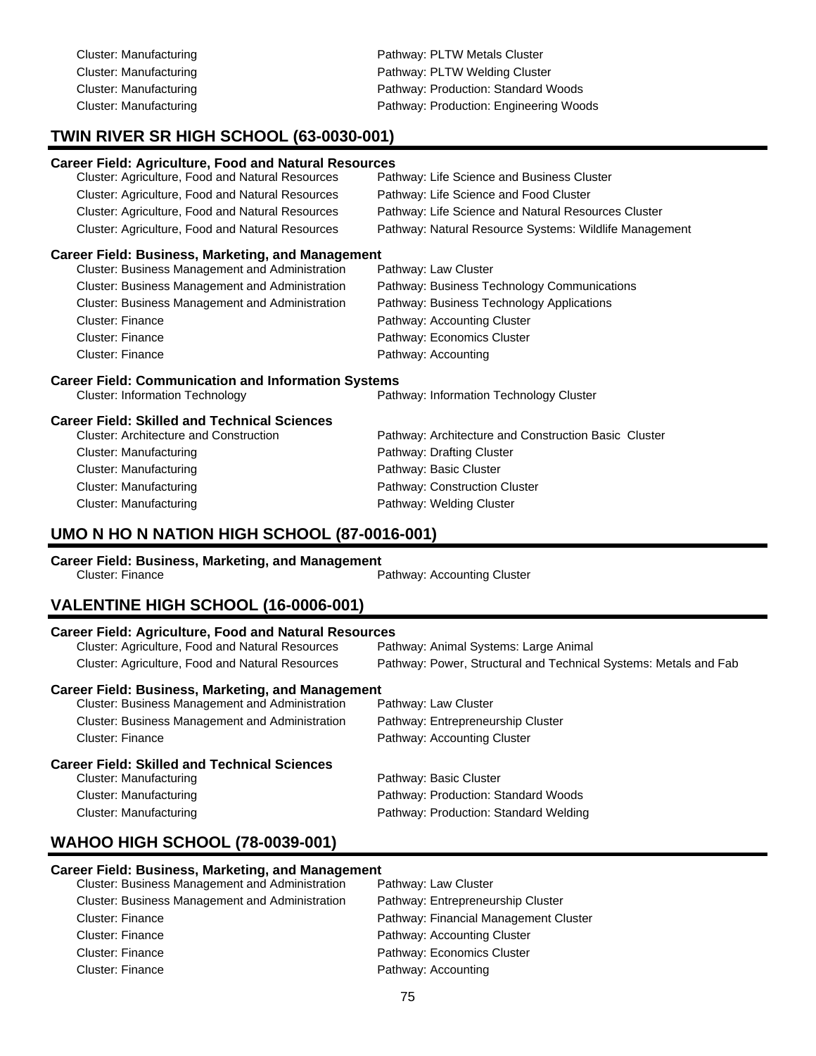Cluster: Manufacturing — Pathway: PLTW Metals Cluster
Cluster: Manufacturing — Pathway: PLTW Welding Cluster
Cluster: Manufacturing — Pathway: Production: Standard Woods
Cluster: Manufacturing — Pathway: Production: Engineering Woods

## TWIN RIVER SR HIGH SCHOOL (63-0030-001)

### Career Field: Agriculture, Food and Natural Resources

| Cluster | Pathway |
|---|---|
| Cluster: Agriculture, Food and Natural Resources | Pathway: Life Science and Business Cluster |
| Cluster: Agriculture, Food and Natural Resources | Pathway: Life Science and Food Cluster |
| Cluster: Agriculture, Food and Natural Resources | Pathway: Life Science and Natural Resources Cluster |
| Cluster: Agriculture, Food and Natural Resources | Pathway: Natural Resource Systems: Wildlife Management |

### Career Field: Business, Marketing, and Management

| Cluster | Pathway |
|---|---|
| Cluster: Business Management and Administration | Pathway: Law Cluster |
| Cluster: Business Management and Administration | Pathway: Business Technology Communications |
| Cluster: Business Management and Administration | Pathway: Business Technology Applications |
| Cluster: Finance | Pathway: Accounting Cluster |
| Cluster: Finance | Pathway: Economics Cluster |
| Cluster: Finance | Pathway: Accounting |

### Career Field: Communication and Information Systems

| Cluster | Pathway |
|---|---|
| Cluster: Information Technology | Pathway: Information Technology Cluster |

### Career Field: Skilled and Technical Sciences

| Cluster | Pathway |
|---|---|
| Cluster: Architecture and Construction | Pathway: Architecture and Construction Basic Cluster |
| Cluster: Manufacturing | Pathway: Drafting Cluster |
| Cluster: Manufacturing | Pathway: Basic Cluster |
| Cluster: Manufacturing | Pathway: Construction Cluster |
| Cluster: Manufacturing | Pathway: Welding Cluster |

## UMO N HO N NATION HIGH SCHOOL (87-0016-001)

### Career Field: Business, Marketing, and Management

| Cluster | Pathway |
|---|---|
| Cluster: Finance | Pathway: Accounting Cluster |

## VALENTINE HIGH SCHOOL (16-0006-001)

### Career Field: Agriculture, Food and Natural Resources

| Cluster | Pathway |
|---|---|
| Cluster: Agriculture, Food and Natural Resources | Pathway: Animal Systems: Large Animal |
| Cluster: Agriculture, Food and Natural Resources | Pathway: Power, Structural and Technical Systems: Metals and Fab |

### Career Field: Business, Marketing, and Management

| Cluster | Pathway |
|---|---|
| Cluster: Business Management and Administration | Pathway: Law Cluster |
| Cluster: Business Management and Administration | Pathway: Entrepreneurship Cluster |
| Cluster: Finance | Pathway: Accounting Cluster |

### Career Field: Skilled and Technical Sciences

| Cluster | Pathway |
|---|---|
| Cluster: Manufacturing | Pathway: Basic Cluster |
| Cluster: Manufacturing | Pathway: Production: Standard Woods |
| Cluster: Manufacturing | Pathway: Production: Standard Welding |

## WAHOO HIGH SCHOOL (78-0039-001)

### Career Field: Business, Marketing, and Management

| Cluster | Pathway |
|---|---|
| Cluster: Business Management and Administration | Pathway: Law Cluster |
| Cluster: Business Management and Administration | Pathway: Entrepreneurship Cluster |
| Cluster: Finance | Pathway: Financial Management Cluster |
| Cluster: Finance | Pathway: Accounting Cluster |
| Cluster: Finance | Pathway: Economics Cluster |
| Cluster: Finance | Pathway: Accounting |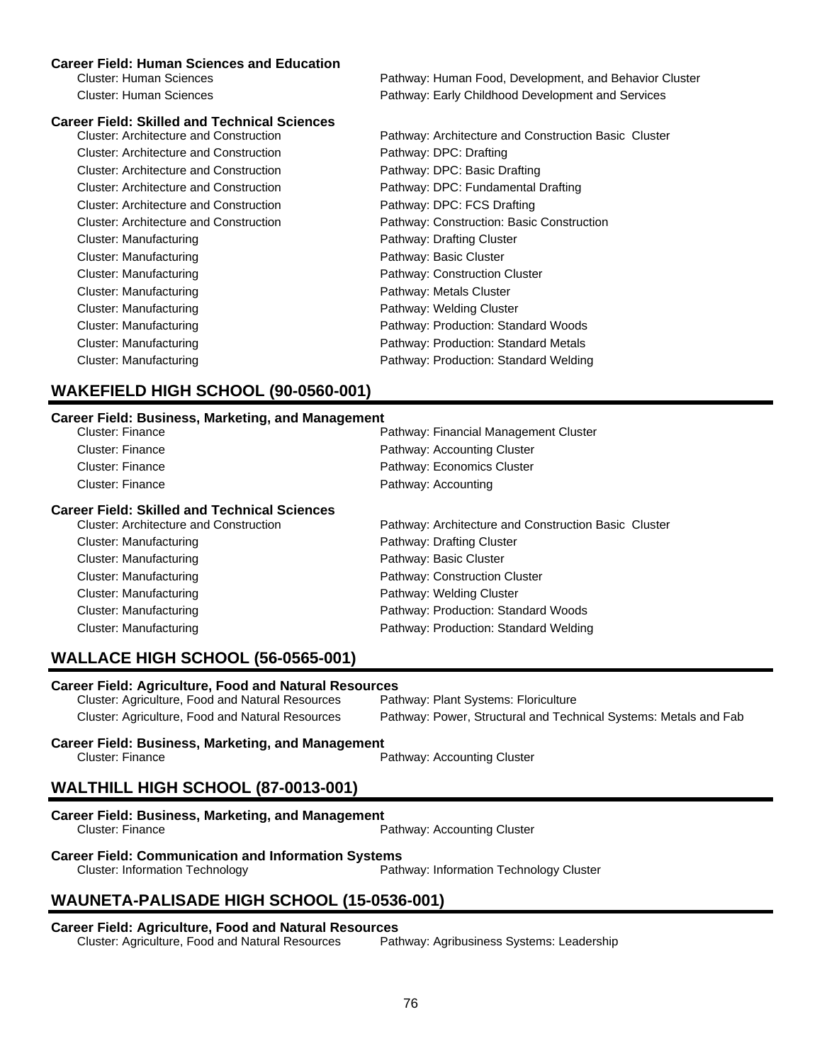### Career Field: Human Sciences and Education

| Cluster | Pathway |
|---|---|
| Cluster: Human Sciences | Pathway: Human Food, Development, and Behavior Cluster |
| Cluster: Human Sciences | Pathway: Early Childhood Development and Services |

### Career Field: Skilled and Technical Sciences

| Cluster | Pathway |
|---|---|
| Cluster: Architecture and Construction | Pathway: Architecture and Construction Basic Cluster |
| Cluster: Architecture and Construction | Pathway: DPC: Drafting |
| Cluster: Architecture and Construction | Pathway: DPC: Basic Drafting |
| Cluster: Architecture and Construction | Pathway: DPC: Fundamental Drafting |
| Cluster: Architecture and Construction | Pathway: DPC: FCS Drafting |
| Cluster: Architecture and Construction | Pathway: Construction: Basic Construction |
| Cluster: Manufacturing | Pathway: Drafting Cluster |
| Cluster: Manufacturing | Pathway: Basic Cluster |
| Cluster: Manufacturing | Pathway: Construction Cluster |
| Cluster: Manufacturing | Pathway: Metals Cluster |
| Cluster: Manufacturing | Pathway: Welding Cluster |
| Cluster: Manufacturing | Pathway: Production: Standard Woods |
| Cluster: Manufacturing | Pathway: Production: Standard Metals |
| Cluster: Manufacturing | Pathway: Production: Standard Welding |

## WAKEFIELD HIGH SCHOOL (90-0560-001)

### Career Field: Business, Marketing, and Management

| Cluster | Pathway |
|---|---|
| Cluster: Finance | Pathway: Financial Management Cluster |
| Cluster: Finance | Pathway: Accounting Cluster |
| Cluster: Finance | Pathway: Economics Cluster |
| Cluster: Finance | Pathway: Accounting |

### Career Field: Skilled and Technical Sciences

| Cluster | Pathway |
|---|---|
| Cluster: Architecture and Construction | Pathway: Architecture and Construction Basic Cluster |
| Cluster: Manufacturing | Pathway: Drafting Cluster |
| Cluster: Manufacturing | Pathway: Basic Cluster |
| Cluster: Manufacturing | Pathway: Construction Cluster |
| Cluster: Manufacturing | Pathway: Welding Cluster |
| Cluster: Manufacturing | Pathway: Production: Standard Woods |
| Cluster: Manufacturing | Pathway: Production: Standard Welding |

## WALLACE HIGH SCHOOL (56-0565-001)

### Career Field: Agriculture, Food and Natural Resources

| Cluster | Pathway |
|---|---|
| Cluster: Agriculture, Food and Natural Resources | Pathway: Plant Systems: Floriculture |
| Cluster: Agriculture, Food and Natural Resources | Pathway: Power, Structural and Technical Systems: Metals and Fab |

### Career Field: Business, Marketing, and Management

| Cluster | Pathway |
|---|---|
| Cluster: Finance | Pathway: Accounting Cluster |

## WALTHILL HIGH SCHOOL (87-0013-001)

### Career Field: Business, Marketing, and Management

| Cluster | Pathway |
|---|---|
| Cluster: Finance | Pathway: Accounting Cluster |

### Career Field: Communication and Information Systems

| Cluster | Pathway |
|---|---|
| Cluster: Information Technology | Pathway: Information Technology Cluster |

## WAUNETA-PALISADE HIGH SCHOOL (15-0536-001)

### Career Field: Agriculture, Food and Natural Resources

| Cluster | Pathway |
|---|---|
| Cluster: Agriculture, Food and Natural Resources | Pathway: Agribusiness Systems: Leadership |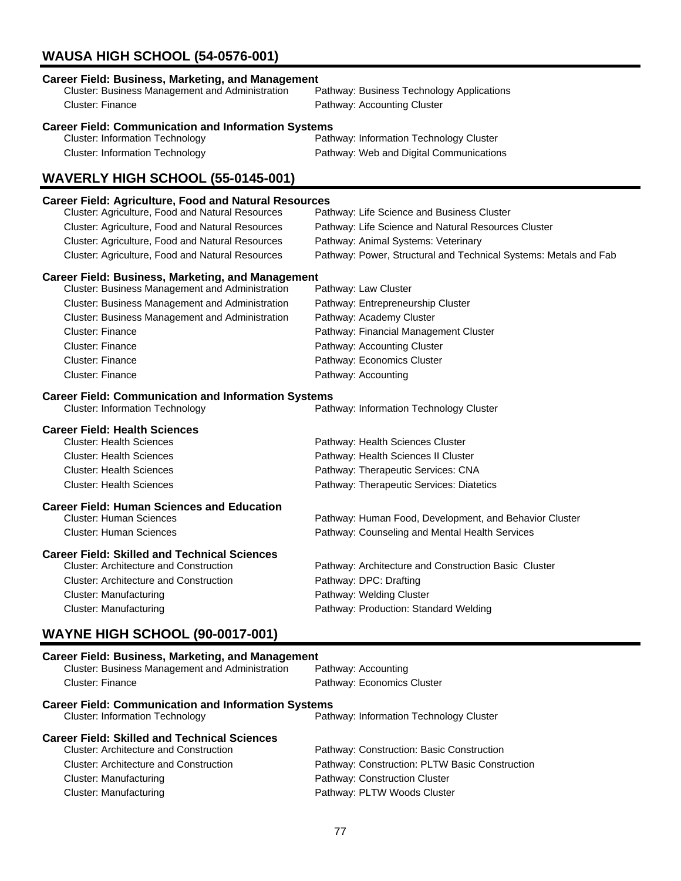## WAUSA HIGH SCHOOL (54-0576-001)

**Career Field: Business, Marketing, and Management**

| Cluster | Pathway |
|---|---|
| Cluster: Business Management and Administration | Pathway: Business Technology Applications |
| Cluster: Finance | Pathway: Accounting Cluster |

**Career Field: Communication and Information Systems**

| Cluster | Pathway |
|---|---|
| Cluster: Information Technology | Pathway: Information Technology Cluster |
| Cluster: Information Technology | Pathway: Web and Digital Communications |

## WAVERLY HIGH SCHOOL (55-0145-001)

**Career Field: Agriculture, Food and Natural Resources**

| Cluster | Pathway |
|---|---|
| Cluster: Agriculture, Food and Natural Resources | Pathway: Life Science and Business Cluster |
| Cluster: Agriculture, Food and Natural Resources | Pathway: Life Science and Natural Resources Cluster |
| Cluster: Agriculture, Food and Natural Resources | Pathway: Animal Systems: Veterinary |
| Cluster: Agriculture, Food and Natural Resources | Pathway: Power, Structural and Technical Systems: Metals and Fab |

**Career Field: Business, Marketing, and Management**

| Cluster | Pathway |
|---|---|
| Cluster: Business Management and Administration | Pathway: Law Cluster |
| Cluster: Business Management and Administration | Pathway: Entrepreneurship Cluster |
| Cluster: Business Management and Administration | Pathway: Academy Cluster |
| Cluster: Finance | Pathway: Financial Management Cluster |
| Cluster: Finance | Pathway: Accounting Cluster |
| Cluster: Finance | Pathway: Economics Cluster |
| Cluster: Finance | Pathway: Accounting |

**Career Field: Communication and Information Systems**

| Cluster | Pathway |
|---|---|
| Cluster: Information Technology | Pathway: Information Technology Cluster |

**Career Field: Health Sciences**

| Cluster | Pathway |
|---|---|
| Cluster: Health Sciences | Pathway: Health Sciences Cluster |
| Cluster: Health Sciences | Pathway: Health Sciences II Cluster |
| Cluster: Health Sciences | Pathway: Therapeutic Services: CNA |
| Cluster: Health Sciences | Pathway: Therapeutic Services: Diatetics |

**Career Field: Human Sciences and Education**

| Cluster | Pathway |
|---|---|
| Cluster: Human Sciences | Pathway: Human Food, Development, and Behavior Cluster |
| Cluster: Human Sciences | Pathway: Counseling and Mental Health Services |

**Career Field: Skilled and Technical Sciences**

| Cluster | Pathway |
|---|---|
| Cluster: Architecture and Construction | Pathway: Architecture and Construction Basic Cluster |
| Cluster: Architecture and Construction | Pathway: DPC: Drafting |
| Cluster: Manufacturing | Pathway: Welding Cluster |
| Cluster: Manufacturing | Pathway: Production: Standard Welding |

## WAYNE HIGH SCHOOL (90-0017-001)

**Career Field: Business, Marketing, and Management**

| Cluster | Pathway |
|---|---|
| Cluster: Business Management and Administration | Pathway: Accounting |
| Cluster: Finance | Pathway: Economics Cluster |

**Career Field: Communication and Information Systems**

| Cluster | Pathway |
|---|---|
| Cluster: Information Technology | Pathway: Information Technology Cluster |

**Career Field: Skilled and Technical Sciences**

| Cluster | Pathway |
|---|---|
| Cluster: Architecture and Construction | Pathway: Construction: Basic Construction |
| Cluster: Architecture and Construction | Pathway: Construction: PLTW Basic Construction |
| Cluster: Manufacturing | Pathway: Construction Cluster |
| Cluster: Manufacturing | Pathway: PLTW Woods Cluster |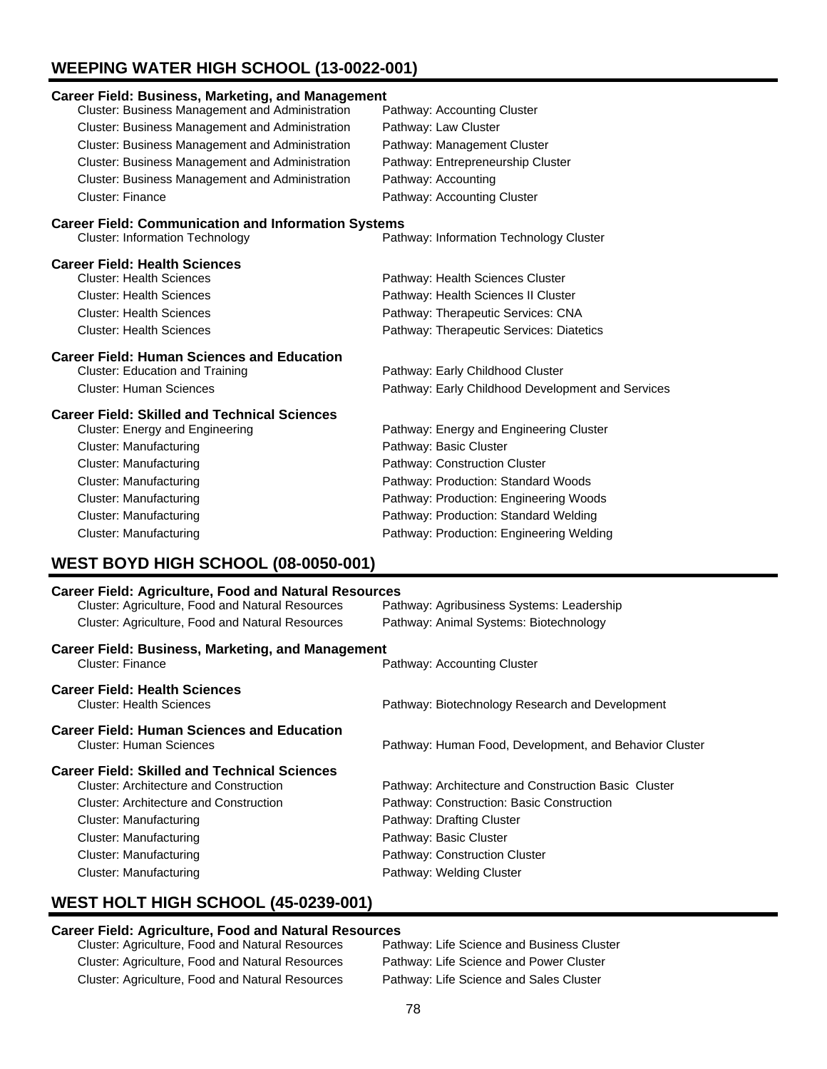## WEEPING WATER HIGH SCHOOL (13-0022-001)

**Career Field: Business, Marketing, and Management**

| Cluster | Pathway |
|---|---|
| Cluster: Business Management and Administration | Pathway: Accounting Cluster |
| Cluster: Business Management and Administration | Pathway: Law Cluster |
| Cluster: Business Management and Administration | Pathway: Management Cluster |
| Cluster: Business Management and Administration | Pathway: Entrepreneurship Cluster |
| Cluster: Business Management and Administration | Pathway: Accounting |
| Cluster: Finance | Pathway: Accounting Cluster |

**Career Field: Communication and Information Systems**

| Cluster | Pathway |
|---|---|
| Cluster: Information Technology | Pathway: Information Technology Cluster |

**Career Field: Health Sciences**

| Cluster | Pathway |
|---|---|
| Cluster: Health Sciences | Pathway: Health Sciences Cluster |
| Cluster: Health Sciences | Pathway: Health Sciences II Cluster |
| Cluster: Health Sciences | Pathway: Therapeutic Services: CNA |
| Cluster: Health Sciences | Pathway: Therapeutic Services: Diatetics |

**Career Field: Human Sciences and Education**

| Cluster | Pathway |
|---|---|
| Cluster: Education and Training | Pathway: Early Childhood Cluster |
| Cluster: Human Sciences | Pathway: Early Childhood Development and Services |

**Career Field: Skilled and Technical Sciences**

| Cluster | Pathway |
|---|---|
| Cluster: Energy and Engineering | Pathway: Energy and Engineering Cluster |
| Cluster: Manufacturing | Pathway: Basic Cluster |
| Cluster: Manufacturing | Pathway: Construction Cluster |
| Cluster: Manufacturing | Pathway: Production: Standard Woods |
| Cluster: Manufacturing | Pathway: Production: Engineering Woods |
| Cluster: Manufacturing | Pathway: Production: Standard Welding |
| Cluster: Manufacturing | Pathway: Production: Engineering Welding |

## WEST BOYD HIGH SCHOOL (08-0050-001)

**Career Field: Agriculture, Food and Natural Resources**

| Cluster | Pathway |
|---|---|
| Cluster: Agriculture, Food and Natural Resources | Pathway: Agribusiness Systems: Leadership |
| Cluster: Agriculture, Food and Natural Resources | Pathway: Animal Systems: Biotechnology |

**Career Field: Business, Marketing, and Management**

| Cluster | Pathway |
|---|---|
| Cluster: Finance | Pathway: Accounting Cluster |

**Career Field: Health Sciences**

| Cluster | Pathway |
|---|---|
| Cluster: Health Sciences | Pathway: Biotechnology Research and Development |

**Career Field: Human Sciences and Education**

| Cluster | Pathway |
|---|---|
| Cluster: Human Sciences | Pathway: Human Food, Development, and Behavior Cluster |

**Career Field: Skilled and Technical Sciences**

| Cluster | Pathway |
|---|---|
| Cluster: Architecture and Construction | Pathway: Architecture and Construction Basic Cluster |
| Cluster: Architecture and Construction | Pathway: Construction: Basic Construction |
| Cluster: Manufacturing | Pathway: Drafting Cluster |
| Cluster: Manufacturing | Pathway: Basic Cluster |
| Cluster: Manufacturing | Pathway: Construction Cluster |
| Cluster: Manufacturing | Pathway: Welding Cluster |

## WEST HOLT HIGH SCHOOL (45-0239-001)

**Career Field: Agriculture, Food and Natural Resources**

| Cluster | Pathway |
|---|---|
| Cluster: Agriculture, Food and Natural Resources | Pathway: Life Science and Business Cluster |
| Cluster: Agriculture, Food and Natural Resources | Pathway: Life Science and Power Cluster |
| Cluster: Agriculture, Food and Natural Resources | Pathway: Life Science and Sales Cluster |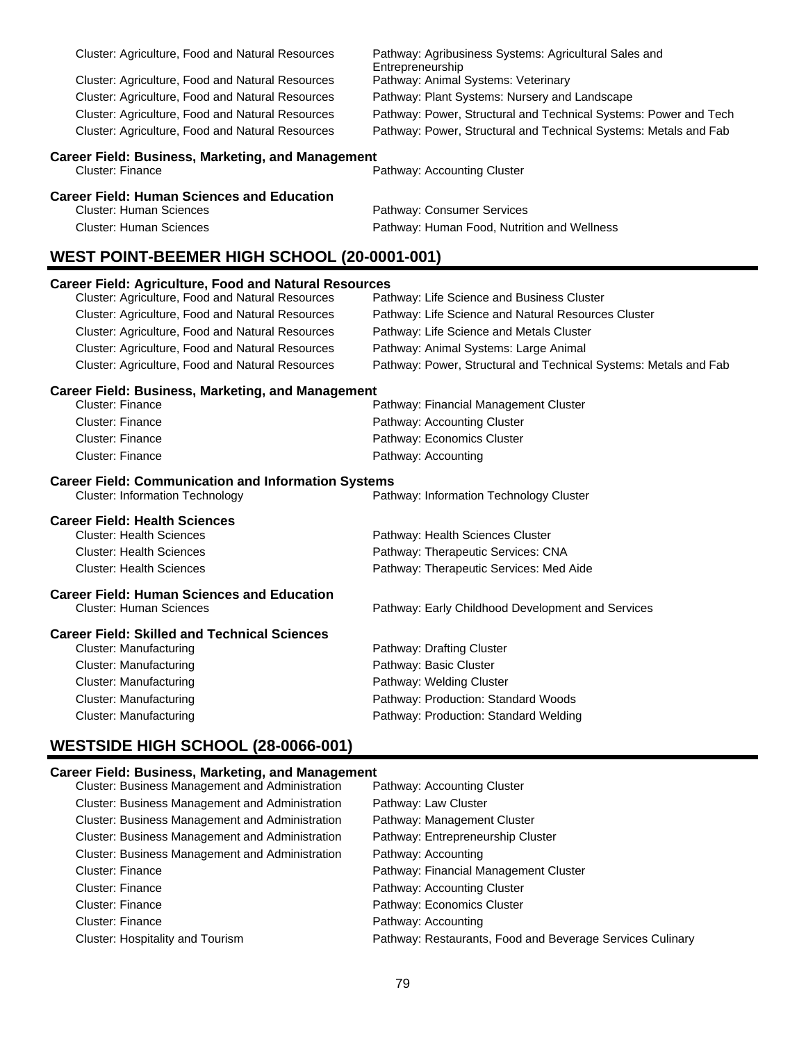Cluster: Agriculture, Food and Natural Resources — Pathway: Agribusiness Systems: Agricultural Sales and Entrepreneurship
Cluster: Agriculture, Food and Natural Resources — Pathway: Animal Systems: Veterinary
Cluster: Agriculture, Food and Natural Resources — Pathway: Plant Systems: Nursery and Landscape
Cluster: Agriculture, Food and Natural Resources — Pathway: Power, Structural and Technical Systems: Power and Tech
Cluster: Agriculture, Food and Natural Resources — Pathway: Power, Structural and Technical Systems: Metals and Fab

**Career Field: Business, Marketing, and Management**

Cluster: Finance — Pathway: Accounting Cluster

**Career Field: Human Sciences and Education**

Cluster: Human Sciences — Pathway: Consumer Services
Cluster: Human Sciences — Pathway: Human Food, Nutrition and Wellness

## WEST POINT-BEEMER HIGH SCHOOL (20-0001-001)

**Career Field: Agriculture, Food and Natural Resources**

Cluster: Agriculture, Food and Natural Resources — Pathway: Life Science and Business Cluster
Cluster: Agriculture, Food and Natural Resources — Pathway: Life Science and Natural Resources Cluster
Cluster: Agriculture, Food and Natural Resources — Pathway: Life Science and Metals Cluster
Cluster: Agriculture, Food and Natural Resources — Pathway: Animal Systems: Large Animal
Cluster: Agriculture, Food and Natural Resources — Pathway: Power, Structural and Technical Systems: Metals and Fab

**Career Field: Business, Marketing, and Management**

Cluster: Finance — Pathway: Financial Management Cluster
Cluster: Finance — Pathway: Accounting Cluster
Cluster: Finance — Pathway: Economics Cluster
Cluster: Finance — Pathway: Accounting

**Career Field: Communication and Information Systems**

Cluster: Information Technology — Pathway: Information Technology Cluster

**Career Field: Health Sciences**

Cluster: Health Sciences — Pathway: Health Sciences Cluster
Cluster: Health Sciences — Pathway: Therapeutic Services: CNA
Cluster: Health Sciences — Pathway: Therapeutic Services: Med Aide

**Career Field: Human Sciences and Education**

Cluster: Human Sciences — Pathway: Early Childhood Development and Services

**Career Field: Skilled and Technical Sciences**

Cluster: Manufacturing — Pathway: Drafting Cluster
Cluster: Manufacturing — Pathway: Basic Cluster
Cluster: Manufacturing — Pathway: Welding Cluster
Cluster: Manufacturing — Pathway: Production: Standard Woods
Cluster: Manufacturing — Pathway: Production: Standard Welding

## WESTSIDE HIGH SCHOOL (28-0066-001)

**Career Field: Business, Marketing, and Management**

Cluster: Business Management and Administration — Pathway: Accounting Cluster
Cluster: Business Management and Administration — Pathway: Law Cluster
Cluster: Business Management and Administration — Pathway: Management Cluster
Cluster: Business Management and Administration — Pathway: Entrepreneurship Cluster
Cluster: Business Management and Administration — Pathway: Accounting
Cluster: Finance — Pathway: Financial Management Cluster
Cluster: Finance — Pathway: Accounting Cluster
Cluster: Finance — Pathway: Economics Cluster
Cluster: Finance — Pathway: Accounting
Cluster: Hospitality and Tourism — Pathway: Restaurants, Food and Beverage Services Culinary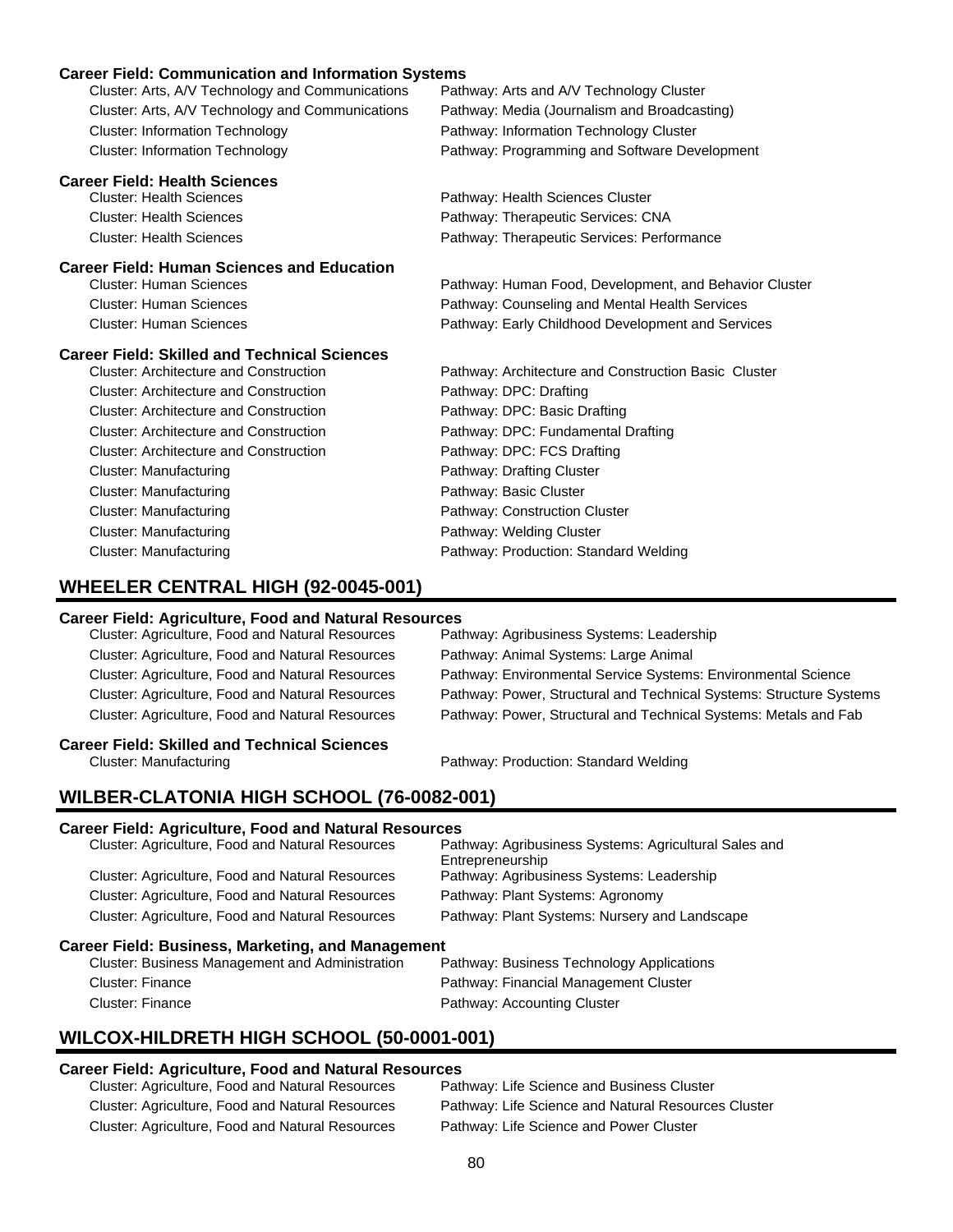**Career Field: Communication and Information Systems**

| Cluster | Pathway |
|---|---|
| Cluster: Arts, A/V Technology and Communications | Pathway: Arts and A/V Technology Cluster |
| Cluster: Arts, A/V Technology and Communications | Pathway: Media (Journalism and Broadcasting) |
| Cluster: Information Technology | Pathway: Information Technology Cluster |
| Cluster: Information Technology | Pathway: Programming and Software Development |

**Career Field: Health Sciences**

| Cluster | Pathway |
|---|---|
| Cluster: Health Sciences | Pathway: Health Sciences Cluster |
| Cluster: Health Sciences | Pathway: Therapeutic Services: CNA |
| Cluster: Health Sciences | Pathway: Therapeutic Services: Performance |

**Career Field: Human Sciences and Education**

| Cluster | Pathway |
|---|---|
| Cluster: Human Sciences | Pathway: Human Food, Development, and Behavior Cluster |
| Cluster: Human Sciences | Pathway: Counseling and Mental Health Services |
| Cluster: Human Sciences | Pathway: Early Childhood Development and Services |

**Career Field: Skilled and Technical Sciences**

| Cluster | Pathway |
|---|---|
| Cluster: Architecture and Construction | Pathway: Architecture and Construction Basic Cluster |
| Cluster: Architecture and Construction | Pathway: DPC: Drafting |
| Cluster: Architecture and Construction | Pathway: DPC: Basic Drafting |
| Cluster: Architecture and Construction | Pathway: DPC: Fundamental Drafting |
| Cluster: Architecture and Construction | Pathway: DPC: FCS Drafting |
| Cluster: Manufacturing | Pathway: Drafting Cluster |
| Cluster: Manufacturing | Pathway: Basic Cluster |
| Cluster: Manufacturing | Pathway: Construction Cluster |
| Cluster: Manufacturing | Pathway: Welding Cluster |
| Cluster: Manufacturing | Pathway: Production: Standard Welding |

## WHEELER CENTRAL HIGH (92-0045-001)

**Career Field: Agriculture, Food and Natural Resources**

| Cluster | Pathway |
|---|---|
| Cluster: Agriculture, Food and Natural Resources | Pathway: Agribusiness Systems: Leadership |
| Cluster: Agriculture, Food and Natural Resources | Pathway: Animal Systems: Large Animal |
| Cluster: Agriculture, Food and Natural Resources | Pathway: Environmental Service Systems: Environmental Science |
| Cluster: Agriculture, Food and Natural Resources | Pathway: Power, Structural and Technical Systems: Structure Systems |
| Cluster: Agriculture, Food and Natural Resources | Pathway: Power, Structural and Technical Systems: Metals and Fab |

**Career Field: Skilled and Technical Sciences**

| Cluster | Pathway |
|---|---|
| Cluster: Manufacturing | Pathway: Production: Standard Welding |

## WILBER-CLATONIA HIGH SCHOOL (76-0082-001)

**Career Field: Agriculture, Food and Natural Resources**

| Cluster | Pathway |
|---|---|
| Cluster: Agriculture, Food and Natural Resources | Pathway: Agribusiness Systems: Agricultural Sales and Entrepreneurship |
| Cluster: Agriculture, Food and Natural Resources | Pathway: Agribusiness Systems: Leadership |
| Cluster: Agriculture, Food and Natural Resources | Pathway: Plant Systems: Agronomy |
| Cluster: Agriculture, Food and Natural Resources | Pathway: Plant Systems: Nursery and Landscape |

**Career Field: Business, Marketing, and Management**

| Cluster | Pathway |
|---|---|
| Cluster: Business Management and Administration | Pathway: Business Technology Applications |
| Cluster: Finance | Pathway: Financial Management Cluster |
| Cluster: Finance | Pathway: Accounting Cluster |

## WILCOX-HILDRETH HIGH SCHOOL (50-0001-001)

**Career Field: Agriculture, Food and Natural Resources**

| Cluster | Pathway |
|---|---|
| Cluster: Agriculture, Food and Natural Resources | Pathway: Life Science and Business Cluster |
| Cluster: Agriculture, Food and Natural Resources | Pathway: Life Science and Natural Resources Cluster |
| Cluster: Agriculture, Food and Natural Resources | Pathway: Life Science and Power Cluster |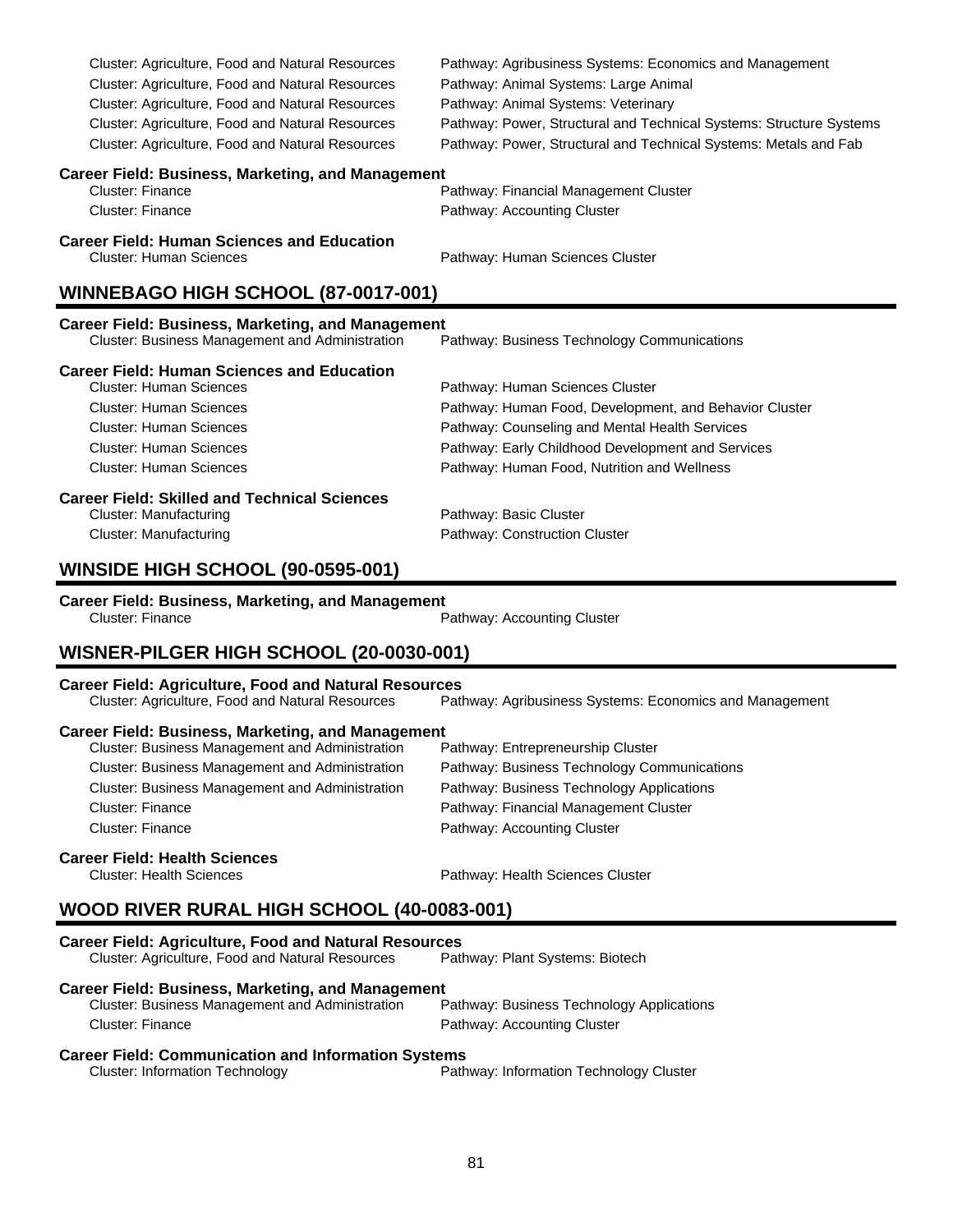Cluster: Agriculture, Food and Natural Resources — Pathway: Agribusiness Systems: Economics and Management
Cluster: Agriculture, Food and Natural Resources — Pathway: Animal Systems: Large Animal
Cluster: Agriculture, Food and Natural Resources — Pathway: Animal Systems: Veterinary
Cluster: Agriculture, Food and Natural Resources — Pathway: Power, Structural and Technical Systems: Structure Systems
Cluster: Agriculture, Food and Natural Resources — Pathway: Power, Structural and Technical Systems: Metals and Fab

**Career Field: Business, Marketing, and Management**

Cluster: Finance — Pathway: Financial Management Cluster
Cluster: Finance — Pathway: Accounting Cluster

**Career Field: Human Sciences and Education**

Cluster: Human Sciences — Pathway: Human Sciences Cluster

## WINNEBAGO HIGH SCHOOL (87-0017-001)

**Career Field: Business, Marketing, and Management**

Cluster: Business Management and Administration — Pathway: Business Technology Communications

**Career Field: Human Sciences and Education**

Cluster: Human Sciences — Pathway: Human Sciences Cluster
Cluster: Human Sciences — Pathway: Human Food, Development, and Behavior Cluster
Cluster: Human Sciences — Pathway: Counseling and Mental Health Services
Cluster: Human Sciences — Pathway: Early Childhood Development and Services
Cluster: Human Sciences — Pathway: Human Food, Nutrition and Wellness

**Career Field: Skilled and Technical Sciences**

Cluster: Manufacturing — Pathway: Basic Cluster
Cluster: Manufacturing — Pathway: Construction Cluster

## WINSIDE HIGH SCHOOL (90-0595-001)

**Career Field: Business, Marketing, and Management**

Cluster: Finance — Pathway: Accounting Cluster

## WISNER-PILGER HIGH SCHOOL (20-0030-001)

**Career Field: Agriculture, Food and Natural Resources**

Cluster: Agriculture, Food and Natural Resources — Pathway: Agribusiness Systems: Economics and Management

**Career Field: Business, Marketing, and Management**

Cluster: Business Management and Administration — Pathway: Entrepreneurship Cluster
Cluster: Business Management and Administration — Pathway: Business Technology Communications
Cluster: Business Management and Administration — Pathway: Business Technology Applications
Cluster: Finance — Pathway: Financial Management Cluster
Cluster: Finance — Pathway: Accounting Cluster

**Career Field: Health Sciences**

Cluster: Health Sciences — Pathway: Health Sciences Cluster

## WOOD RIVER RURAL HIGH SCHOOL (40-0083-001)

**Career Field: Agriculture, Food and Natural Resources**

Cluster: Agriculture, Food and Natural Resources — Pathway: Plant Systems: Biotech

**Career Field: Business, Marketing, and Management**

Cluster: Business Management and Administration — Pathway: Business Technology Applications
Cluster: Finance — Pathway: Accounting Cluster

**Career Field: Communication and Information Systems**

Cluster: Information Technology — Pathway: Information Technology Cluster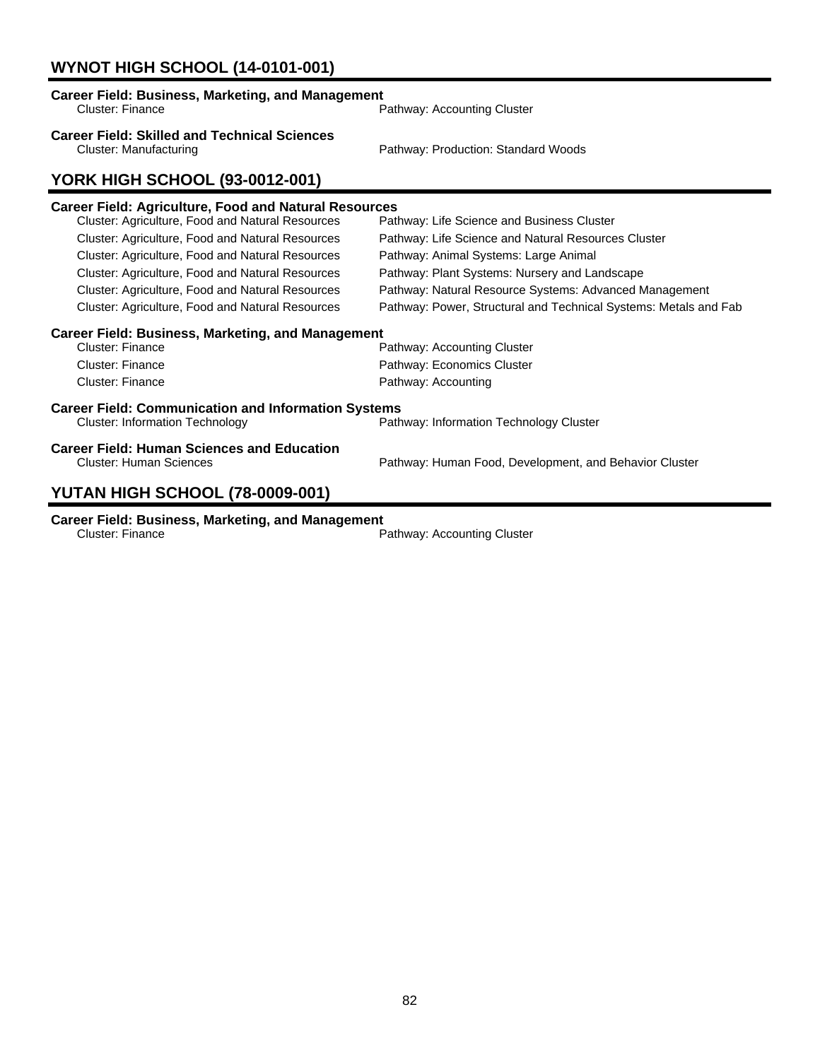## WYNOT HIGH SCHOOL (14-0101-001)

**Career Field: Business, Marketing, and Management**

| | |
|---|---|
| Cluster: Finance | Pathway: Accounting Cluster |

**Career Field: Skilled and Technical Sciences**

| | |
|---|---|
| Cluster: Manufacturing | Pathway: Production: Standard Woods |

## YORK HIGH SCHOOL (93-0012-001)

**Career Field: Agriculture, Food and Natural Resources**

| | |
|---|---|
| Cluster: Agriculture, Food and Natural Resources | Pathway: Life Science and Business Cluster |
| Cluster: Agriculture, Food and Natural Resources | Pathway: Life Science and Natural Resources Cluster |
| Cluster: Agriculture, Food and Natural Resources | Pathway: Animal Systems: Large Animal |
| Cluster: Agriculture, Food and Natural Resources | Pathway: Plant Systems: Nursery and Landscape |
| Cluster: Agriculture, Food and Natural Resources | Pathway: Natural Resource Systems: Advanced Management |
| Cluster: Agriculture, Food and Natural Resources | Pathway: Power, Structural and Technical Systems: Metals and Fab |

**Career Field: Business, Marketing, and Management**

| | |
|---|---|
| Cluster: Finance | Pathway: Accounting Cluster |
| Cluster: Finance | Pathway: Economics Cluster |
| Cluster: Finance | Pathway: Accounting |

**Career Field: Communication and Information Systems**

| | |
|---|---|
| Cluster: Information Technology | Pathway: Information Technology Cluster |

**Career Field: Human Sciences and Education**

| | |
|---|---|
| Cluster: Human Sciences | Pathway: Human Food, Development, and Behavior Cluster |

## YUTAN HIGH SCHOOL (78-0009-001)

**Career Field: Business, Marketing, and Management**

| | |
|---|---|
| Cluster: Finance | Pathway: Accounting Cluster |